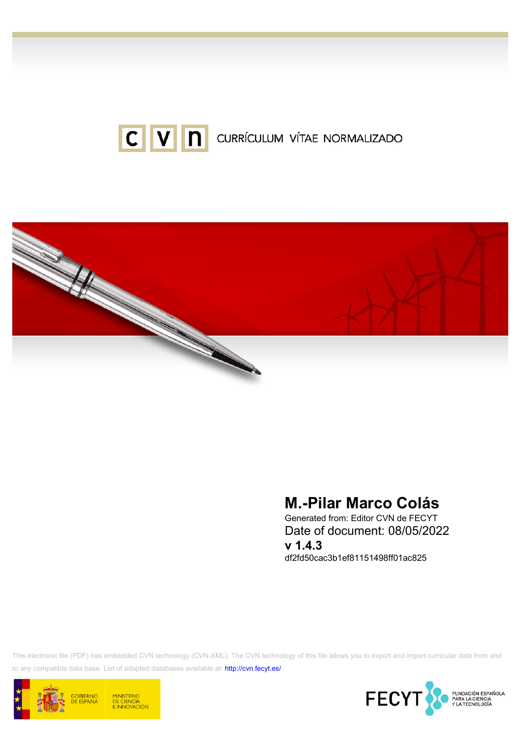# CVN CURRÍCULUM VÍTAE NORMALIZADO

## M.-Pilar Marco Colás

Generated from: Editor CVN de FECYT

Date of document: 08/05/2022

**v 1.4.3**

df2fd50cac3b1ef81151498ff01ac825

This electronic file (PDF) has embedded CVN technology (CVN-XML). The CVN technology of this file allows you to export and import curricular data from and to any compatible data base. List of adapted databases available at: http://cvn.fecyt.es/

GOBIERNO DE ESPAÑA · MINISTERIO DE CIENCIA E INNOVACIÓN

FECYT · FUNDACIÓN ESPAÑOLA PARA LA CIENCIA Y LA TECNOLOGÍA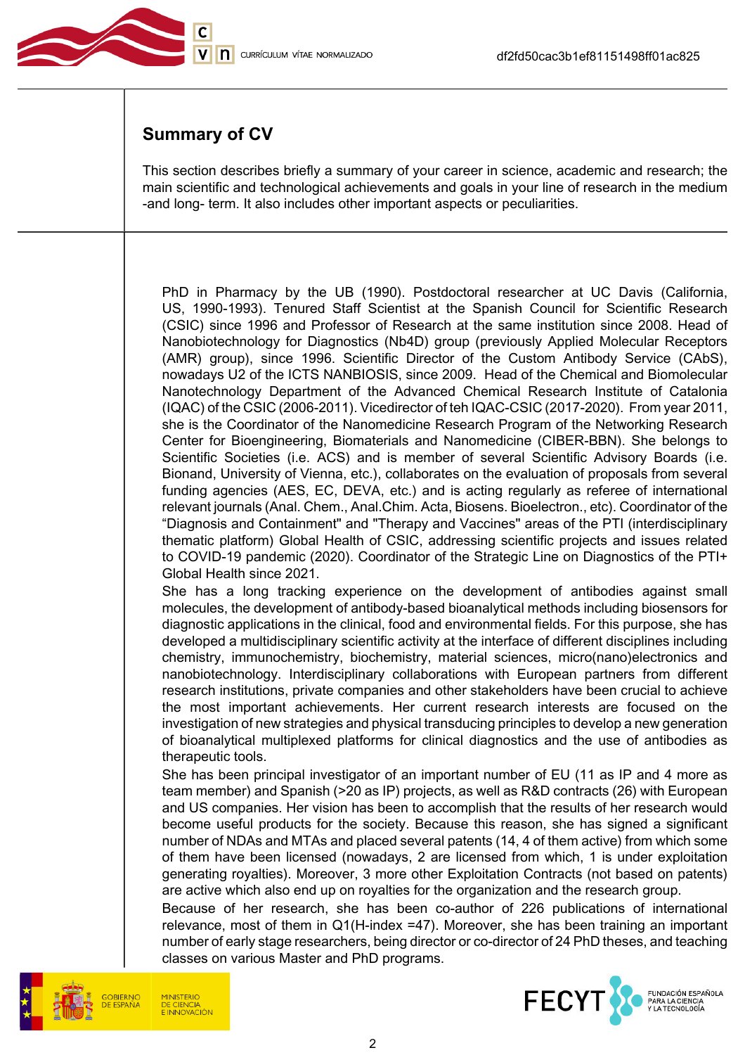## Summary of CV

This section describes briefly a summary of your career in science, academic and research; the main scientific and technological achievements and goals in your line of research in the medium -and long- term. It also includes other important aspects or peculiarities.

PhD in Pharmacy by the UB (1990). Postdoctoral researcher at UC Davis (California, US, 1990-1993). Tenured Staff Scientist at the Spanish Council for Scientific Research (CSIC) since 1996 and Professor of Research at the same institution since 2008. Head of Nanobiotechnology for Diagnostics (Nb4D) group (previously Applied Molecular Receptors (AMR) group), since 1996. Scientific Director of the Custom Antibody Service (CAbS), nowadays U2 of the ICTS NANBIOSIS, since 2009. Head of the Chemical and Biomolecular Nanotechnology Department of the Advanced Chemical Research Institute of Catalonia (IQAC) of the CSIC (2006-2011). Vicedirector of teh IQAC-CSIC (2017-2020). From year 2011, she is the Coordinator of the Nanomedicine Research Program of the Networking Research Center for Bioengineering, Biomaterials and Nanomedicine (CIBER-BBN). She belongs to Scientific Societies (i.e. ACS) and is member of several Scientific Advisory Boards (i.e. Bionand, University of Vienna, etc.), collaborates on the evaluation of proposals from several funding agencies (AES, EC, DEVA, etc.) and is acting regularly as referee of international relevant journals (Anal. Chem., Anal.Chim. Acta, Biosens. Bioelectron., etc). Coordinator of the "Diagnosis and Containment" and "Therapy and Vaccines" areas of the PTI (interdisciplinary thematic platform) Global Health of CSIC, addressing scientific projects and issues related to COVID-19 pandemic (2020). Coordinator of the Strategic Line on Diagnostics of the PTI+ Global Health since 2021.

She has a long tracking experience on the development of antibodies against small molecules, the development of antibody-based bioanalytical methods including biosensors for diagnostic applications in the clinical, food and environmental fields. For this purpose, she has developed a multidisciplinary scientific activity at the interface of different disciplines including chemistry, immunochemistry, biochemistry, material sciences, micro(nano)electronics and nanobiotechnology. Interdisciplinary collaborations with European partners from different research institutions, private companies and other stakeholders have been crucial to achieve the most important achievements. Her current research interests are focused on the investigation of new strategies and physical transducing principles to develop a new generation of bioanalytical multiplexed platforms for clinical diagnostics and the use of antibodies as therapeutic tools.

She has been principal investigator of an important number of EU (11 as IP and 4 more as team member) and Spanish (>20 as IP) projects, as well as R&D contracts (26) with European and US companies. Her vision has been to accomplish that the results of her research would become useful products for the society. Because this reason, she has signed a significant number of NDAs and MTAs and placed several patents (14, 4 of them active) from which some of them have been licensed (nowadays, 2 are licensed from which, 1 is under exploitation generating royalties). Moreover, 3 more other Exploitation Contracts (not based on patents) are active which also end up on royalties for the organization and the research group.

Because of her research, she has been co-author of 226 publications of international relevance, most of them in Q1(H-index =47). Moreover, she has been training an important number of early stage researchers, being director or co-director of 24 PhD theses, and teaching classes on various Master and PhD programs.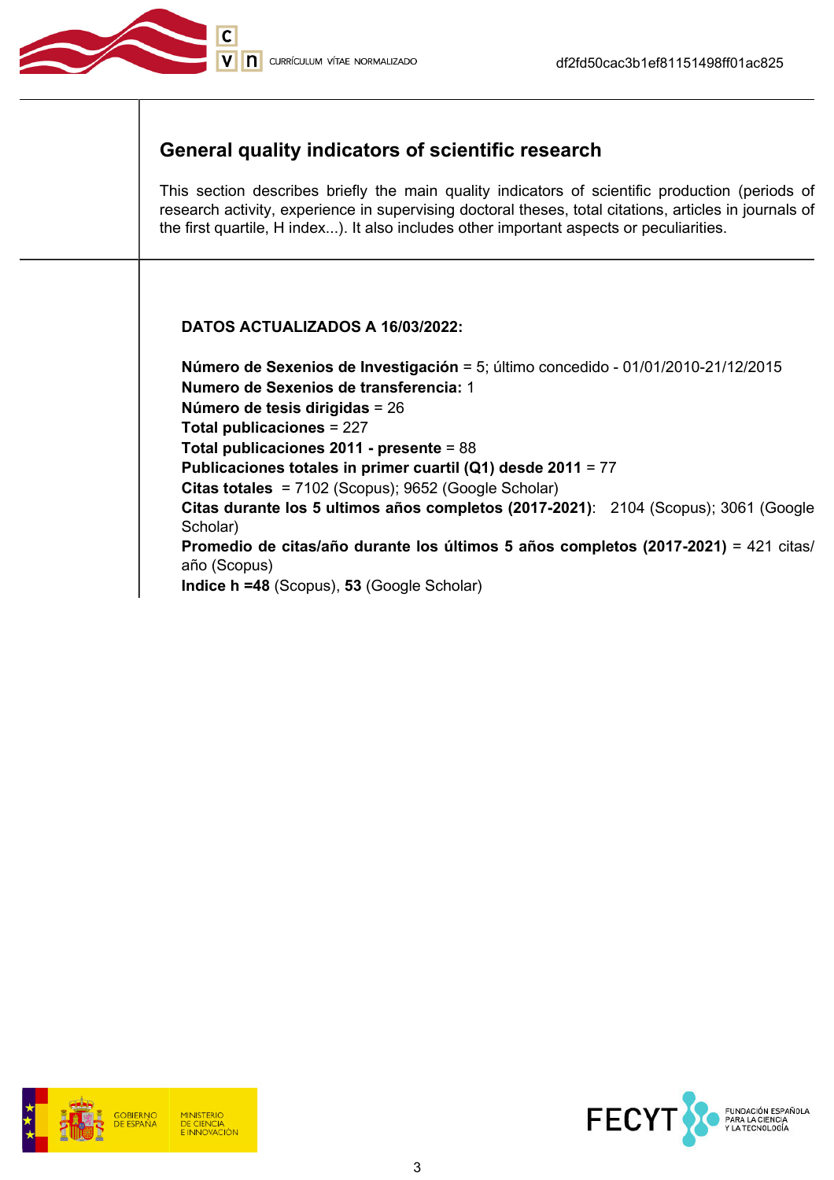## General quality indicators of scientific research

This section describes briefly the main quality indicators of scientific production (periods of research activity, experience in supervising doctoral theses, total citations, articles in journals of the first quartile, H index...). It also includes other important aspects or peculiarities.

**DATOS ACTUALIZADOS A 16/03/2022:**

**Número de Sexenios de Investigación** = 5; último concedido - 01/01/2010-21/12/2015
**Numero de Sexenios de transferencia:** 1
**Número de tesis dirigidas** = 26
**Total publicaciones** = 227
**Total publicaciones 2011 - presente** = 88
**Publicaciones totales in primer cuartil (Q1) desde 2011** = 77
**Citas totales** = 7102 (Scopus); 9652 (Google Scholar)
**Citas durante los 5 ultimos años completos (2017-2021)**: 2104 (Scopus); 3061 (Google Scholar)
**Promedio de citas/año durante los últimos 5 años completos (2017-2021)** = 421 citas/año (Scopus)
**Indice h =48** (Scopus), **53** (Google Scholar)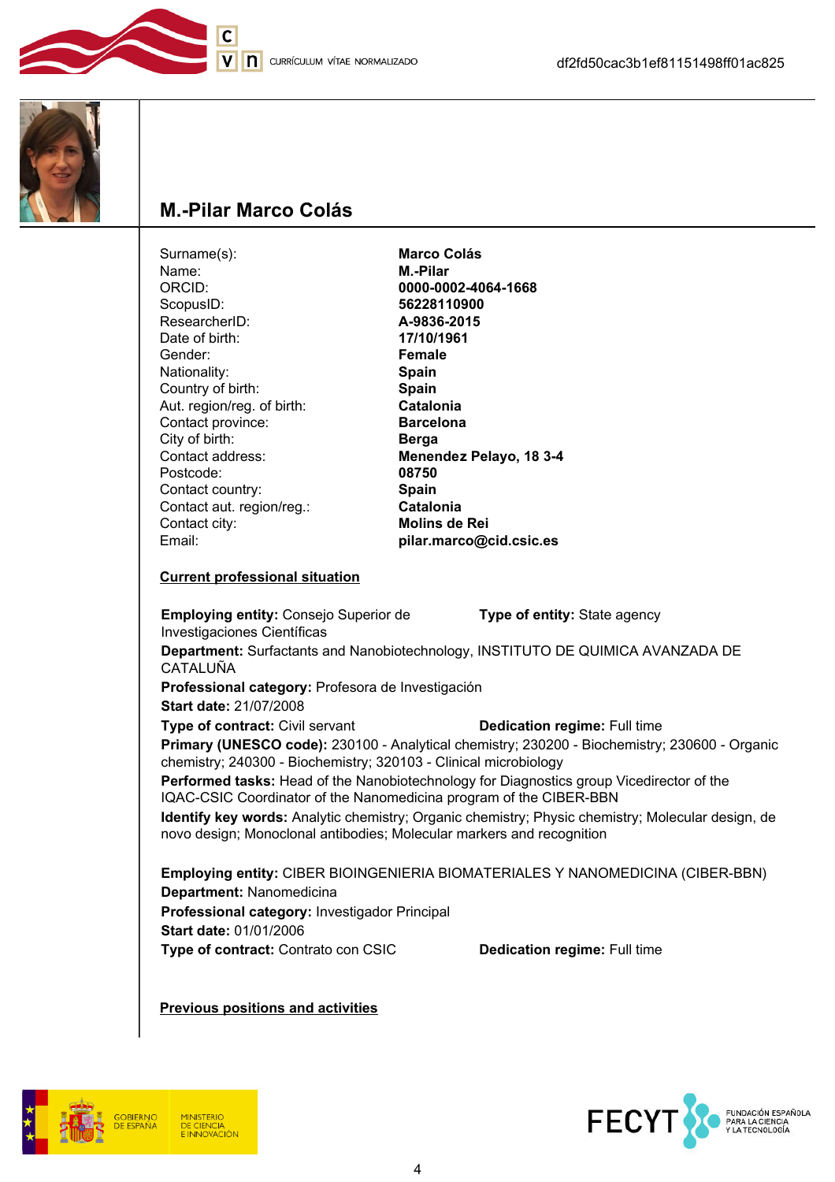# M.-Pilar Marco Colás

| | |
|---|---|
| Surname(s): | **Marco Colás** |
| Name: | **M.-Pilar** |
| ORCID: | **0000-0002-4064-1668** |
| ScopusID: | **56228110900** |
| ResearcherID: | **A-9836-2015** |
| Date of birth: | **17/10/1961** |
| Gender: | **Female** |
| Nationality: | **Spain** |
| Country of birth: | **Spain** |
| Aut. region/reg. of birth: | **Catalonia** |
| Contact province: | **Barcelona** |
| City of birth: | **Berga** |
| Contact address: | **Menendez Pelayo, 18 3-4** |
| Postcode: | **08750** |
| Contact country: | **Spain** |
| Contact aut. region/reg.: | **Catalonia** |
| Contact city: | **Molins de Rei** |
| Email: | **pilar.marco@cid.csic.es** |

## Current professional situation

**Employing entity:** Consejo Superior de Investigaciones Científicas **Type of entity:** State agency
**Department:** Surfactants and Nanobiotechnology, INSTITUTO DE QUIMICA AVANZADA DE CATALUÑA
**Professional category:** Profesora de Investigación
**Start date:** 21/07/2008
**Type of contract:** Civil servant **Dedication regime:** Full time
**Primary (UNESCO code):** 230100 - Analytical chemistry; 230200 - Biochemistry; 230600 - Organic chemistry; 240300 - Biochemistry; 320103 - Clinical microbiology
**Performed tasks:** Head of the Nanobiotechnology for Diagnostics group Vicedirector of the IQAC-CSIC Coordinator of the Nanomedicina program of the CIBER-BBN
**Identify key words:** Analytic chemistry; Organic chemistry; Physic chemistry; Molecular design, de novo design; Monoclonal antibodies; Molecular markers and recognition

**Employing entity:** CIBER BIOINGENIERIA BIOMATERIALES Y NANOMEDICINA (CIBER-BBN)
**Department:** Nanomedicina
**Professional category:** Investigador Principal
**Start date:** 01/01/2006
**Type of contract:** Contrato con CSIC **Dedication regime:** Full time

## Previous positions and activities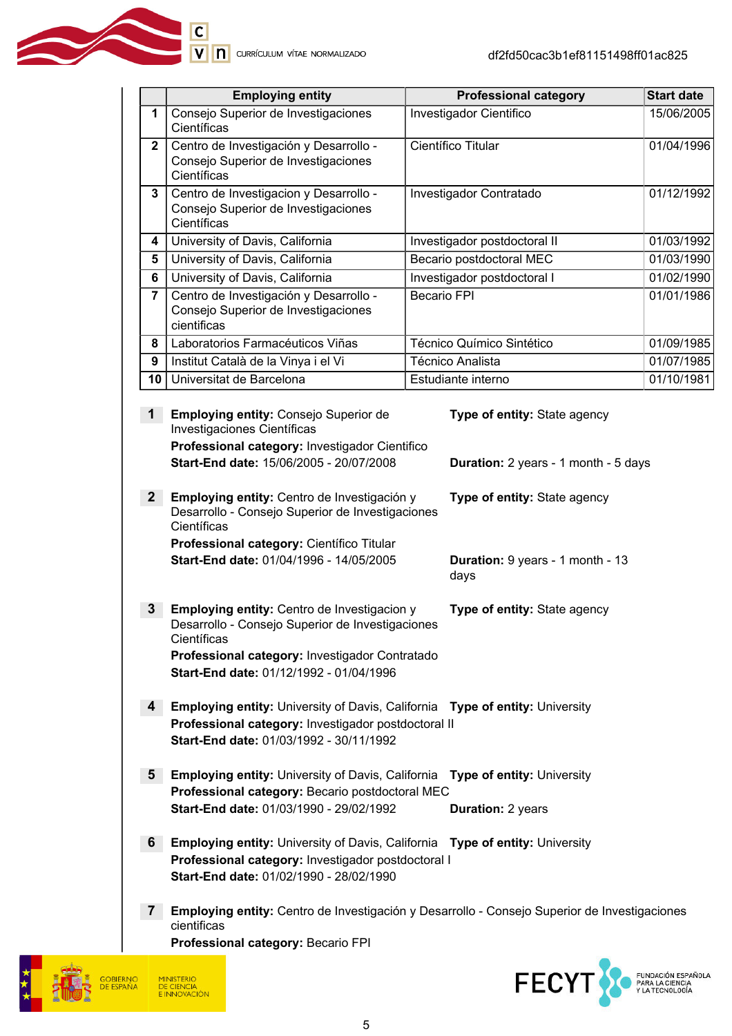| | Employing entity | Professional category | Start date |
|---|---|---|---|
| **1** | Consejo Superior de Investigaciones Científicas | Investigador Cientifico | 15/06/2005 |
| **2** | Centro de Investigación y Desarrollo - Consejo Superior de Investigaciones Científicas | Científico Titular | 01/04/1996 |
| **3** | Centro de Investigacion y Desarrollo - Consejo Superior de Investigaciones Científicas | Investigador Contratado | 01/12/1992 |
| **4** | University of Davis, California | Investigador postdoctoral II | 01/03/1992 |
| **5** | University of Davis, California | Becario postdoctoral MEC | 01/03/1990 |
| **6** | University of Davis, California | Investigador postdoctoral I | 01/02/1990 |
| **7** | Centro de Investigación y Desarrollo - Consejo Superior de Investigaciones cientificas | Becario FPI | 01/01/1986 |
| **8** | Laboratorios Farmacéuticos Viñas | Técnico Químico Sintético | 01/09/1985 |
| **9** | Institut Català de la Vinya i el Vi | Técnico Analista | 01/07/1985 |
| **10** | Universitat de Barcelona | Estudiante interno | 01/10/1981 |

**1** **Employing entity:** Consejo Superior de Investigaciones Científicas
**Type of entity:** State agency
**Professional category:** Investigador Cientifico
**Start-End date:** 15/06/2005 - 20/07/2008
**Duration:** 2 years - 1 month - 5 days

**2** **Employing entity:** Centro de Investigación y Desarrollo - Consejo Superior de Investigaciones Científicas
**Type of entity:** State agency
**Professional category:** Científico Titular
**Start-End date:** 01/04/1996 - 14/05/2005
**Duration:** 9 years - 1 month - 13 days

**3** **Employing entity:** Centro de Investigacion y Desarrollo - Consejo Superior de Investigaciones Científicas
**Type of entity:** State agency
**Professional category:** Investigador Contratado
**Start-End date:** 01/12/1992 - 01/04/1996

**4** **Employing entity:** University of Davis, California
**Type of entity:** University
**Professional category:** Investigador postdoctoral II
**Start-End date:** 01/03/1992 - 30/11/1992

**5** **Employing entity:** University of Davis, California
**Type of entity:** University
**Professional category:** Becario postdoctoral MEC
**Start-End date:** 01/03/1990 - 29/02/1992
**Duration:** 2 years

**6** **Employing entity:** University of Davis, California
**Type of entity:** University
**Professional category:** Investigador postdoctoral I
**Start-End date:** 01/02/1990 - 28/02/1990

**7** **Employing entity:** Centro de Investigación y Desarrollo - Consejo Superior de Investigaciones cientificas
**Professional category:** Becario FPI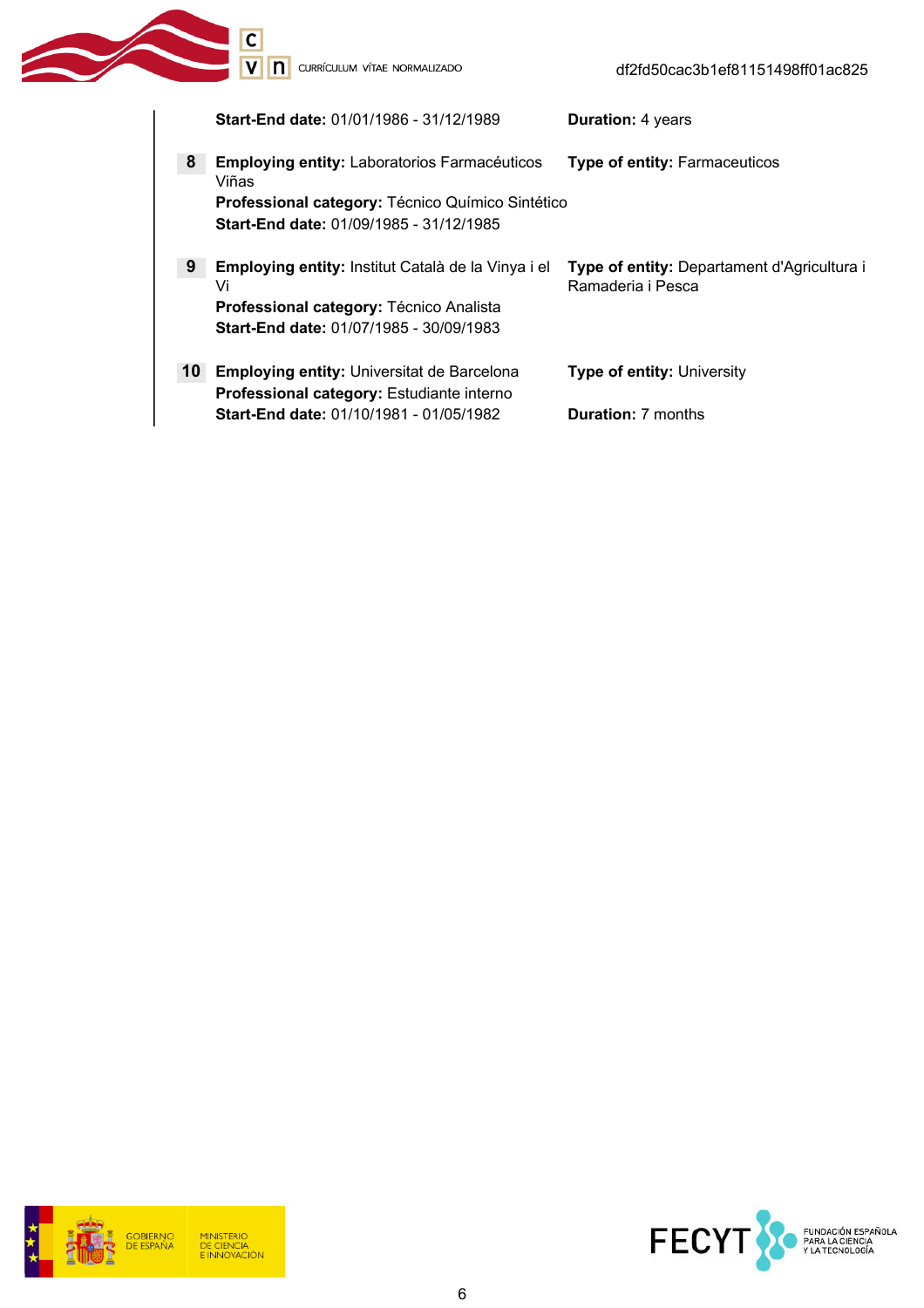**Start-End date:** 01/01/1986 - 31/12/1989 **Duration:** 4 years

**8** **Employing entity:** Laboratorios Farmacéuticos Viñas **Type of entity:** Farmaceuticos
**Professional category:** Técnico Químico Sintético
**Start-End date:** 01/09/1985 - 31/12/1985

**9** **Employing entity:** Institut Català de la Vinya i el Vi **Type of entity:** Departament d'Agricultura i Ramaderia i Pesca
**Professional category:** Técnico Analista
**Start-End date:** 01/07/1985 - 30/09/1983

**10** **Employing entity:** Universitat de Barcelona **Type of entity:** University
**Professional category:** Estudiante interno
**Start-End date:** 01/10/1981 - 01/05/1982 **Duration:** 7 months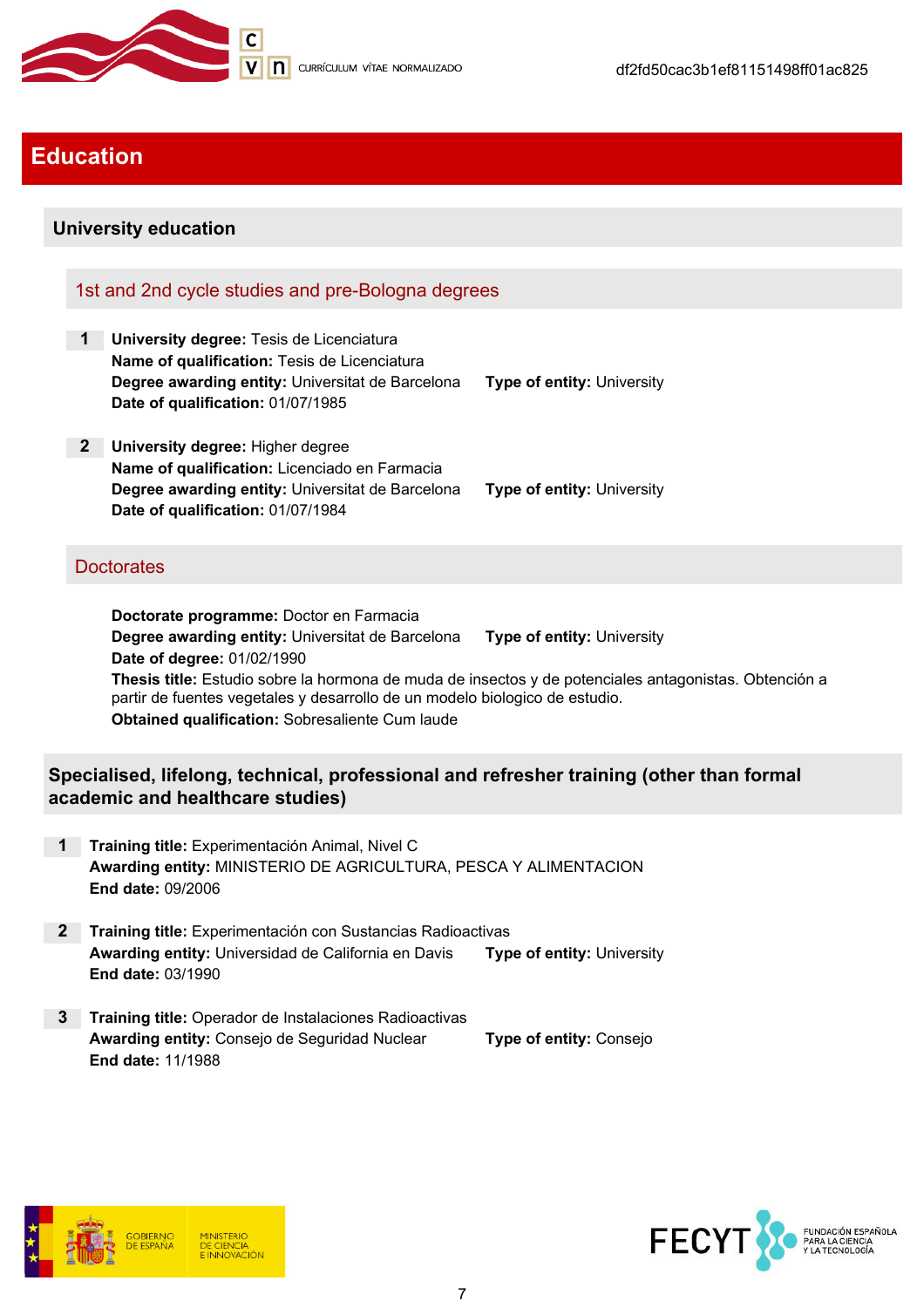# Education

## University education

### 1st and 2nd cycle studies and pre-Bologna degrees

**1** **University degree:** Tesis de Licenciatura
**Name of qualification:** Tesis de Licenciatura
**Degree awarding entity:** Universitat de Barcelona **Type of entity:** University
**Date of qualification:** 01/07/1985

**2** **University degree:** Higher degree
**Name of qualification:** Licenciado en Farmacia
**Degree awarding entity:** Universitat de Barcelona **Type of entity:** University
**Date of qualification:** 01/07/1984

### Doctorates

**Doctorate programme:** Doctor en Farmacia
**Degree awarding entity:** Universitat de Barcelona **Type of entity:** University
**Date of degree:** 01/02/1990
**Thesis title:** Estudio sobre la hormona de muda de insectos y de potenciales antagonistas. Obtención a partir de fuentes vegetales y desarrollo de un modelo biologico de estudio.
**Obtained qualification:** Sobresaliente Cum laude

## Specialised, lifelong, technical, professional and refresher training (other than formal academic and healthcare studies)

**1** **Training title:** Experimentación Animal, Nivel C
**Awarding entity:** MINISTERIO DE AGRICULTURA, PESCA Y ALIMENTACION
**End date:** 09/2006

**2** **Training title:** Experimentación con Sustancias Radioactivas
**Awarding entity:** Universidad de California en Davis **Type of entity:** University
**End date:** 03/1990

**3** **Training title:** Operador de Instalaciones Radioactivas
**Awarding entity:** Consejo de Seguridad Nuclear **Type of entity:** Consejo
**End date:** 11/1988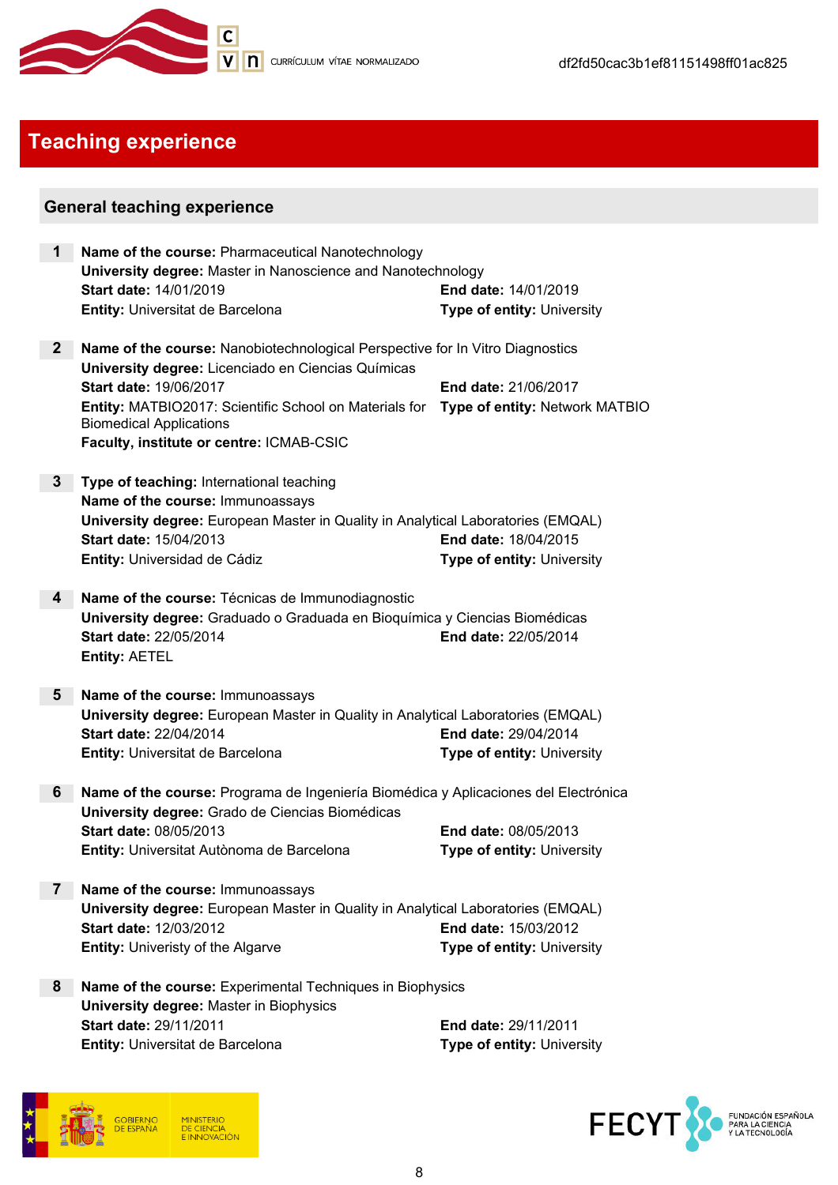# Teaching experience

## General teaching experience

**1** **Name of the course:** Pharmaceutical Nanotechnology
**University degree:** Master in Nanoscience and Nanotechnology
**Start date:** 14/01/2019 **End date:** 14/01/2019
**Entity:** Universitat de Barcelona **Type of entity:** University

**2** **Name of the course:** Nanobiotechnological Perspective for In Vitro Diagnostics
**University degree:** Licenciado en Ciencias Químicas
**Start date:** 19/06/2017 **End date:** 21/06/2017
**Entity:** MATBIO2017: Scientific School on Materials for Biomedical Applications **Type of entity:** Network MATBIO
**Faculty, institute or centre:** ICMAB-CSIC

**3** **Type of teaching:** International teaching
**Name of the course:** Immunoassays
**University degree:** European Master in Quality in Analytical Laboratories (EMQAL)
**Start date:** 15/04/2013 **End date:** 18/04/2015
**Entity:** Universidad de Cádiz **Type of entity:** University

**4** **Name of the course:** Técnicas de Immunodiagnostic
**University degree:** Graduado o Graduada en Bioquímica y Ciencias Biomédicas
**Start date:** 22/05/2014 **End date:** 22/05/2014
**Entity:** AETEL

**5** **Name of the course:** Immunoassays
**University degree:** European Master in Quality in Analytical Laboratories (EMQAL)
**Start date:** 22/04/2014 **End date:** 29/04/2014
**Entity:** Universitat de Barcelona **Type of entity:** University

**6** **Name of the course:** Programa de Ingeniería Biomédica y Aplicaciones del Electrónica
**University degree:** Grado de Ciencias Biomédicas
**Start date:** 08/05/2013 **End date:** 08/05/2013
**Entity:** Universitat Autònoma de Barcelona **Type of entity:** University

**7** **Name of the course:** Immunoassays
**University degree:** European Master in Quality in Analytical Laboratories (EMQAL)
**Start date:** 12/03/2012 **End date:** 15/03/2012
**Entity:** Univeristy of the Algarve **Type of entity:** University

**8** **Name of the course:** Experimental Techniques in Biophysics
**University degree:** Master in Biophysics
**Start date:** 29/11/2011 **End date:** 29/11/2011
**Entity:** Universitat de Barcelona **Type of entity:** University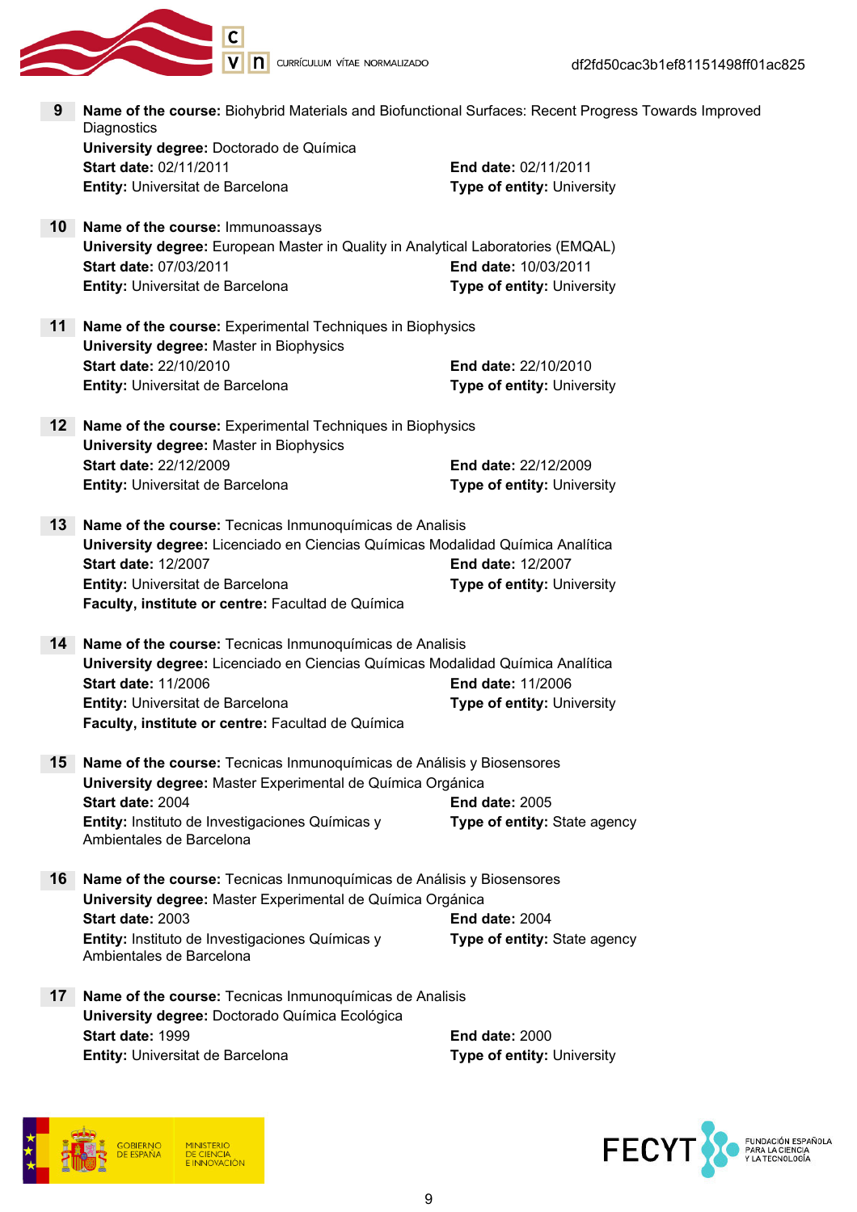**9** **Name of the course:** Biohybrid Materials and Biofunctional Surfaces: Recent Progress Towards Improved Diagnostics
**University degree:** Doctorado de Química
**Start date:** 02/11/2011 **End date:** 02/11/2011
**Entity:** Universitat de Barcelona **Type of entity:** University

**10** **Name of the course:** Immunoassays
**University degree:** European Master in Quality in Analytical Laboratories (EMQAL)
**Start date:** 07/03/2011 **End date:** 10/03/2011
**Entity:** Universitat de Barcelona **Type of entity:** University

**11** **Name of the course:** Experimental Techniques in Biophysics
**University degree:** Master in Biophysics
**Start date:** 22/10/2010 **End date:** 22/10/2010
**Entity:** Universitat de Barcelona **Type of entity:** University

**12** **Name of the course:** Experimental Techniques in Biophysics
**University degree:** Master in Biophysics
**Start date:** 22/12/2009 **End date:** 22/12/2009
**Entity:** Universitat de Barcelona **Type of entity:** University

**13** **Name of the course:** Tecnicas Inmunoquímicas de Analisis
**University degree:** Licenciado en Ciencias Químicas Modalidad Química Analítica
**Start date:** 12/2007 **End date:** 12/2007
**Entity:** Universitat de Barcelona **Type of entity:** University
**Faculty, institute or centre:** Facultad de Química

**14** **Name of the course:** Tecnicas Inmunoquímicas de Analisis
**University degree:** Licenciado en Ciencias Químicas Modalidad Química Analítica
**Start date:** 11/2006 **End date:** 11/2006
**Entity:** Universitat de Barcelona **Type of entity:** University
**Faculty, institute or centre:** Facultad de Química

**15** **Name of the course:** Tecnicas Inmunoquímicas de Análisis y Biosensores
**University degree:** Master Experimental de Química Orgánica
**Start date:** 2004 **End date:** 2005
**Entity:** Instituto de Investigaciones Químicas y Ambientales de Barcelona **Type of entity:** State agency

**16** **Name of the course:** Tecnicas Inmunoquímicas de Análisis y Biosensores
**University degree:** Master Experimental de Química Orgánica
**Start date:** 2003 **End date:** 2004
**Entity:** Instituto de Investigaciones Químicas y Ambientales de Barcelona **Type of entity:** State agency

**17** **Name of the course:** Tecnicas Inmunoquímicas de Analisis
**University degree:** Doctorado Química Ecológica
**Start date:** 1999 **End date:** 2000
**Entity:** Universitat de Barcelona **Type of entity:** University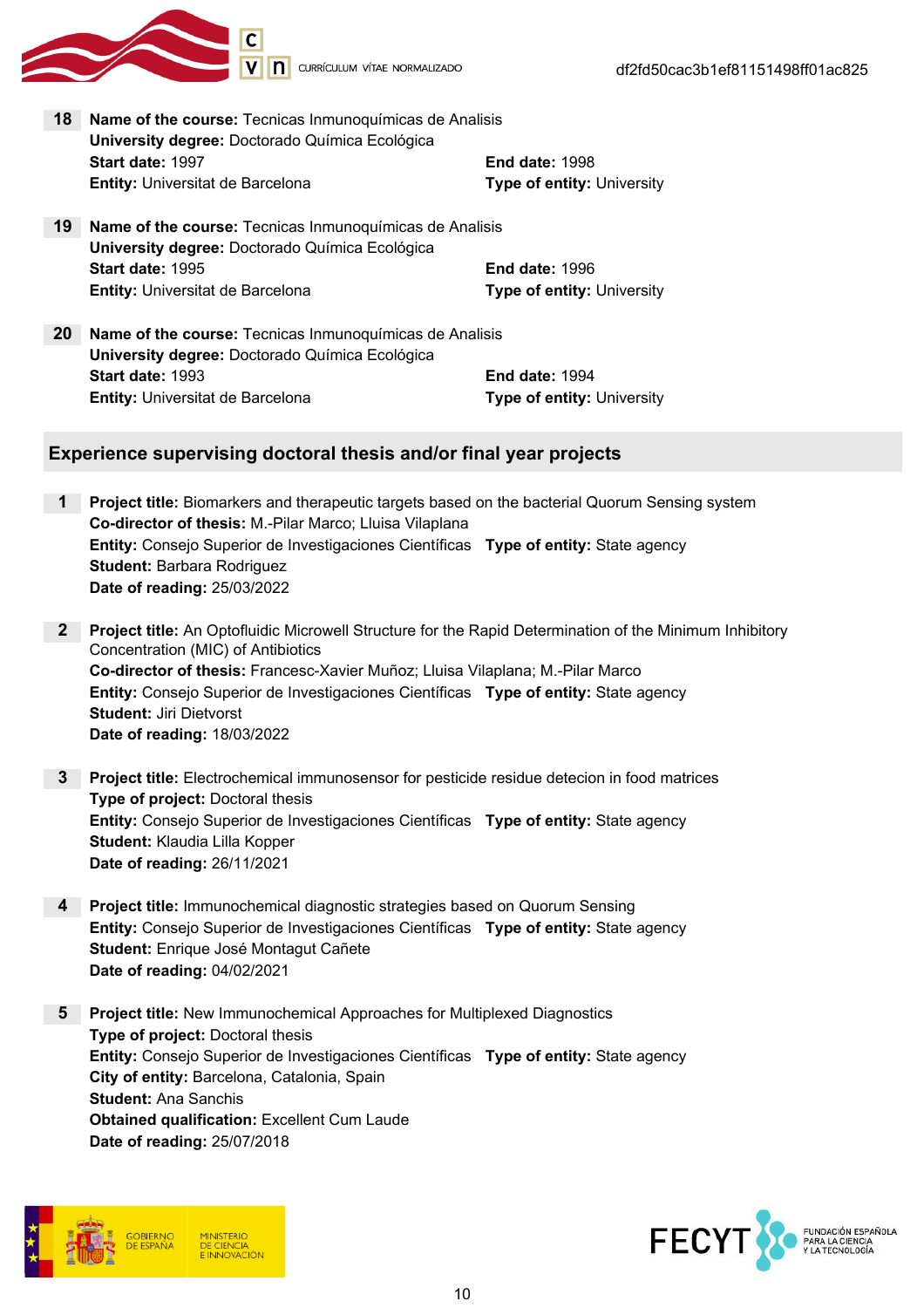**18** **Name of the course:** Tecnicas Inmunoquímicas de Analisis
**University degree:** Doctorado Química Ecológica
**Start date:** 1997 **End date:** 1998
**Entity:** Universitat de Barcelona **Type of entity:** University

**19** **Name of the course:** Tecnicas Inmunoquímicas de Analisis
**University degree:** Doctorado Química Ecológica
**Start date:** 1995 **End date:** 1996
**Entity:** Universitat de Barcelona **Type of entity:** University

**20** **Name of the course:** Tecnicas Inmunoquímicas de Analisis
**University degree:** Doctorado Química Ecológica
**Start date:** 1993 **End date:** 1994
**Entity:** Universitat de Barcelona **Type of entity:** University

## Experience supervising doctoral thesis and/or final year projects

**1** **Project title:** Biomarkers and therapeutic targets based on the bacterial Quorum Sensing system
**Co-director of thesis:** M.-Pilar Marco; Lluisa Vilaplana
**Entity:** Consejo Superior de Investigaciones Científicas **Type of entity:** State agency
**Student:** Barbara Rodriguez
**Date of reading:** 25/03/2022

**2** **Project title:** An Optofluidic Microwell Structure for the Rapid Determination of the Minimum Inhibitory Concentration (MIC) of Antibiotics
**Co-director of thesis:** Francesc-Xavier Muñoz; Lluisa Vilaplana; M.-Pilar Marco
**Entity:** Consejo Superior de Investigaciones Científicas **Type of entity:** State agency
**Student:** Jiri Dietvorst
**Date of reading:** 18/03/2022

**3** **Project title:** Electrochemical immunosensor for pesticide residue detecion in food matrices
**Type of project:** Doctoral thesis
**Entity:** Consejo Superior de Investigaciones Científicas **Type of entity:** State agency
**Student:** Klaudia Lilla Kopper
**Date of reading:** 26/11/2021

**4** **Project title:** Immunochemical diagnostic strategies based on Quorum Sensing
**Entity:** Consejo Superior de Investigaciones Científicas **Type of entity:** State agency
**Student:** Enrique José Montagut Cañete
**Date of reading:** 04/02/2021

**5** **Project title:** New Immunochemical Approaches for Multiplexed Diagnostics
**Type of project:** Doctoral thesis
**Entity:** Consejo Superior de Investigaciones Científicas **Type of entity:** State agency
**City of entity:** Barcelona, Catalonia, Spain
**Student:** Ana Sanchis
**Obtained qualification:** Excellent Cum Laude
**Date of reading:** 25/07/2018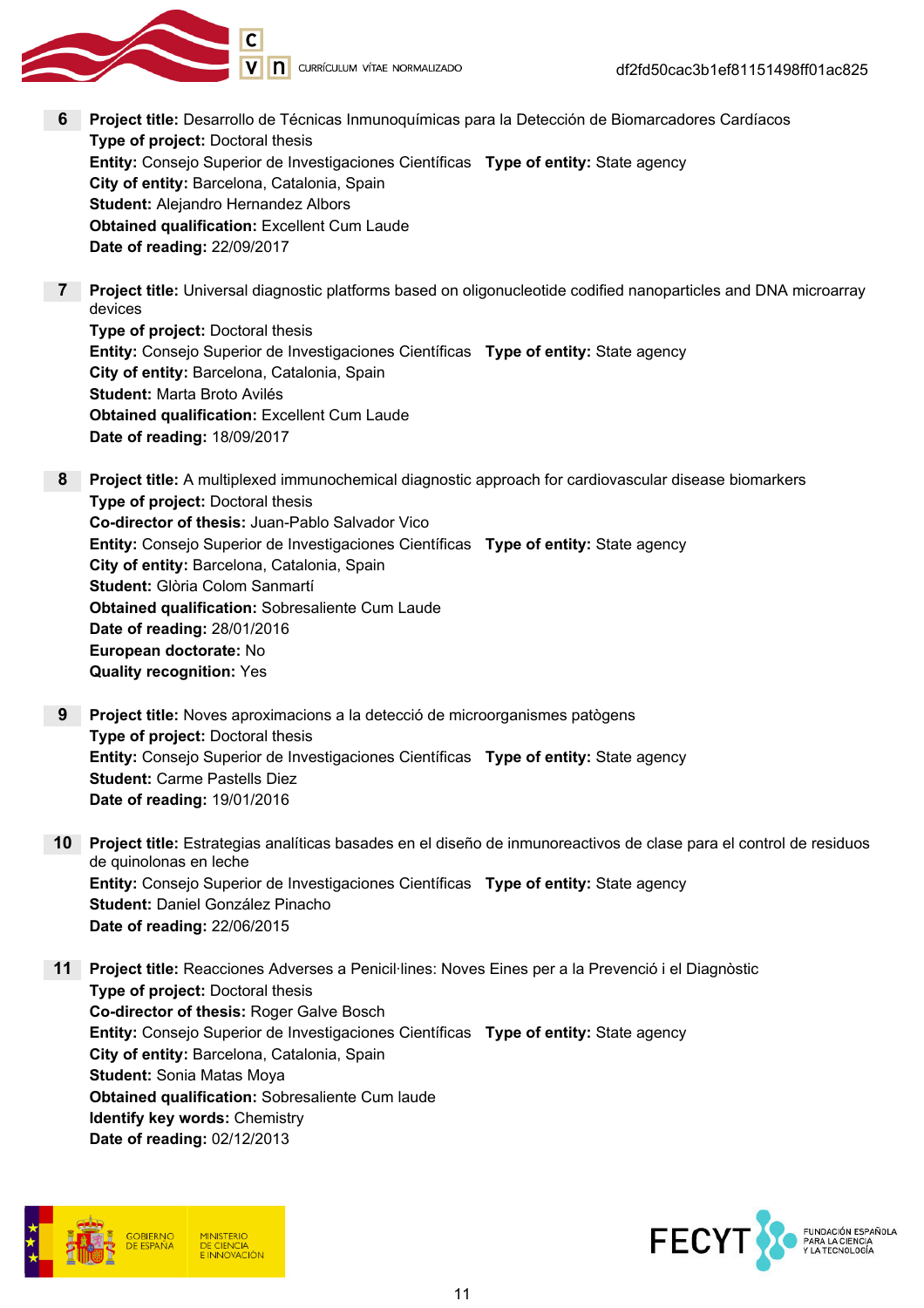6 **Project title:** Desarrollo de Técnicas Inmunoquímicas para la Detección de Biomarcadores Cardíacos
**Type of project:** Doctoral thesis
**Entity:** Consejo Superior de Investigaciones Científicas **Type of entity:** State agency
**City of entity:** Barcelona, Catalonia, Spain
**Student:** Alejandro Hernandez Albors
**Obtained qualification:** Excellent Cum Laude
**Date of reading:** 22/09/2017

7 **Project title:** Universal diagnostic platforms based on oligonucleotide codified nanoparticles and DNA microarray devices
**Type of project:** Doctoral thesis
**Entity:** Consejo Superior de Investigaciones Científicas **Type of entity:** State agency
**City of entity:** Barcelona, Catalonia, Spain
**Student:** Marta Broto Avilés
**Obtained qualification:** Excellent Cum Laude
**Date of reading:** 18/09/2017

8 **Project title:** A multiplexed immunochemical diagnostic approach for cardiovascular disease biomarkers
**Type of project:** Doctoral thesis
**Co-director of thesis:** Juan-Pablo Salvador Vico
**Entity:** Consejo Superior de Investigaciones Científicas **Type of entity:** State agency
**City of entity:** Barcelona, Catalonia, Spain
**Student:** Glòria Colom Sanmartí
**Obtained qualification:** Sobresaliente Cum Laude
**Date of reading:** 28/01/2016
**European doctorate:** No
**Quality recognition:** Yes

9 **Project title:** Noves aproximacions a la detecció de microorganismes patògens
**Type of project:** Doctoral thesis
**Entity:** Consejo Superior de Investigaciones Científicas **Type of entity:** State agency
**Student:** Carme Pastells Diez
**Date of reading:** 19/01/2016

10 **Project title:** Estrategias analíticas basadas en el diseño de inmunoreactivos de clase para el control de residuos de quinolonas en leche
**Entity:** Consejo Superior de Investigaciones Científicas **Type of entity:** State agency
**Student:** Daniel González Pinacho
**Date of reading:** 22/06/2015

11 **Project title:** Reacciones Adverses a Penicil·lines: Noves Eines per a la Prevenció i el Diagnòstic
**Type of project:** Doctoral thesis
**Co-director of thesis:** Roger Galve Bosch
**Entity:** Consejo Superior de Investigaciones Científicas **Type of entity:** State agency
**City of entity:** Barcelona, Catalonia, Spain
**Student:** Sonia Matas Moya
**Obtained qualification:** Sobresaliente Cum laude
**Identify key words:** Chemistry
**Date of reading:** 02/12/2013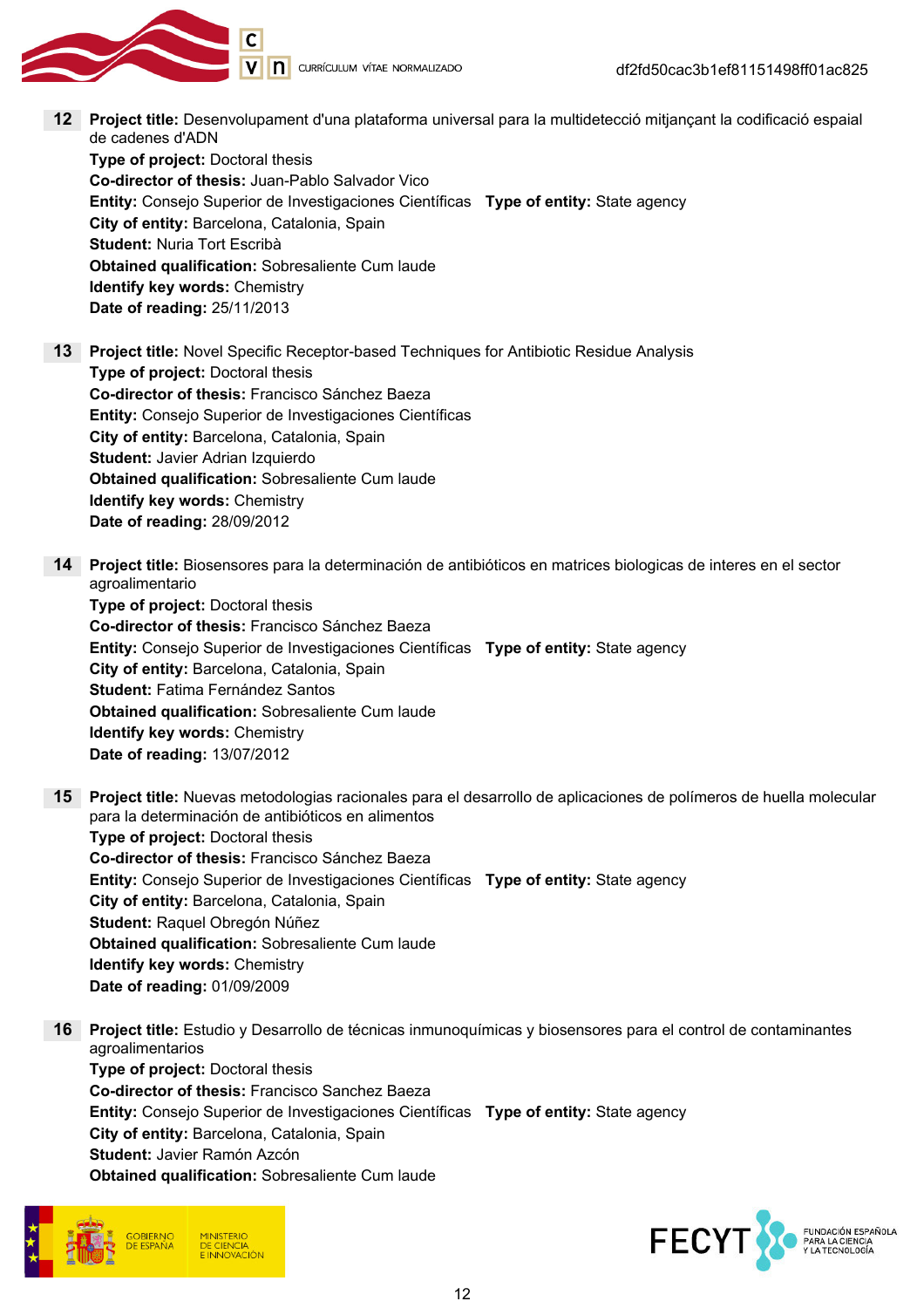**12** **Project title:** Desenvolupament d'una plataforma universal para la multidetecció mitjançant la codificació espaial de cadenes d'ADN
**Type of project:** Doctoral thesis
**Co-director of thesis:** Juan-Pablo Salvador Vico
**Entity:** Consejo Superior de Investigaciones Científicas **Type of entity:** State agency
**City of entity:** Barcelona, Catalonia, Spain
**Student:** Nuria Tort Escribà
**Obtained qualification:** Sobresaliente Cum laude
**Identify key words:** Chemistry
**Date of reading:** 25/11/2013

**13** **Project title:** Novel Specific Receptor-based Techniques for Antibiotic Residue Analysis
**Type of project:** Doctoral thesis
**Co-director of thesis:** Francisco Sánchez Baeza
**Entity:** Consejo Superior de Investigaciones Científicas
**City of entity:** Barcelona, Catalonia, Spain
**Student:** Javier Adrian Izquierdo
**Obtained qualification:** Sobresaliente Cum laude
**Identify key words:** Chemistry
**Date of reading:** 28/09/2012

**14** **Project title:** Biosensores para la determinación de antibióticos en matrices biologicas de interes en el sector agroalimentario
**Type of project:** Doctoral thesis
**Co-director of thesis:** Francisco Sánchez Baeza
**Entity:** Consejo Superior de Investigaciones Científicas **Type of entity:** State agency
**City of entity:** Barcelona, Catalonia, Spain
**Student:** Fatima Fernández Santos
**Obtained qualification:** Sobresaliente Cum laude
**Identify key words:** Chemistry
**Date of reading:** 13/07/2012

**15** **Project title:** Nuevas metodologias racionales para el desarrollo de aplicaciones de polímeros de huella molecular para la determinación de antibióticos en alimentos
**Type of project:** Doctoral thesis
**Co-director of thesis:** Francisco Sánchez Baeza
**Entity:** Consejo Superior de Investigaciones Científicas **Type of entity:** State agency
**City of entity:** Barcelona, Catalonia, Spain
**Student:** Raquel Obregón Núñez
**Obtained qualification:** Sobresaliente Cum laude
**Identify key words:** Chemistry
**Date of reading:** 01/09/2009

**16** **Project title:** Estudio y Desarrollo de técnicas inmunoquímicas y biosensores para el control de contaminantes agroalimentarios
**Type of project:** Doctoral thesis
**Co-director of thesis:** Francisco Sanchez Baeza
**Entity:** Consejo Superior de Investigaciones Científicas **Type of entity:** State agency
**City of entity:** Barcelona, Catalonia, Spain
**Student:** Javier Ramón Azcón
**Obtained qualification:** Sobresaliente Cum laude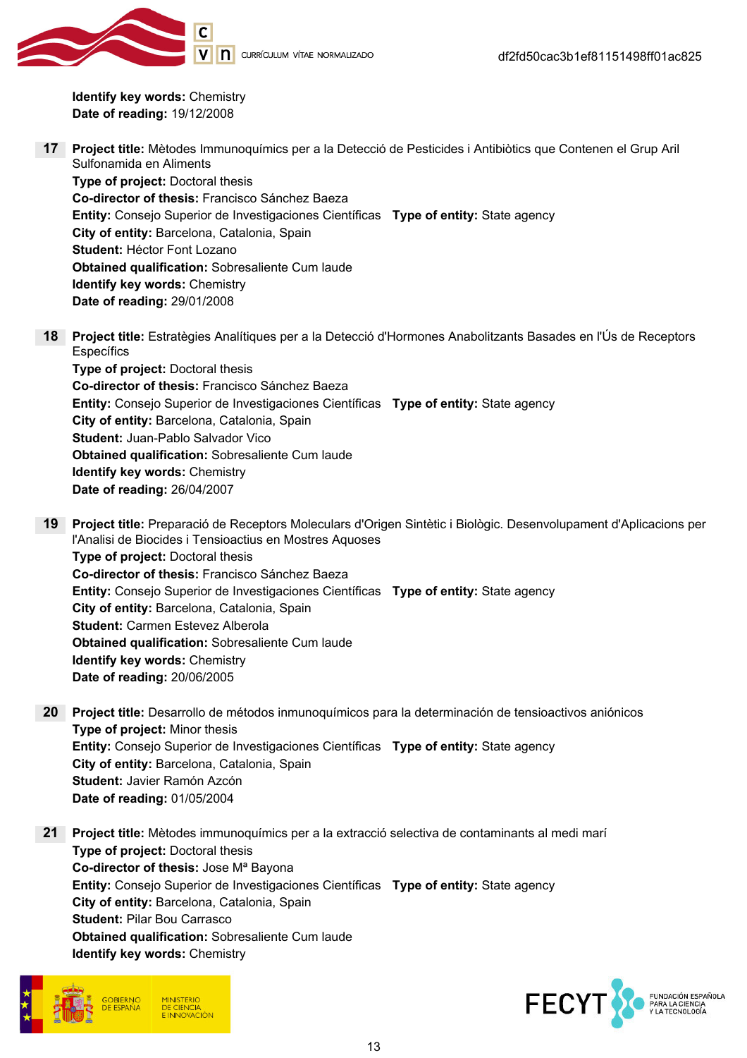**Identify key words:** Chemistry
**Date of reading:** 19/12/2008

**17** **Project title:** Mètodes Immunoquímics per a la Detecció de Pesticides i Antibiòtics que Contenen el Grup Aril Sulfonamida en Aliments
**Type of project:** Doctoral thesis
**Co-director of thesis:** Francisco Sánchez Baeza
**Entity:** Consejo Superior de Investigaciones Científicas **Type of entity:** State agency
**City of entity:** Barcelona, Catalonia, Spain
**Student:** Héctor Font Lozano
**Obtained qualification:** Sobresaliente Cum laude
**Identify key words:** Chemistry
**Date of reading:** 29/01/2008

**18** **Project title:** Estratègies Analítiques per a la Detecció d'Hormones Anabolitzants Basades en l'Ús de Receptors Específics
**Type of project:** Doctoral thesis
**Co-director of thesis:** Francisco Sánchez Baeza
**Entity:** Consejo Superior de Investigaciones Científicas **Type of entity:** State agency
**City of entity:** Barcelona, Catalonia, Spain
**Student:** Juan-Pablo Salvador Vico
**Obtained qualification:** Sobresaliente Cum laude
**Identify key words:** Chemistry
**Date of reading:** 26/04/2007

**19** **Project title:** Preparació de Receptors Moleculars d'Origen Sintètic i Biològic. Desenvolupament d'Aplicacions per l'Analisi de Biocides i Tensioactius en Mostres Aquoses
**Type of project:** Doctoral thesis
**Co-director of thesis:** Francisco Sánchez Baeza
**Entity:** Consejo Superior de Investigaciones Científicas **Type of entity:** State agency
**City of entity:** Barcelona, Catalonia, Spain
**Student:** Carmen Estevez Alberola
**Obtained qualification:** Sobresaliente Cum laude
**Identify key words:** Chemistry
**Date of reading:** 20/06/2005

**20** **Project title:** Desarrollo de métodos inmunoquímicos para la determinación de tensioactivos aniónicos
**Type of project:** Minor thesis
**Entity:** Consejo Superior de Investigaciones Científicas **Type of entity:** State agency
**City of entity:** Barcelona, Catalonia, Spain
**Student:** Javier Ramón Azcón
**Date of reading:** 01/05/2004

**21** **Project title:** Mètodes immunoquímics per a la extracció selectiva de contaminants al medi marí
**Type of project:** Doctoral thesis
**Co-director of thesis:** Jose Mª Bayona
**Entity:** Consejo Superior de Investigaciones Científicas **Type of entity:** State agency
**City of entity:** Barcelona, Catalonia, Spain
**Student:** Pilar Bou Carrasco
**Obtained qualification:** Sobresaliente Cum laude
**Identify key words:** Chemistry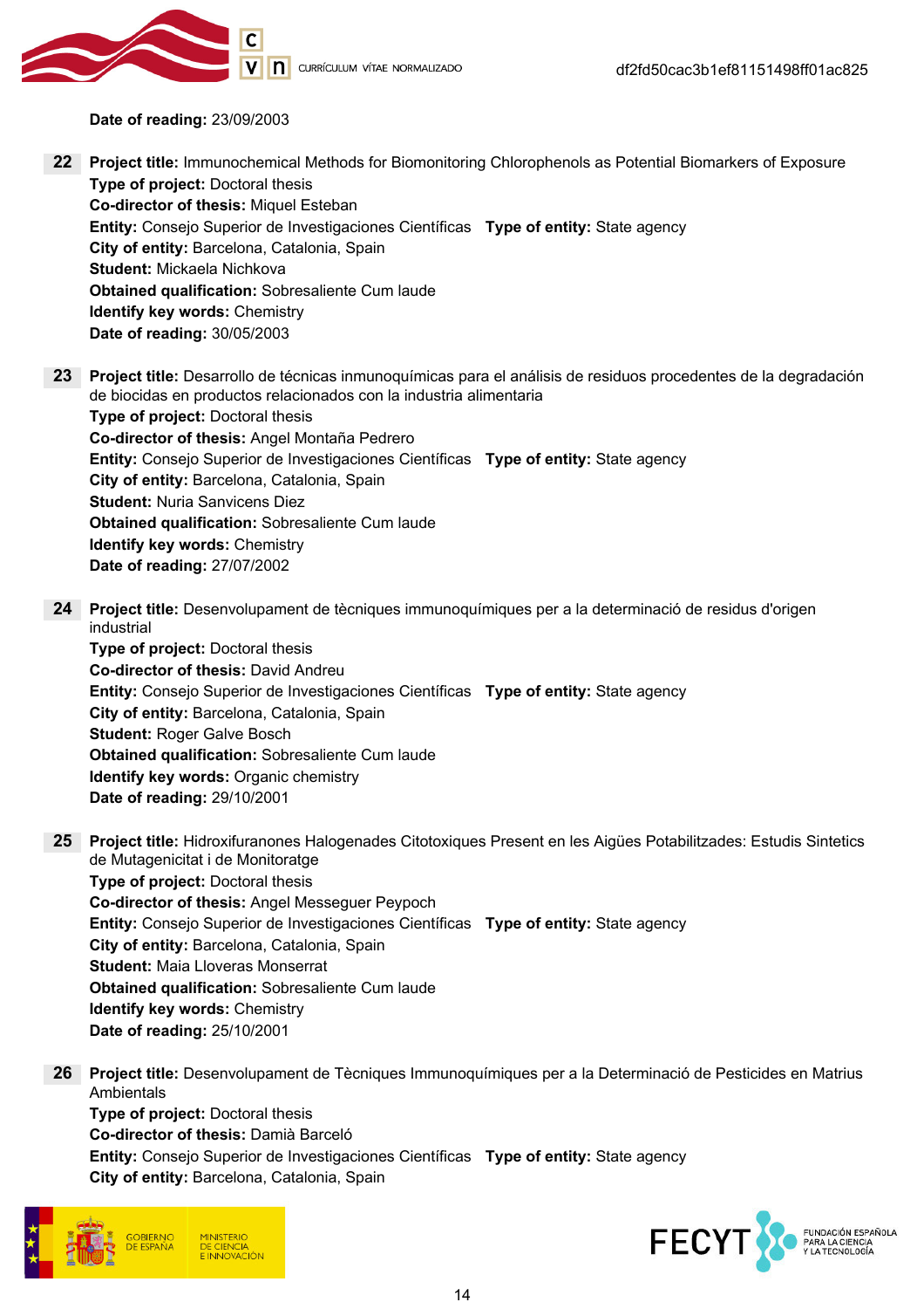**Date of reading:** 23/09/2003

**22** **Project title:** Immunochemical Methods for Biomonitoring Chlorophenols as Potential Biomarkers of Exposure
**Type of project:** Doctoral thesis
**Co-director of thesis:** Miquel Esteban
**Entity:** Consejo Superior de Investigaciones Científicas **Type of entity:** State agency
**City of entity:** Barcelona, Catalonia, Spain
**Student:** Mickaela Nichkova
**Obtained qualification:** Sobresaliente Cum laude
**Identify key words:** Chemistry
**Date of reading:** 30/05/2003

**23** **Project title:** Desarrollo de técnicas inmunoquímicas para el análisis de residuos procedentes de la degradación de biocidas en productos relacionados con la industria alimentaria
**Type of project:** Doctoral thesis
**Co-director of thesis:** Angel Montaña Pedrero
**Entity:** Consejo Superior de Investigaciones Científicas **Type of entity:** State agency
**City of entity:** Barcelona, Catalonia, Spain
**Student:** Nuria Sanvicens Diez
**Obtained qualification:** Sobresaliente Cum laude
**Identify key words:** Chemistry
**Date of reading:** 27/07/2002

**24** **Project title:** Desenvolupament de tècniques immunoquímiques per a la determinació de residus d'origen industrial
**Type of project:** Doctoral thesis
**Co-director of thesis:** David Andreu
**Entity:** Consejo Superior de Investigaciones Científicas **Type of entity:** State agency
**City of entity:** Barcelona, Catalonia, Spain
**Student:** Roger Galve Bosch
**Obtained qualification:** Sobresaliente Cum laude
**Identify key words:** Organic chemistry
**Date of reading:** 29/10/2001

**25** **Project title:** Hidroxifuranones Halogenades Citotoxiques Present en les Aigües Potabilitzades: Estudis Sintetics de Mutagenicitat i de Monitoratge
**Type of project:** Doctoral thesis
**Co-director of thesis:** Angel Messeguer Peypoch
**Entity:** Consejo Superior de Investigaciones Científicas **Type of entity:** State agency
**City of entity:** Barcelona, Catalonia, Spain
**Student:** Maia Lloveras Monserrat
**Obtained qualification:** Sobresaliente Cum laude
**Identify key words:** Chemistry
**Date of reading:** 25/10/2001

**26** **Project title:** Desenvolupament de Tècniques Immunoquímiques per a la Determinació de Pesticides en Matrius Ambientals
**Type of project:** Doctoral thesis
**Co-director of thesis:** Damià Barceló
**Entity:** Consejo Superior de Investigaciones Científicas **Type of entity:** State agency
**City of entity:** Barcelona, Catalonia, Spain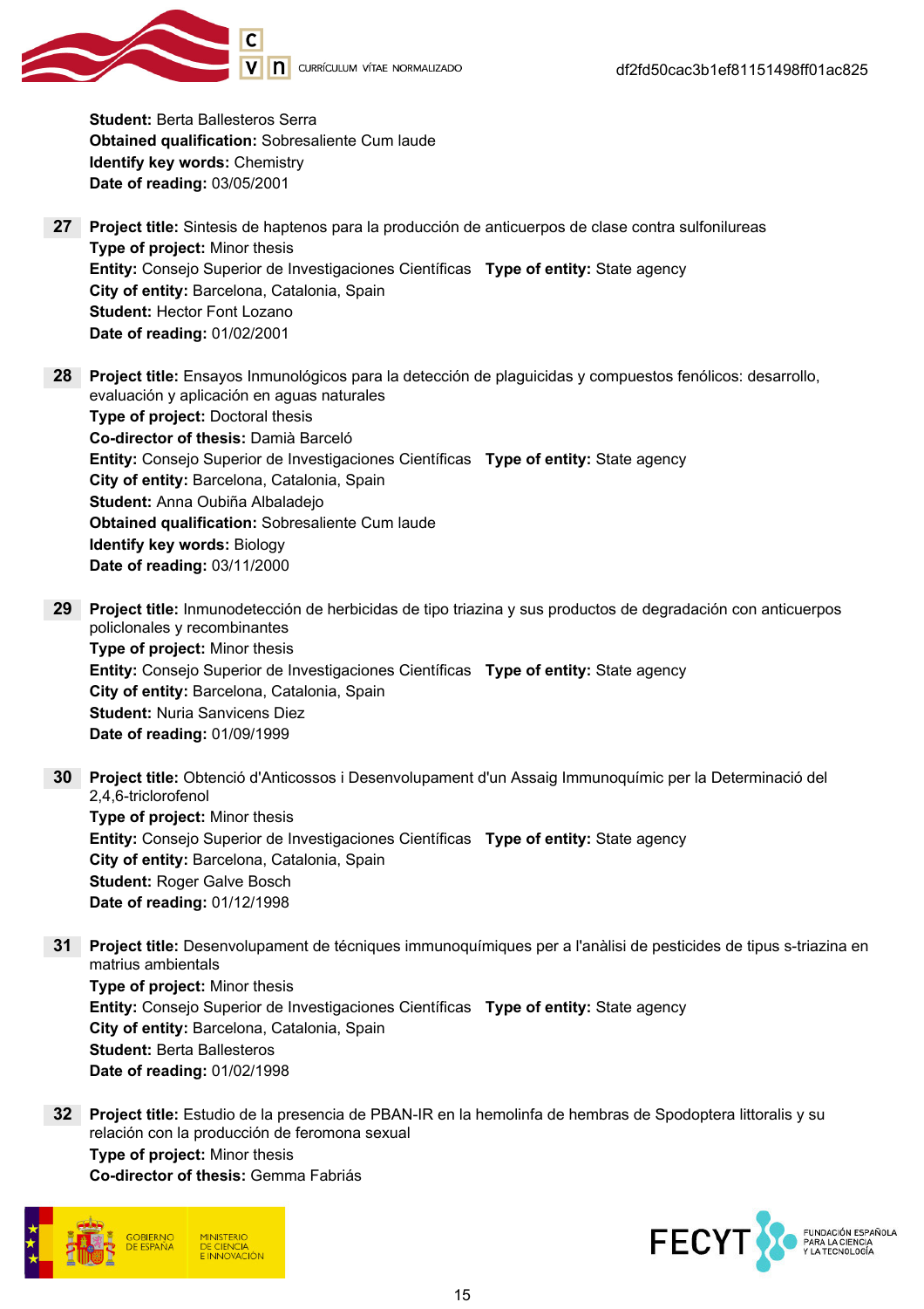**Student:** Berta Ballesteros Serra
**Obtained qualification:** Sobresaliente Cum laude
**Identify key words:** Chemistry
**Date of reading:** 03/05/2001

**27** **Project title:** Sintesis de haptenos para la producción de anticuerpos de clase contra sulfonilureas
**Type of project:** Minor thesis
**Entity:** Consejo Superior de Investigaciones Científicas **Type of entity:** State agency
**City of entity:** Barcelona, Catalonia, Spain
**Student:** Hector Font Lozano
**Date of reading:** 01/02/2001

**28** **Project title:** Ensayos Inmunológicos para la detección de plaguicidas y compuestos fenólicos: desarrollo, evaluación y aplicación en aguas naturales
**Type of project:** Doctoral thesis
**Co-director of thesis:** Damià Barceló
**Entity:** Consejo Superior de Investigaciones Científicas **Type of entity:** State agency
**City of entity:** Barcelona, Catalonia, Spain
**Student:** Anna Oubiña Albaladejo
**Obtained qualification:** Sobresaliente Cum laude
**Identify key words:** Biology
**Date of reading:** 03/11/2000

**29** **Project title:** Inmunodetección de herbicidas de tipo triazina y sus productos de degradación con anticuerpos policlonales y recombinantes
**Type of project:** Minor thesis
**Entity:** Consejo Superior de Investigaciones Científicas **Type of entity:** State agency
**City of entity:** Barcelona, Catalonia, Spain
**Student:** Nuria Sanvicens Diez
**Date of reading:** 01/09/1999

**30** **Project title:** Obtenció d'Anticossos i Desenvolupament d'un Assaig Immunoquímic per la Determinació del 2,4,6-triclorofenol
**Type of project:** Minor thesis
**Entity:** Consejo Superior de Investigaciones Científicas **Type of entity:** State agency
**City of entity:** Barcelona, Catalonia, Spain
**Student:** Roger Galve Bosch
**Date of reading:** 01/12/1998

**31** **Project title:** Desenvolupament de tècniques immunoquímiques per a l'anàlisi de pesticides de tipus s-triazina en matrius ambientals
**Type of project:** Minor thesis
**Entity:** Consejo Superior de Investigaciones Científicas **Type of entity:** State agency
**City of entity:** Barcelona, Catalonia, Spain
**Student:** Berta Ballesteros
**Date of reading:** 01/02/1998

**32** **Project title:** Estudio de la presencia de PBAN-IR en la hemolinfa de hembras de Spodoptera littoralis y su relación con la producción de feromona sexual
**Type of project:** Minor thesis
**Co-director of thesis:** Gemma Fabriás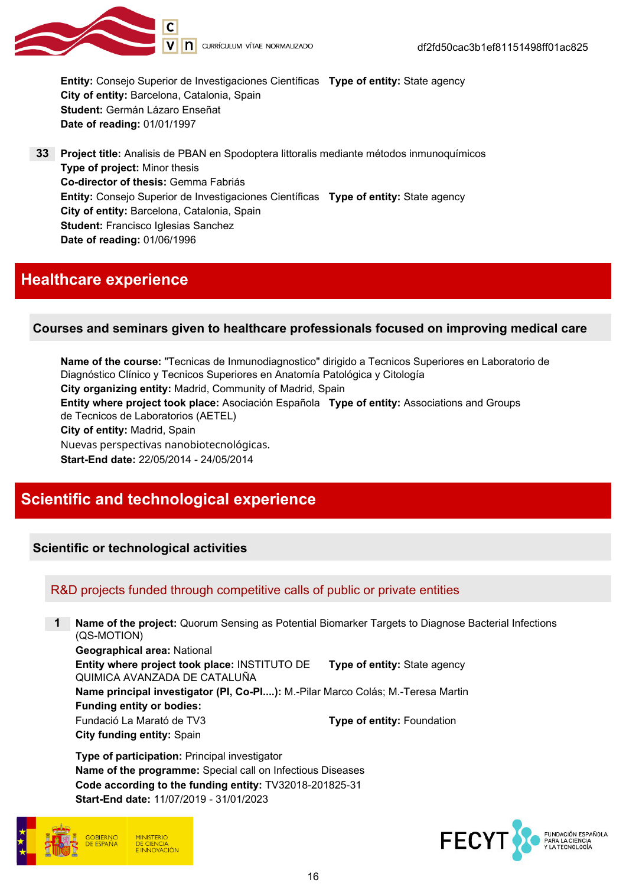**Entity:** Consejo Superior de Investigaciones Científicas **Type of entity:** State agency
**City of entity:** Barcelona, Catalonia, Spain
**Student:** Germán Lázaro Enseñat
**Date of reading:** 01/01/1997

**33** **Project title:** Analisis de PBAN en Spodoptera littoralis mediante métodos inmunoquímicos
**Type of project:** Minor thesis
**Co-director of thesis:** Gemma Fabriás
**Entity:** Consejo Superior de Investigaciones Científicas **Type of entity:** State agency
**City of entity:** Barcelona, Catalonia, Spain
**Student:** Francisco Iglesias Sanchez
**Date of reading:** 01/06/1996

# Healthcare experience

## Courses and seminars given to healthcare professionals focused on improving medical care

**Name of the course:** "Tecnicas de Inmunodiagnostico" dirigido a Tecnicos Superiores en Laboratorio de Diagnóstico Clínico y Tecnicos Superiores en Anatomía Patológica y Citología
**City organizing entity:** Madrid, Community of Madrid, Spain
**Entity where project took place:** Asociación Española de Tecnicos de Laboratorios (AETEL) **Type of entity:** Associations and Groups
**City of entity:** Madrid, Spain
Nuevas perspectivas nanobiotecnológicas.
**Start-End date:** 22/05/2014 - 24/05/2014

# Scientific and technological experience

## Scientific or technological activities

### R&D projects funded through competitive calls of public or private entities

**1** **Name of the project:** Quorum Sensing as Potential Biomarker Targets to Diagnose Bacterial Infections (QS-MOTION)
**Geographical area:** National
**Entity where project took place:** INSTITUTO DE QUIMICA AVANZADA DE CATALUÑA **Type of entity:** State agency
**Name principal investigator (PI, Co-PI....):** M.-Pilar Marco Colás; M.-Teresa Martin
**Funding entity or bodies:**
Fundació La Marató de TV3 **Type of entity:** Foundation
**City funding entity:** Spain

**Type of participation:** Principal investigator
**Name of the programme:** Special call on Infectious Diseases
**Code according to the funding entity:** TV32018-201825-31
**Start-End date:** 11/07/2019 - 31/01/2023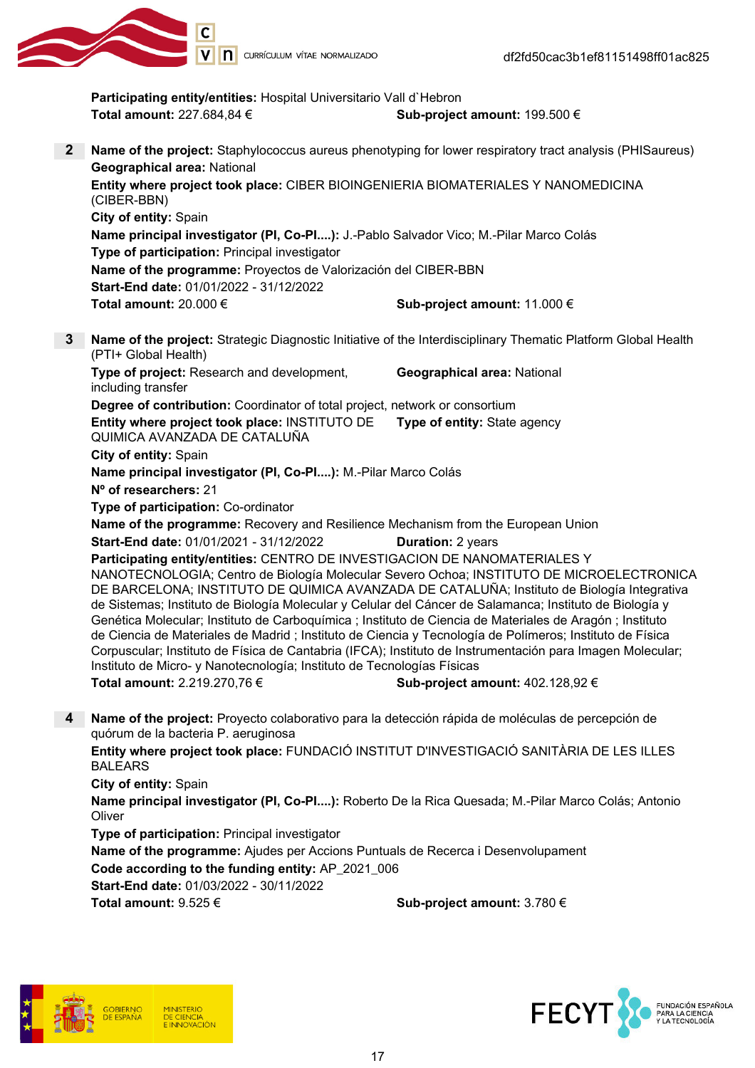**Participating entity/entities:** Hospital Universitario Vall d`Hebron
**Total amount:** 227.684,84 € **Sub-project amount:** 199.500 €

**2** **Name of the project:** Staphylococcus aureus phenotyping for lower respiratory tract analysis (PHISaureus)
**Geographical area:** National
**Entity where project took place:** CIBER BIOINGENIERIA BIOMATERIALES Y NANOMEDICINA (CIBER-BBN)
**City of entity:** Spain
**Name principal investigator (PI, Co-PI....):** J.-Pablo Salvador Vico; M.-Pilar Marco Colás
**Type of participation:** Principal investigator
**Name of the programme:** Proyectos de Valorización del CIBER-BBN
**Start-End date:** 01/01/2022 - 31/12/2022
**Total amount:** 20.000 € **Sub-project amount:** 11.000 €

**3** **Name of the project:** Strategic Diagnostic Initiative of the Interdisciplinary Thematic Platform Global Health (PTI+ Global Health)
**Type of project:** Research and development, including transfer **Geographical area:** National
**Degree of contribution:** Coordinator of total project, network or consortium
**Entity where project took place:** INSTITUTO DE QUIMICA AVANZADA DE CATALUÑA **Type of entity:** State agency
**City of entity:** Spain
**Name principal investigator (PI, Co-PI....):** M.-Pilar Marco Colás
**Nº of researchers:** 21
**Type of participation:** Co-ordinator
**Name of the programme:** Recovery and Resilience Mechanism from the European Union
**Start-End date:** 01/01/2021 - 31/12/2022 **Duration:** 2 years
**Participating entity/entities:** CENTRO DE INVESTIGACION DE NANOMATERIALES Y NANOTECNOLOGIA; Centro de Biología Molecular Severo Ochoa; INSTITUTO DE MICROELECTRONICA DE BARCELONA; INSTITUTO DE QUIMICA AVANZADA DE CATALUÑA; Instituto de Biología Integrativa de Sistemas; Instituto de Biología Molecular y Celular del Cáncer de Salamanca; Instituto de Biología y Genética Molecular; Instituto de Carboquímica ; Instituto de Ciencia de Materiales de Aragón ; Instituto de Ciencia de Materiales de Madrid ; Instituto de Ciencia y Tecnología de Polímeros; Instituto de Física Corpuscular; Instituto de Física de Cantabria (IFCA); Instituto de Instrumentación para Imagen Molecular; Instituto de Micro- y Nanotecnología; Instituto de Tecnologías Físicas
**Total amount:** 2.219.270,76 € **Sub-project amount:** 402.128,92 €

**4** **Name of the project:** Proyecto colaborativo para la detección rápida de moléculas de percepción de quórum de la bacteria P. aeruginosa
**Entity where project took place:** FUNDACIÓ INSTITUT D'INVESTIGACIÓ SANITÀRIA DE LES ILLES BALEARS
**City of entity:** Spain
**Name principal investigator (PI, Co-PI....):** Roberto De la Rica Quesada; M.-Pilar Marco Colás; Antonio Oliver
**Type of participation:** Principal investigator
**Name of the programme:** Ajudes per Accions Puntuals de Recerca i Desenvolupament
**Code according to the funding entity:** AP_2021_006
**Start-End date:** 01/03/2022 - 30/11/2022
**Total amount:** 9.525 € **Sub-project amount:** 3.780 €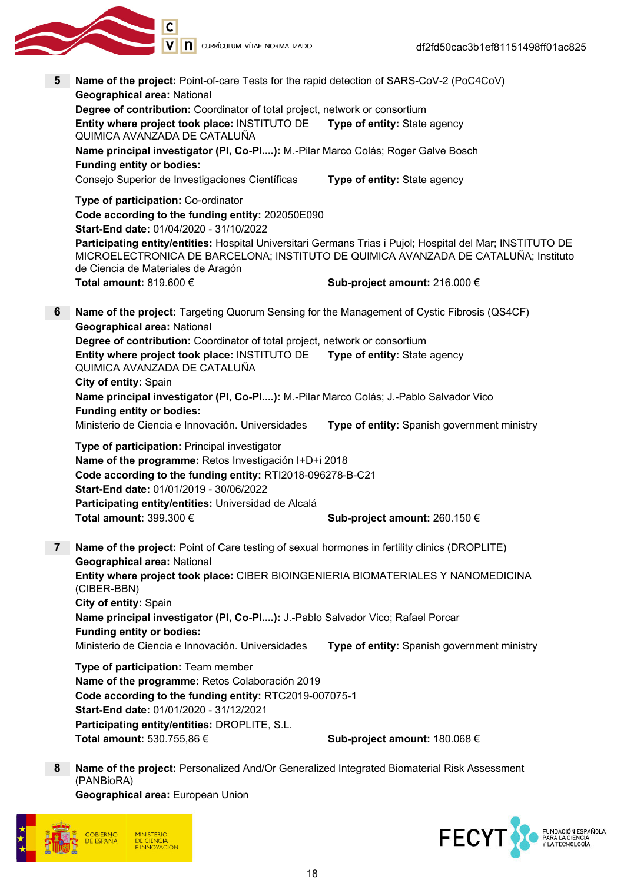**5** **Name of the project:** Point-of-care Tests for the rapid detection of SARS-CoV-2 (PoC4CoV)
**Geographical area:** National
**Degree of contribution:** Coordinator of total project, network or consortium
**Entity where project took place:** INSTITUTO DE QUIMICA AVANZADA DE CATALUÑA **Type of entity:** State agency
**Name principal investigator (PI, Co-PI....):** M.-Pilar Marco Colás; Roger Galve Bosch
**Funding entity or bodies:**
Consejo Superior de Investigaciones Científicas **Type of entity:** State agency

**Type of participation:** Co-ordinator
**Code according to the funding entity:** 202050E090
**Start-End date:** 01/04/2020 - 31/10/2022
**Participating entity/entities:** Hospital Universitari Germans Trias i Pujol; Hospital del Mar; INSTITUTO DE MICROELECTRONICA DE BARCELONA; INSTITUTO DE QUIMICA AVANZADA DE CATALUÑA; Instituto de Ciencia de Materiales de Aragón
**Total amount:** 819.600 € **Sub-project amount:** 216.000 €

**6** **Name of the project:** Targeting Quorum Sensing for the Management of Cystic Fibrosis (QS4CF)
**Geographical area:** National
**Degree of contribution:** Coordinator of total project, network or consortium
**Entity where project took place:** INSTITUTO DE QUIMICA AVANZADA DE CATALUÑA **Type of entity:** State agency
**City of entity:** Spain
**Name principal investigator (PI, Co-PI....):** M.-Pilar Marco Colás; J.-Pablo Salvador Vico
**Funding entity or bodies:**
Ministerio de Ciencia e Innovación. Universidades **Type of entity:** Spanish government ministry

**Type of participation:** Principal investigator
**Name of the programme:** Retos Investigación I+D+i 2018
**Code according to the funding entity:** RTI2018-096278-B-C21
**Start-End date:** 01/01/2019 - 30/06/2022
**Participating entity/entities:** Universidad de Alcalá
**Total amount:** 399.300 € **Sub-project amount:** 260.150 €

**7** **Name of the project:** Point of Care testing of sexual hormones in fertility clinics (DROPLITE)
**Geographical area:** National
**Entity where project took place:** CIBER BIOINGENIERIA BIOMATERIALES Y NANOMEDICINA (CIBER-BBN)
**City of entity:** Spain
**Name principal investigator (PI, Co-PI....):** J.-Pablo Salvador Vico; Rafael Porcar
**Funding entity or bodies:**
Ministerio de Ciencia e Innovación. Universidades **Type of entity:** Spanish government ministry

**Type of participation:** Team member
**Name of the programme:** Retos Colaboración 2019
**Code according to the funding entity:** RTC2019-007075-1
**Start-End date:** 01/01/2020 - 31/12/2021
**Participating entity/entities:** DROPLITE, S.L.
**Total amount:** 530.755,86 € **Sub-project amount:** 180.068 €

**8** **Name of the project:** Personalized And/Or Generalized Integrated Biomaterial Risk Assessment (PANBioRA)
**Geographical area:** European Union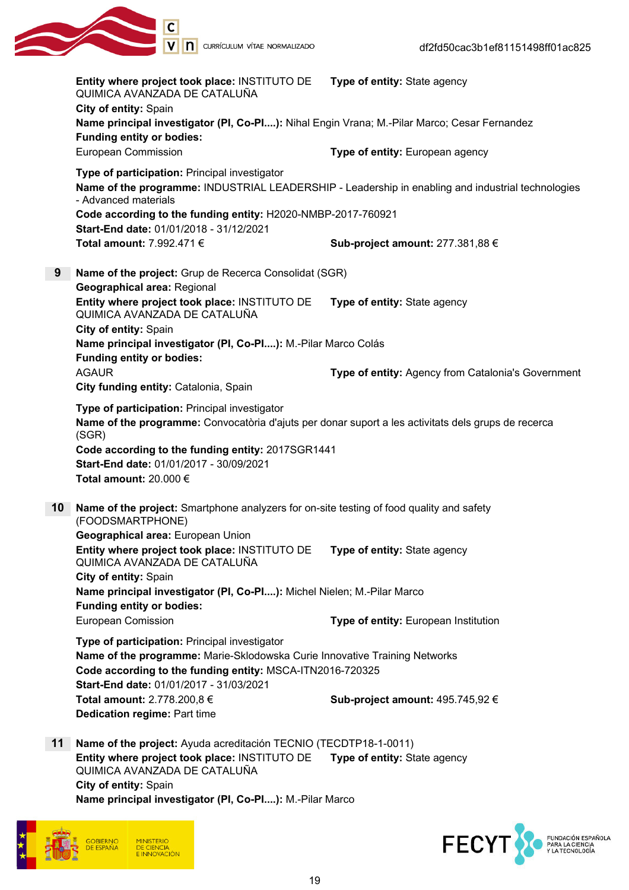**Entity where project took place:** INSTITUTO DE QUIMICA AVANZADA DE CATALUÑA **Type of entity:** State agency
**City of entity:** Spain
**Name principal investigator (PI, Co-PI....):** Nihal Engin Vrana; M.-Pilar Marco; Cesar Fernandez
**Funding entity or bodies:**
European Commission **Type of entity:** European agency

**Type of participation:** Principal investigator
**Name of the programme:** INDUSTRIAL LEADERSHIP - Leadership in enabling and industrial technologies - Advanced materials
**Code according to the funding entity:** H2020-NMBP-2017-760921
**Start-End date:** 01/01/2018 - 31/12/2021
**Total amount:** 7.992.471 € **Sub-project amount:** 277.381,88 €

**9** **Name of the project:** Grup de Recerca Consolidat (SGR)
**Geographical area:** Regional
**Entity where project took place:** INSTITUTO DE QUIMICA AVANZADA DE CATALUÑA **Type of entity:** State agency
**City of entity:** Spain
**Name principal investigator (PI, Co-PI....):** M.-Pilar Marco Colás
**Funding entity or bodies:**
AGAUR **Type of entity:** Agency from Catalonia's Government
**City funding entity:** Catalonia, Spain

**Type of participation:** Principal investigator
**Name of the programme:** Convocatòria d'ajuts per donar suport a les activitats dels grups de recerca (SGR)
**Code according to the funding entity:** 2017SGR1441
**Start-End date:** 01/01/2017 - 30/09/2021
**Total amount:** 20.000 €

**10** **Name of the project:** Smartphone analyzers for on-site testing of food quality and safety (FOODSMARTPHONE)
**Geographical area:** European Union
**Entity where project took place:** INSTITUTO DE QUIMICA AVANZADA DE CATALUÑA **Type of entity:** State agency
**City of entity:** Spain
**Name principal investigator (PI, Co-PI....):** Michel Nielen; M.-Pilar Marco
**Funding entity or bodies:**
European Comission **Type of entity:** European Institution

**Type of participation:** Principal investigator
**Name of the programme:** Marie-Sklodowska Curie Innovative Training Networks
**Code according to the funding entity:** MSCA-ITN2016-720325
**Start-End date:** 01/01/2017 - 31/03/2021
**Total amount:** 2.778.200,8 € **Sub-project amount:** 495.745,92 €
**Dedication regime:** Part time

**11** **Name of the project:** Ayuda acreditación TECNIO (TECDTP18-1-0011)
**Entity where project took place:** INSTITUTO DE QUIMICA AVANZADA DE CATALUÑA **Type of entity:** State agency
**City of entity:** Spain
**Name principal investigator (PI, Co-PI....):** M.-Pilar Marco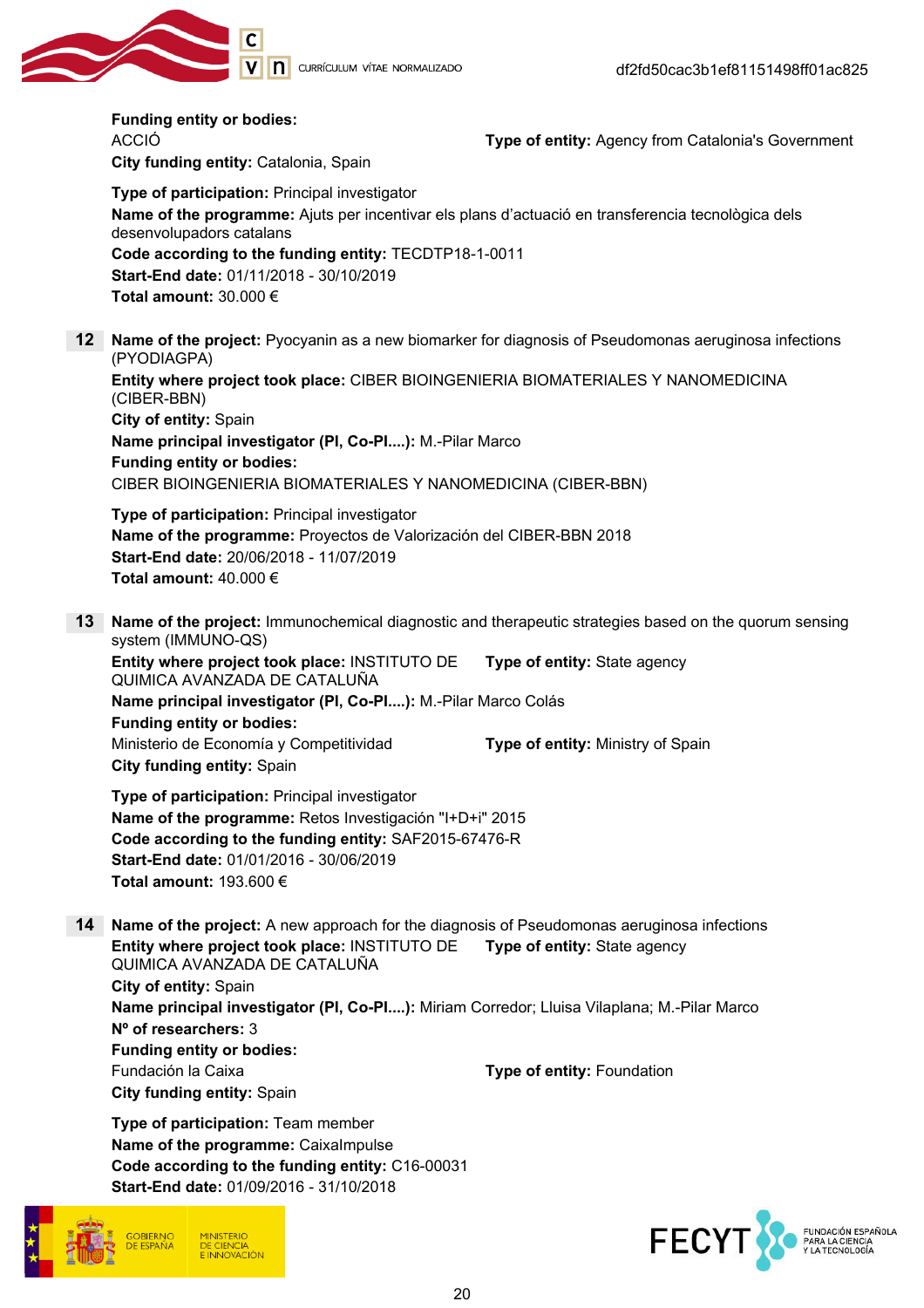**Funding entity or bodies:**
ACCIÓ **Type of entity:** Agency from Catalonia's Government
**City funding entity:** Catalonia, Spain

**Type of participation:** Principal investigator
**Name of the programme:** Ajuts per incentivar els plans d'actuació en transferencia tecnològica dels desenvolupadors catalans
**Code according to the funding entity:** TECDTP18-1-0011
**Start-End date:** 01/11/2018 - 30/10/2019
**Total amount:** 30.000 €

**12** **Name of the project:** Pyocyanin as a new biomarker for diagnosis of Pseudomonas aeruginosa infections (PYODIAGPA)
**Entity where project took place:** CIBER BIOINGENIERIA BIOMATERIALES Y NANOMEDICINA (CIBER-BBN)
**City of entity:** Spain
**Name principal investigator (PI, Co-PI....):** M.-Pilar Marco
**Funding entity or bodies:**
CIBER BIOINGENIERIA BIOMATERIALES Y NANOMEDICINA (CIBER-BBN)

**Type of participation:** Principal investigator
**Name of the programme:** Proyectos de Valorización del CIBER-BBN 2018
**Start-End date:** 20/06/2018 - 11/07/2019
**Total amount:** 40.000 €

**13** **Name of the project:** Immunochemical diagnostic and therapeutic strategies based on the quorum sensing system (IMMUNO-QS)
**Entity where project took place:** INSTITUTO DE QUIMICA AVANZADA DE CATALUÑA **Type of entity:** State agency
**Name principal investigator (PI, Co-PI....):** M.-Pilar Marco Colás
**Funding entity or bodies:**
Ministerio de Economía y Competitividad **Type of entity:** Ministry of Spain
**City funding entity:** Spain

**Type of participation:** Principal investigator
**Name of the programme:** Retos Investigación "I+D+i" 2015
**Code according to the funding entity:** SAF2015-67476-R
**Start-End date:** 01/01/2016 - 30/06/2019
**Total amount:** 193.600 €

**14** **Name of the project:** A new approach for the diagnosis of Pseudomonas aeruginosa infections
**Entity where project took place:** INSTITUTO DE QUIMICA AVANZADA DE CATALUÑA **Type of entity:** State agency
**City of entity:** Spain
**Name principal investigator (PI, Co-PI....):** Miriam Corredor; Lluisa Vilaplana; M.-Pilar Marco
**Nº of researchers:** 3
**Funding entity or bodies:**
Fundación la Caixa **Type of entity:** Foundation
**City funding entity:** Spain

**Type of participation:** Team member
**Name of the programme:** CaixaImpulse
**Code according to the funding entity:** C16-00031
**Start-End date:** 01/09/2016 - 31/10/2018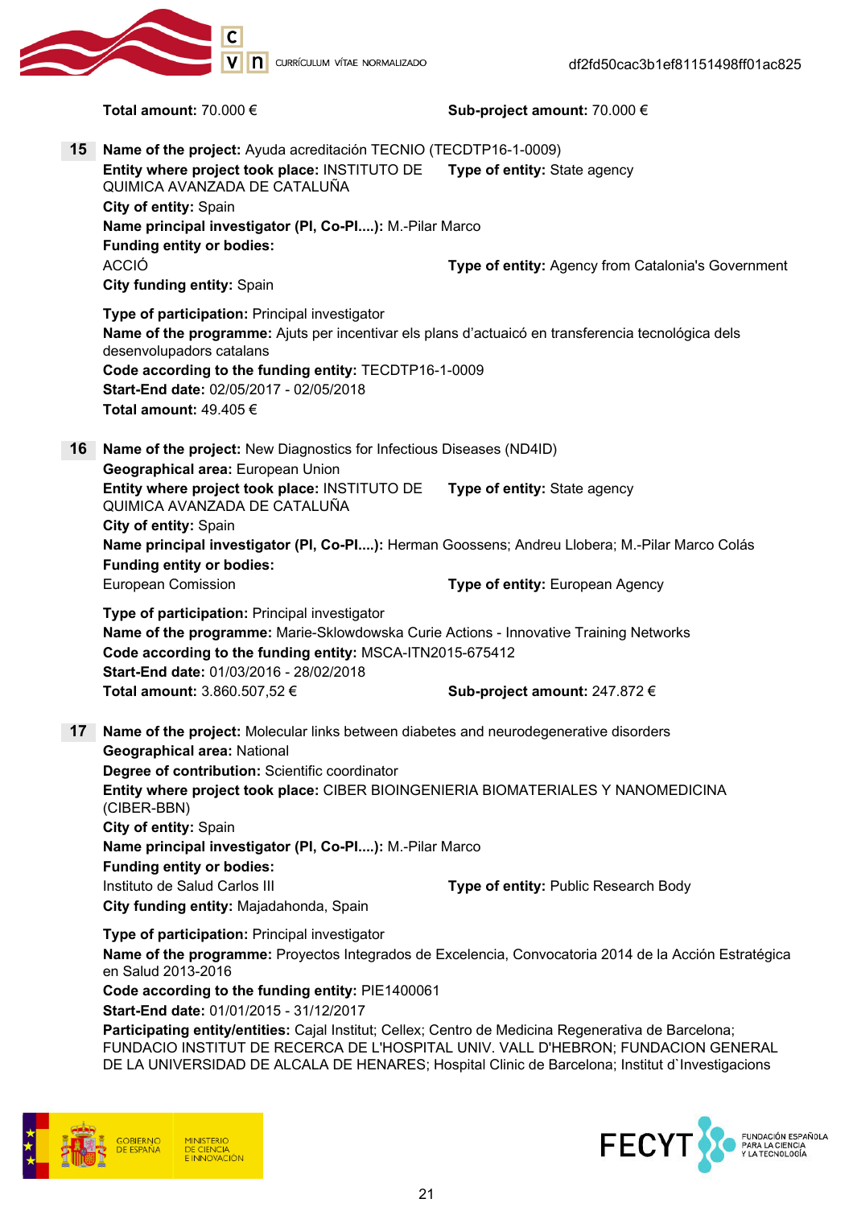**Total amount:** 70.000 € **Sub-project amount:** 70.000 €

**15** **Name of the project:** Ayuda acreditación TECNIO (TECDTP16-1-0009)
**Entity where project took place:** INSTITUTO DE QUIMICA AVANZADA DE CATALUÑA **Type of entity:** State agency
**City of entity:** Spain
**Name principal investigator (PI, Co-PI....):** M.-Pilar Marco
**Funding entity or bodies:**
ACCIÓ **Type of entity:** Agency from Catalonia's Government
**City funding entity:** Spain

**Type of participation:** Principal investigator
**Name of the programme:** Ajuts per incentivar els plans d'actuaió en transferencia tecnológica dels desenvolupadors catalans
**Code according to the funding entity:** TECDTP16-1-0009
**Start-End date:** 02/05/2017 - 02/05/2018
**Total amount:** 49.405 €

**16** **Name of the project:** New Diagnostics for Infectious Diseases (ND4ID)
**Geographical area:** European Union
**Entity where project took place:** INSTITUTO DE QUIMICA AVANZADA DE CATALUÑA **Type of entity:** State agency
**City of entity:** Spain
**Name principal investigator (PI, Co-PI....):** Herman Goossens; Andreu Llobera; M.-Pilar Marco Colás
**Funding entity or bodies:**
European Comission **Type of entity:** European Agency

**Type of participation:** Principal investigator
**Name of the programme:** Marie-Sklowdowska Curie Actions - Innovative Training Networks
**Code according to the funding entity:** MSCA-ITN2015-675412
**Start-End date:** 01/03/2016 - 28/02/2018
**Total amount:** 3.860.507,52 € **Sub-project amount:** 247.872 €

**17** **Name of the project:** Molecular links between diabetes and neurodegenerative disorders
**Geographical area:** National
**Degree of contribution:** Scientific coordinator
**Entity where project took place:** CIBER BIOINGENIERIA BIOMATERIALES Y NANOMEDICINA (CIBER-BBN)
**City of entity:** Spain
**Name principal investigator (PI, Co-PI....):** M.-Pilar Marco
**Funding entity or bodies:**
Instituto de Salud Carlos III **Type of entity:** Public Research Body
**City funding entity:** Majadahonda, Spain

**Type of participation:** Principal investigator
**Name of the programme:** Proyectos Integrados de Excelencia, Convocatoria 2014 de la Acción Estratégica en Salud 2013-2016
**Code according to the funding entity:** PIE1400061
**Start-End date:** 01/01/2015 - 31/12/2017
**Participating entity/entities:** Cajal Institut; Cellex; Centro de Medicina Regenerativa de Barcelona; FUNDACIO INSTITUT DE RECERCA DE L'HOSPITAL UNIV. VALL D'HEBRON; FUNDACION GENERAL DE LA UNIVERSIDAD DE ALCALA DE HENARES; Hospital Clinic de Barcelona; Institut d`Investigacions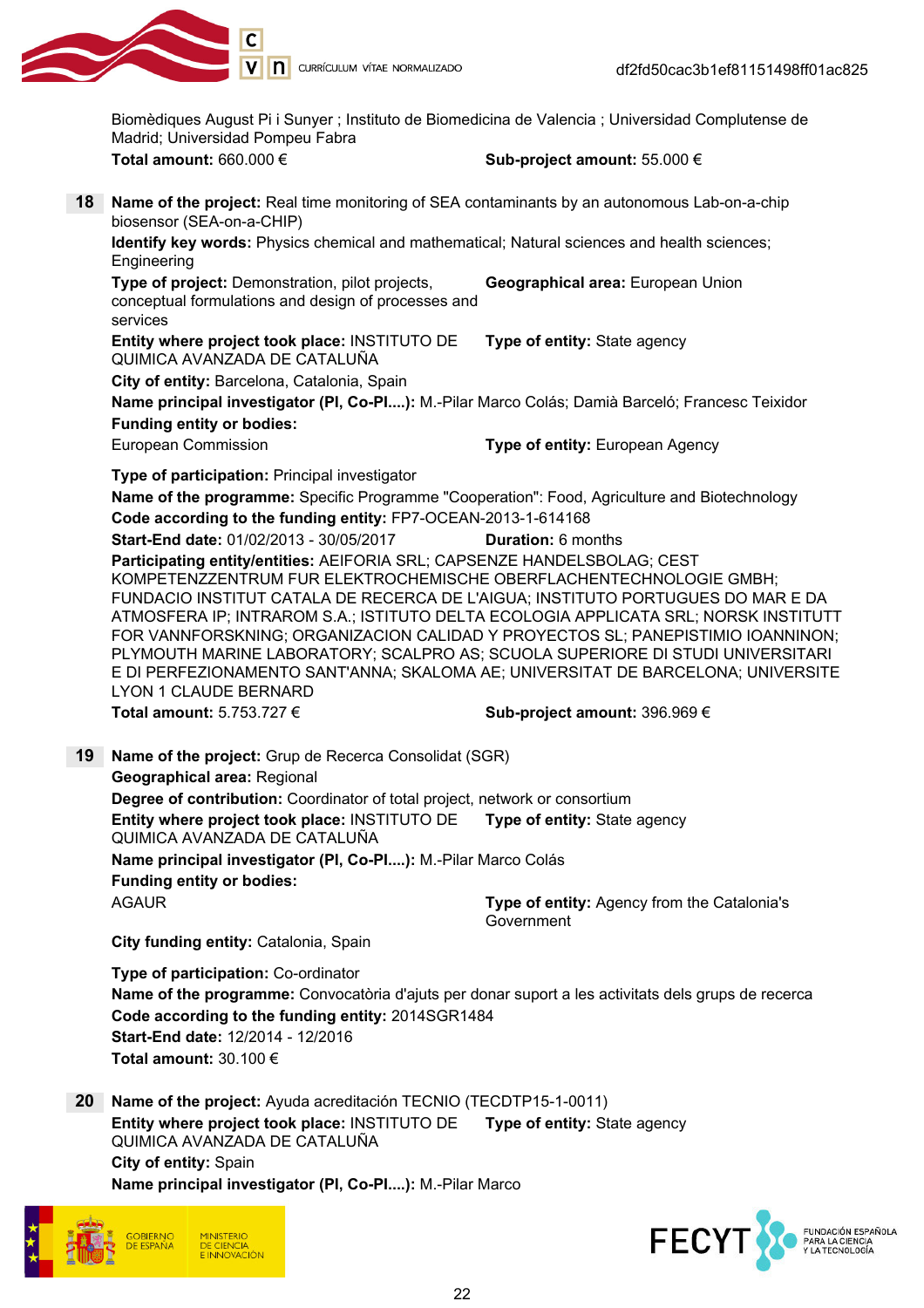Biomèdiques August Pi i Sunyer ; Instituto de Biomedicina de Valencia ; Universidad Complutense de Madrid; Universidad Pompeu Fabra

**Total amount:** 660.000 € **Sub-project amount:** 55.000 €

**18** **Name of the project:** Real time monitoring of SEA contaminants by an autonomous Lab-on-a-chip biosensor (SEA-on-a-CHIP)

**Identify key words:** Physics chemical and mathematical; Natural sciences and health sciences; Engineering

**Type of project:** Demonstration, pilot projects, conceptual formulations and design of processes and services **Geographical area:** European Union

**Entity where project took place:** INSTITUTO DE QUIMICA AVANZADA DE CATALUÑA **Type of entity:** State agency

**City of entity:** Barcelona, Catalonia, Spain

**Name principal investigator (PI, Co-PI....):** M.-Pilar Marco Colás; Damià Barceló; Francesc Teixidor

**Funding entity or bodies:**

European Commission **Type of entity:** European Agency

**Type of participation:** Principal investigator

**Name of the programme:** Specific Programme "Cooperation": Food, Agriculture and Biotechnology

**Code according to the funding entity:** FP7-OCEAN-2013-1-614168

**Start-End date:** 01/02/2013 - 30/05/2017 **Duration:** 6 months

**Participating entity/entities:** AEIFORIA SRL; CAPSENZE HANDELSBOLAG; CEST KOMPETENZZENTRUM FUR ELEKTROCHEMISCHE OBERFLACHENTECHNOLOGIE GMBH; FUNDACIO INSTITUT CATALA DE RECERCA DE L'AIGUA; INSTITUTO PORTUGUES DO MAR E DA ATMOSFERA IP; INTRAROM S.A.; ISTITUTO DELTA ECOLOGIA APPLICATA SRL; NORSK INSTITUTT FOR VANNFORSKNING; ORGANIZACION CALIDAD Y PROYECTOS SL; PANEPISTIMIO IOANNINON; PLYMOUTH MARINE LABORATORY; SCALPRO AS; SCUOLA SUPERIORE DI STUDI UNIVERSITARI E DI PERFEZIONAMENTO SANT'ANNA; SKALOMA AE; UNIVERSITAT DE BARCELONA; UNIVERSITE LYON 1 CLAUDE BERNARD

**Total amount:** 5.753.727 € **Sub-project amount:** 396.969 €

**19** **Name of the project:** Grup de Recerca Consolidat (SGR)

**Geographical area:** Regional

**Degree of contribution:** Coordinator of total project, network or consortium

**Entity where project took place:** INSTITUTO DE QUIMICA AVANZADA DE CATALUÑA **Type of entity:** State agency

**Name principal investigator (PI, Co-PI....):** M.-Pilar Marco Colás

**Funding entity or bodies:**

AGAUR **Type of entity:** Agency from the Catalonia's Government

**City funding entity:** Catalonia, Spain

**Type of participation:** Co-ordinator

**Name of the programme:** Convocatòria d'ajuts per donar suport a les activitats dels grups de recerca

**Code according to the funding entity:** 2014SGR1484

**Start-End date:** 12/2014 - 12/2016

**Total amount:** 30.100 €

**20** **Name of the project:** Ayuda acreditación TECNIO (TECDTP15-1-0011)

**Entity where project took place:** INSTITUTO DE QUIMICA AVANZADA DE CATALUÑA **Type of entity:** State agency

**City of entity:** Spain

**Name principal investigator (PI, Co-PI....):** M.-Pilar Marco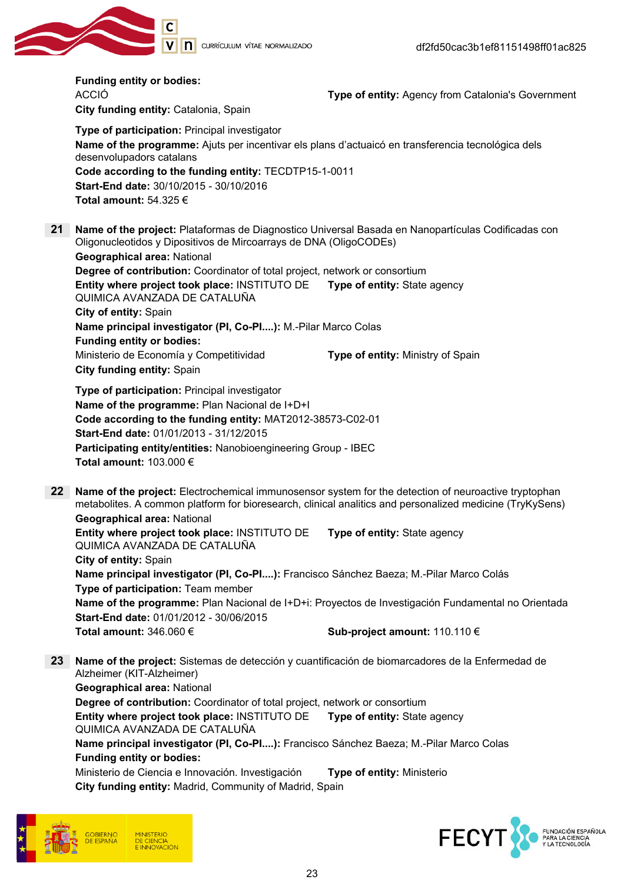**Funding entity or bodies:**
ACCIÓ **Type of entity:** Agency from Catalonia's Government
**City funding entity:** Catalonia, Spain

**Type of participation:** Principal investigator
**Name of the programme:** Ajuts per incentivar els plans d'actuaicó en transferencia tecnológica dels desenvolupadors catalans
**Code according to the funding entity:** TECDTP15-1-0011
**Start-End date:** 30/10/2015 - 30/10/2016
**Total amount:** 54.325 €

**21** **Name of the project:** Plataformas de Diagnostico Universal Basada en Nanopartículas Codificadas con Oligonucleotidos y Dipositivos de Mircoarrays de DNA (OligoCODEs)
**Geographical area:** National
**Degree of contribution:** Coordinator of total project, network or consortium
**Entity where project took place:** INSTITUTO DE QUIMICA AVANZADA DE CATALUÑA **Type of entity:** State agency
**City of entity:** Spain
**Name principal investigator (PI, Co-PI....):** M.-Pilar Marco Colas
**Funding entity or bodies:**
Ministerio de Economía y Competitividad **Type of entity:** Ministry of Spain
**City funding entity:** Spain

**Type of participation:** Principal investigator
**Name of the programme:** Plan Nacional de I+D+I
**Code according to the funding entity:** MAT2012-38573-C02-01
**Start-End date:** 01/01/2013 - 31/12/2015
**Participating entity/entities:** Nanobioengineering Group - IBEC
**Total amount:** 103.000 €

**22** **Name of the project:** Electrochemical immunosensor system for the detection of neuroactive tryptophan metabolites. A common platform for bioresearch, clinical analitics and personalized medicine (TryKySens)
**Geographical area:** National
**Entity where project took place:** INSTITUTO DE QUIMICA AVANZADA DE CATALUÑA **Type of entity:** State agency
**City of entity:** Spain
**Name principal investigator (PI, Co-PI....):** Francisco Sánchez Baeza; M.-Pilar Marco Colás
**Type of participation:** Team member
**Name of the programme:** Plan Nacional de I+D+i: Proyectos de Investigación Fundamental no Orientada
**Start-End date:** 01/01/2012 - 30/06/2015
**Total amount:** 346.060 € **Sub-project amount:** 110.110 €

**23** **Name of the project:** Sistemas de detección y cuantificación de biomarcadores de la Enfermedad de Alzheimer (KIT-Alzheimer)
**Geographical area:** National
**Degree of contribution:** Coordinator of total project, network or consortium
**Entity where project took place:** INSTITUTO DE QUIMICA AVANZADA DE CATALUÑA **Type of entity:** State agency
**Name principal investigator (PI, Co-PI....):** Francisco Sánchez Baeza; M.-Pilar Marco Colas
**Funding entity or bodies:**
Ministerio de Ciencia e Innovación. Investigación **Type of entity:** Ministerio
**City funding entity:** Madrid, Community of Madrid, Spain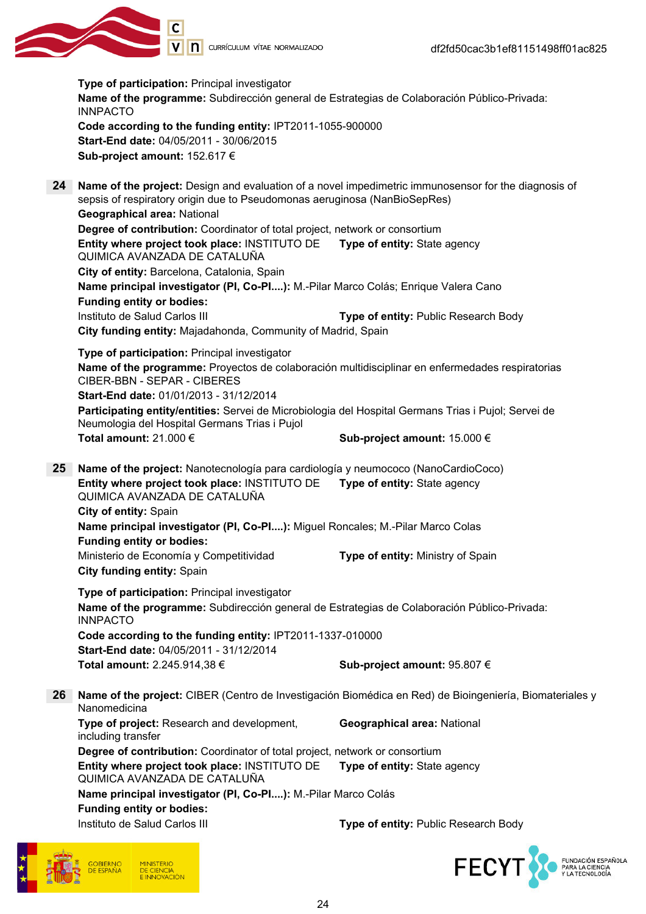**Type of participation:** Principal investigator
**Name of the programme:** Subdirección general de Estrategias de Colaboración Público-Privada: INNPACTO
**Code according to the funding entity:** IPT2011-1055-900000
**Start-End date:** 04/05/2011 - 30/06/2015
**Sub-project amount:** 152.617 €

**24** **Name of the project:** Design and evaluation of a novel impedimetric immunosensor for the diagnosis of sepsis of respiratory origin due to Pseudomonas aeruginosa (NanBioSepRes)
**Geographical area:** National
**Degree of contribution:** Coordinator of total project, network or consortium
**Entity where project took place:** INSTITUTO DE QUIMICA AVANZADA DE CATALUÑA **Type of entity:** State agency
**City of entity:** Barcelona, Catalonia, Spain
**Name principal investigator (PI, Co-PI....):** M.-Pilar Marco Colás; Enrique Valera Cano
**Funding entity or bodies:**
Instituto de Salud Carlos III **Type of entity:** Public Research Body
**City funding entity:** Majadahonda, Community of Madrid, Spain

**Type of participation:** Principal investigator
**Name of the programme:** Proyectos de colaboración multidisciplinar en enfermedades respiratorias CIBER-BBN - SEPAR - CIBERES
**Start-End date:** 01/01/2013 - 31/12/2014
**Participating entity/entities:** Servei de Microbiologia del Hospital Germans Trias i Pujol; Servei de Neumologia del Hospital Germans Trias i Pujol
**Total amount:** 21.000 € **Sub-project amount:** 15.000 €

**25** **Name of the project:** Nanotecnología para cardiología y neumococo (NanoCardioCoco)
**Entity where project took place:** INSTITUTO DE QUIMICA AVANZADA DE CATALUÑA **Type of entity:** State agency
**City of entity:** Spain
**Name principal investigator (PI, Co-PI....):** Miguel Roncales; M.-Pilar Marco Colas
**Funding entity or bodies:**
Ministerio de Economía y Competitividad **Type of entity:** Ministry of Spain
**City funding entity:** Spain

**Type of participation:** Principal investigator
**Name of the programme:** Subdirección general de Estrategias de Colaboración Público-Privada: INNPACTO
**Code according to the funding entity:** IPT2011-1337-010000
**Start-End date:** 04/05/2011 - 31/12/2014
**Total amount:** 2.245.914,38 € **Sub-project amount:** 95.807 €

**26** **Name of the project:** CIBER (Centro de Investigación Biomédica en Red) de Bioingeniería, Biomateriales y Nanomedicina
**Type of project:** Research and development, including transfer **Geographical area:** National
**Degree of contribution:** Coordinator of total project, network or consortium
**Entity where project took place:** INSTITUTO DE QUIMICA AVANZADA DE CATALUÑA **Type of entity:** State agency
**Name principal investigator (PI, Co-PI....):** M.-Pilar Marco Colás
**Funding entity or bodies:**
Instituto de Salud Carlos III **Type of entity:** Public Research Body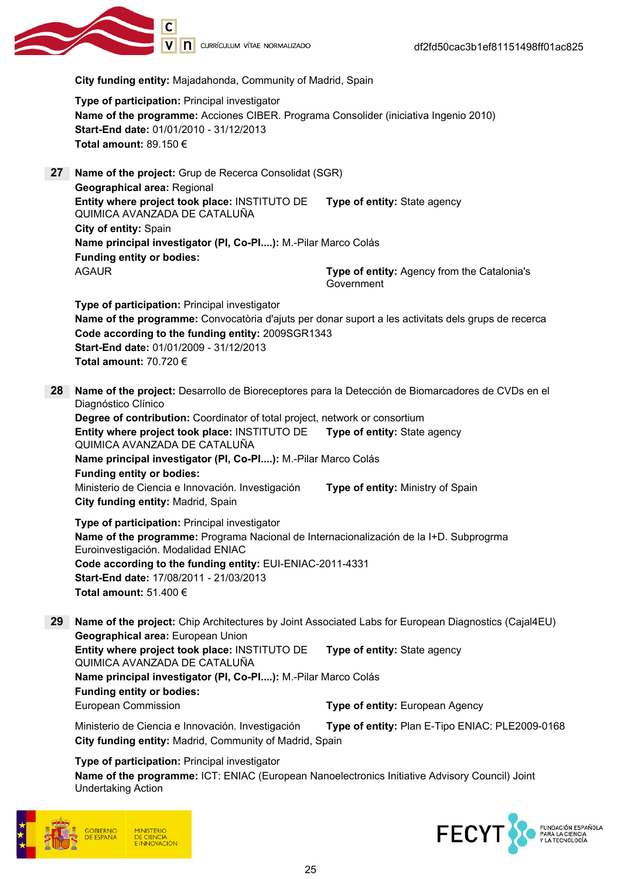**City funding entity:** Majadahonda, Community of Madrid, Spain

**Type of participation:** Principal investigator
**Name of the programme:** Acciones CIBER. Programa Consolider (iniciativa Ingenio 2010)
**Start-End date:** 01/01/2010 - 31/12/2013
**Total amount:** 89.150 €

**27** **Name of the project:** Grup de Recerca Consolidat (SGR)
**Geographical area:** Regional
**Entity where project took place:** INSTITUTO DE QUIMICA AVANZADA DE CATALUÑA **Type of entity:** State agency
**City of entity:** Spain
**Name principal investigator (PI, Co-PI....):** M.-Pilar Marco Colás
**Funding entity or bodies:**
AGAUR **Type of entity:** Agency from the Catalonia's Government

**Type of participation:** Principal investigator
**Name of the programme:** Convocatòria d'ajuts per donar suport a les activitats dels grups de recerca
**Code according to the funding entity:** 2009SGR1343
**Start-End date:** 01/01/2009 - 31/12/2013
**Total amount:** 70.720 €

**28** **Name of the project:** Desarrollo de Bioreceptores para la Detección de Biomarcadores de CVDs en el Diagnóstico Clínico
**Degree of contribution:** Coordinator of total project, network or consortium
**Entity where project took place:** INSTITUTO DE QUIMICA AVANZADA DE CATALUÑA **Type of entity:** State agency
**Name principal investigator (PI, Co-PI....):** M.-Pilar Marco Colás
**Funding entity or bodies:**
Ministerio de Ciencia e Innovación. Investigación **Type of entity:** Ministry of Spain
**City funding entity:** Madrid, Spain

**Type of participation:** Principal investigator
**Name of the programme:** Programa Nacional de Internacionalización de la I+D. Subprogrma Euroinvestigación. Modalidad ENIAC
**Code according to the funding entity:** EUI-ENIAC-2011-4331
**Start-End date:** 17/08/2011 - 21/03/2013
**Total amount:** 51.400 €

**29** **Name of the project:** Chip Architectures by Joint Associated Labs for European Diagnostics (Cajal4EU)
**Geographical area:** European Union
**Entity where project took place:** INSTITUTO DE QUIMICA AVANZADA DE CATALUÑA **Type of entity:** State agency
**Name principal investigator (PI, Co-PI....):** M.-Pilar Marco Colás
**Funding entity or bodies:**
European Commission **Type of entity:** European Agency

Ministerio de Ciencia e Innovación. Investigación **Type of entity:** Plan E-Tipo ENIAC: PLE2009-0168
**City funding entity:** Madrid, Community of Madrid, Spain

**Type of participation:** Principal investigator
**Name of the programme:** ICT: ENIAC (European Nanoelectronics Initiative Advisory Council) Joint Undertaking Action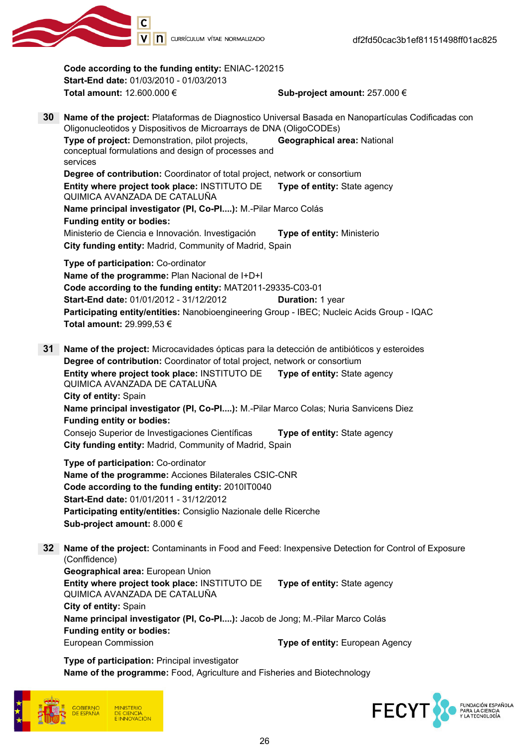**Code according to the funding entity:** ENIAC-120215
**Start-End date:** 01/03/2010 - 01/03/2013
**Total amount:** 12.600.000 € **Sub-project amount:** 257.000 €

**30** **Name of the project:** Plataformas de Diagnostico Universal Basada en Nanopartículas Codificadas con Oligonucleotidos y Dispositivos de Microarrays de DNA (OligoCODEs)
**Type of project:** Demonstration, pilot projects, conceptual formulations and design of processes and services **Geographical area:** National
**Degree of contribution:** Coordinator of total project, network or consortium
**Entity where project took place:** INSTITUTO DE QUIMICA AVANZADA DE CATALUÑA **Type of entity:** State agency
**Name principal investigator (PI, Co-PI....):** M.-Pilar Marco Colás
**Funding entity or bodies:**
Ministerio de Ciencia e Innovación. Investigación **Type of entity:** Ministerio
**City funding entity:** Madrid, Community of Madrid, Spain

**Type of participation:** Co-ordinator
**Name of the programme:** Plan Nacional de I+D+I
**Code according to the funding entity:** MAT2011-29335-C03-01
**Start-End date:** 01/01/2012 - 31/12/2012 **Duration:** 1 year
**Participating entity/entities:** Nanobioengineering Group - IBEC; Nucleic Acids Group - IQAC
**Total amount:** 29.999,53 €

**31** **Name of the project:** Microcavidades ópticas para la detección de antibióticos y esteroides
**Degree of contribution:** Coordinator of total project, network or consortium
**Entity where project took place:** INSTITUTO DE QUIMICA AVANZADA DE CATALUÑA **Type of entity:** State agency
**City of entity:** Spain
**Name principal investigator (PI, Co-PI....):** M.-Pilar Marco Colas; Nuria Sanvicens Diez
**Funding entity or bodies:**
Consejo Superior de Investigaciones Científicas **Type of entity:** State agency
**City funding entity:** Madrid, Community of Madrid, Spain

**Type of participation:** Co-ordinator
**Name of the programme:** Acciones Bilaterales CSIC-CNR
**Code according to the funding entity:** 2010IT0040
**Start-End date:** 01/01/2011 - 31/12/2012
**Participating entity/entities:** Consiglio Nazionale delle Ricerche
**Sub-project amount:** 8.000 €

**32** **Name of the project:** Contaminants in Food and Feed: Inexpensive Detection for Control of Exposure (Conffidence)
**Geographical area:** European Union
**Entity where project took place:** INSTITUTO DE QUIMICA AVANZADA DE CATALUÑA **Type of entity:** State agency
**City of entity:** Spain
**Name principal investigator (PI, Co-PI....):** Jacob de Jong; M.-Pilar Marco Colás
**Funding entity or bodies:**
European Commission **Type of entity:** European Agency

**Type of participation:** Principal investigator
**Name of the programme:** Food, Agriculture and Fisheries and Biotechnology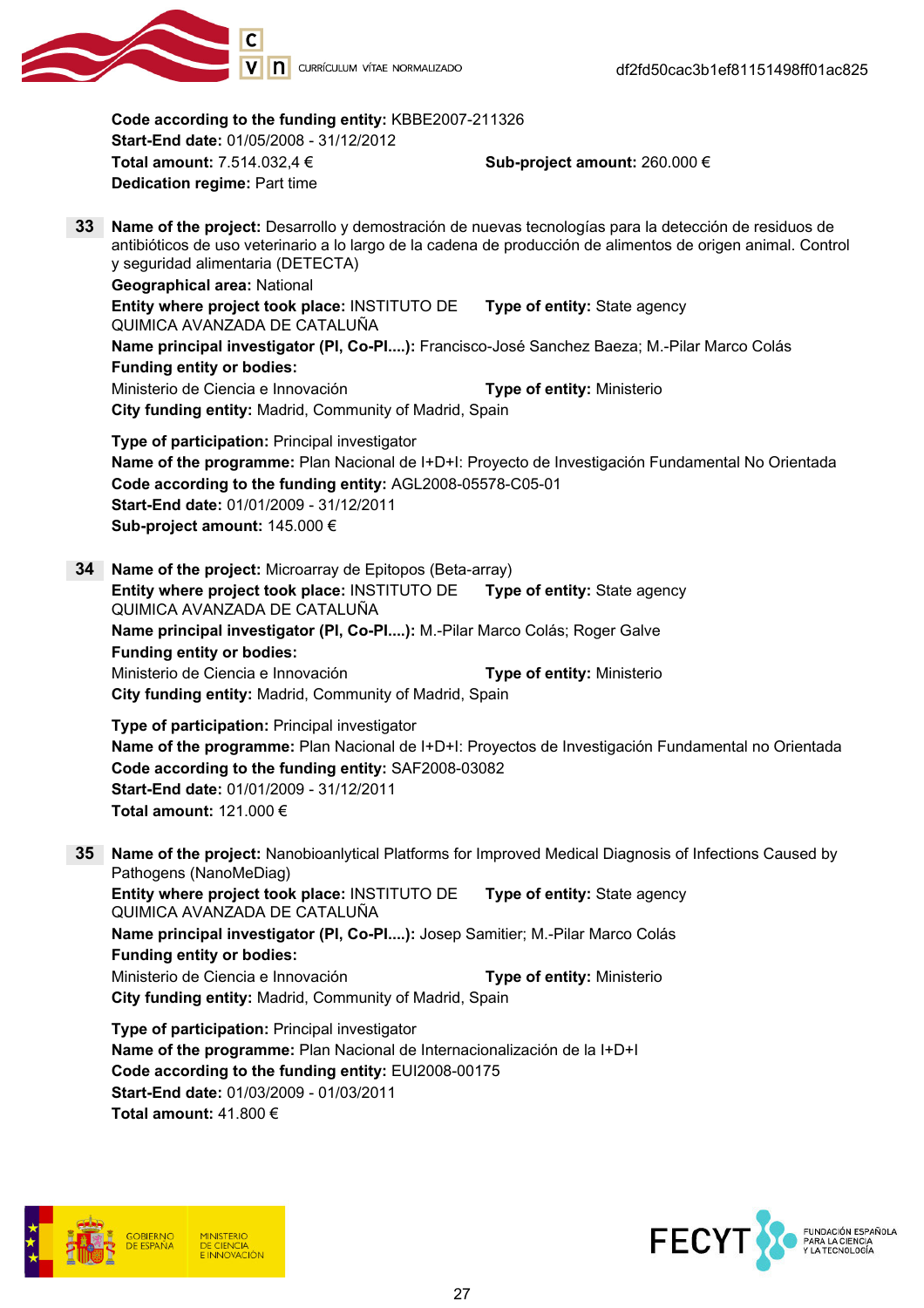**Code according to the funding entity:** KBBE2007-211326
**Start-End date:** 01/05/2008 - 31/12/2012
**Total amount:** 7.514.032,4 € **Sub-project amount:** 260.000 €
**Dedication regime:** Part time

**33** **Name of the project:** Desarrollo y demostración de nuevas tecnologías para la detección de residuos de antibióticos de uso veterinario a lo largo de la cadena de producción de alimentos de origen animal. Control y seguridad alimentaria (DETECTA)
**Geographical area:** National
**Entity where project took place:** INSTITUTO DE QUIMICA AVANZADA DE CATALUÑA **Type of entity:** State agency
**Name principal investigator (PI, Co-PI....):** Francisco-José Sanchez Baeza; M.-Pilar Marco Colás
**Funding entity or bodies:**
Ministerio de Ciencia e Innovación **Type of entity:** Ministerio
**City funding entity:** Madrid, Community of Madrid, Spain

**Type of participation:** Principal investigator
**Name of the programme:** Plan Nacional de I+D+I: Proyecto de Investigación Fundamental No Orientada
**Code according to the funding entity:** AGL2008-05578-C05-01
**Start-End date:** 01/01/2009 - 31/12/2011
**Sub-project amount:** 145.000 €

**34** **Name of the project:** Microarray de Epitopos (Beta-array)
**Entity where project took place:** INSTITUTO DE QUIMICA AVANZADA DE CATALUÑA **Type of entity:** State agency
**Name principal investigator (PI, Co-PI....):** M.-Pilar Marco Colás; Roger Galve
**Funding entity or bodies:**
Ministerio de Ciencia e Innovación **Type of entity:** Ministerio
**City funding entity:** Madrid, Community of Madrid, Spain

**Type of participation:** Principal investigator
**Name of the programme:** Plan Nacional de I+D+I: Proyectos de Investigación Fundamental no Orientada
**Code according to the funding entity:** SAF2008-03082
**Start-End date:** 01/01/2009 - 31/12/2011
**Total amount:** 121.000 €

**35** **Name of the project:** Nanobioanlytical Platforms for Improved Medical Diagnosis of Infections Caused by Pathogens (NanoMeDiag)
**Entity where project took place:** INSTITUTO DE QUIMICA AVANZADA DE CATALUÑA **Type of entity:** State agency
**Name principal investigator (PI, Co-PI....):** Josep Samitier; M.-Pilar Marco Colás
**Funding entity or bodies:**
Ministerio de Ciencia e Innovación **Type of entity:** Ministerio
**City funding entity:** Madrid, Community of Madrid, Spain

**Type of participation:** Principal investigator
**Name of the programme:** Plan Nacional de Internacionalización de la I+D+I
**Code according to the funding entity:** EUI2008-00175
**Start-End date:** 01/03/2009 - 01/03/2011
**Total amount:** 41.800 €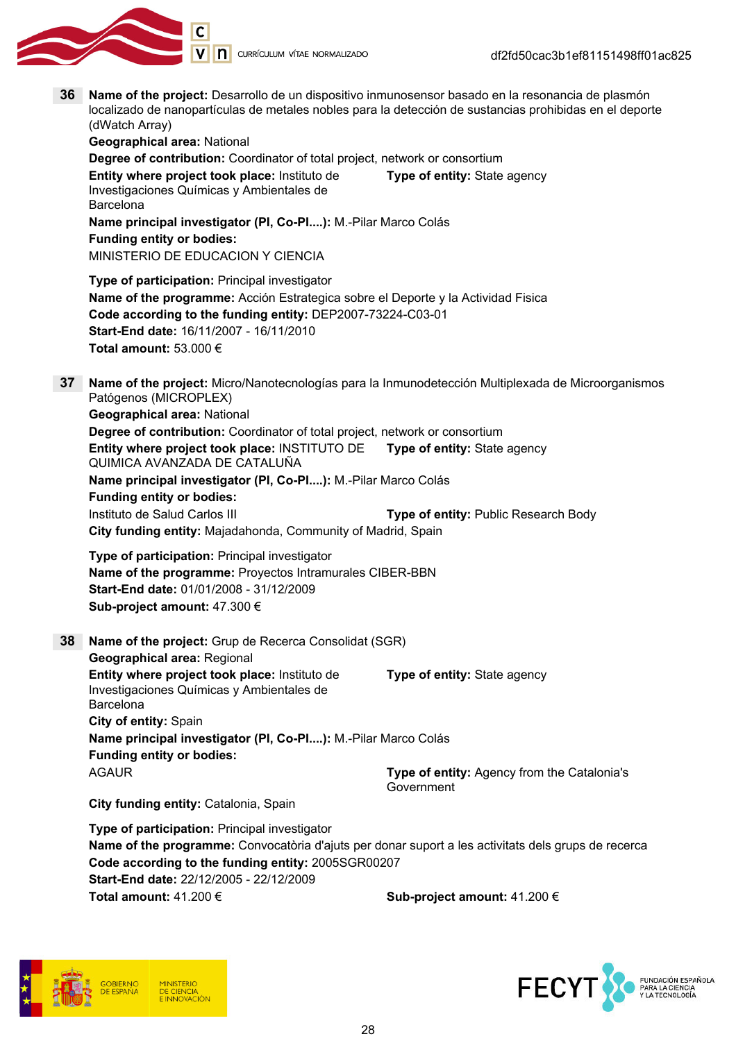**36** **Name of the project:** Desarrollo de un dispositivo inmunosensor basado en la resonancia de plasmón localizado de nanopartículas de metales nobles para la detección de sustancias prohibidas en el deporte (dWatch Array)
**Geographical area:** National
**Degree of contribution:** Coordinator of total project, network or consortium
**Entity where project took place:** Instituto de Investigaciones Químicas y Ambientales de Barcelona
**Type of entity:** State agency
**Name principal investigator (PI, Co-PI....):** M.-Pilar Marco Colás
**Funding entity or bodies:**
MINISTERIO DE EDUCACION Y CIENCIA

**Type of participation:** Principal investigator
**Name of the programme:** Acción Estrategica sobre el Deporte y la Actividad Fisica
**Code according to the funding entity:** DEP2007-73224-C03-01
**Start-End date:** 16/11/2007 - 16/11/2010
**Total amount:** 53.000 €

**37** **Name of the project:** Micro/Nanotecnologías para la Inmunodetección Multiplexada de Microorganismos Patógenos (MICROPLEX)
**Geographical area:** National
**Degree of contribution:** Coordinator of total project, network or consortium
**Entity where project took place:** INSTITUTO DE QUIMICA AVANZADA DE CATALUÑA
**Type of entity:** State agency
**Name principal investigator (PI, Co-PI....):** M.-Pilar Marco Colás
**Funding entity or bodies:**
Instituto de Salud Carlos III
**Type of entity:** Public Research Body
**City funding entity:** Majadahonda, Community of Madrid, Spain

**Type of participation:** Principal investigator
**Name of the programme:** Proyectos Intramurales CIBER-BBN
**Start-End date:** 01/01/2008 - 31/12/2009
**Sub-project amount:** 47.300 €

**38** **Name of the project:** Grup de Recerca Consolidat (SGR)
**Geographical area:** Regional
**Entity where project took place:** Instituto de Investigaciones Químicas y Ambientales de Barcelona
**Type of entity:** State agency
**City of entity:** Spain
**Name principal investigator (PI, Co-PI....):** M.-Pilar Marco Colás
**Funding entity or bodies:**
AGAUR
**Type of entity:** Agency from the Catalonia's Government
**City funding entity:** Catalonia, Spain

**Type of participation:** Principal investigator
**Name of the programme:** Convocatòria d'ajuts per donar suport a les activitats dels grups de recerca
**Code according to the funding entity:** 2005SGR00207
**Start-End date:** 22/12/2005 - 22/12/2009
**Total amount:** 41.200 €
**Sub-project amount:** 41.200 €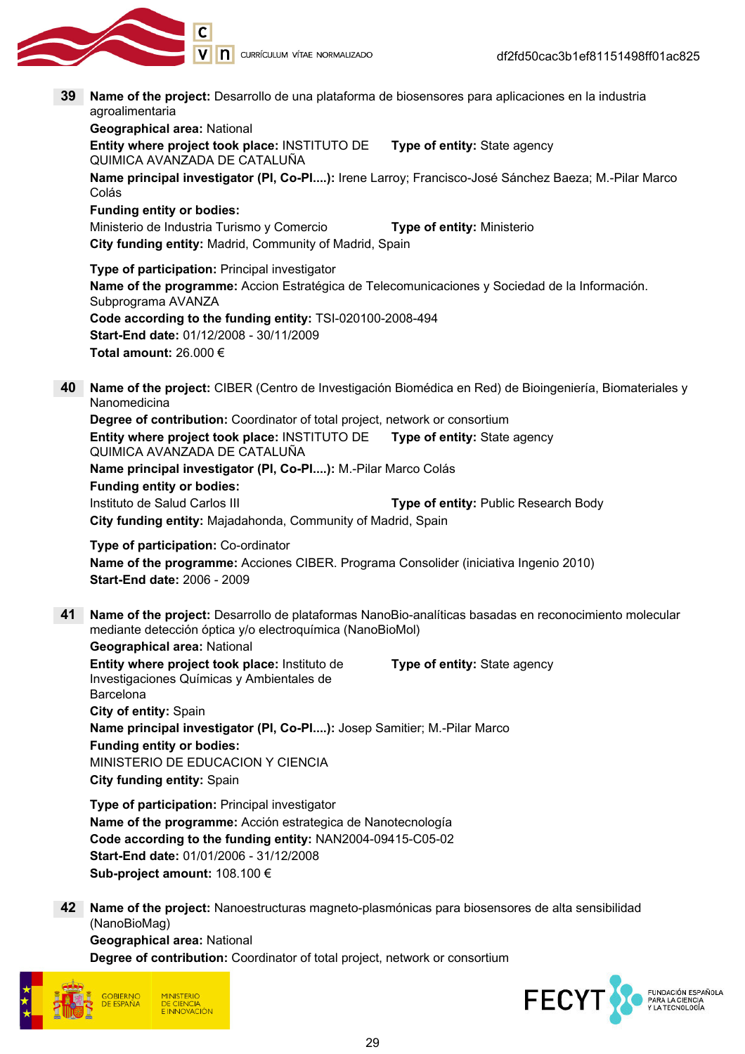**39** **Name of the project:** Desarrollo de una plataforma de biosensores para aplicaciones en la industria agroalimentaria
**Geographical area:** National
**Entity where project took place:** INSTITUTO DE QUIMICA AVANZADA DE CATALUÑA **Type of entity:** State agency
**Name principal investigator (PI, Co-PI....):** Irene Larroy; Francisco-José Sánchez Baeza; M.-Pilar Marco Colás
**Funding entity or bodies:**
Ministerio de Industria Turismo y Comercio **Type of entity:** Ministerio
**City funding entity:** Madrid, Community of Madrid, Spain

**Type of participation:** Principal investigator
**Name of the programme:** Accion Estratégica de Telecomunicaciones y Sociedad de la Información. Subprograma AVANZA
**Code according to the funding entity:** TSI-020100-2008-494
**Start-End date:** 01/12/2008 - 30/11/2009
**Total amount:** 26.000 €

**40** **Name of the project:** CIBER (Centro de Investigación Biomédica en Red) de Bioingeniería, Biomateriales y Nanomedicina
**Degree of contribution:** Coordinator of total project, network or consortium
**Entity where project took place:** INSTITUTO DE QUIMICA AVANZADA DE CATALUÑA **Type of entity:** State agency
**Name principal investigator (PI, Co-PI....):** M.-Pilar Marco Colás
**Funding entity or bodies:**
Instituto de Salud Carlos III **Type of entity:** Public Research Body
**City funding entity:** Majadahonda, Community of Madrid, Spain

**Type of participation:** Co-ordinator
**Name of the programme:** Acciones CIBER. Programa Consolider (iniciativa Ingenio 2010)
**Start-End date:** 2006 - 2009

**41** **Name of the project:** Desarrollo de plataformas NanoBio-analíticas basadas en reconocimiento molecular mediante detección óptica y/o electroquímica (NanoBioMol)
**Geographical area:** National
**Entity where project took place:** Instituto de Investigaciones Químicas y Ambientales de Barcelona **Type of entity:** State agency
**City of entity:** Spain
**Name principal investigator (PI, Co-PI....):** Josep Samitier; M.-Pilar Marco
**Funding entity or bodies:**
MINISTERIO DE EDUCACION Y CIENCIA
**City funding entity:** Spain

**Type of participation:** Principal investigator
**Name of the programme:** Acción estrategica de Nanotecnología
**Code according to the funding entity:** NAN2004-09415-C05-02
**Start-End date:** 01/01/2006 - 31/12/2008
**Sub-project amount:** 108.100 €

**42** **Name of the project:** Nanoestructuras magneto-plasmónicas para biosensores de alta sensibilidad (NanoBioMag)
**Geographical area:** National
**Degree of contribution:** Coordinator of total project, network or consortium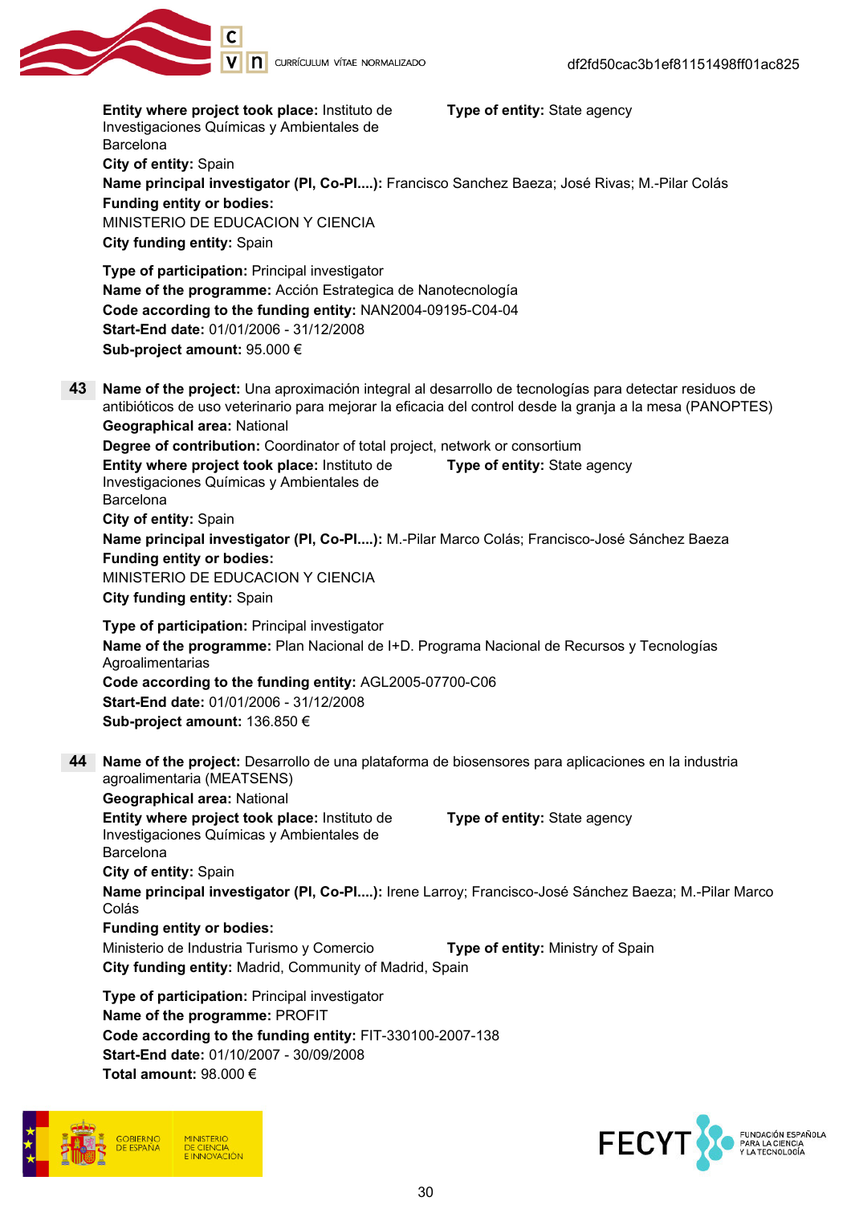**Entity where project took place:** Instituto de Investigaciones Químicas y Ambientales de Barcelona
**Type of entity:** State agency
**City of entity:** Spain
**Name principal investigator (PI, Co-PI....):** Francisco Sanchez Baeza; José Rivas; M.-Pilar Colás
**Funding entity or bodies:**
MINISTERIO DE EDUCACION Y CIENCIA
**City funding entity:** Spain

**Type of participation:** Principal investigator
**Name of the programme:** Acción Estrategica de Nanotecnología
**Code according to the funding entity:** NAN2004-09195-C04-04
**Start-End date:** 01/01/2006 - 31/12/2008
**Sub-project amount:** 95.000 €

**43** **Name of the project:** Una aproximación integral al desarrollo de tecnologías para detectar residuos de antibióticos de uso veterinario para mejorar la eficacia del control desde la granja a la mesa (PANOPTES)
**Geographical area:** National
**Degree of contribution:** Coordinator of total project, network or consortium
**Entity where project took place:** Instituto de Investigaciones Químicas y Ambientales de Barcelona
**Type of entity:** State agency
**City of entity:** Spain
**Name principal investigator (PI, Co-PI....):** M.-Pilar Marco Colás; Francisco-José Sánchez Baeza
**Funding entity or bodies:**
MINISTERIO DE EDUCACION Y CIENCIA
**City funding entity:** Spain

**Type of participation:** Principal investigator
**Name of the programme:** Plan Nacional de I+D. Programa Nacional de Recursos y Tecnologías Agroalimentarias
**Code according to the funding entity:** AGL2005-07700-C06
**Start-End date:** 01/01/2006 - 31/12/2008
**Sub-project amount:** 136.850 €

**44** **Name of the project:** Desarrollo de una plataforma de biosensores para aplicaciones en la industria agroalimentaria (MEATSENS)
**Geographical area:** National
**Entity where project took place:** Instituto de Investigaciones Químicas y Ambientales de Barcelona
**Type of entity:** State agency
**City of entity:** Spain
**Name principal investigator (PI, Co-PI....):** Irene Larroy; Francisco-José Sánchez Baeza; M.-Pilar Marco Colás
**Funding entity or bodies:**
Ministerio de Industria Turismo y Comercio
**Type of entity:** Ministry of Spain
**City funding entity:** Madrid, Community of Madrid, Spain

**Type of participation:** Principal investigator
**Name of the programme:** PROFIT
**Code according to the funding entity:** FIT-330100-2007-138
**Start-End date:** 01/10/2007 - 30/09/2008
**Total amount:** 98.000 €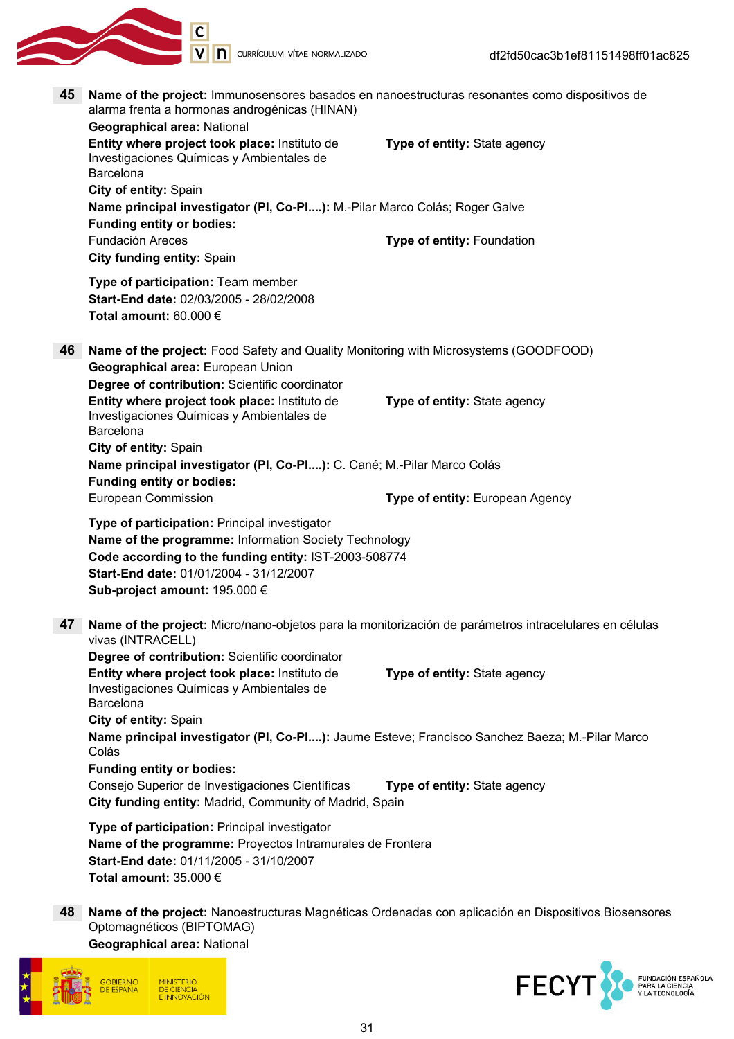**45** **Name of the project:** Immunosensores basados en nanoestructuras resonantes como dispositivos de alarma frenta a hormonas androgénicas (HINAN)
**Geographical area:** National
**Entity where project took place:** Instituto de Investigaciones Químicas y Ambientales de Barcelona
**Type of entity:** State agency
**City of entity:** Spain
**Name principal investigator (PI, Co-PI....):** M.-Pilar Marco Colás; Roger Galve
**Funding entity or bodies:**
Fundación Areces
**Type of entity:** Foundation
**City funding entity:** Spain

**Type of participation:** Team member
**Start-End date:** 02/03/2005 - 28/02/2008
**Total amount:** 60.000 €

**46** **Name of the project:** Food Safety and Quality Monitoring with Microsystems (GOODFOOD)
**Geographical area:** European Union
**Degree of contribution:** Scientific coordinator
**Entity where project took place:** Instituto de Investigaciones Químicas y Ambientales de Barcelona
**Type of entity:** State agency
**City of entity:** Spain
**Name principal investigator (PI, Co-PI....):** C. Cané; M.-Pilar Marco Colás
**Funding entity or bodies:**
European Commission
**Type of entity:** European Agency

**Type of participation:** Principal investigator
**Name of the programme:** Information Society Technology
**Code according to the funding entity:** IST-2003-508774
**Start-End date:** 01/01/2004 - 31/12/2007
**Sub-project amount:** 195.000 €

**47** **Name of the project:** Micro/nano-objetos para la monitorización de parámetros intracelulares en células vivas (INTRACELL)
**Degree of contribution:** Scientific coordinator
**Entity where project took place:** Instituto de Investigaciones Químicas y Ambientales de Barcelona
**Type of entity:** State agency
**City of entity:** Spain
**Name principal investigator (PI, Co-PI....):** Jaume Esteve; Francisco Sanchez Baeza; M.-Pilar Marco Colás
**Funding entity or bodies:**
Consejo Superior de Investigaciones Científicas
**Type of entity:** State agency
**City funding entity:** Madrid, Community of Madrid, Spain

**Type of participation:** Principal investigator
**Name of the programme:** Proyectos Intramurales de Frontera
**Start-End date:** 01/11/2005 - 31/10/2007
**Total amount:** 35.000 €

**48** **Name of the project:** Nanoestructuras Magnéticas Ordenadas con aplicación en Dispositivos Biosensores Optomagnéticos (BIPTOMAG)
**Geographical area:** National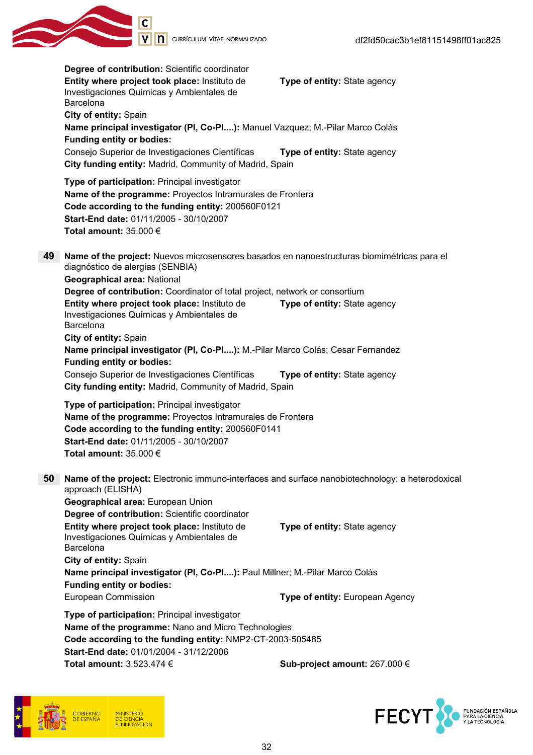**Degree of contribution:** Scientific coordinator
**Entity where project took place:** Instituto de Investigaciones Químicas y Ambientales de Barcelona
**Type of entity:** State agency
**City of entity:** Spain
**Name principal investigator (PI, Co-PI....):** Manuel Vazquez; M.-Pilar Marco Colás
**Funding entity or bodies:**
Consejo Superior de Investigaciones Científicas **Type of entity:** State agency
**City funding entity:** Madrid, Community of Madrid, Spain

**Type of participation:** Principal investigator
**Name of the programme:** Proyectos Intramurales de Frontera
**Code according to the funding entity:** 200560F0121
**Start-End date:** 01/11/2005 - 30/10/2007
**Total amount:** 35.000 €

**49** **Name of the project:** Nuevos microsensores basados en nanoestructuras biomiméticas para el diagnóstico de alergias (SENBIA)
**Geographical area:** National
**Degree of contribution:** Coordinator of total project, network or consortium
**Entity where project took place:** Instituto de Investigaciones Químicas y Ambientales de Barcelona
**Type of entity:** State agency
**City of entity:** Spain
**Name principal investigator (PI, Co-PI....):** M.-Pilar Marco Colás; Cesar Fernandez
**Funding entity or bodies:**
Consejo Superior de Investigaciones Científicas **Type of entity:** State agency
**City funding entity:** Madrid, Community of Madrid, Spain

**Type of participation:** Principal investigator
**Name of the programme:** Proyectos Intramurales de Frontera
**Code according to the funding entity:** 200560F0141
**Start-End date:** 01/11/2005 - 30/10/2007
**Total amount:** 35.000 €

**50** **Name of the project:** Electronic immuno-interfaces and surface nanobiotechnology: a heterodoxical approach (ELISHA)
**Geographical area:** European Union
**Degree of contribution:** Scientific coordinator
**Entity where project took place:** Instituto de Investigaciones Químicas y Ambientales de Barcelona
**Type of entity:** State agency
**City of entity:** Spain
**Name principal investigator (PI, Co-PI....):** Paul Millner; M.-Pilar Marco Colás
**Funding entity or bodies:**
European Commission **Type of entity:** European Agency

**Type of participation:** Principal investigator
**Name of the programme:** Nano and Micro Technologies
**Code according to the funding entity:** NMP2-CT-2003-505485
**Start-End date:** 01/01/2004 - 31/12/2006
**Total amount:** 3.523.474 € **Sub-project amount:** 267.000 €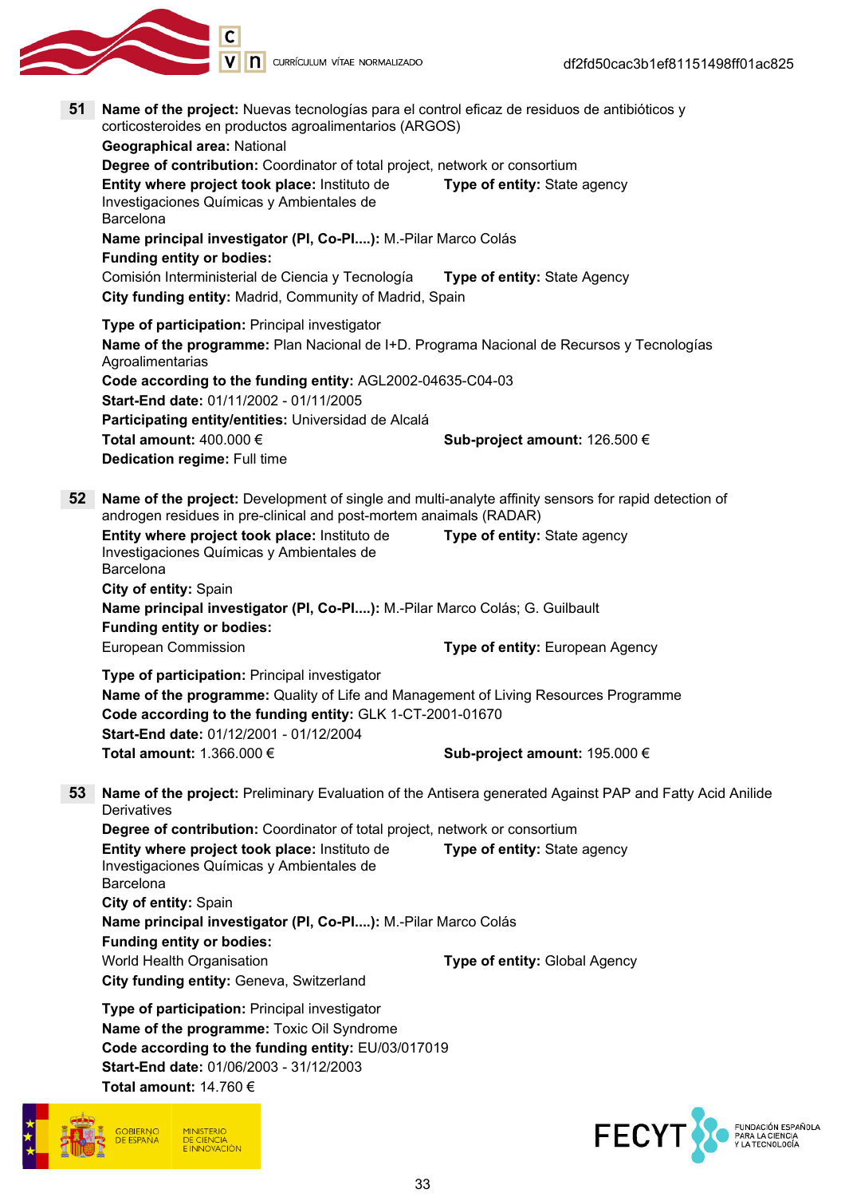**51** **Name of the project:** Nuevas tecnologías para el control eficaz de residuos de antibióticos y corticosteroides en productos agroalimentarios (ARGOS)

**Geographical area:** National

**Degree of contribution:** Coordinator of total project, network or consortium

**Entity where project took place:** Instituto de Investigaciones Químicas y Ambientales de Barcelona **Type of entity:** State agency

**Name principal investigator (PI, Co-PI....):** M.-Pilar Marco Colás

**Funding entity or bodies:**

Comisión Interministerial de Ciencia y Tecnología **Type of entity:** State Agency

**City funding entity:** Madrid, Community of Madrid, Spain

**Type of participation:** Principal investigator

**Name of the programme:** Plan Nacional de I+D. Programa Nacional de Recursos y Tecnologías Agroalimentarias

**Code according to the funding entity:** AGL2002-04635-C04-03

**Start-End date:** 01/11/2002 - 01/11/2005

**Participating entity/entities:** Universidad de Alcalá

**Total amount:** 400.000 € **Sub-project amount:** 126.500 €

**Dedication regime:** Full time

**52** **Name of the project:** Development of single and multi-analyte affinity sensors for rapid detection of androgen residues in pre-clinical and post-mortem anaimals (RADAR)

**Entity where project took place:** Instituto de Investigaciones Químicas y Ambientales de Barcelona **Type of entity:** State agency

**City of entity:** Spain

**Name principal investigator (PI, Co-PI....):** M.-Pilar Marco Colás; G. Guilbault

**Funding entity or bodies:**

European Commission **Type of entity:** European Agency

**Type of participation:** Principal investigator

**Name of the programme:** Quality of Life and Management of Living Resources Programme

**Code according to the funding entity:** GLK 1-CT-2001-01670

**Start-End date:** 01/12/2001 - 01/12/2004

**Total amount:** 1.366.000 € **Sub-project amount:** 195.000 €

**53** **Name of the project:** Preliminary Evaluation of the Antisera generated Against PAP and Fatty Acid Anilide Derivatives

**Degree of contribution:** Coordinator of total project, network or consortium

**Entity where project took place:** Instituto de Investigaciones Químicas y Ambientales de Barcelona **Type of entity:** State agency

**City of entity:** Spain

**Name principal investigator (PI, Co-PI....):** M.-Pilar Marco Colás

**Funding entity or bodies:**

World Health Organisation **Type of entity:** Global Agency

**City funding entity:** Geneva, Switzerland

**Type of participation:** Principal investigator

**Name of the programme:** Toxic Oil Syndrome

**Code according to the funding entity:** EU/03/017019

**Start-End date:** 01/06/2003 - 31/12/2003

**Total amount:** 14.760 €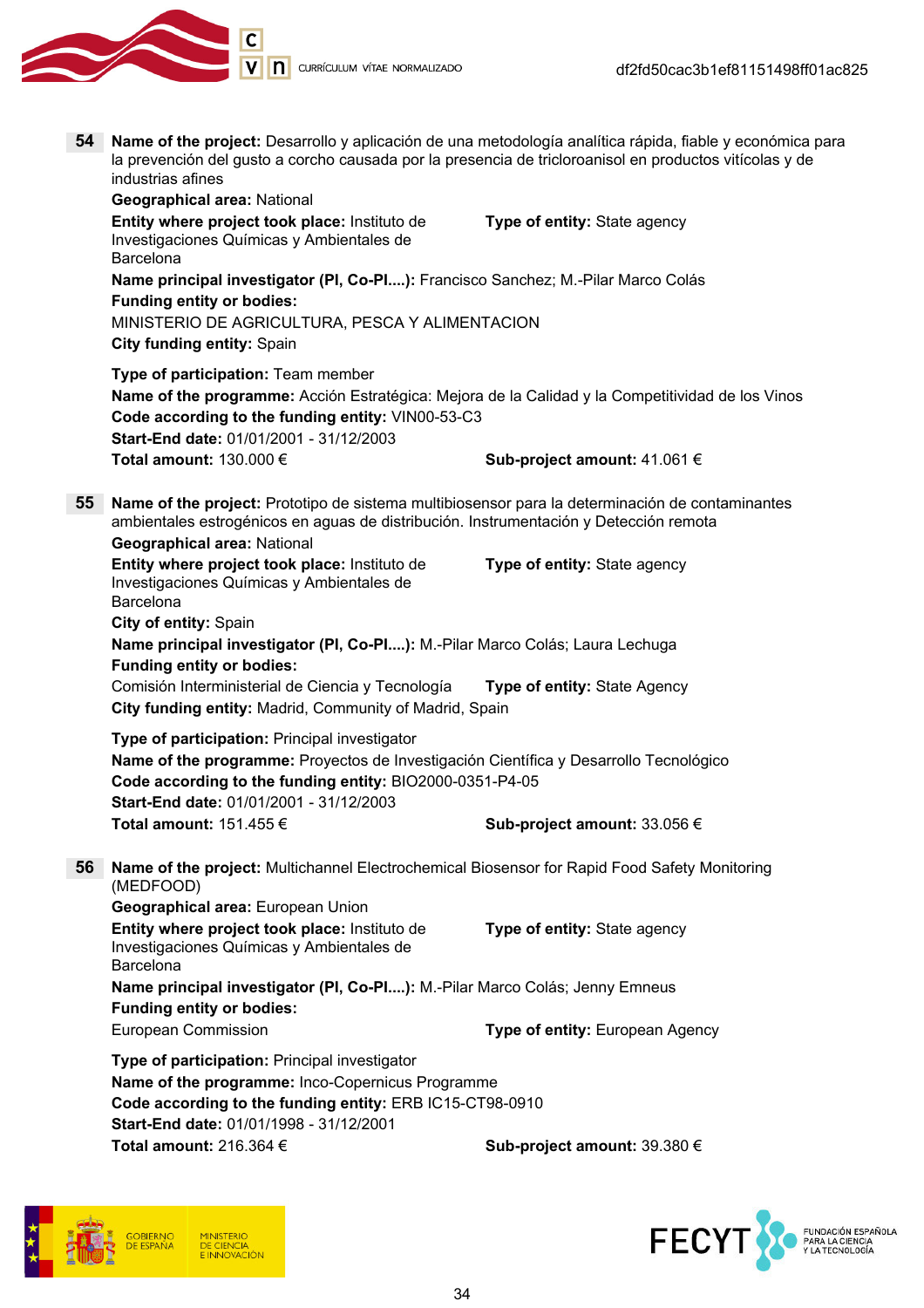**54** **Name of the project:** Desarrollo y aplicación de una metodología analítica rápida, fiable y económica para la prevención del gusto a corcho causada por la presencia de tricloroanisol en productos vitícolas y de industrias afines

**Geographical area:** National

**Entity where project took place:** Instituto de Investigaciones Químicas y Ambientales de Barcelona

**Type of entity:** State agency

**Name principal investigator (PI, Co-PI....):** Francisco Sanchez; M.-Pilar Marco Colás

**Funding entity or bodies:**

MINISTERIO DE AGRICULTURA, PESCA Y ALIMENTACION

**City funding entity:** Spain

**Type of participation:** Team member

**Name of the programme:** Acción Estratégica: Mejora de la Calidad y la Competitividad de los Vinos

**Code according to the funding entity:** VIN00-53-C3

**Start-End date:** 01/01/2001 - 31/12/2003

**Total amount:** 130.000 €

**Sub-project amount:** 41.061 €

**55** **Name of the project:** Prototipo de sistema multibiosensor para la determinación de contaminantes ambientales estrogénicos en aguas de distribución. Instrumentación y Detección remota

**Geographical area:** National

**Entity where project took place:** Instituto de Investigaciones Químicas y Ambientales de Barcelona

**Type of entity:** State agency

**City of entity:** Spain

**Name principal investigator (PI, Co-PI....):** M.-Pilar Marco Colás; Laura Lechuga

**Funding entity or bodies:**

Comisión Interministerial de Ciencia y Tecnología

**Type of entity:** State Agency

**City funding entity:** Madrid, Community of Madrid, Spain

**Type of participation:** Principal investigator

**Name of the programme:** Proyectos de Investigación Científica y Desarrollo Tecnológico

**Code according to the funding entity:** BIO2000-0351-P4-05

**Start-End date:** 01/01/2001 - 31/12/2003

**Total amount:** 151.455 €

**Sub-project amount:** 33.056 €

**56** **Name of the project:** Multichannel Electrochemical Biosensor for Rapid Food Safety Monitoring (MEDFOOD)

**Geographical area:** European Union

**Entity where project took place:** Instituto de Investigaciones Químicas y Ambientales de Barcelona

**Type of entity:** State agency

**Name principal investigator (PI, Co-PI....):** M.-Pilar Marco Colás; Jenny Emneus

**Funding entity or bodies:**

European Commission

**Type of entity:** European Agency

**Type of participation:** Principal investigator

**Name of the programme:** Inco-Copernicus Programme

**Code according to the funding entity:** ERB IC15-CT98-0910

**Start-End date:** 01/01/1998 - 31/12/2001

**Total amount:** 216.364 €

**Sub-project amount:** 39.380 €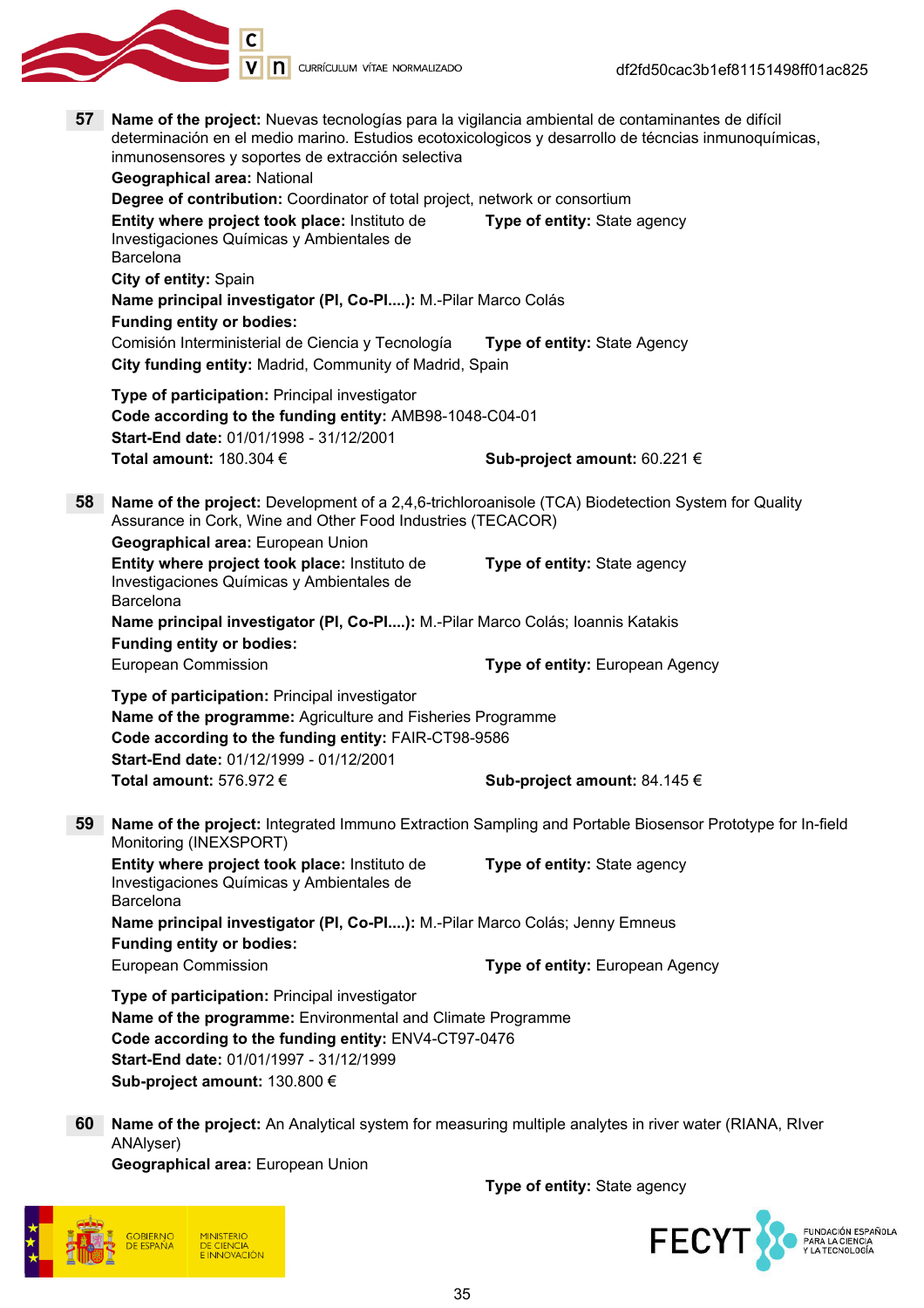**57** **Name of the project:** Nuevas tecnologías para la vigilancia ambiental de contaminantes de difícil determinación en el medio marino. Estudios ecotoxicologicos y desarrollo de técncias inmunoquímicas, inmunosensores y soportes de extracción selectiva
**Geographical area:** National
**Degree of contribution:** Coordinator of total project, network or consortium
**Entity where project took place:** Instituto de Investigaciones Químicas y Ambientales de Barcelona
**Type of entity:** State agency
**City of entity:** Spain
**Name principal investigator (PI, Co-PI....):** M.-Pilar Marco Colás
**Funding entity or bodies:**
Comisión Interministerial de Ciencia y Tecnología
**Type of entity:** State Agency
**City funding entity:** Madrid, Community of Madrid, Spain

**Type of participation:** Principal investigator
**Code according to the funding entity:** AMB98-1048-C04-01
**Start-End date:** 01/01/1998 - 31/12/2001
**Total amount:** 180.304 €
**Sub-project amount:** 60.221 €

**58** **Name of the project:** Development of a 2,4,6-trichloroanisole (TCA) Biodetection System for Quality Assurance in Cork, Wine and Other Food Industries (TECACOR)
**Geographical area:** European Union
**Entity where project took place:** Instituto de Investigaciones Químicas y Ambientales de Barcelona
**Type of entity:** State agency
**Name principal investigator (PI, Co-PI....):** M.-Pilar Marco Colás; Ioannis Katakis
**Funding entity or bodies:**
European Commission
**Type of entity:** European Agency

**Type of participation:** Principal investigator
**Name of the programme:** Agriculture and Fisheries Programme
**Code according to the funding entity:** FAIR-CT98-9586
**Start-End date:** 01/12/1999 - 01/12/2001
**Total amount:** 576.972 €
**Sub-project amount:** 84.145 €

**59** **Name of the project:** Integrated Immuno Extraction Sampling and Portable Biosensor Prototype for In-field Monitoring (INEXSPORT)
**Entity where project took place:** Instituto de Investigaciones Químicas y Ambientales de Barcelona
**Type of entity:** State agency
**Name principal investigator (PI, Co-PI....):** M.-Pilar Marco Colás; Jenny Emneus
**Funding entity or bodies:**
European Commission
**Type of entity:** European Agency

**Type of participation:** Principal investigator
**Name of the programme:** Environmental and Climate Programme
**Code according to the funding entity:** ENV4-CT97-0476
**Start-End date:** 01/01/1997 - 31/12/1999
**Sub-project amount:** 130.800 €

**60** **Name of the project:** An Analytical system for measuring multiple analytes in river water (RIANA, RIver ANAlyser)
**Geographical area:** European Union
**Type of entity:** State agency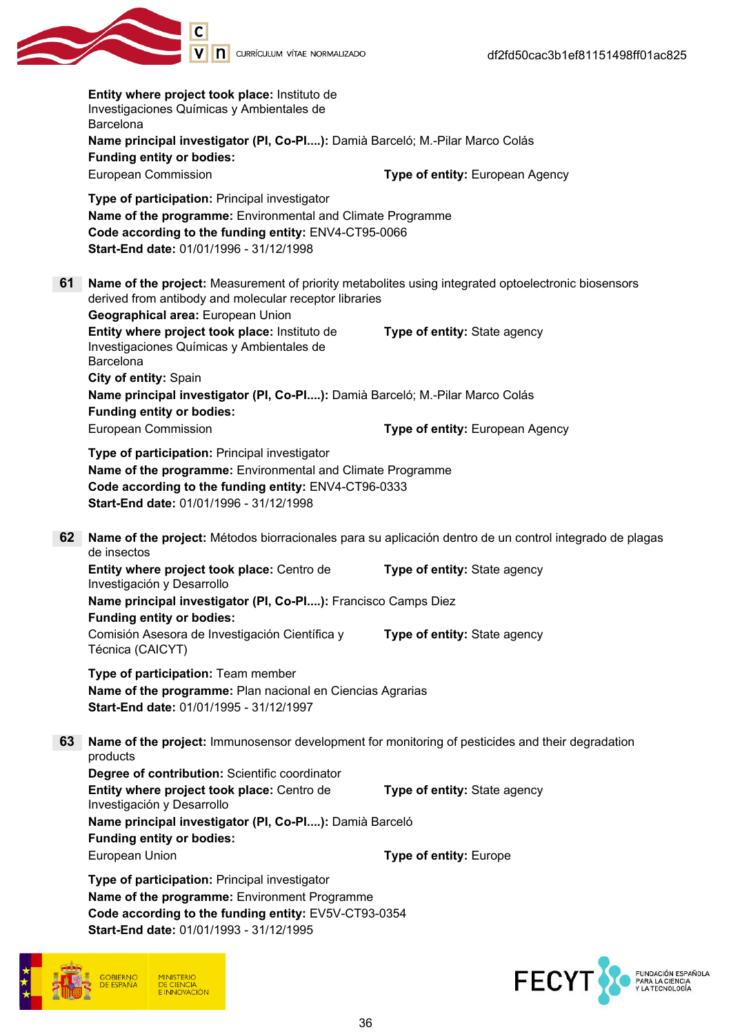**Entity where project took place:** Instituto de Investigaciones Químicas y Ambientales de Barcelona
**Name principal investigator (PI, Co-PI....):** Damià Barceló; M.-Pilar Marco Colás
**Funding entity or bodies:**
European Commission **Type of entity:** European Agency

**Type of participation:** Principal investigator
**Name of the programme:** Environmental and Climate Programme
**Code according to the funding entity:** ENV4-CT95-0066
**Start-End date:** 01/01/1996 - 31/12/1998

**61** **Name of the project:** Measurement of priority metabolites using integrated optoelectronic biosensors derived from antibody and molecular receptor libraries
**Geographical area:** European Union
**Entity where project took place:** Instituto de Investigaciones Químicas y Ambientales de Barcelona **Type of entity:** State agency
**City of entity:** Spain
**Name principal investigator (PI, Co-PI....):** Damià Barceló; M.-Pilar Marco Colás
**Funding entity or bodies:**
European Commission **Type of entity:** European Agency

**Type of participation:** Principal investigator
**Name of the programme:** Environmental and Climate Programme
**Code according to the funding entity:** ENV4-CT96-0333
**Start-End date:** 01/01/1996 - 31/12/1998

**62** **Name of the project:** Métodos biorracionales para su aplicación dentro de un control integrado de plagas de insectos
**Entity where project took place:** Centro de Investigación y Desarrollo **Type of entity:** State agency
**Name principal investigator (PI, Co-PI....):** Francisco Camps Diez
**Funding entity or bodies:**
Comisión Asesora de Investigación Científica y Técnica (CAICYT) **Type of entity:** State agency

**Type of participation:** Team member
**Name of the programme:** Plan nacional en Ciencias Agrarias
**Start-End date:** 01/01/1995 - 31/12/1997

**63** **Name of the project:** Immunosensor development for monitoring of pesticides and their degradation products
**Degree of contribution:** Scientific coordinator
**Entity where project took place:** Centro de Investigación y Desarrollo **Type of entity:** State agency
**Name principal investigator (PI, Co-PI....):** Damià Barceló
**Funding entity or bodies:**
European Union **Type of entity:** Europe

**Type of participation:** Principal investigator
**Name of the programme:** Environment Programme
**Code according to the funding entity:** EV5V-CT93-0354
**Start-End date:** 01/01/1993 - 31/12/1995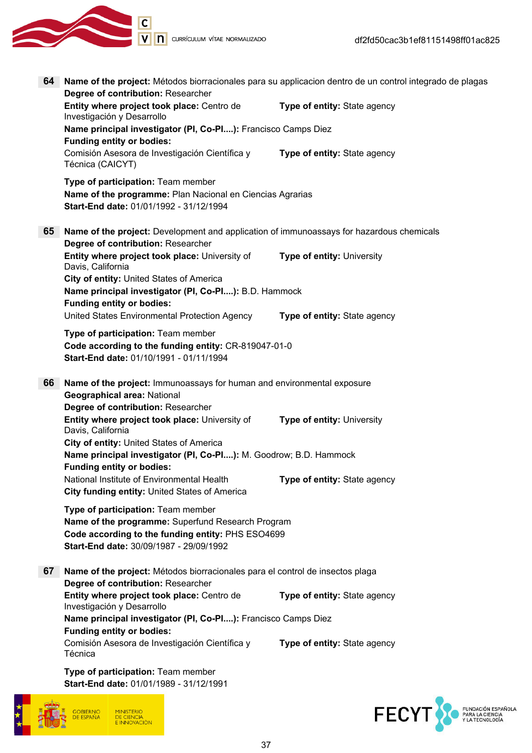**64** **Name of the project:** Métodos biorracionales para su applicacion dentro de un control integrado de plagas
**Degree of contribution:** Researcher
**Entity where project took place:** Centro de Investigación y Desarrollo
**Type of entity:** State agency
**Name principal investigator (PI, Co-PI....):** Francisco Camps Diez
**Funding entity or bodies:**
Comisión Asesora de Investigación Científica y Técnica (CAICYT)
**Type of entity:** State agency
**Type of participation:** Team member
**Name of the programme:** Plan Nacional en Ciencias Agrarias
**Start-End date:** 01/01/1992 - 31/12/1994

**65** **Name of the project:** Development and application of immunoassays for hazardous chemicals
**Degree of contribution:** Researcher
**Entity where project took place:** University of Davis, California
**Type of entity:** University
**City of entity:** United States of America
**Name principal investigator (PI, Co-PI....):** B.D. Hammock
**Funding entity or bodies:**
United States Environmental Protection Agency
**Type of entity:** State agency
**Type of participation:** Team member
**Code according to the funding entity:** CR-819047-01-0
**Start-End date:** 01/10/1991 - 01/11/1994

**66** **Name of the project:** Immunoassays for human and environmental exposure
**Geographical area:** National
**Degree of contribution:** Researcher
**Entity where project took place:** University of Davis, California
**Type of entity:** University
**City of entity:** United States of America
**Name principal investigator (PI, Co-PI....):** M. Goodrow; B.D. Hammock
**Funding entity or bodies:**
National Institute of Environmental Health
**Type of entity:** State agency
**City funding entity:** United States of America
**Type of participation:** Team member
**Name of the programme:** Superfund Research Program
**Code according to the funding entity:** PHS ESO4699
**Start-End date:** 30/09/1987 - 29/09/1992

**67** **Name of the project:** Métodos biorracionales para el control de insectos plaga
**Degree of contribution:** Researcher
**Entity where project took place:** Centro de Investigación y Desarrollo
**Type of entity:** State agency
**Name principal investigator (PI, Co-PI....):** Francisco Camps Diez
**Funding entity or bodies:**
Comisión Asesora de Investigación Científica y Técnica
**Type of entity:** State agency
**Type of participation:** Team member
**Start-End date:** 01/01/1989 - 31/12/1991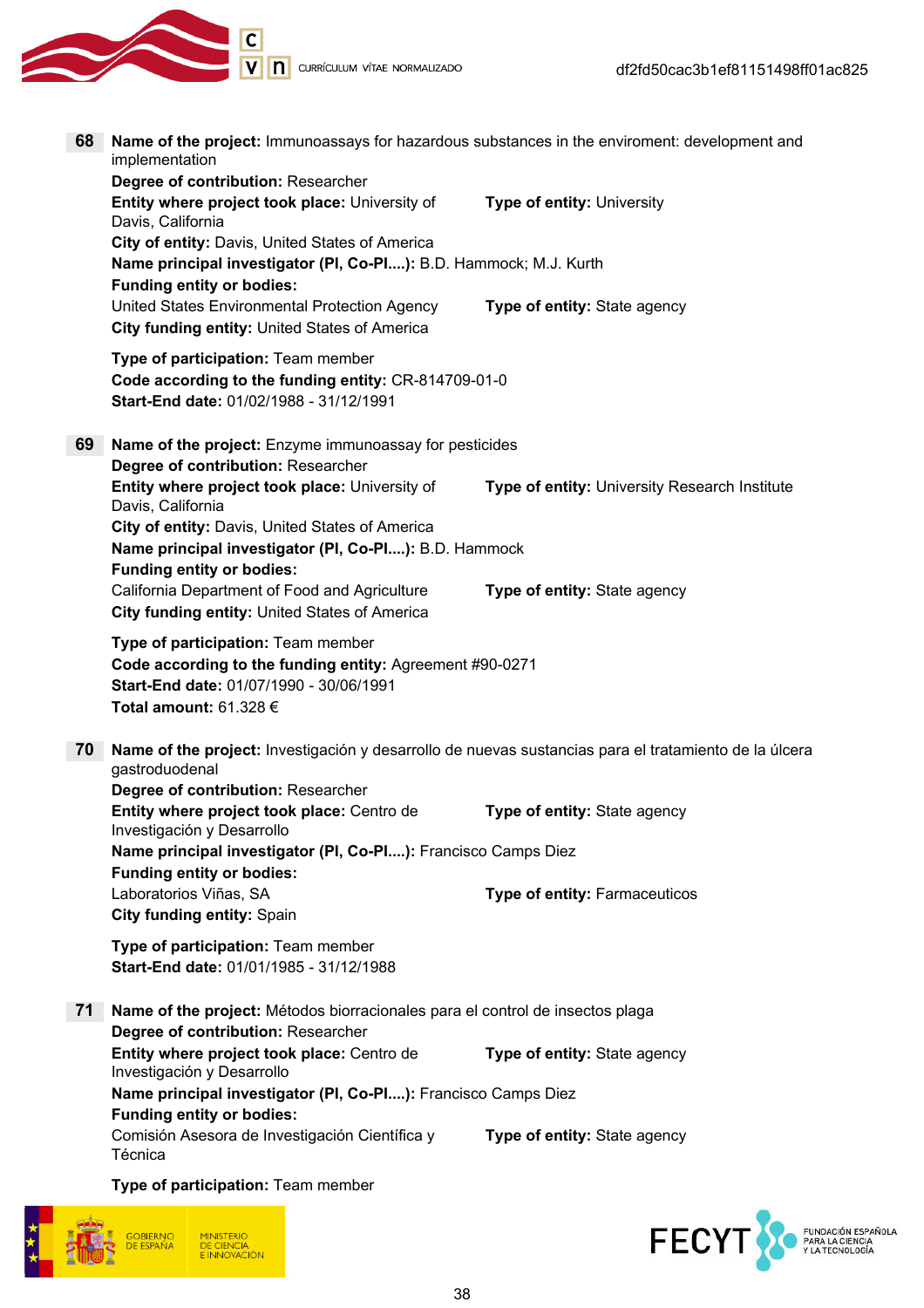**68** **Name of the project:** Immunoassays for hazardous substances in the enviroment: development and implementation
**Degree of contribution:** Researcher
**Entity where project took place:** University of Davis, California
**Type of entity:** University
**City of entity:** Davis, United States of America
**Name principal investigator (PI, Co-PI....):** B.D. Hammock; M.J. Kurth
**Funding entity or bodies:**
United States Environmental Protection Agency
**Type of entity:** State agency
**City funding entity:** United States of America

**Type of participation:** Team member
**Code according to the funding entity:** CR-814709-01-0
**Start-End date:** 01/02/1988 - 31/12/1991

**69** **Name of the project:** Enzyme immunoassay for pesticides
**Degree of contribution:** Researcher
**Entity where project took place:** University of Davis, California
**Type of entity:** University Research Institute
**City of entity:** Davis, United States of America
**Name principal investigator (PI, Co-PI....):** B.D. Hammock
**Funding entity or bodies:**
California Department of Food and Agriculture
**Type of entity:** State agency
**City funding entity:** United States of America

**Type of participation:** Team member
**Code according to the funding entity:** Agreement #90-0271
**Start-End date:** 01/07/1990 - 30/06/1991
**Total amount:** 61.328 €

**70** **Name of the project:** Investigación y desarrollo de nuevas sustancias para el tratamiento de la úlcera gastroduodenal
**Degree of contribution:** Researcher
**Entity where project took place:** Centro de Investigación y Desarrollo
**Type of entity:** State agency
**Name principal investigator (PI, Co-PI....):** Francisco Camps Diez
**Funding entity or bodies:**
Laboratorios Viñas, SA
**Type of entity:** Farmaceuticos
**City funding entity:** Spain

**Type of participation:** Team member
**Start-End date:** 01/01/1985 - 31/12/1988

**71** **Name of the project:** Métodos biorracionales para el control de insectos plaga
**Degree of contribution:** Researcher
**Entity where project took place:** Centro de Investigación y Desarrollo
**Type of entity:** State agency
**Name principal investigator (PI, Co-PI....):** Francisco Camps Diez
**Funding entity or bodies:**
Comisión Asesora de Investigación Científica y Técnica
**Type of entity:** State agency

**Type of participation:** Team member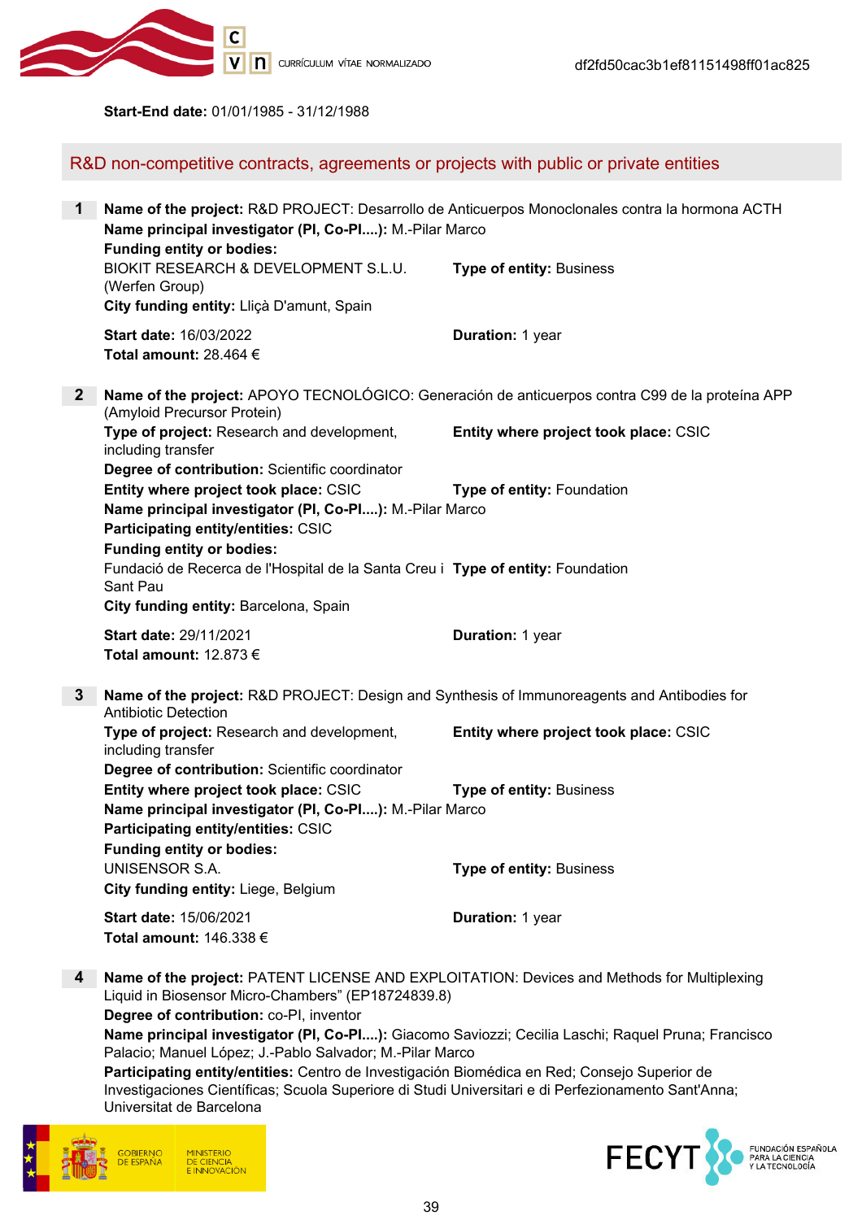**Start-End date:** 01/01/1985 - 31/12/1988

## R&D non-competitive contracts, agreements or projects with public or private entities

**1** **Name of the project:** R&D PROJECT: Desarrollo de Anticuerpos Monoclonales contra la hormona ACTH
**Name principal investigator (PI, Co-PI....):** M.-Pilar Marco
**Funding entity or bodies:**
BIOKIT RESEARCH & DEVELOPMENT S.L.U. (Werfen Group) **Type of entity:** Business
**City funding entity:** Lliçà D'amunt, Spain

**Start date:** 16/03/2022 **Duration:** 1 year
**Total amount:** 28.464 €

**2** **Name of the project:** APOYO TECNOLÓGICO: Generación de anticuerpos contra C99 de la proteína APP (Amyloid Precursor Protein)
**Type of project:** Research and development, including transfer **Entity where project took place:** CSIC
**Degree of contribution:** Scientific coordinator
**Entity where project took place:** CSIC **Type of entity:** Foundation
**Name principal investigator (PI, Co-PI....):** M.-Pilar Marco
**Participating entity/entities:** CSIC
**Funding entity or bodies:**
Fundació de Recerca de l'Hospital de la Santa Creu i Sant Pau **Type of entity:** Foundation
**City funding entity:** Barcelona, Spain

**Start date:** 29/11/2021 **Duration:** 1 year
**Total amount:** 12.873 €

**3** **Name of the project:** R&D PROJECT: Design and Synthesis of Immunoreagents and Antibodies for Antibiotic Detection
**Type of project:** Research and development, including transfer **Entity where project took place:** CSIC
**Degree of contribution:** Scientific coordinator
**Entity where project took place:** CSIC **Type of entity:** Business
**Name principal investigator (PI, Co-PI....):** M.-Pilar Marco
**Participating entity/entities:** CSIC
**Funding entity or bodies:**
UNISENSOR S.A. **Type of entity:** Business
**City funding entity:** Liege, Belgium

**Start date:** 15/06/2021 **Duration:** 1 year
**Total amount:** 146.338 €

**4** **Name of the project:** PATENT LICENSE AND EXPLOITATION: Devices and Methods for Multiplexing Liquid in Biosensor Micro-Chambers" (EP18724839.8)
**Degree of contribution:** co-PI, inventor
**Name principal investigator (PI, Co-PI....):** Giacomo Saviozzi; Cecilia Laschi; Raquel Pruna; Francisco Palacio; Manuel López; J.-Pablo Salvador; M.-Pilar Marco
**Participating entity/entities:** Centro de Investigación Biomédica en Red; Consejo Superior de Investigaciones Científicas; Scuola Superiore di Studi Universitari e di Perfezionamento Sant'Anna; Universitat de Barcelona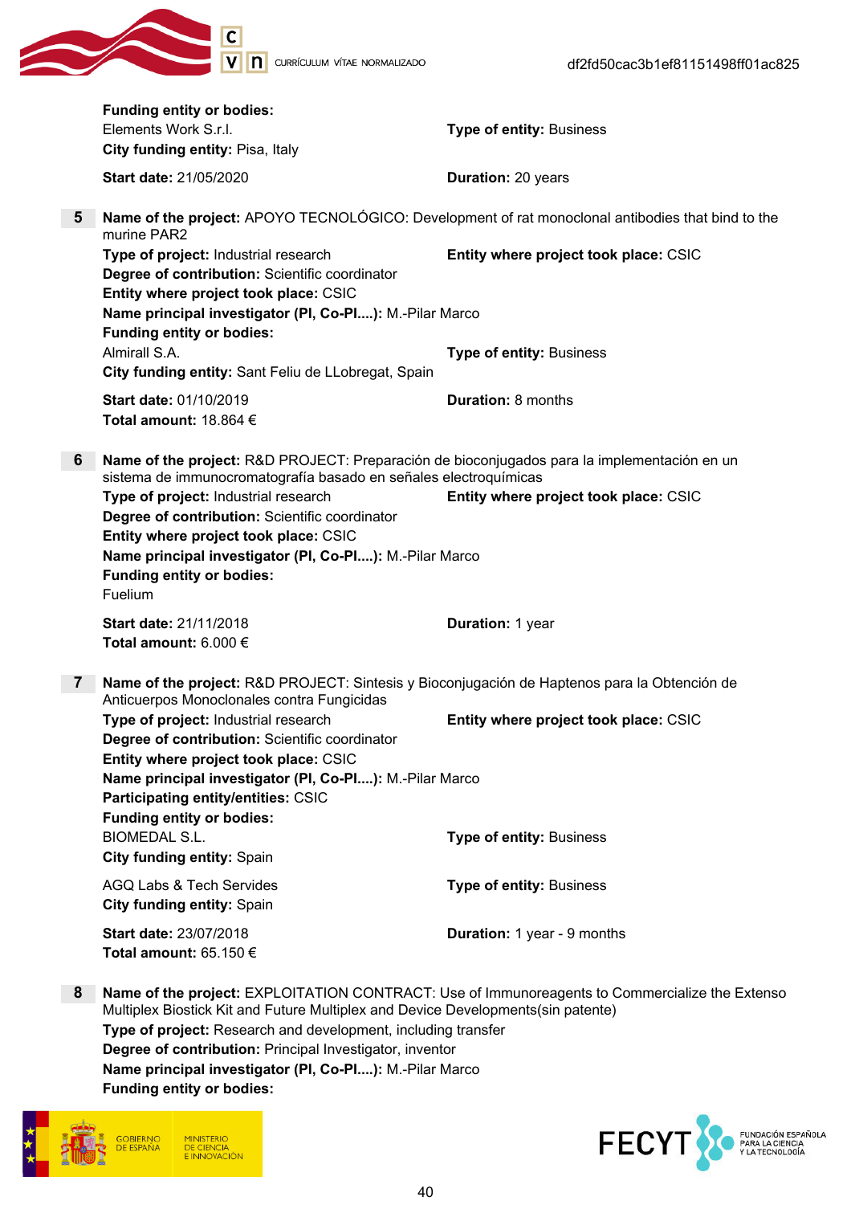**Funding entity or bodies:**
Elements Work S.r.l. **Type of entity:** Business
**City funding entity:** Pisa, Italy

**Start date:** 21/05/2020 **Duration:** 20 years

**5** **Name of the project:** APOYO TECNOLÓGICO: Development of rat monoclonal antibodies that bind to the murine PAR2
**Type of project:** Industrial research **Entity where project took place:** CSIC
**Degree of contribution:** Scientific coordinator
**Entity where project took place:** CSIC
**Name principal investigator (PI, Co-PI....):** M.-Pilar Marco
**Funding entity or bodies:**
Almirall S.A. **Type of entity:** Business
**City funding entity:** Sant Feliu de LLobregat, Spain

**Start date:** 01/10/2019 **Duration:** 8 months
**Total amount:** 18.864 €

**6** **Name of the project:** R&D PROJECT: Preparación de bioconjugados para la implementación en un sistema de inmunocromatografía basado en señales electroquímicas
**Type of project:** Industrial research **Entity where project took place:** CSIC
**Degree of contribution:** Scientific coordinator
**Entity where project took place:** CSIC
**Name principal investigator (PI, Co-PI....):** M.-Pilar Marco
**Funding entity or bodies:**
Fuelium

**Start date:** 21/11/2018 **Duration:** 1 year
**Total amount:** 6.000 €

**7** **Name of the project:** R&D PROJECT: Sintesis y Bioconjugación de Haptenos para la Obtención de Anticuerpos Monoclonales contra Fungicidas
**Type of project:** Industrial research **Entity where project took place:** CSIC
**Degree of contribution:** Scientific coordinator
**Entity where project took place:** CSIC
**Name principal investigator (PI, Co-PI....):** M.-Pilar Marco
**Participating entity/entities:** CSIC
**Funding entity or bodies:**
BIOMEDAL S.L. **Type of entity:** Business
**City funding entity:** Spain

AGQ Labs & Tech Servides **Type of entity:** Business
**City funding entity:** Spain

**Start date:** 23/07/2018 **Duration:** 1 year - 9 months
**Total amount:** 65.150 €

**8** **Name of the project:** EXPLOITATION CONTRACT: Use of Immunoreagents to Commercialize the Extenso Multiplex Biostick Kit and Future Multiplex and Device Developments(sin patente)
**Type of project:** Research and development, including transfer
**Degree of contribution:** Principal Investigator, inventor
**Name principal investigator (PI, Co-PI....):** M.-Pilar Marco
**Funding entity or bodies:**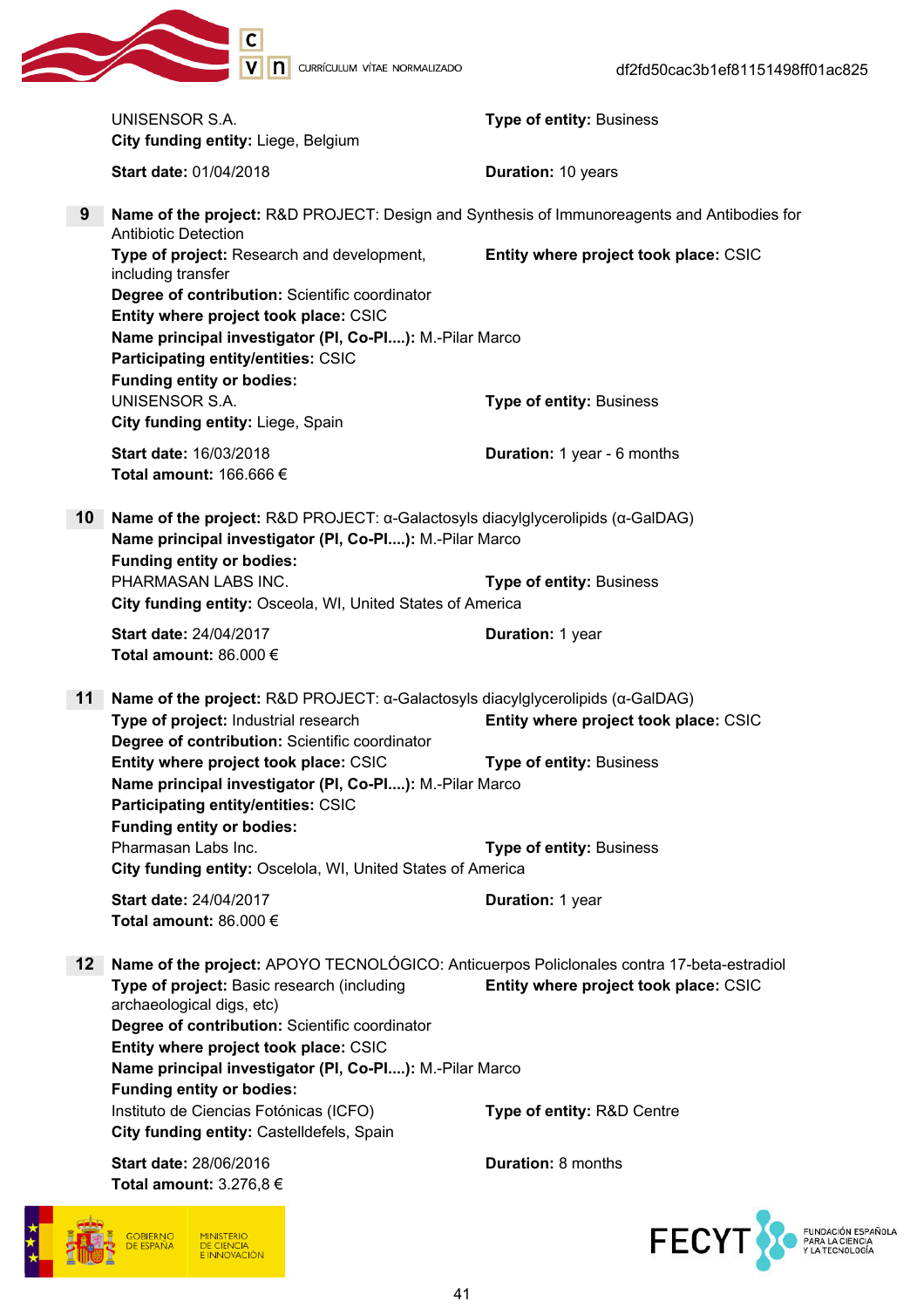UNISENSOR S.A. **Type of entity:** Business
**City funding entity:** Liege, Belgium

**Start date:** 01/04/2018 **Duration:** 10 years

**9** **Name of the project:** R&D PROJECT: Design and Synthesis of Immunoreagents and Antibodies for Antibiotic Detection
**Type of project:** Research and development, including transfer **Entity where project took place:** CSIC
**Degree of contribution:** Scientific coordinator
**Entity where project took place:** CSIC
**Name principal investigator (PI, Co-PI....):** M.-Pilar Marco
**Participating entity/entities:** CSIC
**Funding entity or bodies:**
UNISENSOR S.A. **Type of entity:** Business
**City funding entity:** Liege, Spain

**Start date:** 16/03/2018 **Duration:** 1 year - 6 months
**Total amount:** 166.666 €

**10** **Name of the project:** R&D PROJECT: α-Galactosyls diacylglycerolipids (α-GalDAG)
**Name principal investigator (PI, Co-PI....):** M.-Pilar Marco
**Funding entity or bodies:**
PHARMASAN LABS INC. **Type of entity:** Business
**City funding entity:** Osceola, WI, United States of America

**Start date:** 24/04/2017 **Duration:** 1 year
**Total amount:** 86.000 €

**11** **Name of the project:** R&D PROJECT: α-Galactosyls diacylglycerolipids (α-GalDAG)
**Type of project:** Industrial research **Entity where project took place:** CSIC
**Degree of contribution:** Scientific coordinator
**Entity where project took place:** CSIC **Type of entity:** Business
**Name principal investigator (PI, Co-PI....):** M.-Pilar Marco
**Participating entity/entities:** CSIC
**Funding entity or bodies:**
Pharmasan Labs Inc. **Type of entity:** Business
**City funding entity:** Oscelola, WI, United States of America

**Start date:** 24/04/2017 **Duration:** 1 year
**Total amount:** 86.000 €

**12** **Name of the project:** APOYO TECNOLÓGICO: Anticuerpos Policlonales contra 17-beta-estradiol
**Type of project:** Basic research (including archaeological digs, etc) **Entity where project took place:** CSIC
**Degree of contribution:** Scientific coordinator
**Entity where project took place:** CSIC
**Name principal investigator (PI, Co-PI....):** M.-Pilar Marco
**Funding entity or bodies:**
Instituto de Ciencias Fotónicas (ICFO) **Type of entity:** R&D Centre
**City funding entity:** Castelldefels, Spain

**Start date:** 28/06/2016 **Duration:** 8 months
**Total amount:** 3.276,8 €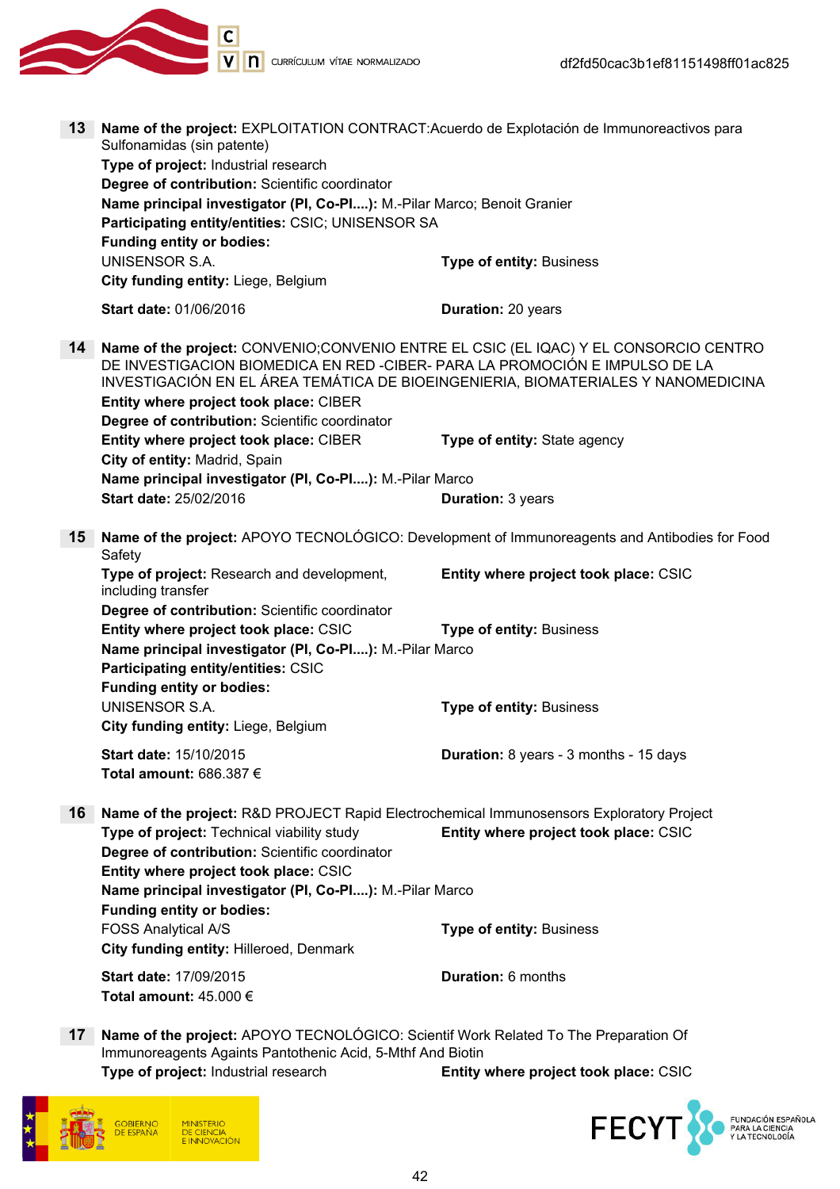**13** **Name of the project:** EXPLOITATION CONTRACT:Acuerdo de Explotación de Immunoreactivos para Sulfonamidas (sin patente)
**Type of project:** Industrial research
**Degree of contribution:** Scientific coordinator
**Name principal investigator (PI, Co-PI....):** M.-Pilar Marco; Benoit Granier
**Participating entity/entities:** CSIC; UNISENSOR SA
**Funding entity or bodies:**
UNISENSOR S.A. **Type of entity:** Business
**City funding entity:** Liege, Belgium
**Start date:** 01/06/2016 **Duration:** 20 years

**14** **Name of the project:** CONVENIO;CONVENIO ENTRE EL CSIC (EL IQAC) Y EL CONSORCIO CENTRO DE INVESTIGACION BIOMEDICA EN RED -CIBER- PARA LA PROMOCIÓN E IMPULSO DE LA INVESTIGACIÓN EN EL ÁREA TEMÁTICA DE BIOEINGENIERIA, BIOMATERIALES Y NANOMEDICINA
**Entity where project took place:** CIBER
**Degree of contribution:** Scientific coordinator
**Entity where project took place:** CIBER **Type of entity:** State agency
**City of entity:** Madrid, Spain
**Name principal investigator (PI, Co-PI....):** M.-Pilar Marco
**Start date:** 25/02/2016 **Duration:** 3 years

**15** **Name of the project:** APOYO TECNOLÓGICO: Development of Immunoreagents and Antibodies for Food Safety
**Type of project:** Research and development, including transfer **Entity where project took place:** CSIC
**Degree of contribution:** Scientific coordinator
**Entity where project took place:** CSIC **Type of entity:** Business
**Name principal investigator (PI, Co-PI....):** M.-Pilar Marco
**Participating entity/entities:** CSIC
**Funding entity or bodies:**
UNISENSOR S.A. **Type of entity:** Business
**City funding entity:** Liege, Belgium
**Start date:** 15/10/2015 **Duration:** 8 years - 3 months - 15 days
**Total amount:** 686.387 €

**16** **Name of the project:** R&D PROJECT Rapid Electrochemical Immunosensors Exploratory Project
**Type of project:** Technical viability study **Entity where project took place:** CSIC
**Degree of contribution:** Scientific coordinator
**Entity where project took place:** CSIC
**Name principal investigator (PI, Co-PI....):** M.-Pilar Marco
**Funding entity or bodies:**
FOSS Analytical A/S **Type of entity:** Business
**City funding entity:** Hilleroed, Denmark
**Start date:** 17/09/2015 **Duration:** 6 months
**Total amount:** 45.000 €

**17** **Name of the project:** APOYO TECNOLÓGICO: Scientif Work Related To The Preparation Of Immunoreagents Againts Pantothenic Acid, 5-Mthf And Biotin
**Type of project:** Industrial research **Entity where project took place:** CSIC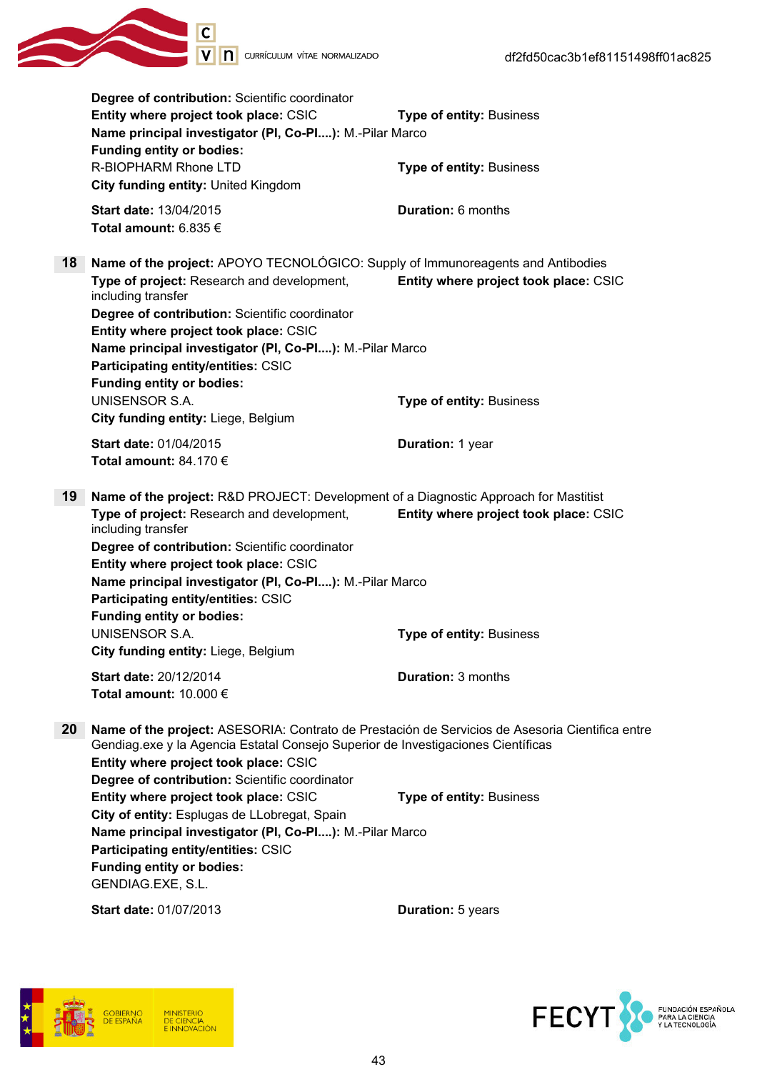**Degree of contribution:** Scientific coordinator
**Entity where project took place:** CSIC **Type of entity:** Business
**Name principal investigator (PI, Co-PI....):** M.-Pilar Marco
**Funding entity or bodies:**
R-BIOPHARM Rhone LTD **Type of entity:** Business
**City funding entity:** United Kingdom

**Start date:** 13/04/2015 **Duration:** 6 months
**Total amount:** 6.835 €

**18** **Name of the project:** APOYO TECNOLÓGICO: Supply of Immunoreagents and Antibodies
**Type of project:** Research and development, including transfer **Entity where project took place:** CSIC
**Degree of contribution:** Scientific coordinator
**Entity where project took place:** CSIC
**Name principal investigator (PI, Co-PI....):** M.-Pilar Marco
**Participating entity/entities:** CSIC
**Funding entity or bodies:**
UNISENSOR S.A. **Type of entity:** Business
**City funding entity:** Liege, Belgium

**Start date:** 01/04/2015 **Duration:** 1 year
**Total amount:** 84.170 €

**19** **Name of the project:** R&D PROJECT: Development of a Diagnostic Approach for Mastitist
**Type of project:** Research and development, including transfer **Entity where project took place:** CSIC
**Degree of contribution:** Scientific coordinator
**Entity where project took place:** CSIC
**Name principal investigator (PI, Co-PI....):** M.-Pilar Marco
**Participating entity/entities:** CSIC
**Funding entity or bodies:**
UNISENSOR S.A. **Type of entity:** Business
**City funding entity:** Liege, Belgium

**Start date:** 20/12/2014 **Duration:** 3 months
**Total amount:** 10.000 €

**20** **Name of the project:** ASESORIA: Contrato de Prestación de Servicios de Asesoria Cientifica entre Gendiag.exe y la Agencia Estatal Consejo Superior de Investigaciones Científicas
**Entity where project took place:** CSIC
**Degree of contribution:** Scientific coordinator
**Entity where project took place:** CSIC **Type of entity:** Business
**City of entity:** Esplugas de LLobregat, Spain
**Name principal investigator (PI, Co-PI....):** M.-Pilar Marco
**Participating entity/entities:** CSIC
**Funding entity or bodies:**
GENDIAG.EXE, S.L.

**Start date:** 01/07/2013 **Duration:** 5 years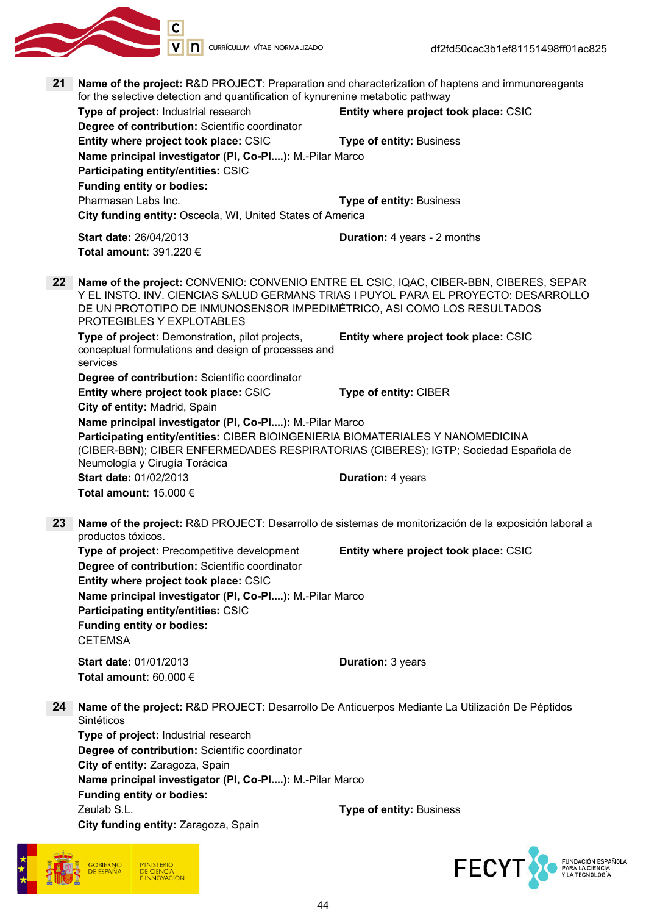**21** **Name of the project:** R&D PROJECT: Preparation and characterization of haptens and immunoreagents for the selective detection and quantification of kynurenine metabolic pathway

**Type of project:** Industrial research

**Entity where project took place:** CSIC

**Degree of contribution:** Scientific coordinator

**Entity where project took place:** CSIC

**Type of entity:** Business

**Name principal investigator (PI, Co-PI....):** M.-Pilar Marco

**Participating entity/entities:** CSIC

**Funding entity or bodies:**

Pharmasan Labs Inc.

**Type of entity:** Business

**City funding entity:** Osceola, WI, United States of America

**Start date:** 26/04/2013

**Duration:** 4 years - 2 months

**Total amount:** 391.220 €

**22** **Name of the project:** CONVENIO: CONVENIO ENTRE EL CSIC, IQAC, CIBER-BBN, CIBERES, SEPAR Y EL INSTO. INV. CIENCIAS SALUD GERMANS TRIAS I PUYOL PARA EL PROYECTO: DESARROLLO DE UN PROTOTIPO DE INMUNOSENSOR IMPEDIMÉTRICO, ASI COMO LOS RESULTADOS PROTEGIBLES Y EXPLOTABLES

**Type of project:** Demonstration, pilot projects, conceptual formulations and design of processes and services

**Entity where project took place:** CSIC

**Degree of contribution:** Scientific coordinator

**Entity where project took place:** CSIC

**Type of entity:** CIBER

**City of entity:** Madrid, Spain

**Name principal investigator (PI, Co-PI....):** M.-Pilar Marco

**Participating entity/entities:** CIBER BIOINGENIERIA BIOMATERIALES Y NANOMEDICINA (CIBER-BBN); CIBER ENFERMEDADES RESPIRATORIAS (CIBERES); IGTP; Sociedad Española de Neumología y Cirugía Torácica

**Start date:** 01/02/2013

**Duration:** 4 years

**Total amount:** 15.000 €

**23** **Name of the project:** R&D PROJECT: Desarrollo de sistemas de monitorización de la exposición laboral a productos tóxicos.

**Type of project:** Precompetitive development

**Entity where project took place:** CSIC

**Degree of contribution:** Scientific coordinator

**Entity where project took place:** CSIC

**Name principal investigator (PI, Co-PI....):** M.-Pilar Marco

**Participating entity/entities:** CSIC

**Funding entity or bodies:**

CETEMSA

**Start date:** 01/01/2013

**Duration:** 3 years

**Total amount:** 60.000 €

**24** **Name of the project:** R&D PROJECT: Desarrollo De Anticuerpos Mediante La Utilización De Péptidos Sintéticos

**Type of project:** Industrial research

**Degree of contribution:** Scientific coordinator

**City of entity:** Zaragoza, Spain

**Name principal investigator (PI, Co-PI....):** M.-Pilar Marco

**Funding entity or bodies:**

Zeulab S.L.

**Type of entity:** Business

**City funding entity:** Zaragoza, Spain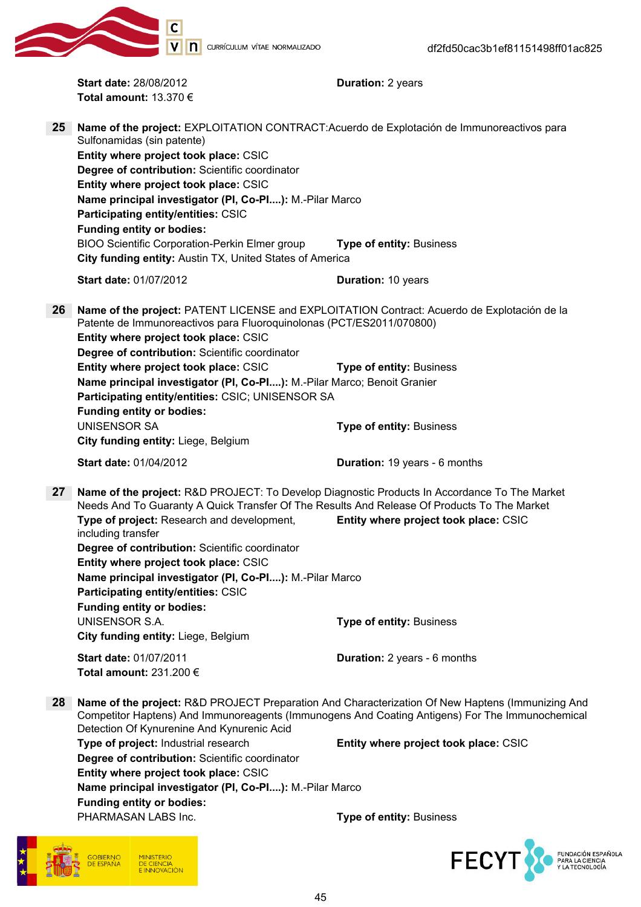**Start date:** 28/08/2012 **Duration:** 2 years
**Total amount:** 13.370 €

**25** **Name of the project:** EXPLOITATION CONTRACT:Acuerdo de Explotación de Immunoreactivos para Sulfonamidas (sin patente)
**Entity where project took place:** CSIC
**Degree of contribution:** Scientific coordinator
**Entity where project took place:** CSIC
**Name principal investigator (PI, Co-PI....):** M.-Pilar Marco
**Participating entity/entities:** CSIC
**Funding entity or bodies:**
BIOO Scientific Corporation-Perkin Elmer group **Type of entity:** Business
**City funding entity:** Austin TX, United States of America

**Start date:** 01/07/2012 **Duration:** 10 years

**26** **Name of the project:** PATENT LICENSE and EXPLOITATION Contract: Acuerdo de Explotación de la Patente de Immunoreactivos para Fluoroquinolonas (PCT/ES2011/070800)
**Entity where project took place:** CSIC
**Degree of contribution:** Scientific coordinator
**Entity where project took place:** CSIC **Type of entity:** Business
**Name principal investigator (PI, Co-PI....):** M.-Pilar Marco; Benoit Granier
**Participating entity/entities:** CSIC; UNISENSOR SA
**Funding entity or bodies:**
UNISENSOR SA **Type of entity:** Business
**City funding entity:** Liege, Belgium

**Start date:** 01/04/2012 **Duration:** 19 years - 6 months

**27** **Name of the project:** R&D PROJECT: To Develop Diagnostic Products In Accordance To The Market Needs And To Guaranty A Quick Transfer Of The Results And Release Of Products To The Market
**Type of project:** Research and development, including transfer
**Entity where project took place:** CSIC
**Degree of contribution:** Scientific coordinator
**Entity where project took place:** CSIC
**Name principal investigator (PI, Co-PI....):** M.-Pilar Marco
**Participating entity/entities:** CSIC
**Funding entity or bodies:**
UNISENSOR S.A. **Type of entity:** Business
**City funding entity:** Liege, Belgium

**Start date:** 01/07/2011 **Duration:** 2 years - 6 months
**Total amount:** 231.200 €

**28** **Name of the project:** R&D PROJECT Preparation And Characterization Of New Haptens (Immunizing And Competitor Haptens) And Immunoreagents (Immunogens And Coating Antigens) For The Immunochemical Detection Of Kynurenine And Kynurenic Acid
**Type of project:** Industrial research
**Entity where project took place:** CSIC
**Degree of contribution:** Scientific coordinator
**Entity where project took place:** CSIC
**Name principal investigator (PI, Co-PI....):** M.-Pilar Marco
**Funding entity or bodies:**
PHARMASAN LABS Inc. **Type of entity:** Business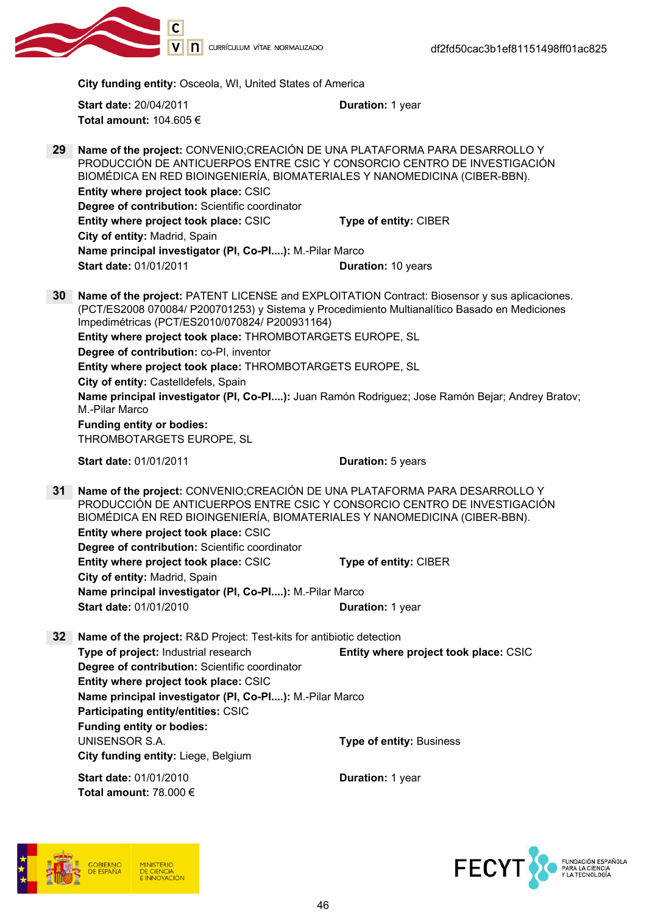**City funding entity:** Osceola, WI, United States of America

**Start date:** 20/04/2011 **Duration:** 1 year
**Total amount:** 104.605 €

**29** **Name of the project:** CONVENIO;CREACIÓN DE UNA PLATAFORMA PARA DESARROLLO Y PRODUCCIÓN DE ANTICUERPOS ENTRE CSIC Y CONSORCIO CENTRO DE INVESTIGACIÓN BIOMÉDICA EN RED BIOINGENIERÍA, BIOMATERIALES Y NANOMEDICINA (CIBER-BBN).
**Entity where project took place:** CSIC
**Degree of contribution:** Scientific coordinator
**Entity where project took place:** CSIC **Type of entity:** CIBER
**City of entity:** Madrid, Spain
**Name principal investigator (PI, Co-PI....):** M.-Pilar Marco
**Start date:** 01/01/2011 **Duration:** 10 years

**30** **Name of the project:** PATENT LICENSE and EXPLOITATION Contract: Biosensor y sus aplicaciones. (PCT/ES2008 070084/ P200701253) y Sistema y Procedimiento Multianalítico Basado en Mediciones Impedimétricas (PCT/ES2010/070824/ P200931164)
**Entity where project took place:** THROMBOTARGETS EUROPE, SL
**Degree of contribution:** co-PI, inventor
**Entity where project took place:** THROMBOTARGETS EUROPE, SL
**City of entity:** Castelldefels, Spain
**Name principal investigator (PI, Co-PI....):** Juan Ramón Rodriguez; Jose Ramón Bejar; Andrey Bratov; M.-Pilar Marco
**Funding entity or bodies:**
THROMBOTARGETS EUROPE, SL

**Start date:** 01/01/2011 **Duration:** 5 years

**31** **Name of the project:** CONVENIO;CREACIÓN DE UNA PLATAFORMA PARA DESARROLLO Y PRODUCCIÓN DE ANTICUERPOS ENTRE CSIC Y CONSORCIO CENTRO DE INVESTIGACIÓN BIOMÉDICA EN RED BIOINGENIERÍA, BIOMATERIALES Y NANOMEDICINA (CIBER-BBN).
**Entity where project took place:** CSIC
**Degree of contribution:** Scientific coordinator
**Entity where project took place:** CSIC **Type of entity:** CIBER
**City of entity:** Madrid, Spain
**Name principal investigator (PI, Co-PI....):** M.-Pilar Marco
**Start date:** 01/01/2010 **Duration:** 1 year

**32** **Name of the project:** R&D Project: Test-kits for antibiotic detection
**Type of project:** Industrial research **Entity where project took place:** CSIC
**Degree of contribution:** Scientific coordinator
**Entity where project took place:** CSIC
**Name principal investigator (PI, Co-PI....):** M.-Pilar Marco
**Participating entity/entities:** CSIC
**Funding entity or bodies:**
UNISENSOR S.A. **Type of entity:** Business
**City funding entity:** Liege, Belgium

**Start date:** 01/01/2010 **Duration:** 1 year
**Total amount:** 78.000 €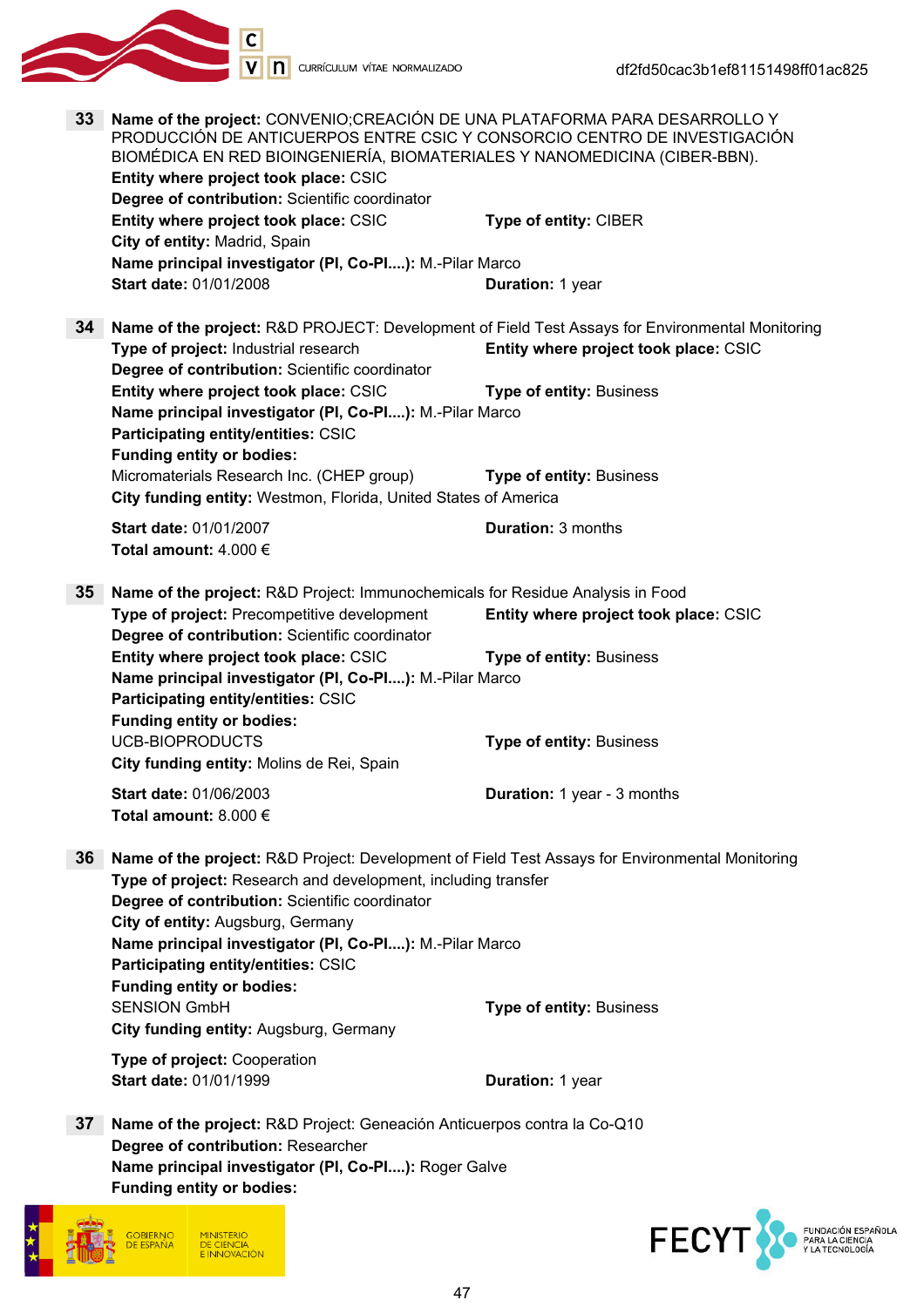**33** **Name of the project:** CONVENIO;CREACIÓN DE UNA PLATAFORMA PARA DESARROLLO Y PRODUCCIÓN DE ANTICUERPOS ENTRE CSIC Y CONSORCIO CENTRO DE INVESTIGACIÓN BIOMÉDICA EN RED BIOINGENIERÍA, BIOMATERIALES Y NANOMEDICINA (CIBER-BBN).
**Entity where project took place:** CSIC
**Degree of contribution:** Scientific coordinator
**Entity where project took place:** CSIC **Type of entity:** CIBER
**City of entity:** Madrid, Spain
**Name principal investigator (PI, Co-PI....):** M.-Pilar Marco
**Start date:** 01/01/2008 **Duration:** 1 year

**34** **Name of the project:** R&D PROJECT: Development of Field Test Assays for Environmental Monitoring
**Type of project:** Industrial research **Entity where project took place:** CSIC
**Degree of contribution:** Scientific coordinator
**Entity where project took place:** CSIC **Type of entity:** Business
**Name principal investigator (PI, Co-PI....):** M.-Pilar Marco
**Participating entity/entities:** CSIC
**Funding entity or bodies:**
Micromaterials Research Inc. (CHEP group) **Type of entity:** Business
**City funding entity:** Westmon, Florida, United States of America
**Start date:** 01/01/2007 **Duration:** 3 months
**Total amount:** 4.000 €

**35** **Name of the project:** R&D Project: Immunochemicals for Residue Analysis in Food
**Type of project:** Precompetitive development **Entity where project took place:** CSIC
**Degree of contribution:** Scientific coordinator
**Entity where project took place:** CSIC **Type of entity:** Business
**Name principal investigator (PI, Co-PI....):** M.-Pilar Marco
**Participating entity/entities:** CSIC
**Funding entity or bodies:**
UCB-BIOPRODUCTS **Type of entity:** Business
**City funding entity:** Molins de Rei, Spain
**Start date:** 01/06/2003 **Duration:** 1 year - 3 months
**Total amount:** 8.000 €

**36** **Name of the project:** R&D Project: Development of Field Test Assays for Environmental Monitoring
**Type of project:** Research and development, including transfer
**Degree of contribution:** Scientific coordinator
**City of entity:** Augsburg, Germany
**Name principal investigator (PI, Co-PI....):** M.-Pilar Marco
**Participating entity/entities:** CSIC
**Funding entity or bodies:**
SENSION GmbH **Type of entity:** Business
**City funding entity:** Augsburg, Germany
**Type of project:** Cooperation
**Start date:** 01/01/1999 **Duration:** 1 year

**37** **Name of the project:** R&D Project: Geneación Anticuerpos contra la Co-Q10
**Degree of contribution:** Researcher
**Name principal investigator (PI, Co-PI....):** Roger Galve
**Funding entity or bodies:**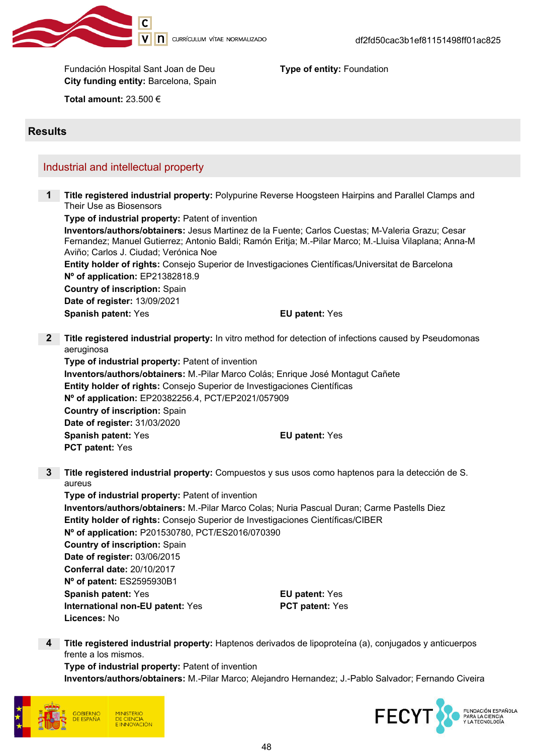Fundación Hospital Sant Joan de Deu
**City funding entity:** Barcelona, Spain
**Type of entity:** Foundation

**Total amount:** 23.500 €

## Results

### Industrial and intellectual property

**1** **Title registered industrial property:** Polypurine Reverse Hoogsteen Hairpins and Parallel Clamps and Their Use as Biosensors
**Type of industrial property:** Patent of invention
**Inventors/authors/obtainers:** Jesus Martinez de la Fuente; Carlos Cuestas; M-Valeria Grazu; Cesar Fernandez; Manuel Gutierrez; Antonio Baldi; Ramón Eritja; M.-Pilar Marco; M.-Lluisa Vilaplana; Anna-M Aviño; Carlos J. Ciudad; Verónica Noe
**Entity holder of rights:** Consejo Superior de Investigaciones Científicas/Universitat de Barcelona
**Nº of application:** EP21382818.9
**Country of inscription:** Spain
**Date of register:** 13/09/2021
**Spanish patent:** Yes
**EU patent:** Yes

**2** **Title registered industrial property:** In vitro method for detection of infections caused by Pseudomonas aeruginosa
**Type of industrial property:** Patent of invention
**Inventors/authors/obtainers:** M.-Pilar Marco Colás; Enrique José Montagut Cañete
**Entity holder of rights:** Consejo Superior de Investigaciones Científicas
**Nº of application:** EP20382256.4, PCT/EP2021/057909
**Country of inscription:** Spain
**Date of register:** 31/03/2020
**Spanish patent:** Yes
**EU patent:** Yes
**PCT patent:** Yes

**3** **Title registered industrial property:** Compuestos y sus usos como haptenos para la detección de S. aureus
**Type of industrial property:** Patent of invention
**Inventors/authors/obtainers:** M.-Pilar Marco Colas; Nuria Pascual Duran; Carme Pastells Diez
**Entity holder of rights:** Consejo Superior de Investigaciones Científicas/CIBER
**Nº of application:** P201530780, PCT/ES2016/070390
**Country of inscription:** Spain
**Date of register:** 03/06/2015
**Conferral date:** 20/10/2017
**Nº of patent:** ES2595930B1
**Spanish patent:** Yes
**EU patent:** Yes
**International non-EU patent:** Yes
**PCT patent:** Yes
**Licences:** No

**4** **Title registered industrial property:** Haptenos derivados de lipoproteína (a), conjugados y anticuerpos frente a los mismos.
**Type of industrial property:** Patent of invention
**Inventors/authors/obtainers:** M.-Pilar Marco; Alejandro Hernandez; J.-Pablo Salvador; Fernando Civeira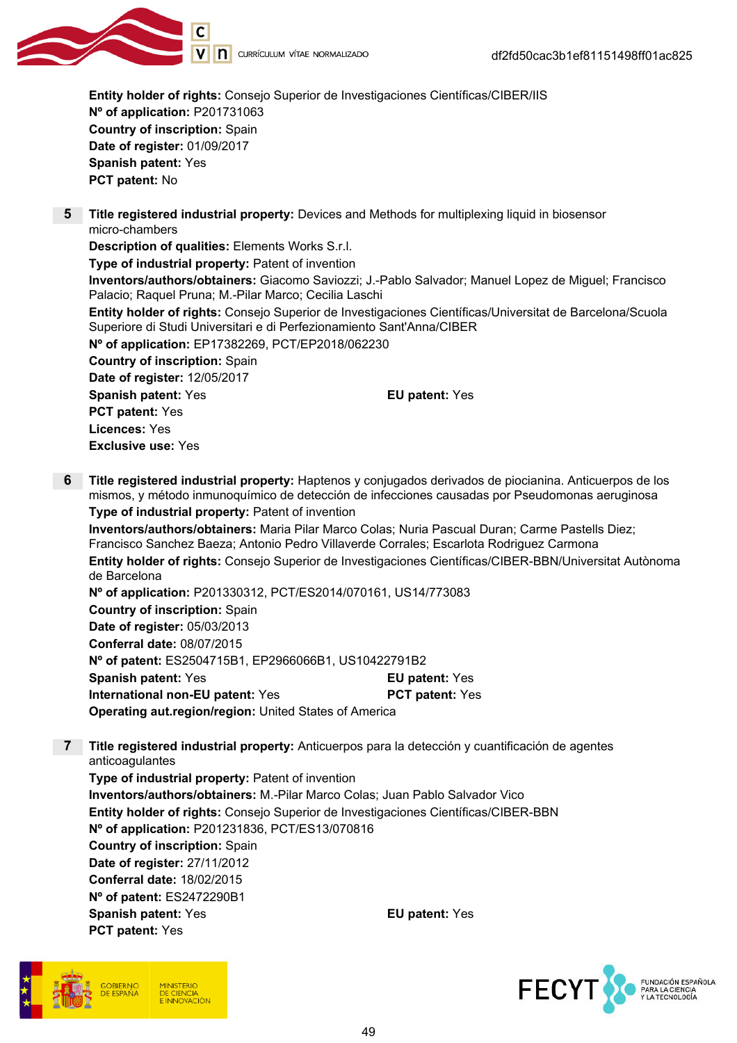**Entity holder of rights:** Consejo Superior de Investigaciones Científicas/CIBER/IIS
**Nº of application:** P201731063
**Country of inscription:** Spain
**Date of register:** 01/09/2017
**Spanish patent:** Yes
**PCT patent:** No

**5** **Title registered industrial property:** Devices and Methods for multiplexing liquid in biosensor micro-chambers
**Description of qualities:** Elements Works S.r.l.
**Type of industrial property:** Patent of invention
**Inventors/authors/obtainers:** Giacomo Saviozzi; J.-Pablo Salvador; Manuel Lopez de Miguel; Francisco Palacio; Raquel Pruna; M.-Pilar Marco; Cecilia Laschi
**Entity holder of rights:** Consejo Superior de Investigaciones Científicas/Universitat de Barcelona/Scuola Superiore di Studi Universitari e di Perfezionamiento Sant'Anna/CIBER
**Nº of application:** EP17382269, PCT/EP2018/062230
**Country of inscription:** Spain
**Date of register:** 12/05/2017
**Spanish patent:** Yes
**EU patent:** Yes
**PCT patent:** Yes
**Licences:** Yes
**Exclusive use:** Yes

**6** **Title registered industrial property:** Haptenos y conjugados derivados de piocianina. Anticuerpos de los mismos, y método inmunoquímico de detección de infecciones causadas por Pseudomonas aeruginosa
**Type of industrial property:** Patent of invention
**Inventors/authors/obtainers:** Maria Pilar Marco Colas; Nuria Pascual Duran; Carme Pastells Diez; Francisco Sanchez Baeza; Antonio Pedro Villaverde Corrales; Escarlota Rodriguez Carmona
**Entity holder of rights:** Consejo Superior de Investigaciones Científicas/CIBER-BBN/Universitat Autònoma de Barcelona
**Nº of application:** P201330312, PCT/ES2014/070161, US14/773083
**Country of inscription:** Spain
**Date of register:** 05/03/2013
**Conferral date:** 08/07/2015
**Nº of patent:** ES2504715B1, EP2966066B1, US10422791B2
**Spanish patent:** Yes
**EU patent:** Yes
**International non-EU patent:** Yes
**PCT patent:** Yes
**Operating aut.region/region:** United States of America

**7** **Title registered industrial property:** Anticuerpos para la detección y cuantificación de agentes anticoagulantes
**Type of industrial property:** Patent of invention
**Inventors/authors/obtainers:** M.-Pilar Marco Colas; Juan Pablo Salvador Vico
**Entity holder of rights:** Consejo Superior de Investigaciones Científicas/CIBER-BBN
**Nº of application:** P201231836, PCT/ES13/070816
**Country of inscription:** Spain
**Date of register:** 27/11/2012
**Conferral date:** 18/02/2015
**Nº of patent:** ES2472290B1
**Spanish patent:** Yes
**EU patent:** Yes
**PCT patent:** Yes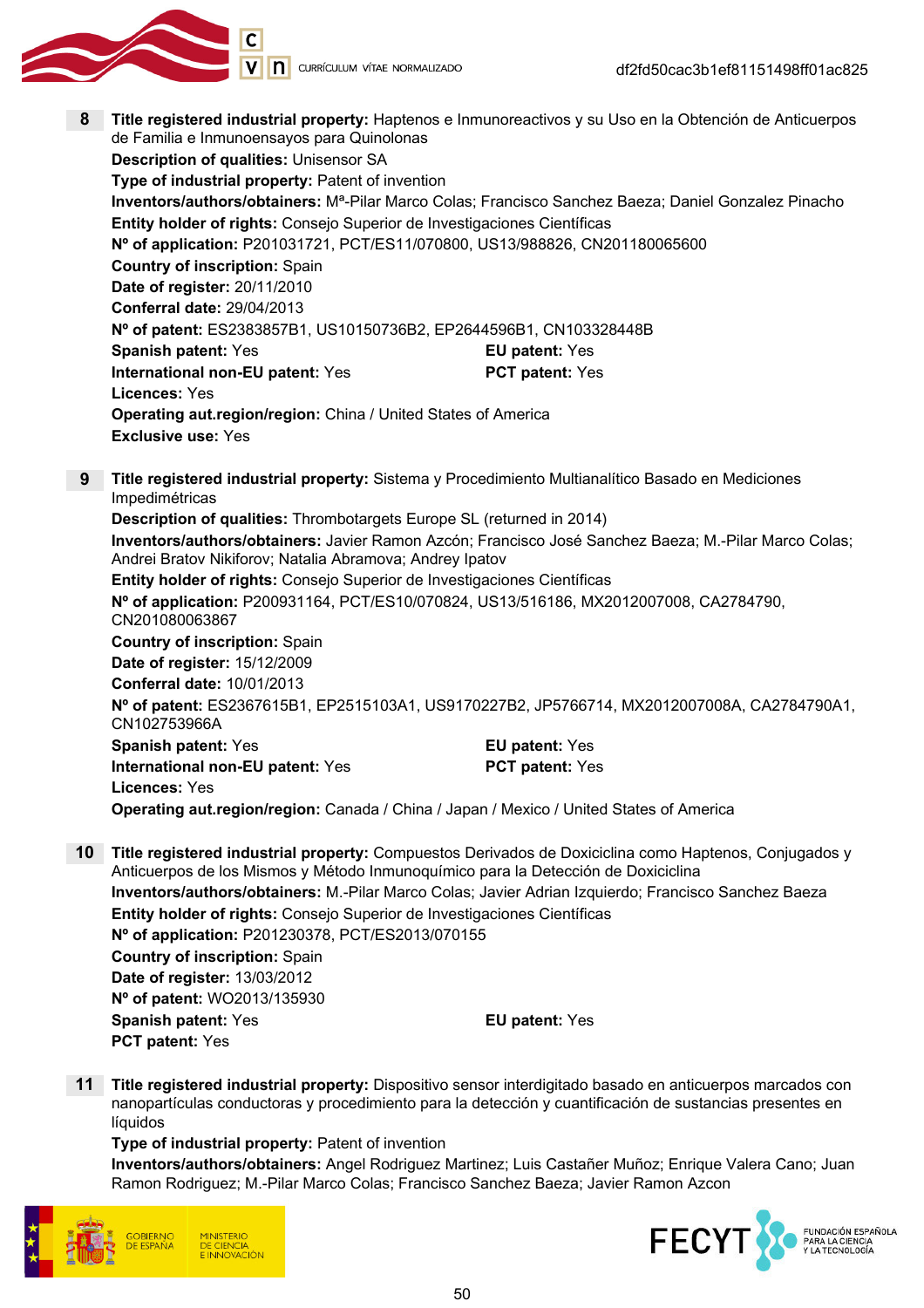**8** **Title registered industrial property:** Haptenos e Inmunoreactivos y su Uso en la Obtención de Anticuerpos de Familia e Inmunoensayos para Quinolonas
**Description of qualities:** Unisensor SA
**Type of industrial property:** Patent of invention
**Inventors/authors/obtainers:** Mª-Pilar Marco Colas; Francisco Sanchez Baeza; Daniel Gonzalez Pinacho
**Entity holder of rights:** Consejo Superior de Investigaciones Científicas
**Nº of application:** P201031721, PCT/ES11/070800, US13/988826, CN201180065600
**Country of inscription:** Spain
**Date of register:** 20/11/2010
**Conferral date:** 29/04/2013
**Nº of patent:** ES2383857B1, US10150736B2, EP2644596B1, CN103328448B
**Spanish patent:** Yes
**EU patent:** Yes
**International non-EU patent:** Yes
**PCT patent:** Yes
**Licences:** Yes
**Operating aut.region/region:** China / United States of America
**Exclusive use:** Yes

**9** **Title registered industrial property:** Sistema y Procedimiento Multianalítico Basado en Mediciones Impedimétricas
**Description of qualities:** Thrombotargets Europe SL (returned in 2014)
**Inventors/authors/obtainers:** Javier Ramon Azcón; Francisco José Sanchez Baeza; M.-Pilar Marco Colas; Andrei Bratov Nikiforov; Natalia Abramova; Andrey Ipatov
**Entity holder of rights:** Consejo Superior de Investigaciones Científicas
**Nº of application:** P200931164, PCT/ES10/070824, US13/516186, MX2012007008, CA2784790, CN201080063867
**Country of inscription:** Spain
**Date of register:** 15/12/2009
**Conferral date:** 10/01/2013
**Nº of patent:** ES2367615B1, EP2515103A1, US9170227B2, JP5766714, MX2012007008A, CA2784790A1, CN102753966A
**Spanish patent:** Yes
**EU patent:** Yes
**International non-EU patent:** Yes
**PCT patent:** Yes
**Licences:** Yes
**Operating aut.region/region:** Canada / China / Japan / Mexico / United States of America

**10** **Title registered industrial property:** Compuestos Derivados de Doxiciclina como Haptenos, Conjugados y Anticuerpos de los Mismos y Método Inmunoquímico para la Detección de Doxiciclina
**Inventors/authors/obtainers:** M.-Pilar Marco Colas; Javier Adrian Izquierdo; Francisco Sanchez Baeza
**Entity holder of rights:** Consejo Superior de Investigaciones Científicas
**Nº of application:** P201230378, PCT/ES2013/070155
**Country of inscription:** Spain
**Date of register:** 13/03/2012
**Nº of patent:** WO2013/135930
**Spanish patent:** Yes
**EU patent:** Yes
**PCT patent:** Yes

**11** **Title registered industrial property:** Dispositivo sensor interdigitado basado en anticuerpos marcados con nanopartículas conductoras y procedimiento para la detección y cuantificación de sustancias presentes en líquidos
**Type of industrial property:** Patent of invention
**Inventors/authors/obtainers:** Angel Rodriguez Martinez; Luis Castañer Muñoz; Enrique Valera Cano; Juan Ramon Rodriguez; M.-Pilar Marco Colas; Francisco Sanchez Baeza; Javier Ramon Azcon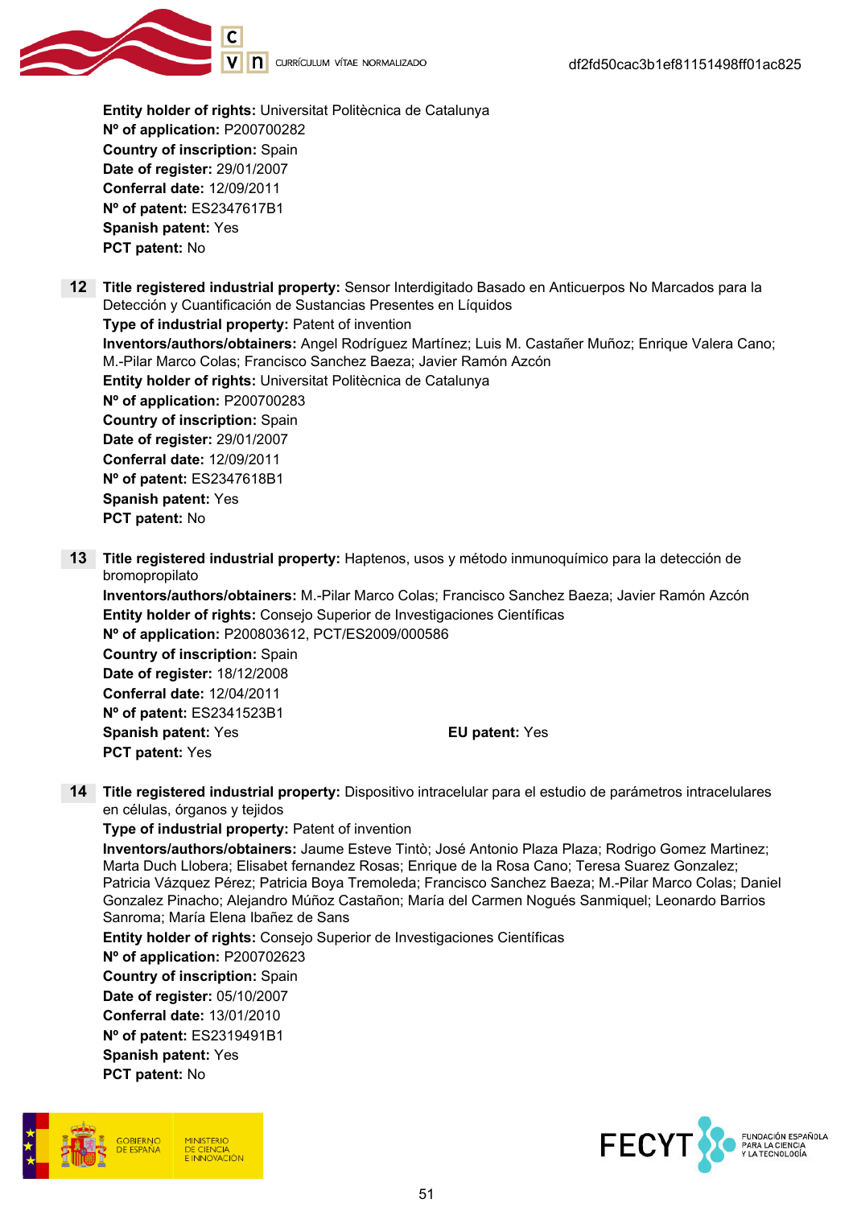**Entity holder of rights:** Universitat Politècnica de Catalunya
**Nº of application:** P200700282
**Country of inscription:** Spain
**Date of register:** 29/01/2007
**Conferral date:** 12/09/2011
**Nº of patent:** ES2347617B1
**Spanish patent:** Yes
**PCT patent:** No

**12** **Title registered industrial property:** Sensor Interdigitado Basado en Anticuerpos No Marcados para la Detección y Cuantificación de Sustancias Presentes en Líquidos
**Type of industrial property:** Patent of invention
**Inventors/authors/obtainers:** Angel Rodríguez Martínez; Luis M. Castañer Muñoz; Enrique Valera Cano; M.-Pilar Marco Colas; Francisco Sanchez Baeza; Javier Ramón Azcón
**Entity holder of rights:** Universitat Politècnica de Catalunya
**Nº of application:** P200700283
**Country of inscription:** Spain
**Date of register:** 29/01/2007
**Conferral date:** 12/09/2011
**Nº of patent:** ES2347618B1
**Spanish patent:** Yes
**PCT patent:** No

**13** **Title registered industrial property:** Haptenos, usos y método inmunoquímico para la detección de bromopropilato
**Inventors/authors/obtainers:** M.-Pilar Marco Colas; Francisco Sanchez Baeza; Javier Ramón Azcón
**Entity holder of rights:** Consejo Superior de Investigaciones Científicas
**Nº of application:** P200803612, PCT/ES2009/000586
**Country of inscription:** Spain
**Date of register:** 18/12/2008
**Conferral date:** 12/04/2011
**Nº of patent:** ES2341523B1
**Spanish patent:** Yes
**EU patent:** Yes
**PCT patent:** Yes

**14** **Title registered industrial property:** Dispositivo intracelular para el estudio de parámetros intracelulares en células, órganos y tejidos
**Type of industrial property:** Patent of invention
**Inventors/authors/obtainers:** Jaume Esteve Tintò; José Antonio Plaza Plaza; Rodrigo Gomez Martinez; Marta Duch Llobera; Elisabet fernandez Rosas; Enrique de la Rosa Cano; Teresa Suarez Gonzalez; Patricia Vázquez Pérez; Patricia Boya Tremoleda; Francisco Sanchez Baeza; M.-Pilar Marco Colas; Daniel Gonzalez Pinacho; Alejandro Múñoz Castañon; María del Carmen Nogués Sanmiquel; Leonardo Barrios Sanroma; María Elena Ibañez de Sans
**Entity holder of rights:** Consejo Superior de Investigaciones Científicas
**Nº of application:** P200702623
**Country of inscription:** Spain
**Date of register:** 05/10/2007
**Conferral date:** 13/01/2010
**Nº of patent:** ES2319491B1
**Spanish patent:** Yes
**PCT patent:** No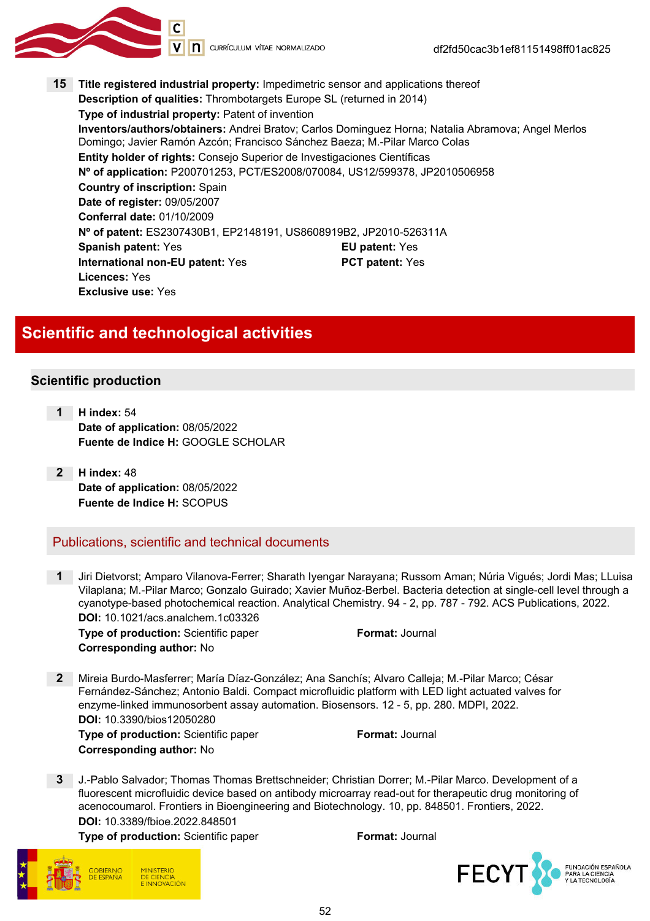**15** **Title registered industrial property:** Impedimetric sensor and applications thereof
**Description of qualities:** Thrombotargets Europe SL (returned in 2014)
**Type of industrial property:** Patent of invention
**Inventors/authors/obtainers:** Andrei Bratov; Carlos Dominguez Horna; Natalia Abramova; Angel Merlos Domingo; Javier Ramón Azcón; Francisco Sánchez Baeza; M.-Pilar Marco Colas
**Entity holder of rights:** Consejo Superior de Investigaciones Científicas
**Nº of application:** P200701253, PCT/ES2008/070084, US12/599378, JP2010506958
**Country of inscription:** Spain
**Date of register:** 09/05/2007
**Conferral date:** 01/10/2009
**Nº of patent:** ES2307430B1, EP2148191, US8608919B2, JP2010-526311A
**Spanish patent:** Yes
**EU patent:** Yes
**International non-EU patent:** Yes
**PCT patent:** Yes
**Licences:** Yes
**Exclusive use:** Yes

# Scientific and technological activities

## Scientific production

**1** **H index:** 54
**Date of application:** 08/05/2022
**Fuente de Indice H:** GOOGLE SCHOLAR

**2** **H index:** 48
**Date of application:** 08/05/2022
**Fuente de Indice H:** SCOPUS

### Publications, scientific and technical documents

**1** Jiri Dietvorst; Amparo Vilanova-Ferrer; Sharath Iyengar Narayana; Russom Aman; Núria Vigués; Jordi Mas; LLuisa Vilaplana; M.-Pilar Marco; Gonzalo Guirado; Xavier Muñoz-Berbel. Bacteria detection at single-cell level through a cyanotype-based photochemical reaction. Analytical Chemistry. 94 - 2, pp. 787 - 792. ACS Publications, 2022.
**DOI:** 10.1021/acs.analchem.1c03326
**Type of production:** Scientific paper
**Format:** Journal
**Corresponding author:** No

**2** Mireia Burdo-Masferrer; María Díaz-González; Ana Sanchís; Alvaro Calleja; M.-Pilar Marco; César Fernández-Sánchez; Antonio Baldi. Compact microfluidic platform with LED light actuated valves for enzyme-linked immunosorbent assay automation. Biosensors. 12 - 5, pp. 280. MDPI, 2022.
**DOI:** 10.3390/bios12050280
**Type of production:** Scientific paper
**Format:** Journal
**Corresponding author:** No

**3** J.-Pablo Salvador; Thomas Thomas Brettschneider; Christian Dorrer; M.-Pilar Marco. Development of a fluorescent microfluidic device based on antibody microarray read-out for therapeutic drug monitoring of acenocoumarol. Frontiers in Bioengineering and Biotechnology. 10, pp. 848501. Frontiers, 2022.
**DOI:** 10.3389/fbioe.2022.848501
**Type of production:** Scientific paper
**Format:** Journal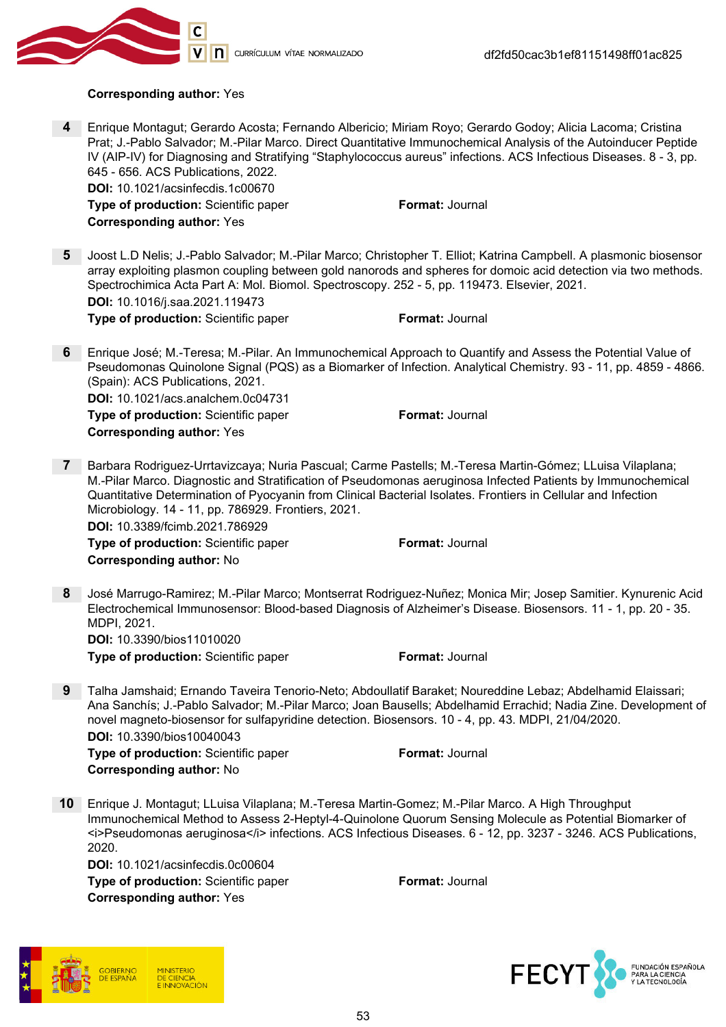**Corresponding author:** Yes

4 Enrique Montagut; Gerardo Acosta; Fernando Albericio; Miriam Royo; Gerardo Godoy; Alicia Lacoma; Cristina Prat; J.-Pablo Salvador; M.-Pilar Marco. Direct Quantitative Immunochemical Analysis of the Autoinducer Peptide IV (AIP-IV) for Diagnosing and Stratifying “Staphylococcus aureus” infections. ACS Infectious Diseases. 8 - 3, pp. 645 - 656. ACS Publications, 2022.
**DOI:** 10.1021/acsinfecdis.1c00670
**Type of production:** Scientific paper **Format:** Journal
**Corresponding author:** Yes

5 Joost L.D Nelis; J.-Pablo Salvador; M.-Pilar Marco; Christopher T. Elliot; Katrina Campbell. A plasmonic biosensor array exploiting plasmon coupling between gold nanorods and spheres for domoic acid detection via two methods. Spectrochimica Acta Part A: Mol. Biomol. Spectroscopy. 252 - 5, pp. 119473. Elsevier, 2021.
**DOI:** 10.1016/j.saa.2021.119473
**Type of production:** Scientific paper **Format:** Journal

6 Enrique José; M.-Teresa; M.-Pilar. An Immunochemical Approach to Quantify and Assess the Potential Value of Pseudomonas Quinolone Signal (PQS) as a Biomarker of Infection. Analytical Chemistry. 93 - 11, pp. 4859 - 4866. (Spain): ACS Publications, 2021.
**DOI:** 10.1021/acs.analchem.0c04731
**Type of production:** Scientific paper **Format:** Journal
**Corresponding author:** Yes

7 Barbara Rodriguez-Urrtavizcaya; Nuria Pascual; Carme Pastells; M.-Teresa Martin-Gómez; LLuisa Vilaplana; M.-Pilar Marco. Diagnostic and Stratification of Pseudomonas aeruginosa Infected Patients by Immunochemical Quantitative Determination of Pyocyanin from Clinical Bacterial Isolates. Frontiers in Cellular and Infection Microbiology. 14 - 11, pp. 786929. Frontiers, 2021.
**DOI:** 10.3389/fcimb.2021.786929
**Type of production:** Scientific paper **Format:** Journal
**Corresponding author:** No

8 José Marrugo-Ramirez; M.-Pilar Marco; Montserrat Rodriguez-Nuñez; Monica Mir; Josep Samitier. Kynurenic Acid Electrochemical Immunosensor: Blood-based Diagnosis of Alzheimer’s Disease. Biosensors. 11 - 1, pp. 20 - 35. MDPI, 2021.
**DOI:** 10.3390/bios11010020
**Type of production:** Scientific paper **Format:** Journal

9 Talha Jamshaid; Ernando Taveira Tenorio-Neto; Abdoullatif Baraket; Noureddine Lebaz; Abdelhamid Elaissari; Ana Sanchís; J.-Pablo Salvador; M.-Pilar Marco; Joan Bausells; Abdelhamid Errachid; Nadia Zine. Development of novel magneto-biosensor for sulfapyridine detection. Biosensors. 10 - 4, pp. 43. MDPI, 21/04/2020.
**DOI:** 10.3390/bios10040043
**Type of production:** Scientific paper **Format:** Journal
**Corresponding author:** No

10 Enrique J. Montagut; LLuisa Vilaplana; M.-Teresa Martin-Gomez; M.-Pilar Marco. A High Throughput Immunochemical Method to Assess 2-Heptyl-4-Quinolone Quorum Sensing Molecule as Potential Biomarker of <i>Pseudomonas aeruginosa</i> infections. ACS Infectious Diseases. 6 - 12, pp. 3237 - 3246. ACS Publications, 2020.
**DOI:** 10.1021/acsinfecdis.0c00604
**Type of production:** Scientific paper **Format:** Journal
**Corresponding author:** Yes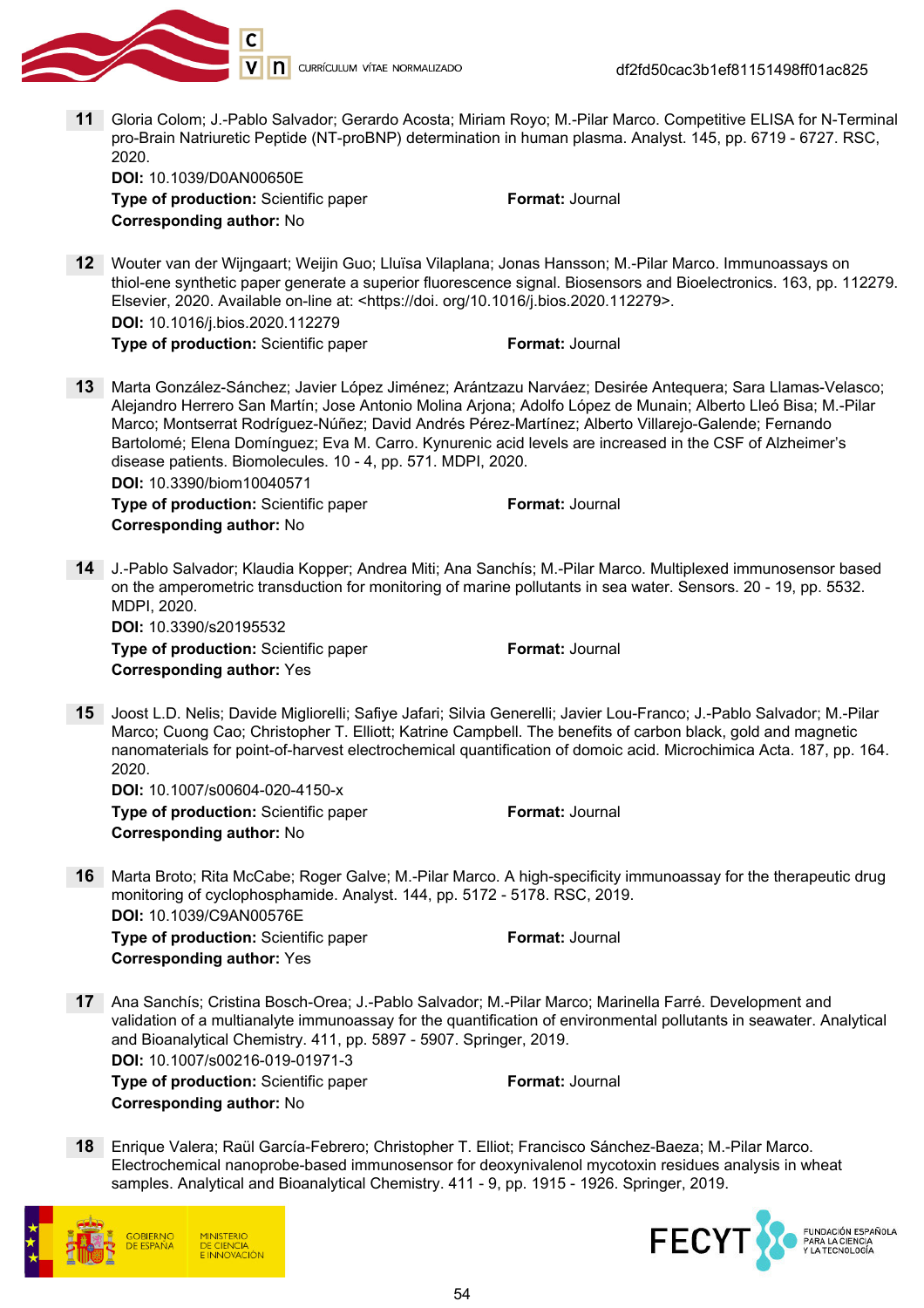**11** Gloria Colom; J.-Pablo Salvador; Gerardo Acosta; Miriam Royo; M.-Pilar Marco. Competitive ELISA for N-Terminal pro-Brain Natriuretic Peptide (NT-proBNP) determination in human plasma. Analyst. 145, pp. 6719 - 6727. RSC, 2020.
**DOI:** 10.1039/D0AN00650E
**Type of production:** Scientific paper **Format:** Journal
**Corresponding author:** No

**12** Wouter van der Wijngaart; Weijin Guo; Lluïsa Vilaplana; Jonas Hansson; M.-Pilar Marco. Immunoassays on thiol-ene synthetic paper generate a superior fluorescence signal. Biosensors and Bioelectronics. 163, pp. 112279. Elsevier, 2020. Available on-line at: <https://doi. org/10.1016/j.bios.2020.112279>.
**DOI:** 10.1016/j.bios.2020.112279
**Type of production:** Scientific paper **Format:** Journal

**13** Marta González-Sánchez; Javier López Jiménez; Arántzazu Narváez; Desirée Antequera; Sara Llamas-Velasco; Alejandro Herrero San Martín; Jose Antonio Molina Arjona; Adolfo López de Munain; Alberto Lleó Bisa; M.-Pilar Marco; Montserrat Rodríguez-Núñez; David Andrés Pérez-Martínez; Alberto Villarejo-Galende; Fernando Bartolomé; Elena Domínguez; Eva M. Carro. Kynurenic acid levels are increased in the CSF of Alzheimer's disease patients. Biomolecules. 10 - 4, pp. 571. MDPI, 2020.
**DOI:** 10.3390/biom10040571
**Type of production:** Scientific paper **Format:** Journal
**Corresponding author:** No

**14** J.-Pablo Salvador; Klaudia Kopper; Andrea Miti; Ana Sanchís; M.-Pilar Marco. Multiplexed immunosensor based on the amperometric transduction for monitoring of marine pollutants in sea water. Sensors. 20 - 19, pp. 5532. MDPI, 2020.
**DOI:** 10.3390/s20195532
**Type of production:** Scientific paper **Format:** Journal
**Corresponding author:** Yes

**15** Joost L.D. Nelis; Davide Migliorelli; Safiye Jafari; Silvia Generelli; Javier Lou-Franco; J.-Pablo Salvador; M.-Pilar Marco; Cuong Cao; Christopher T. Elliott; Katrine Campbell. The benefits of carbon black, gold and magnetic nanomaterials for point-of-harvest electrochemical quantification of domoic acid. Microchimica Acta. 187, pp. 164. 2020.
**DOI:** 10.1007/s00604-020-4150-x
**Type of production:** Scientific paper **Format:** Journal
**Corresponding author:** No

**16** Marta Broto; Rita McCabe; Roger Galve; M.-Pilar Marco. A high-specificity immunoassay for the therapeutic drug monitoring of cyclophosphamide. Analyst. 144, pp. 5172 - 5178. RSC, 2019.
**DOI:** 10.1039/C9AN00576E
**Type of production:** Scientific paper **Format:** Journal
**Corresponding author:** Yes

**17** Ana Sanchís; Cristina Bosch-Orea; J.-Pablo Salvador; M.-Pilar Marco; Marinella Farré. Development and validation of a multianalyte immunoassay for the quantification of environmental pollutants in seawater. Analytical and Bioanalytical Chemistry. 411, pp. 5897 - 5907. Springer, 2019.
**DOI:** 10.1007/s00216-019-01971-3
**Type of production:** Scientific paper **Format:** Journal
**Corresponding author:** No

**18** Enrique Valera; Raül García-Febrero; Christopher T. Elliot; Francisco Sánchez-Baeza; M.-Pilar Marco. Electrochemical nanoprobe-based immunosensor for deoxynivalenol mycotoxin residues analysis in wheat samples. Analytical and Bioanalytical Chemistry. 411 - 9, pp. 1915 - 1926. Springer, 2019.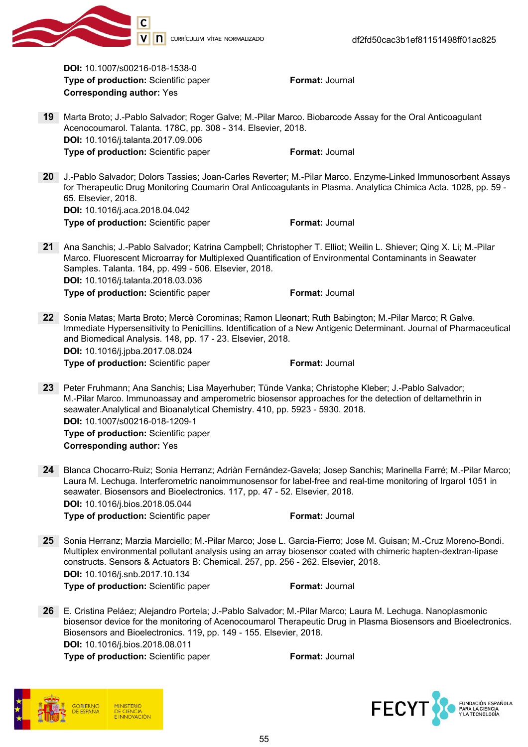**DOI:** 10.1007/s00216-018-1538-0
**Type of production:** Scientific paper **Format:** Journal
**Corresponding author:** Yes

**19** Marta Broto; J.-Pablo Salvador; Roger Galve; M.-Pilar Marco. Biobarcode Assay for the Oral Anticoagulant Acenocoumarol. Talanta. 178C, pp. 308 - 314. Elsevier, 2018.
**DOI:** 10.1016/j.talanta.2017.09.006
**Type of production:** Scientific paper **Format:** Journal

**20** J.-Pablo Salvador; Dolors Tassies; Joan-Carles Reverter; M.-Pilar Marco. Enzyme-Linked Immunosorbent Assays for Therapeutic Drug Monitoring Coumarin Oral Anticoagulants in Plasma. Analytica Chimica Acta. 1028, pp. 59 - 65. Elsevier, 2018.
**DOI:** 10.1016/j.aca.2018.04.042
**Type of production:** Scientific paper **Format:** Journal

**21** Ana Sanchis; J.-Pablo Salvador; Katrina Campbell; Christopher T. Elliot; Weilin L. Shiever; Qing X. Li; M.-Pilar Marco. Fluorescent Microarray for Multiplexed Quantification of Environmental Contaminants in Seawater Samples. Talanta. 184, pp. 499 - 506. Elsevier, 2018.
**DOI:** 10.1016/j.talanta.2018.03.036
**Type of production:** Scientific paper **Format:** Journal

**22** Sonia Matas; Marta Broto; Mercè Corominas; Ramon Lleonart; Ruth Babington; M.-Pilar Marco; R Galve. Immediate Hypersensitivity to Penicillins. Identification of a New Antigenic Determinant. Journal of Pharmaceutical and Biomedical Analysis. 148, pp. 17 - 23. Elsevier, 2018.
**DOI:** 10.1016/j.jpba.2017.08.024
**Type of production:** Scientific paper **Format:** Journal

**23** Peter Fruhmann; Ana Sanchis; Lisa Mayerhuber; Tünde Vanka; Christophe Kleber; J.-Pablo Salvador; M.-Pilar Marco. Immunoassay and amperometric biosensor approaches for the detection of deltamethrin in seawater.Analytical and Bioanalytical Chemistry. 410, pp. 5923 - 5930. 2018.
**DOI:** 10.1007/s00216-018-1209-1
**Type of production:** Scientific paper
**Corresponding author:** Yes

**24** Blanca Chocarro-Ruiz; Sonia Herranz; Adriàn Fernández-Gavela; Josep Sanchis; Marinella Farré; M.-Pilar Marco; Laura M. Lechuga. Interferometric nanoimmunosensor for label-free and real-time monitoring of Irgarol 1051 in seawater. Biosensors and Bioelectronics. 117, pp. 47 - 52. Elsevier, 2018.
**DOI:** 10.1016/j.bios.2018.05.044
**Type of production:** Scientific paper **Format:** Journal

**25** Sonia Herranz; Marzia Marciello; M.-Pilar Marco; Jose L. Garcia-Fierro; Jose M. Guisan; M.-Cruz Moreno-Bondi. Multiplex environmental pollutant analysis using an array biosensor coated with chimeric hapten-dextran-lipase constructs. Sensors & Actuators B: Chemical. 257, pp. 256 - 262. Elsevier, 2018.
**DOI:** 10.1016/j.snb.2017.10.134
**Type of production:** Scientific paper **Format:** Journal

**26** E. Cristina Peláez; Alejandro Portela; J.-Pablo Salvador; M.-Pilar Marco; Laura M. Lechuga. Nanoplasmonic biosensor device for the monitoring of Acenocoumarol Therapeutic Drug in Plasma Biosensors and Bioelectronics. Biosensors and Bioelectronics. 119, pp. 149 - 155. Elsevier, 2018.
**DOI:** 10.1016/j.bios.2018.08.011
**Type of production:** Scientific paper **Format:** Journal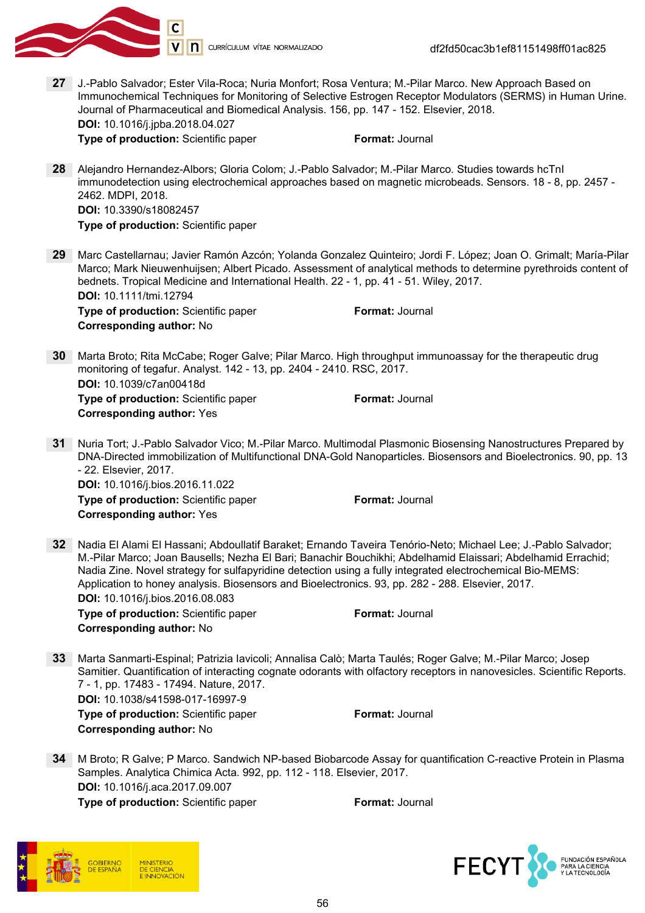**27** J.-Pablo Salvador; Ester Vila-Roca; Nuria Monfort; Rosa Ventura; M.-Pilar Marco. New Approach Based on Immunochemical Techniques for Monitoring of Selective Estrogen Receptor Modulators (SERMS) in Human Urine. Journal of Pharmaceutical and Biomedical Analysis. 156, pp. 147 - 152. Elsevier, 2018.
**DOI:** 10.1016/j.jpba.2018.04.027
**Type of production:** Scientific paper **Format:** Journal

**28** Alejandro Hernandez-Albors; Gloria Colom; J.-Pablo Salvador; M.-Pilar Marco. Studies towards hcTnI immunodetection using electrochemical approaches based on magnetic microbeads. Sensors. 18 - 8, pp. 2457 - 2462. MDPI, 2018.
**DOI:** 10.3390/s18082457
**Type of production:** Scientific paper

**29** Marc Castellarnau; Javier Ramón Azcón; Yolanda Gonzalez Quinteiro; Jordi F. López; Joan O. Grimalt; María-Pilar Marco; Mark Nieuwenhuijsen; Albert Picado. Assessment of analytical methods to determine pyrethroids content of bednets. Tropical Medicine and International Health. 22 - 1, pp. 41 - 51. Wiley, 2017.
**DOI:** 10.1111/tmi.12794
**Type of production:** Scientific paper **Format:** Journal
**Corresponding author:** No

**30** Marta Broto; Rita McCabe; Roger Galve; Pilar Marco. High throughput immunoassay for the therapeutic drug monitoring of tegafur. Analyst. 142 - 13, pp. 2404 - 2410. RSC, 2017.
**DOI:** 10.1039/c7an00418d
**Type of production:** Scientific paper **Format:** Journal
**Corresponding author:** Yes

**31** Nuria Tort; J.-Pablo Salvador Vico; M.-Pilar Marco. Multimodal Plasmonic Biosensing Nanostructures Prepared by DNA-Directed immobilization of Multifunctional DNA-Gold Nanoparticles. Biosensors and Bioelectronics. 90, pp. 13 - 22. Elsevier, 2017.
**DOI:** 10.1016/j.bios.2016.11.022
**Type of production:** Scientific paper **Format:** Journal
**Corresponding author:** Yes

**32** Nadia El Alami El Hassani; Abdoullatif Baraket; Ernando Taveira Tenório-Neto; Michael Lee; J.-Pablo Salvador; M.-Pilar Marco; Joan Bausells; Nezha El Bari; Banachir Bouchikhi; Abdelhamid Elaissari; Abdelhamid Errachid; Nadia Zine. Novel strategy for sulfapyridine detection using a fully integrated electrochemical Bio-MEMS: Application to honey analysis. Biosensors and Bioelectronics. 93, pp. 282 - 288. Elsevier, 2017.
**DOI:** 10.1016/j.bios.2016.08.083
**Type of production:** Scientific paper **Format:** Journal
**Corresponding author:** No

**33** Marta Sanmarti-Espinal; Patrizia Iavicoli; Annalisa Calò; Marta Taulés; Roger Galve; M.-Pilar Marco; Josep Samitier. Quantification of interacting cognate odorants with olfactory receptors in nanovesicles. Scientific Reports. 7 - 1, pp. 17483 - 17494. Nature, 2017.
**DOI:** 10.1038/s41598-017-16997-9
**Type of production:** Scientific paper **Format:** Journal
**Corresponding author:** No

**34** M Broto; R Galve; P Marco. Sandwich NP-based Biobarcode Assay for quantification C-reactive Protein in Plasma Samples. Analytica Chimica Acta. 992, pp. 112 - 118. Elsevier, 2017.
**DOI:** 10.1016/j.aca.2017.09.007
**Type of production:** Scientific paper **Format:** Journal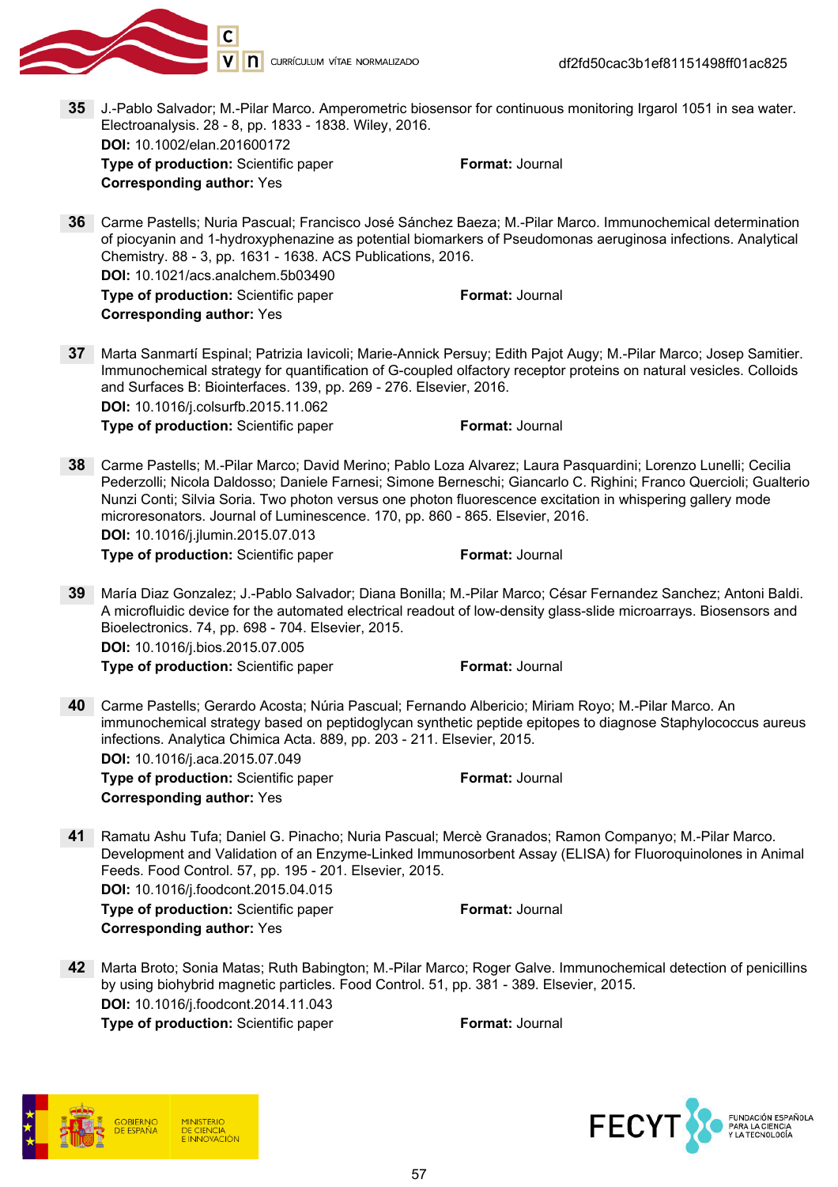**35** J.-Pablo Salvador; M.-Pilar Marco. Amperometric biosensor for continuous monitoring Irgarol 1051 in sea water. Electroanalysis. 28 - 8, pp. 1833 - 1838. Wiley, 2016.
**DOI:** 10.1002/elan.201600172
**Type of production:** Scientific paper **Format:** Journal
**Corresponding author:** Yes

**36** Carme Pastells; Nuria Pascual; Francisco José Sánchez Baeza; M.-Pilar Marco. Immunochemical determination of piocyanin and 1-hydroxyphenazine as potential biomarkers of Pseudomonas aeruginosa infections. Analytical Chemistry. 88 - 3, pp. 1631 - 1638. ACS Publications, 2016.
**DOI:** 10.1021/acs.analchem.5b03490
**Type of production:** Scientific paper **Format:** Journal
**Corresponding author:** Yes

**37** Marta Sanmartí Espinal; Patrizia Iavicoli; Marie-Annick Persuy; Edith Pajot Augy; M.-Pilar Marco; Josep Samitier. Immunochemical strategy for quantification of G-coupled olfactory receptor proteins on natural vesicles. Colloids and Surfaces B: Biointerfaces. 139, pp. 269 - 276. Elsevier, 2016.
**DOI:** 10.1016/j.colsurfb.2015.11.062
**Type of production:** Scientific paper **Format:** Journal

**38** Carme Pastells; M.-Pilar Marco; David Merino; Pablo Loza Alvarez; Laura Pasquardini; Lorenzo Lunelli; Cecilia Pederzolli; Nicola Daldosso; Daniele Farnesi; Simone Berneschi; Giancarlo C. Righini; Franco Quercioli; Gualterio Nunzi Conti; Silvia Soria. Two photon versus one photon fluorescence excitation in whispering gallery mode microresonators. Journal of Luminescence. 170, pp. 860 - 865. Elsevier, 2016.
**DOI:** 10.1016/j.jlumin.2015.07.013
**Type of production:** Scientific paper **Format:** Journal

**39** María Diaz Gonzalez; J.-Pablo Salvador; Diana Bonilla; M.-Pilar Marco; César Fernandez Sanchez; Antoni Baldi. A microfluidic device for the automated electrical readout of low-density glass-slide microarrays. Biosensors and Bioelectronics. 74, pp. 698 - 704. Elsevier, 2015.
**DOI:** 10.1016/j.bios.2015.07.005
**Type of production:** Scientific paper **Format:** Journal

**40** Carme Pastells; Gerardo Acosta; Núria Pascual; Fernando Albericio; Miriam Royo; M.-Pilar Marco. An immunochemical strategy based on peptidoglycan synthetic peptide epitopes to diagnose Staphylococcus aureus infections. Analytica Chimica Acta. 889, pp. 203 - 211. Elsevier, 2015.
**DOI:** 10.1016/j.aca.2015.07.049
**Type of production:** Scientific paper **Format:** Journal
**Corresponding author:** Yes

**41** Ramatu Ashu Tufa; Daniel G. Pinacho; Nuria Pascual; Mercè Granados; Ramon Companyo; M.-Pilar Marco. Development and Validation of an Enzyme-Linked Immunosorbent Assay (ELISA) for Fluoroquinolones in Animal Feeds. Food Control. 57, pp. 195 - 201. Elsevier, 2015.
**DOI:** 10.1016/j.foodcont.2015.04.015
**Type of production:** Scientific paper **Format:** Journal
**Corresponding author:** Yes

**42** Marta Broto; Sonia Matas; Ruth Babington; M.-Pilar Marco; Roger Galve. Immunochemical detection of penicillins by using biohybrid magnetic particles. Food Control. 51, pp. 381 - 389. Elsevier, 2015.
**DOI:** 10.1016/j.foodcont.2014.11.043
**Type of production:** Scientific paper **Format:** Journal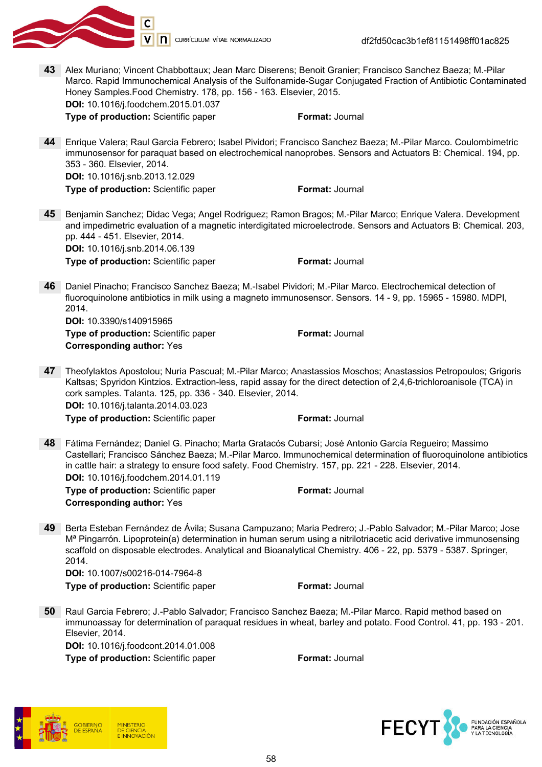**43** Alex Muriano; Vincent Chabbottaux; Jean Marc Diserens; Benoit Granier; Francisco Sanchez Baeza; M.-Pilar Marco. Rapid Immunochemical Analysis of the Sulfonamide-Sugar Conjugated Fraction of Antibiotic Contaminated Honey Samples.Food Chemistry. 178, pp. 156 - 163. Elsevier, 2015.
**DOI:** 10.1016/j.foodchem.2015.01.037
**Type of production:** Scientific paper **Format:** Journal

**44** Enrique Valera; Raul Garcia Febrero; Isabel Pividori; Francisco Sanchez Baeza; M.-Pilar Marco. Coulombimetric immunosensor for paraquat based on electrochemical nanoprobes. Sensors and Actuators B: Chemical. 194, pp. 353 - 360. Elsevier, 2014.
**DOI:** 10.1016/j.snb.2013.12.029
**Type of production:** Scientific paper **Format:** Journal

**45** Benjamin Sanchez; Didac Vega; Angel Rodriguez; Ramon Bragos; M.-Pilar Marco; Enrique Valera. Development and impedimetric evaluation of a magnetic interdigitated microelectrode. Sensors and Actuators B: Chemical. 203, pp. 444 - 451. Elsevier, 2014.
**DOI:** 10.1016/j.snb.2014.06.139
**Type of production:** Scientific paper **Format:** Journal

**46** Daniel Pinacho; Francisco Sanchez Baeza; M.-Isabel Pividori; M.-Pilar Marco. Electrochemical detection of fluoroquinolone antibiotics in milk using a magneto immunosensor. Sensors. 14 - 9, pp. 15965 - 15980. MDPI, 2014.
**DOI:** 10.3390/s140915965
**Type of production:** Scientific paper **Format:** Journal
**Corresponding author:** Yes

**47** Theofylaktos Apostolou; Nuria Pascual; M.-Pilar Marco; Anastassios Moschos; Anastassios Petropoulos; Grigoris Kaltsas; Spyridon Kintzios. Extraction-less, rapid assay for the direct detection of 2,4,6-trichloroanisole (TCA) in cork samples. Talanta. 125, pp. 336 - 340. Elsevier, 2014.
**DOI:** 10.1016/j.talanta.2014.03.023
**Type of production:** Scientific paper **Format:** Journal

**48** Fátima Fernández; Daniel G. Pinacho; Marta Gratacós Cubarsí; José Antonio García Regueiro; Massimo Castellari; Francisco Sánchez Baeza; M.-Pilar Marco. Immunochemical determination of fluoroquinolone antibiotics in cattle hair: a strategy to ensure food safety. Food Chemistry. 157, pp. 221 - 228. Elsevier, 2014.
**DOI:** 10.1016/j.foodchem.2014.01.119
**Type of production:** Scientific paper **Format:** Journal
**Corresponding author:** Yes

**49** Berta Esteban Fernández de Ávila; Susana Campuzano; Maria Pedrero; J.-Pablo Salvador; M.-Pilar Marco; Jose Mª Pingarrón. Lipoprotein(a) determination in human serum using a nitrilotriacetic acid derivative immunosensing scaffold on disposable electrodes. Analytical and Bioanalytical Chemistry. 406 - 22, pp. 5379 - 5387. Springer, 2014.
**DOI:** 10.1007/s00216-014-7964-8
**Type of production:** Scientific paper **Format:** Journal

**50** Raul Garcia Febrero; J.-Pablo Salvador; Francisco Sanchez Baeza; M.-Pilar Marco. Rapid method based on immunoassay for determination of paraquat residues in wheat, barley and potato. Food Control. 41, pp. 193 - 201. Elsevier, 2014.
**DOI:** 10.1016/j.foodcont.2014.01.008
**Type of production:** Scientific paper **Format:** Journal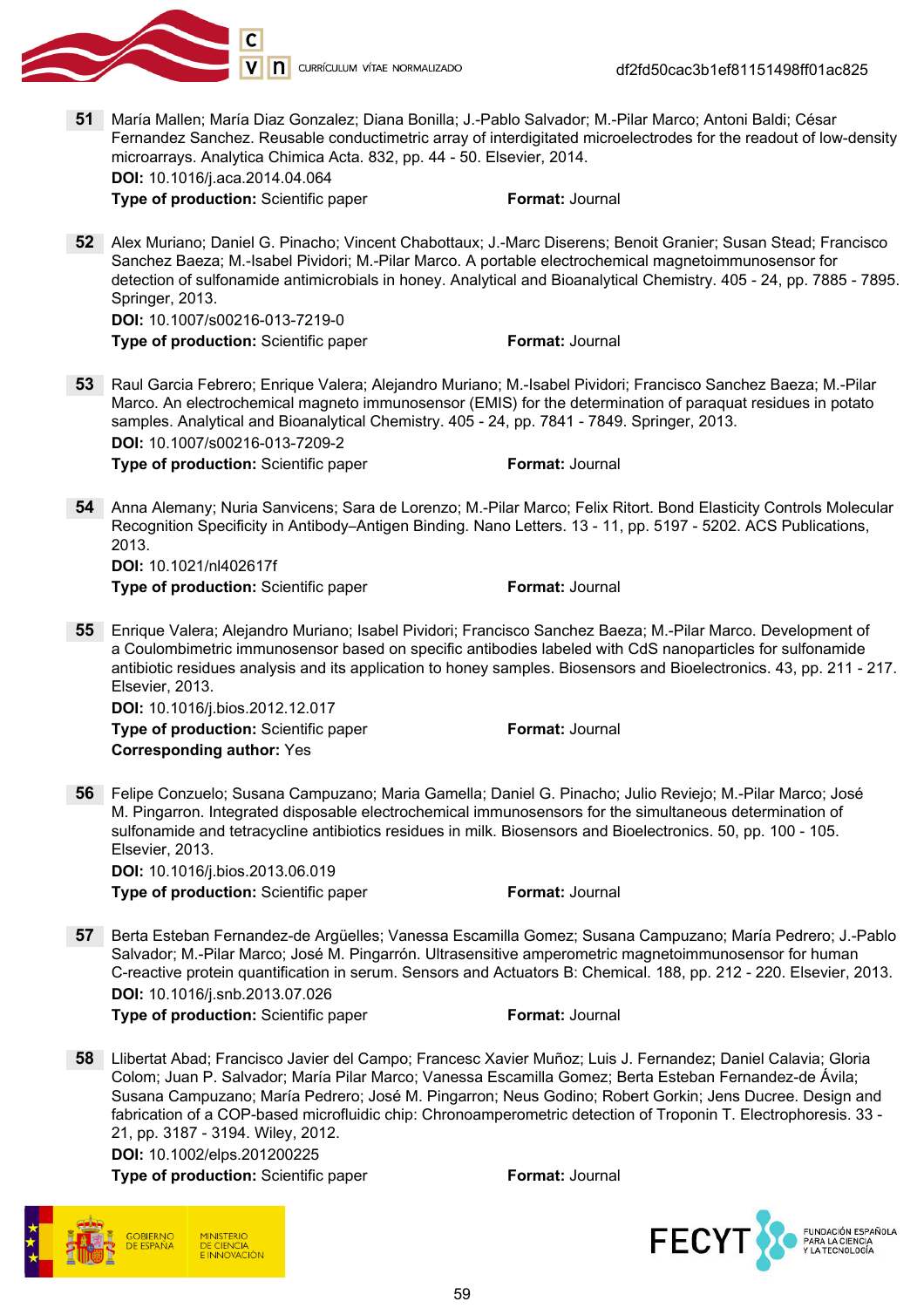**51** María Mallen; María Diaz Gonzalez; Diana Bonilla; J.-Pablo Salvador; M.-Pilar Marco; Antoni Baldi; César Fernandez Sanchez. Reusable conductimetric array of interdigitated microelectrodes for the readout of low-density microarrays. Analytica Chimica Acta. 832, pp. 44 - 50. Elsevier, 2014.
**DOI:** 10.1016/j.aca.2014.04.064
**Type of production:** Scientific paper **Format:** Journal

**52** Alex Muriano; Daniel G. Pinacho; Vincent Chabottaux; J.-Marc Diserens; Benoit Granier; Susan Stead; Francisco Sanchez Baeza; M.-Isabel Pividori; M.-Pilar Marco. A portable electrochemical magnetoimmunosensor for detection of sulfonamide antimicrobials in honey. Analytical and Bioanalytical Chemistry. 405 - 24, pp. 7885 - 7895. Springer, 2013.
**DOI:** 10.1007/s00216-013-7219-0
**Type of production:** Scientific paper **Format:** Journal

**53** Raul Garcia Febrero; Enrique Valera; Alejandro Muriano; M.-Isabel Pividori; Francisco Sanchez Baeza; M.-Pilar Marco. An electrochemical magneto immunosensor (EMIS) for the determination of paraquat residues in potato samples. Analytical and Bioanalytical Chemistry. 405 - 24, pp. 7841 - 7849. Springer, 2013.
**DOI:** 10.1007/s00216-013-7209-2
**Type of production:** Scientific paper **Format:** Journal

**54** Anna Alemany; Nuria Sanvicens; Sara de Lorenzo; M.-Pilar Marco; Felix Ritort. Bond Elasticity Controls Molecular Recognition Specificity in Antibody–Antigen Binding. Nano Letters. 13 - 11, pp. 5197 - 5202. ACS Publications, 2013.
**DOI:** 10.1021/nl402617f
**Type of production:** Scientific paper **Format:** Journal

**55** Enrique Valera; Alejandro Muriano; Isabel Pividori; Francisco Sanchez Baeza; M.-Pilar Marco. Development of a Coulombimetric immunosensor based on specific antibodies labeled with CdS nanoparticles for sulfonamide antibiotic residues analysis and its application to honey samples. Biosensors and Bioelectronics. 43, pp. 211 - 217. Elsevier, 2013.
**DOI:** 10.1016/j.bios.2012.12.017
**Type of production:** Scientific paper **Format:** Journal
**Corresponding author:** Yes

**56** Felipe Conzuelo; Susana Campuzano; Maria Gamella; Daniel G. Pinacho; Julio Reviejo; M.-Pilar Marco; José M. Pingarron. Integrated disposable electrochemical immunosensors for the simultaneous determination of sulfonamide and tetracycline antibiotics residues in milk. Biosensors and Bioelectronics. 50, pp. 100 - 105. Elsevier, 2013.
**DOI:** 10.1016/j.bios.2013.06.019
**Type of production:** Scientific paper **Format:** Journal

**57** Berta Esteban Fernandez-de Argüelles; Vanessa Escamilla Gomez; Susana Campuzano; María Pedrero; J.-Pablo Salvador; M.-Pilar Marco; José M. Pingarrón. Ultrasensitive amperometric magnetoimmunosensor for human C-reactive protein quantification in serum. Sensors and Actuators B: Chemical. 188, pp. 212 - 220. Elsevier, 2013.
**DOI:** 10.1016/j.snb.2013.07.026
**Type of production:** Scientific paper **Format:** Journal

**58** Llibertat Abad; Francisco Javier del Campo; Francesc Xavier Muñoz; Luis J. Fernandez; Daniel Calavia; Gloria Colom; Juan P. Salvador; María Pilar Marco; Vanessa Escamilla Gomez; Berta Esteban Fernandez-de Ávila; Susana Campuzano; María Pedrero; José M. Pingarron; Neus Godino; Robert Gorkin; Jens Ducree. Design and fabrication of a COP-based microfluidic chip: Chronoamperometric detection of Troponin T. Electrophoresis. 33 - 21, pp. 3187 - 3194. Wiley, 2012.
**DOI:** 10.1002/elps.201200225
**Type of production:** Scientific paper **Format:** Journal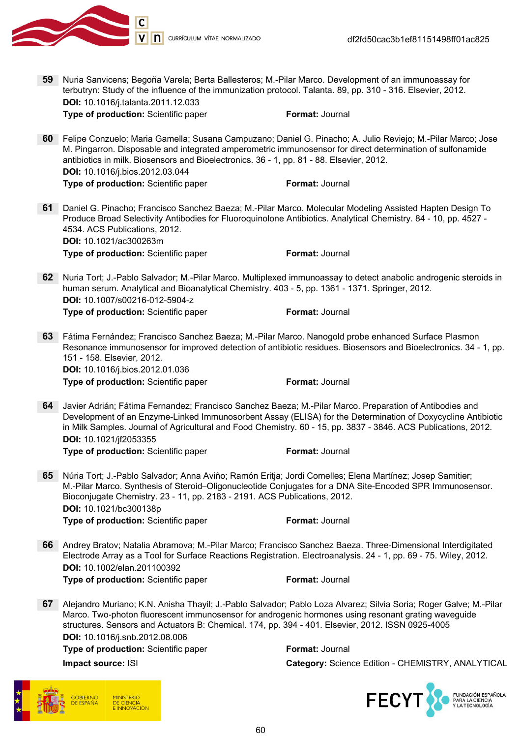**59** Nuria Sanvicens; Begoña Varela; Berta Ballesteros; M.-Pilar Marco. Development of an immunoassay for terbutryn: Study of the influence of the immunization protocol. Talanta. 89, pp. 310 - 316. Elsevier, 2012.
**DOI:** 10.1016/j.talanta.2011.12.033
**Type of production:** Scientific paper **Format:** Journal

**60** Felipe Conzuelo; Maria Gamella; Susana Campuzano; Daniel G. Pinacho; A. Julio Reviejo; M.-Pilar Marco; Jose M. Pingarron. Disposable and integrated amperometric immunosensor for direct determination of sulfonamide antibiotics in milk. Biosensors and Bioelectronics. 36 - 1, pp. 81 - 88. Elsevier, 2012.
**DOI:** 10.1016/j.bios.2012.03.044
**Type of production:** Scientific paper **Format:** Journal

**61** Daniel G. Pinacho; Francisco Sanchez Baeza; M.-Pilar Marco. Molecular Modeling Assisted Hapten Design To Produce Broad Selectivity Antibodies for Fluoroquinolone Antibiotics. Analytical Chemistry. 84 - 10, pp. 4527 - 4534. ACS Publications, 2012.
**DOI:** 10.1021/ac300263m
**Type of production:** Scientific paper **Format:** Journal

**62** Nuria Tort; J.-Pablo Salvador; M.-Pilar Marco. Multiplexed immunoassay to detect anabolic androgenic steroids in human serum. Analytical and Bioanalytical Chemistry. 403 - 5, pp. 1361 - 1371. Springer, 2012.
**DOI:** 10.1007/s00216-012-5904-z
**Type of production:** Scientific paper **Format:** Journal

**63** Fátima Fernández; Francisco Sanchez Baeza; M.-Pilar Marco. Nanogold probe enhanced Surface Plasmon Resonance immunosensor for improved detection of antibiotic residues. Biosensors and Bioelectronics. 34 - 1, pp. 151 - 158. Elsevier, 2012.
**DOI:** 10.1016/j.bios.2012.01.036
**Type of production:** Scientific paper **Format:** Journal

**64** Javier Adrián; Fátima Fernandez; Francisco Sanchez Baeza; M.-Pilar Marco. Preparation of Antibodies and Development of an Enzyme-Linked Immunosorbent Assay (ELISA) for the Determination of Doxycycline Antibiotic in Milk Samples. Journal of Agricultural and Food Chemistry. 60 - 15, pp. 3837 - 3846. ACS Publications, 2012.
**DOI:** 10.1021/jf2053355
**Type of production:** Scientific paper **Format:** Journal

**65** Núria Tort; J.-Pablo Salvador; Anna Aviño; Ramón Eritja; Jordi Comelles; Elena Martínez; Josep Samitier; M.-Pilar Marco. Synthesis of Steroid–Oligonucleotide Conjugates for a DNA Site-Encoded SPR Immunosensor. Bioconjugate Chemistry. 23 - 11, pp. 2183 - 2191. ACS Publications, 2012.
**DOI:** 10.1021/bc300138p
**Type of production:** Scientific paper **Format:** Journal

**66** Andrey Bratov; Natalia Abramova; M.-Pilar Marco; Francisco Sanchez Baeza. Three-Dimensional Interdigitated Electrode Array as a Tool for Surface Reactions Registration. Electroanalysis. 24 - 1, pp. 69 - 75. Wiley, 2012.
**DOI:** 10.1002/elan.201100392
**Type of production:** Scientific paper **Format:** Journal

**67** Alejandro Muriano; K.N. Anisha Thayil; J.-Pablo Salvador; Pablo Loza Alvarez; Silvia Soria; Roger Galve; M.-Pilar Marco. Two-photon fluorescent immunosensor for androgenic hormones using resonant grating waveguide structures. Sensors and Actuators B: Chemical. 174, pp. 394 - 401. Elsevier, 2012. ISSN 0925-4005
**DOI:** 10.1016/j.snb.2012.08.006
**Type of production:** Scientific paper **Format:** Journal
**Impact source:** ISI **Category:** Science Edition - CHEMISTRY, ANALYTICAL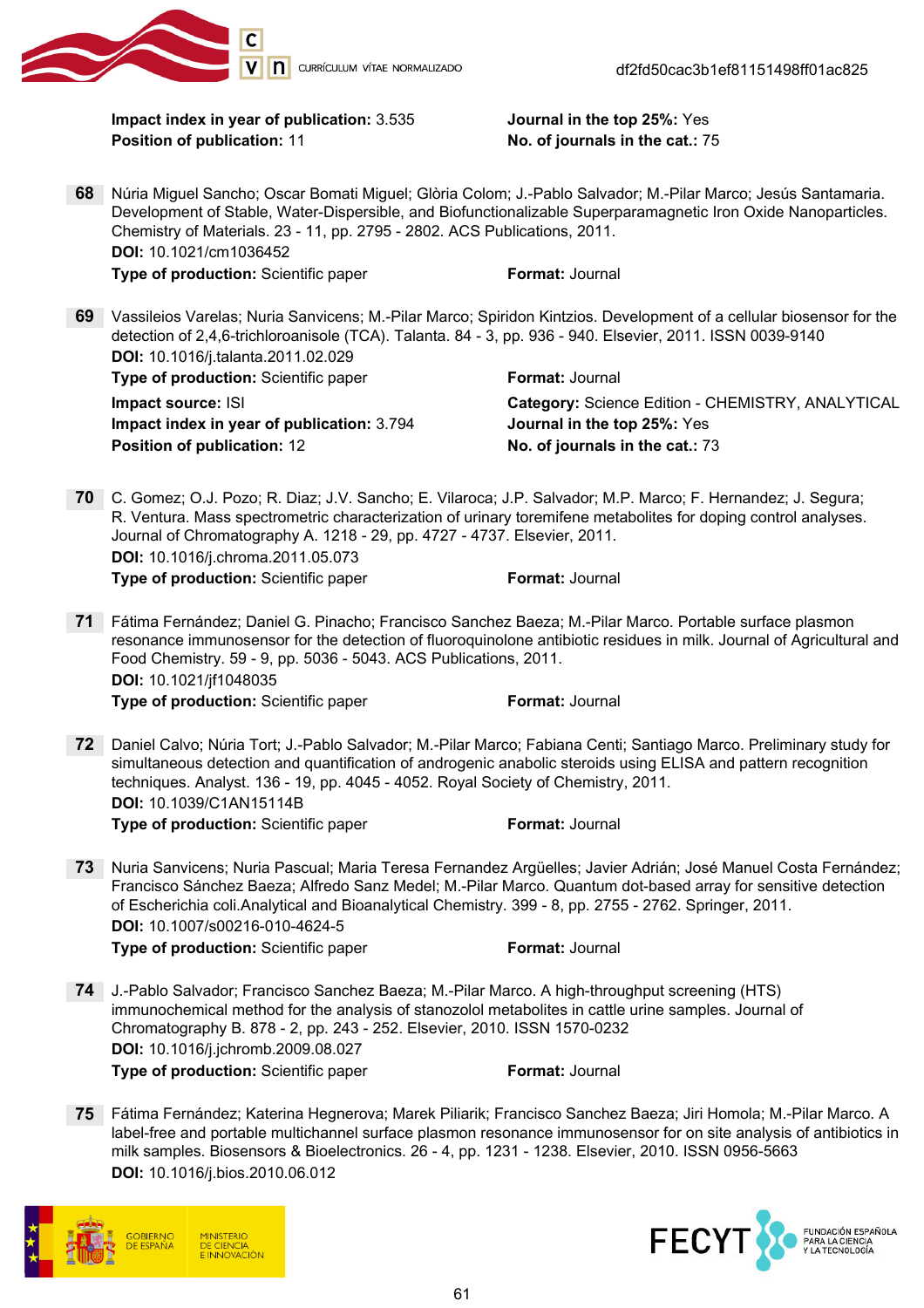**Impact index in year of publication:** 3.535
**Journal in the top 25%:** Yes
**Position of publication:** 11
**No. of journals in the cat.:** 75

**68** Núria Miguel Sancho; Oscar Bomati Miguel; Glòria Colom; J.-Pablo Salvador; M.-Pilar Marco; Jesús Santamaria. Development of Stable, Water-Dispersible, and Biofunctionalizable Superparamagnetic Iron Oxide Nanoparticles. Chemistry of Materials. 23 - 11, pp. 2795 - 2802. ACS Publications, 2011.
**DOI:** 10.1021/cm1036452
**Type of production:** Scientific paper
**Format:** Journal

**69** Vassileios Varelas; Nuria Sanvicens; M.-Pilar Marco; Spiridon Kintzios. Development of a cellular biosensor for the detection of 2,4,6-trichloroanisole (TCA). Talanta. 84 - 3, pp. 936 - 940. Elsevier, 2011. ISSN 0039-9140
**DOI:** 10.1016/j.talanta.2011.02.029
**Type of production:** Scientific paper
**Format:** Journal
**Impact source:** ISI
**Category:** Science Edition - CHEMISTRY, ANALYTICAL
**Impact index in year of publication:** 3.794
**Journal in the top 25%:** Yes
**Position of publication:** 12
**No. of journals in the cat.:** 73

**70** C. Gomez; O.J. Pozo; R. Diaz; J.V. Sancho; E. Vilaroca; J.P. Salvador; M.P. Marco; F. Hernandez; J. Segura; R. Ventura. Mass spectrometric characterization of urinary toremifene metabolites for doping control analyses. Journal of Chromatography A. 1218 - 29, pp. 4727 - 4737. Elsevier, 2011.
**DOI:** 10.1016/j.chroma.2011.05.073
**Type of production:** Scientific paper
**Format:** Journal

**71** Fátima Fernández; Daniel G. Pinacho; Francisco Sanchez Baeza; M.-Pilar Marco. Portable surface plasmon resonance immunosensor for the detection of fluoroquinolone antibiotic residues in milk. Journal of Agricultural and Food Chemistry. 59 - 9, pp. 5036 - 5043. ACS Publications, 2011.
**DOI:** 10.1021/jf1048035
**Type of production:** Scientific paper
**Format:** Journal

**72** Daniel Calvo; Núria Tort; J.-Pablo Salvador; M.-Pilar Marco; Fabiana Centi; Santiago Marco. Preliminary study for simultaneous detection and quantification of androgenic anabolic steroids using ELISA and pattern recognition techniques. Analyst. 136 - 19, pp. 4045 - 4052. Royal Society of Chemistry, 2011.
**DOI:** 10.1039/C1AN15114B
**Type of production:** Scientific paper
**Format:** Journal

**73** Nuria Sanvicens; Nuria Pascual; Maria Teresa Fernandez Argüelles; Javier Adrián; José Manuel Costa Fernández; Francisco Sánchez Baeza; Alfredo Sanz Medel; M.-Pilar Marco. Quantum dot-based array for sensitive detection of Escherichia coli.Analytical and Bioanalytical Chemistry. 399 - 8, pp. 2755 - 2762. Springer, 2011.
**DOI:** 10.1007/s00216-010-4624-5
**Type of production:** Scientific paper
**Format:** Journal

**74** J.-Pablo Salvador; Francisco Sanchez Baeza; M.-Pilar Marco. A high-throughput screening (HTS) immunochemical method for the analysis of stanozolol metabolites in cattle urine samples. Journal of Chromatography B. 878 - 2, pp. 243 - 252. Elsevier, 2010. ISSN 1570-0232
**DOI:** 10.1016/j.jchromb.2009.08.027
**Type of production:** Scientific paper
**Format:** Journal

**75** Fátima Fernández; Katerina Hegnerova; Marek Piliarik; Francisco Sanchez Baeza; Jiri Homola; M.-Pilar Marco. A label-free and portable multichannel surface plasmon resonance immunosensor for on site analysis of antibiotics in milk samples. Biosensors & Bioelectronics. 26 - 4, pp. 1231 - 1238. Elsevier, 2010. ISSN 0956-5663
**DOI:** 10.1016/j.bios.2010.06.012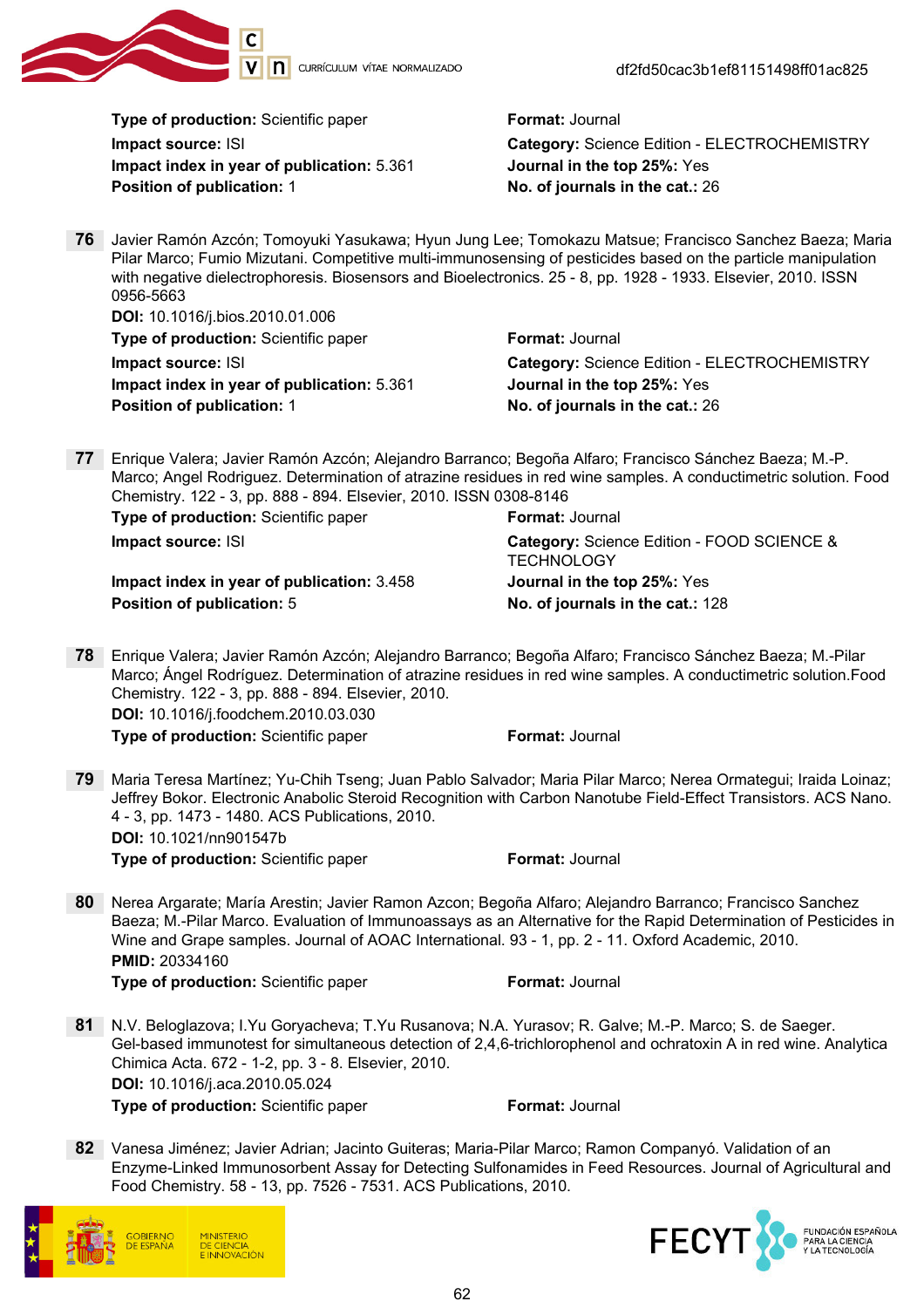**Type of production:** Scientific paper
**Format:** Journal
**Impact source:** ISI
**Category:** Science Edition - ELECTROCHEMISTRY
**Impact index in year of publication:** 5.361
**Journal in the top 25%:** Yes
**Position of publication:** 1
**No. of journals in the cat.:** 26

**76** Javier Ramón Azcón; Tomoyuki Yasukawa; Hyun Jung Lee; Tomokazu Matsue; Francisco Sanchez Baeza; Maria Pilar Marco; Fumio Mizutani. Competitive multi-immunosensing of pesticides based on the particle manipulation with negative dielectrophoresis. Biosensors and Bioelectronics. 25 - 8, pp. 1928 - 1933. Elsevier, 2010. ISSN 0956-5663

**DOI:** 10.1016/j.bios.2010.01.006
**Type of production:** Scientific paper
**Format:** Journal
**Impact source:** ISI
**Category:** Science Edition - ELECTROCHEMISTRY
**Impact index in year of publication:** 5.361
**Journal in the top 25%:** Yes
**Position of publication:** 1
**No. of journals in the cat.:** 26

**77** Enrique Valera; Javier Ramón Azcón; Alejandro Barranco; Begoña Alfaro; Francisco Sánchez Baeza; M.-P. Marco; Angel Rodriguez. Determination of atrazine residues in red wine samples. A conductimetric solution. Food Chemistry. 122 - 3, pp. 888 - 894. Elsevier, 2010. ISSN 0308-8146

**Type of production:** Scientific paper
**Format:** Journal
**Impact source:** ISI
**Category:** Science Edition - FOOD SCIENCE & TECHNOLOGY
**Impact index in year of publication:** 3.458
**Journal in the top 25%:** Yes
**Position of publication:** 5
**No. of journals in the cat.:** 128

**78** Enrique Valera; Javier Ramón Azcón; Alejandro Barranco; Begoña Alfaro; Francisco Sánchez Baeza; M.-Pilar Marco; Ángel Rodríguez. Determination of atrazine residues in red wine samples. A conductimetric solution.Food Chemistry. 122 - 3, pp. 888 - 894. Elsevier, 2010.

**DOI:** 10.1016/j.foodchem.2010.03.030
**Type of production:** Scientific paper
**Format:** Journal

**79** Maria Teresa Martínez; Yu-Chih Tseng; Juan Pablo Salvador; Maria Pilar Marco; Nerea Ormategui; Iraida Loinaz; Jeffrey Bokor. Electronic Anabolic Steroid Recognition with Carbon Nanotube Field-Effect Transistors. ACS Nano. 4 - 3, pp. 1473 - 1480. ACS Publications, 2010.

**DOI:** 10.1021/nn901547b
**Type of production:** Scientific paper
**Format:** Journal

**80** Nerea Argarate; María Arestin; Javier Ramon Azcon; Begoña Alfaro; Alejandro Barranco; Francisco Sanchez Baeza; M.-Pilar Marco. Evaluation of Immunoassays as an Alternative for the Rapid Determination of Pesticides in Wine and Grape samples. Journal of AOAC International. 93 - 1, pp. 2 - 11. Oxford Academic, 2010.

**PMID:** 20334160
**Type of production:** Scientific paper
**Format:** Journal

**81** N.V. Beloglazova; I.Yu Goryacheva; T.Yu Rusanova; N.A. Yurasov; R. Galve; M.-P. Marco; S. de Saeger. Gel-based immunotest for simultaneous detection of 2,4,6-trichlorophenol and ochratoxin A in red wine. Analytica Chimica Acta. 672 - 1-2, pp. 3 - 8. Elsevier, 2010.

**DOI:** 10.1016/j.aca.2010.05.024
**Type of production:** Scientific paper
**Format:** Journal

**82** Vanesa Jiménez; Javier Adrian; Jacinto Guiteras; Maria-Pilar Marco; Ramon Companyó. Validation of an Enzyme-Linked Immunosorbent Assay for Detecting Sulfonamides in Feed Resources. Journal of Agricultural and Food Chemistry. 58 - 13, pp. 7526 - 7531. ACS Publications, 2010.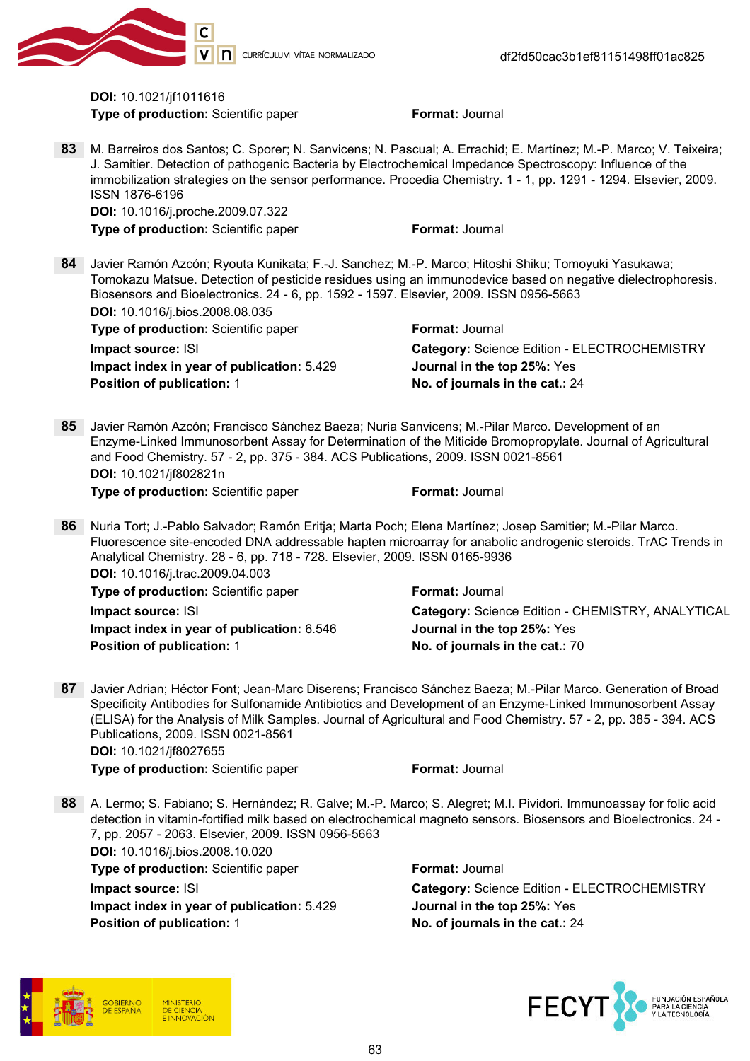**DOI:** 10.1021/jf1011616
**Type of production:** Scientific paper **Format:** Journal

**83** M. Barreiros dos Santos; C. Sporer; N. Sanvicens; N. Pascual; A. Errachid; E. Martínez; M.-P. Marco; V. Teixeira; J. Samitier. Detection of pathogenic Bacteria by Electrochemical Impedance Spectroscopy: Influence of the immobilization strategies on the sensor performance. Procedia Chemistry. 1 - 1, pp. 1291 - 1294. Elsevier, 2009. ISSN 1876-6196
**DOI:** 10.1016/j.proche.2009.07.322
**Type of production:** Scientific paper **Format:** Journal

**84** Javier Ramón Azcón; Ryouta Kunikata; F.-J. Sanchez; M.-P. Marco; Hitoshi Shiku; Tomoyuki Yasukawa; Tomokazu Matsue. Detection of pesticide residues using an immunodevice based on negative dielectrophoresis. Biosensors and Bioelectronics. 24 - 6, pp. 1592 - 1597. Elsevier, 2009. ISSN 0956-5663
**DOI:** 10.1016/j.bios.2008.08.035
**Type of production:** Scientific paper **Format:** Journal
**Impact source:** ISI **Category:** Science Edition - ELECTROCHEMISTRY
**Impact index in year of publication:** 5.429 **Journal in the top 25%:** Yes
**Position of publication:** 1 **No. of journals in the cat.:** 24

**85** Javier Ramón Azcón; Francisco Sánchez Baeza; Nuria Sanvicens; M.-Pilar Marco. Development of an Enzyme-Linked Immunosorbent Assay for Determination of the Miticide Bromopropylate. Journal of Agricultural and Food Chemistry. 57 - 2, pp. 375 - 384. ACS Publications, 2009. ISSN 0021-8561
**DOI:** 10.1021/jf802821n
**Type of production:** Scientific paper **Format:** Journal

**86** Nuria Tort; J.-Pablo Salvador; Ramón Eritja; Marta Poch; Elena Martínez; Josep Samitier; M.-Pilar Marco. Fluorescence site-encoded DNA addressable hapten microarray for anabolic androgenic steroids. TrAC Trends in Analytical Chemistry. 28 - 6, pp. 718 - 728. Elsevier, 2009. ISSN 0165-9936
**DOI:** 10.1016/j.trac.2009.04.003
**Type of production:** Scientific paper **Format:** Journal
**Impact source:** ISI **Category:** Science Edition - CHEMISTRY, ANALYTICAL
**Impact index in year of publication:** 6.546 **Journal in the top 25%:** Yes
**Position of publication:** 1 **No. of journals in the cat.:** 70

**87** Javier Adrian; Héctor Font; Jean-Marc Diserens; Francisco Sánchez Baeza; M.-Pilar Marco. Generation of Broad Specificity Antibodies for Sulfonamide Antibiotics and Development of an Enzyme-Linked Immunosorbent Assay (ELISA) for the Analysis of Milk Samples. Journal of Agricultural and Food Chemistry. 57 - 2, pp. 385 - 394. ACS Publications, 2009. ISSN 0021-8561
**DOI:** 10.1021/jf8027655
**Type of production:** Scientific paper **Format:** Journal

**88** A. Lermo; S. Fabiano; S. Hernández; R. Galve; M.-P. Marco; S. Alegret; M.I. Pividori. Immunoassay for folic acid detection in vitamin-fortified milk based on electrochemical magneto sensors. Biosensors and Bioelectronics. 24 - 7, pp. 2057 - 2063. Elsevier, 2009. ISSN 0956-5663
**DOI:** 10.1016/j.bios.2008.10.020
**Type of production:** Scientific paper **Format:** Journal
**Impact source:** ISI **Category:** Science Edition - ELECTROCHEMISTRY
**Impact index in year of publication:** 5.429 **Journal in the top 25%:** Yes
**Position of publication:** 1 **No. of journals in the cat.:** 24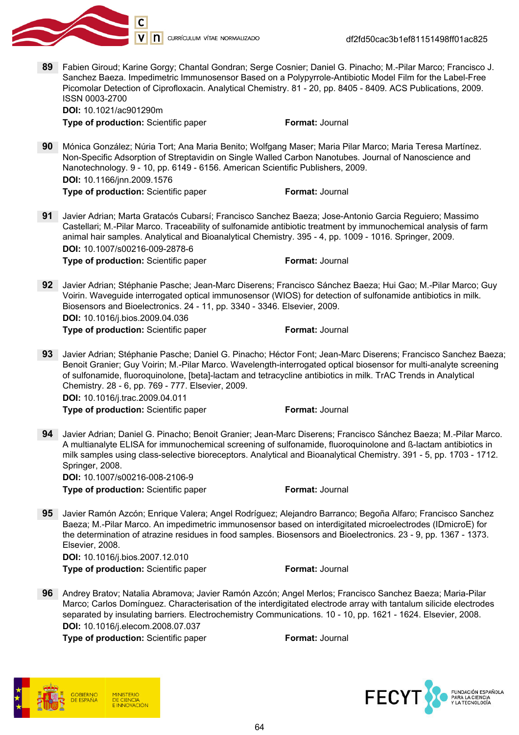89 Fabien Giroud; Karine Gorgy; Chantal Gondran; Serge Cosnier; Daniel G. Pinacho; M.-Pilar Marco; Francisco J. Sanchez Baeza. Impedimetric Immunosensor Based on a Polypyrrole-Antibiotic Model Film for the Label-Free Picomolar Detection of Ciprofloxacin. Analytical Chemistry. 81 - 20, pp. 8405 - 8409. ACS Publications, 2009. ISSN 0003-2700
**DOI:** 10.1021/ac901290m
**Type of production:** Scientific paper **Format:** Journal

90 Mónica González; Núria Tort; Ana Maria Benito; Wolfgang Maser; Maria Pilar Marco; Maria Teresa Martínez. Non-Specific Adsorption of Streptavidin on Single Walled Carbon Nanotubes. Journal of Nanoscience and Nanotechnology. 9 - 10, pp. 6149 - 6156. American Scientific Publishers, 2009.
**DOI:** 10.1166/jnn.2009.1576
**Type of production:** Scientific paper **Format:** Journal

91 Javier Adrian; Marta Gratacós Cubarsí; Francisco Sanchez Baeza; Jose-Antonio Garcia Reguiero; Massimo Castellari; M.-Pilar Marco. Traceability of sulfonamide antibiotic treatment by immunochemical analysis of farm animal hair samples. Analytical and Bioanalytical Chemistry. 395 - 4, pp. 1009 - 1016. Springer, 2009.
**DOI:** 10.1007/s00216-009-2878-6
**Type of production:** Scientific paper **Format:** Journal

92 Javier Adrian; Stéphanie Pasche; Jean-Marc Diserens; Francisco Sánchez Baeza; Hui Gao; M.-Pilar Marco; Guy Voirin. Waveguide interrogated optical immunosensor (WIOS) for detection of sulfonamide antibiotics in milk. Biosensors and Bioelectronics. 24 - 11, pp. 3340 - 3346. Elsevier, 2009.
**DOI:** 10.1016/j.bios.2009.04.036
**Type of production:** Scientific paper **Format:** Journal

93 Javier Adrian; Stéphanie Pasche; Daniel G. Pinacho; Héctor Font; Jean-Marc Diserens; Francisco Sanchez Baeza; Benoit Granier; Guy Voirin; M.-Pilar Marco. Wavelength-interrogated optical biosensor for multi-analyte screening of sulfonamide, fluoroquinolone, [beta]-lactam and tetracycline antibiotics in milk. TrAC Trends in Analytical Chemistry. 28 - 6, pp. 769 - 777. Elsevier, 2009.
**DOI:** 10.1016/j.trac.2009.04.011
**Type of production:** Scientific paper **Format:** Journal

94 Javier Adrian; Daniel G. Pinacho; Benoit Granier; Jean-Marc Diserens; Francisco Sánchez Baeza; M.-Pilar Marco. A multianalyte ELISA for immunochemical screening of sulfonamide, fluoroquinolone and ß-lactam antibiotics in milk samples using class-selective bioreceptors. Analytical and Bioanalytical Chemistry. 391 - 5, pp. 1703 - 1712. Springer, 2008.
**DOI:** 10.1007/s00216-008-2106-9
**Type of production:** Scientific paper **Format:** Journal

95 Javier Ramón Azcón; Enrique Valera; Angel Rodríguez; Alejandro Barranco; Begoña Alfaro; Francisco Sanchez Baeza; M.-Pilar Marco. An impedimetric immunosensor based on interdigitated microelectrodes (IDmicroE) for the determination of atrazine residues in food samples. Biosensors and Bioelectronics. 23 - 9, pp. 1367 - 1373. Elsevier, 2008.
**DOI:** 10.1016/j.bios.2007.12.010
**Type of production:** Scientific paper **Format:** Journal

96 Andrey Bratov; Natalia Abramova; Javier Ramón Azcón; Angel Merlos; Francisco Sanchez Baeza; Maria-Pilar Marco; Carlos Domínguez. Characterisation of the interdigitated electrode array with tantalum silicide electrodes separated by insulating barriers. Electrochemistry Communications. 10 - 10, pp. 1621 - 1624. Elsevier, 2008.
**DOI:** 10.1016/j.elecom.2008.07.037
**Type of production:** Scientific paper **Format:** Journal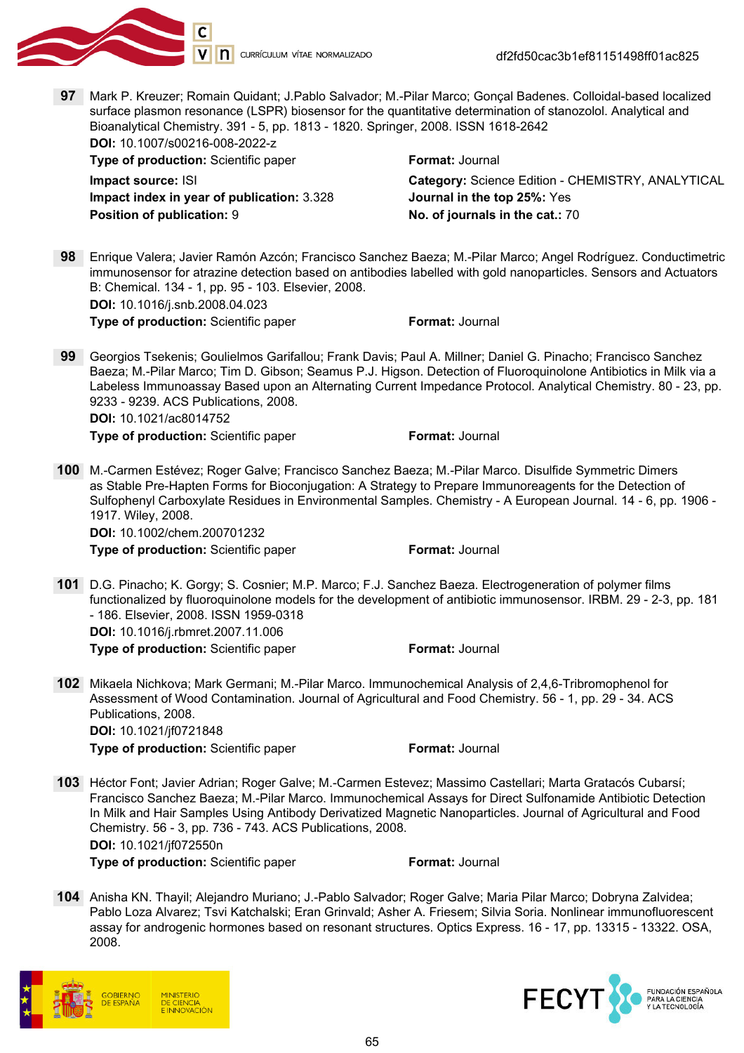97 Mark P. Kreuzer; Romain Quidant; J.Pablo Salvador; M.-Pilar Marco; Gonçal Badenes. Colloidal-based localized surface plasmon resonance (LSPR) biosensor for the quantitative determination of stanozolol. Analytical and Bioanalytical Chemistry. 391 - 5, pp. 1813 - 1820. Springer, 2008. ISSN 1618-2642

**DOI:** 10.1007/s00216-008-2022-z

**Type of production:** Scientific paper
**Format:** Journal
**Impact source:** ISI
**Category:** Science Edition - CHEMISTRY, ANALYTICAL
**Impact index in year of publication:** 3.328
**Journal in the top 25%:** Yes
**Position of publication:** 9
**No. of journals in the cat.:** 70

98 Enrique Valera; Javier Ramón Azcón; Francisco Sanchez Baeza; M.-Pilar Marco; Angel Rodríguez. Conductimetric immunosensor for atrazine detection based on antibodies labelled with gold nanoparticles. Sensors and Actuators B: Chemical. 134 - 1, pp. 95 - 103. Elsevier, 2008.

**DOI:** 10.1016/j.snb.2008.04.023

**Type of production:** Scientific paper
**Format:** Journal

99 Georgios Tsekenis; Goulielmos Garifallou; Frank Davis; Paul A. Millner; Daniel G. Pinacho; Francisco Sanchez Baeza; M.-Pilar Marco; Tim D. Gibson; Seamus P.J. Higson. Detection of Fluoroquinolone Antibiotics in Milk via a Labeless Immunoassay Based upon an Alternating Current Impedance Protocol. Analytical Chemistry. 80 - 23, pp. 9233 - 9239. ACS Publications, 2008.

**DOI:** 10.1021/ac8014752

**Type of production:** Scientific paper
**Format:** Journal

100 M.-Carmen Estévez; Roger Galve; Francisco Sanchez Baeza; M.-Pilar Marco. Disulfide Symmetric Dimers as Stable Pre-Hapten Forms for Bioconjugation: A Strategy to Prepare Immunoreagents for the Detection of Sulfophenyl Carboxylate Residues in Environmental Samples. Chemistry - A European Journal. 14 - 6, pp. 1906 - 1917. Wiley, 2008.

**DOI:** 10.1002/chem.200701232

**Type of production:** Scientific paper
**Format:** Journal

101 D.G. Pinacho; K. Gorgy; S. Cosnier; M.P. Marco; F.J. Sanchez Baeza. Electrogeneration of polymer films functionalized by fluoroquinolone models for the development of antibiotic immunosensor. IRBM. 29 - 2-3, pp. 181 - 186. Elsevier, 2008. ISSN 1959-0318

**DOI:** 10.1016/j.rbmret.2007.11.006

**Type of production:** Scientific paper
**Format:** Journal

102 Mikaela Nichkova; Mark Germani; M.-Pilar Marco. Immunochemical Analysis of 2,4,6-Tribromophenol for Assessment of Wood Contamination. Journal of Agricultural and Food Chemistry. 56 - 1, pp. 29 - 34. ACS Publications, 2008.

**DOI:** 10.1021/jf0721848

**Type of production:** Scientific paper
**Format:** Journal

103 Héctor Font; Javier Adrian; Roger Galve; M.-Carmen Estevez; Massimo Castellari; Marta Gratacós Cubarsí; Francisco Sanchez Baeza; M.-Pilar Marco. Immunochemical Assays for Direct Sulfonamide Antibiotic Detection In Milk and Hair Samples Using Antibody Derivatized Magnetic Nanoparticles. Journal of Agricultural and Food Chemistry. 56 - 3, pp. 736 - 743. ACS Publications, 2008.

**DOI:** 10.1021/jf072550n

**Type of production:** Scientific paper
**Format:** Journal

104 Anisha KN. Thayil; Alejandro Muriano; J.-Pablo Salvador; Roger Galve; Maria Pilar Marco; Dobryna Zalvidea; Pablo Loza Alvarez; Tsvi Katchalski; Eran Grinvald; Asher A. Friesem; Silvia Soria. Nonlinear immunofluorescent assay for androgenic hormones based on resonant structures. Optics Express. 16 - 17, pp. 13315 - 13322. OSA, 2008.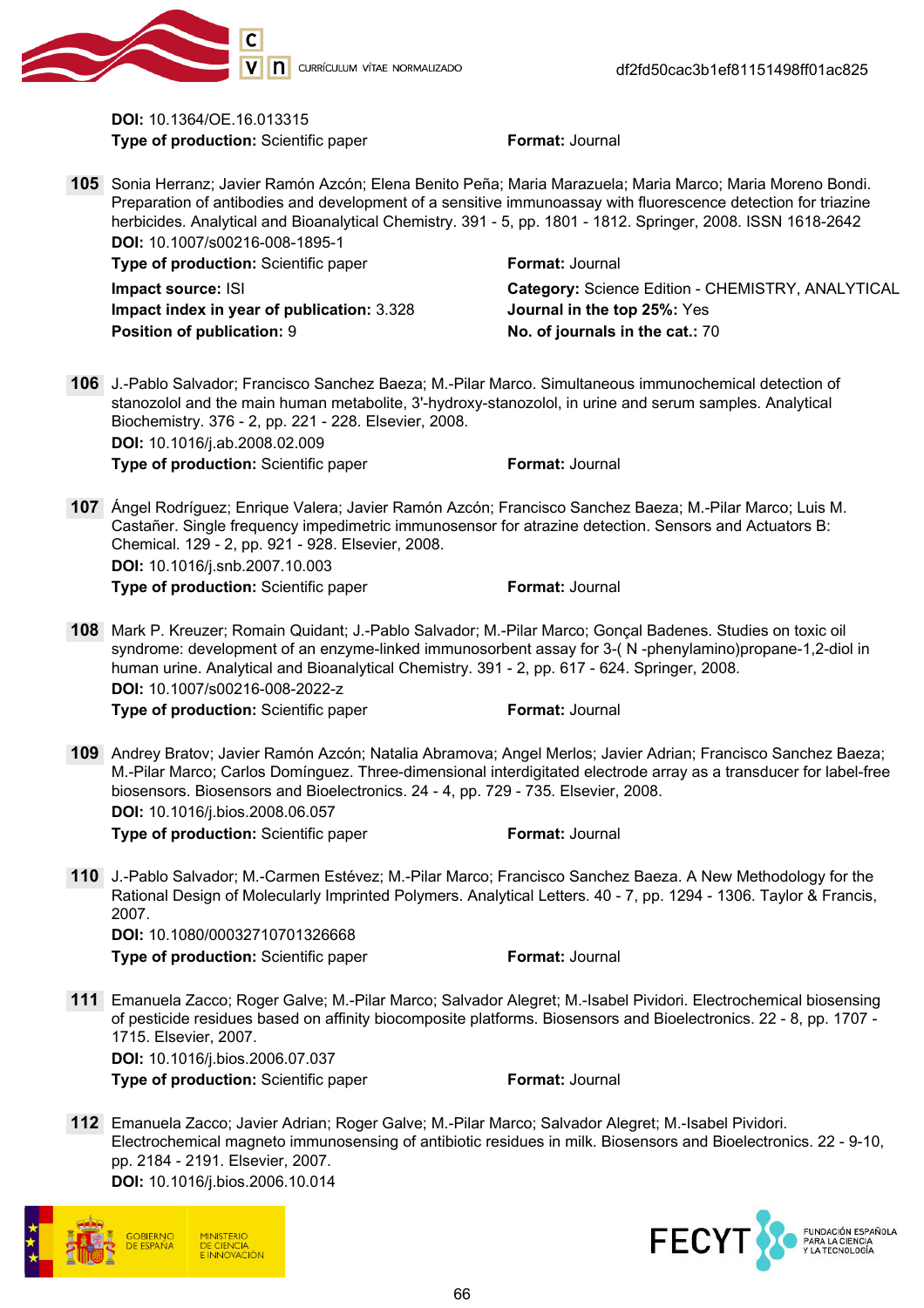**DOI:** 10.1364/OE.16.013315
**Type of production:** Scientific paper **Format:** Journal

**105** Sonia Herranz; Javier Ramón Azcón; Elena Benito Peña; Maria Marazuela; Maria Marco; Maria Moreno Bondi. Preparation of antibodies and development of a sensitive immunoassay with fluorescence detection for triazine herbicides. Analytical and Bioanalytical Chemistry. 391 - 5, pp. 1801 - 1812. Springer, 2008. ISSN 1618-2642
**DOI:** 10.1007/s00216-008-1895-1
**Type of production:** Scientific paper **Format:** Journal
**Impact source:** ISI **Category:** Science Edition - CHEMISTRY, ANALYTICAL
**Impact index in year of publication:** 3.328 **Journal in the top 25%:** Yes
**Position of publication:** 9 **No. of journals in the cat.:** 70

**106** J.-Pablo Salvador; Francisco Sanchez Baeza; M.-Pilar Marco. Simultaneous immunochemical detection of stanozolol and the main human metabolite, 3'-hydroxy-stanozolol, in urine and serum samples. Analytical Biochemistry. 376 - 2, pp. 221 - 228. Elsevier, 2008.
**DOI:** 10.1016/j.ab.2008.02.009
**Type of production:** Scientific paper **Format:** Journal

**107** Ángel Rodríguez; Enrique Valera; Javier Ramón Azcón; Francisco Sanchez Baeza; M.-Pilar Marco; Luis M. Castañer. Single frequency impedimetric immunosensor for atrazine detection. Sensors and Actuators B: Chemical. 129 - 2, pp. 921 - 928. Elsevier, 2008.
**DOI:** 10.1016/j.snb.2007.10.003
**Type of production:** Scientific paper **Format:** Journal

**108** Mark P. Kreuzer; Romain Quidant; J.-Pablo Salvador; M.-Pilar Marco; Gonçal Badenes. Studies on toxic oil syndrome: development of an enzyme-linked immunosorbent assay for 3-( N -phenylamino)propane-1,2-diol in human urine. Analytical and Bioanalytical Chemistry. 391 - 2, pp. 617 - 624. Springer, 2008.
**DOI:** 10.1007/s00216-008-2022-z
**Type of production:** Scientific paper **Format:** Journal

**109** Andrey Bratov; Javier Ramón Azcón; Natalia Abramova; Angel Merlos; Javier Adrian; Francisco Sanchez Baeza; M.-Pilar Marco; Carlos Domínguez. Three-dimensional interdigitated electrode array as a transducer for label-free biosensors. Biosensors and Bioelectronics. 24 - 4, pp. 729 - 735. Elsevier, 2008.
**DOI:** 10.1016/j.bios.2008.06.057
**Type of production:** Scientific paper **Format:** Journal

**110** J.-Pablo Salvador; M.-Carmen Estévez; M.-Pilar Marco; Francisco Sanchez Baeza. A New Methodology for the Rational Design of Molecularly Imprinted Polymers. Analytical Letters. 40 - 7, pp. 1294 - 1306. Taylor & Francis, 2007.
**DOI:** 10.1080/00032710701326668
**Type of production:** Scientific paper **Format:** Journal

**111** Emanuela Zacco; Roger Galve; M.-Pilar Marco; Salvador Alegret; M.-Isabel Pividori. Electrochemical biosensing of pesticide residues based on affinity biocomposite platforms. Biosensors and Bioelectronics. 22 - 8, pp. 1707 - 1715. Elsevier, 2007.
**DOI:** 10.1016/j.bios.2006.07.037
**Type of production:** Scientific paper **Format:** Journal

**112** Emanuela Zacco; Javier Adrian; Roger Galve; M.-Pilar Marco; Salvador Alegret; M.-Isabel Pividori. Electrochemical magneto immunosensing of antibiotic residues in milk. Biosensors and Bioelectronics. 22 - 9-10, pp. 2184 - 2191. Elsevier, 2007.
**DOI:** 10.1016/j.bios.2006.10.014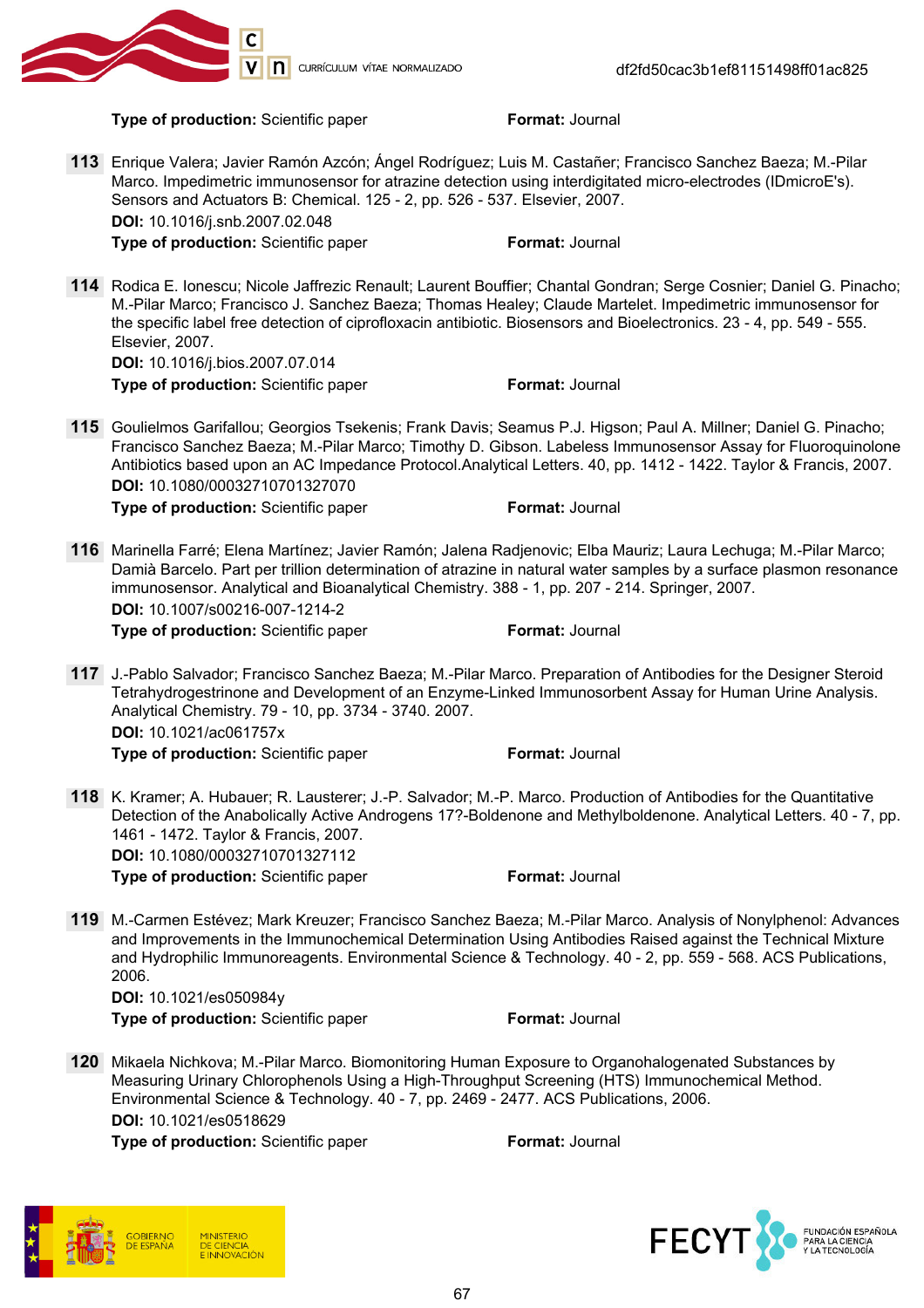**Type of production:** Scientific paper **Format:** Journal

**113** Enrique Valera; Javier Ramón Azcón; Ángel Rodríguez; Luis M. Castañer; Francisco Sanchez Baeza; M.-Pilar Marco. Impedimetric immunosensor for atrazine detection using interdigitated micro-electrodes (IDmicroE's). Sensors and Actuators B: Chemical. 125 - 2, pp. 526 - 537. Elsevier, 2007.
**DOI:** 10.1016/j.snb.2007.02.048
**Type of production:** Scientific paper **Format:** Journal

**114** Rodica E. Ionescu; Nicole Jaffrezic Renault; Laurent Bouffier; Chantal Gondran; Serge Cosnier; Daniel G. Pinacho; M.-Pilar Marco; Francisco J. Sanchez Baeza; Thomas Healey; Claude Martelet. Impedimetric immunosensor for the specific label free detection of ciprofloxacin antibiotic. Biosensors and Bioelectronics. 23 - 4, pp. 549 - 555. Elsevier, 2007.
**DOI:** 10.1016/j.bios.2007.07.014
**Type of production:** Scientific paper **Format:** Journal

**115** Goulielmos Garifallou; Georgios Tsekenis; Frank Davis; Seamus P.J. Higson; Paul A. Millner; Daniel G. Pinacho; Francisco Sanchez Baeza; M.-Pilar Marco; Timothy D. Gibson. Labeless Immunosensor Assay for Fluoroquinolone Antibiotics based upon an AC Impedance Protocol.Analytical Letters. 40, pp. 1412 - 1422. Taylor & Francis, 2007.
**DOI:** 10.1080/00032710701327070
**Type of production:** Scientific paper **Format:** Journal

**116** Marinella Farré; Elena Martínez; Javier Ramón; Jalena Radjenovic; Elba Mauriz; Laura Lechuga; M.-Pilar Marco; Damià Barcelo. Part per trillion determination of atrazine in natural water samples by a surface plasmon resonance immunosensor. Analytical and Bioanalytical Chemistry. 388 - 1, pp. 207 - 214. Springer, 2007.
**DOI:** 10.1007/s00216-007-1214-2
**Type of production:** Scientific paper **Format:** Journal

**117** J.-Pablo Salvador; Francisco Sanchez Baeza; M.-Pilar Marco. Preparation of Antibodies for the Designer Steroid Tetrahydrogestrinone and Development of an Enzyme-Linked Immunosorbent Assay for Human Urine Analysis. Analytical Chemistry. 79 - 10, pp. 3734 - 3740. 2007.
**DOI:** 10.1021/ac061757x
**Type of production:** Scientific paper **Format:** Journal

**118** K. Kramer; A. Hubauer; R. Lausterer; J.-P. Salvador; M.-P. Marco. Production of Antibodies for the Quantitative Detection of the Anabolically Active Androgens 17?-Boldenone and Methylboldenone. Analytical Letters. 40 - 7, pp. 1461 - 1472. Taylor & Francis, 2007.
**DOI:** 10.1080/00032710701327112
**Type of production:** Scientific paper **Format:** Journal

**119** M.-Carmen Estévez; Mark Kreuzer; Francisco Sanchez Baeza; M.-Pilar Marco. Analysis of Nonylphenol: Advances and Improvements in the Immunochemical Determination Using Antibodies Raised against the Technical Mixture and Hydrophilic Immunoreagents. Environmental Science & Technology. 40 - 2, pp. 559 - 568. ACS Publications, 2006.
**DOI:** 10.1021/es050984y
**Type of production:** Scientific paper **Format:** Journal

**120** Mikaela Nichkova; M.-Pilar Marco. Biomonitoring Human Exposure to Organohalogenated Substances by Measuring Urinary Chlorophenols Using a High-Throughput Screening (HTS) Immunochemical Method. Environmental Science & Technology. 40 - 7, pp. 2469 - 2477. ACS Publications, 2006.
**DOI:** 10.1021/es0518629
**Type of production:** Scientific paper **Format:** Journal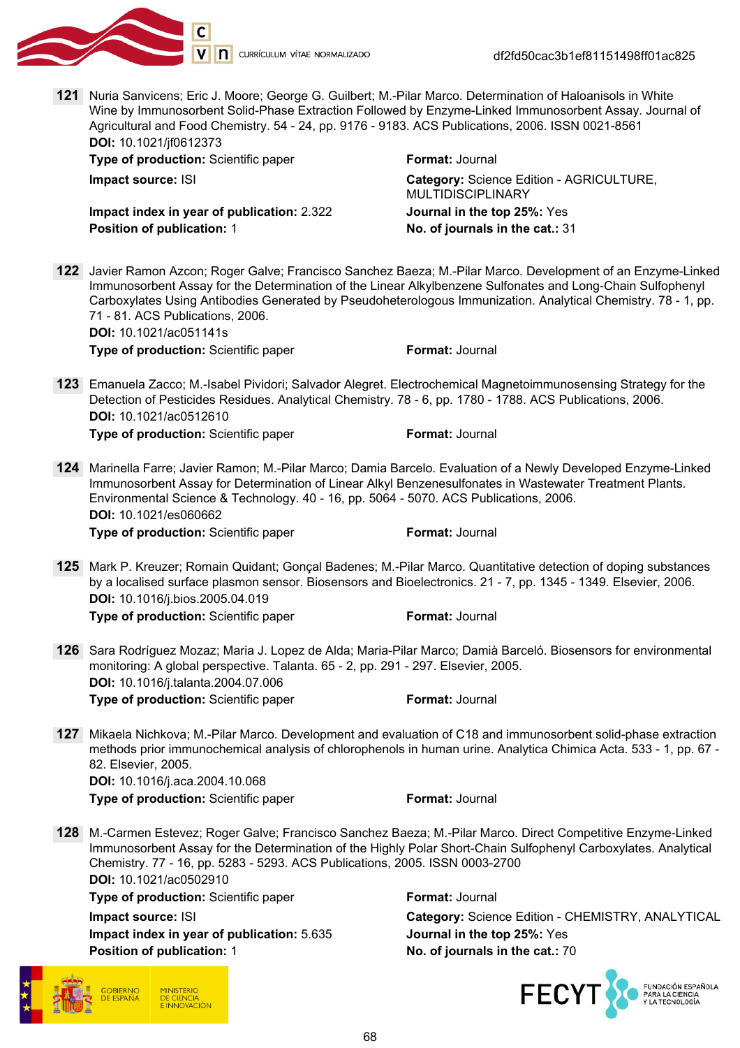**121** Nuria Sanvicens; Eric J. Moore; George G. Guilbert; M.-Pilar Marco. Determination of Haloanisols in White Wine by Immunosorbent Solid-Phase Extraction Followed by Enzyme-Linked Immunosorbent Assay. Journal of Agricultural and Food Chemistry. 54 - 24, pp. 9176 - 9183. ACS Publications, 2006. ISSN 0021-8561

**DOI:** 10.1021/jf0612373

**Type of production:** Scientific paper
**Format:** Journal
**Impact source:** ISI
**Category:** Science Edition - AGRICULTURE, MULTIDISCIPLINARY
**Impact index in year of publication:** 2.322
**Journal in the top 25%:** Yes
**Position of publication:** 1
**No. of journals in the cat.:** 31

**122** Javier Ramon Azcon; Roger Galve; Francisco Sanchez Baeza; M.-Pilar Marco. Development of an Enzyme-Linked Immunosorbent Assay for the Determination of the Linear Alkylbenzene Sulfonates and Long-Chain Sulfophenyl Carboxylates Using Antibodies Generated by Pseudoheterologous Immunization. Analytical Chemistry. 78 - 1, pp. 71 - 81. ACS Publications, 2006.

**DOI:** 10.1021/ac051141s

**Type of production:** Scientific paper
**Format:** Journal

**123** Emanuela Zacco; M.-Isabel Pividori; Salvador Alegret. Electrochemical Magnetoimmunosensing Strategy for the Detection of Pesticides Residues. Analytical Chemistry. 78 - 6, pp. 1780 - 1788. ACS Publications, 2006.

**DOI:** 10.1021/ac0512610

**Type of production:** Scientific paper
**Format:** Journal

**124** Marinella Farre; Javier Ramon; M.-Pilar Marco; Damia Barcelo. Evaluation of a Newly Developed Enzyme-Linked Immunosorbent Assay for Determination of Linear Alkyl Benzenesulfonates in Wastewater Treatment Plants. Environmental Science & Technology. 40 - 16, pp. 5064 - 5070. ACS Publications, 2006.

**DOI:** 10.1021/es060662

**Type of production:** Scientific paper
**Format:** Journal

**125** Mark P. Kreuzer; Romain Quidant; Gonçal Badenes; M.-Pilar Marco. Quantitative detection of doping substances by a localised surface plasmon sensor. Biosensors and Bioelectronics. 21 - 7, pp. 1345 - 1349. Elsevier, 2006.

**DOI:** 10.1016/j.bios.2005.04.019

**Type of production:** Scientific paper
**Format:** Journal

**126** Sara Rodríguez Mozaz; Maria J. Lopez de Alda; Maria-Pilar Marco; Damià Barceló. Biosensors for environmental monitoring: A global perspective. Talanta. 65 - 2, pp. 291 - 297. Elsevier, 2005.

**DOI:** 10.1016/j.talanta.2004.07.006

**Type of production:** Scientific paper
**Format:** Journal

**127** Mikaela Nichkova; M.-Pilar Marco. Development and evaluation of C18 and immunosorbent solid-phase extraction methods prior immunochemical analysis of chlorophenols in human urine. Analytica Chimica Acta. 533 - 1, pp. 67 - 82. Elsevier, 2005.

**DOI:** 10.1016/j.aca.2004.10.068

**Type of production:** Scientific paper
**Format:** Journal

**128** M.-Carmen Estevez; Roger Galve; Francisco Sanchez Baeza; M.-Pilar Marco. Direct Competitive Enzyme-Linked Immunosorbent Assay for the Determination of the Highly Polar Short-Chain Sulfophenyl Carboxylates. Analytical Chemistry. 77 - 16, pp. 5283 - 5293. ACS Publications, 2005. ISSN 0003-2700

**DOI:** 10.1021/ac0502910

**Type of production:** Scientific paper
**Format:** Journal
**Impact source:** ISI
**Category:** Science Edition - CHEMISTRY, ANALYTICAL
**Impact index in year of publication:** 5.635
**Journal in the top 25%:** Yes
**Position of publication:** 1
**No. of journals in the cat.:** 70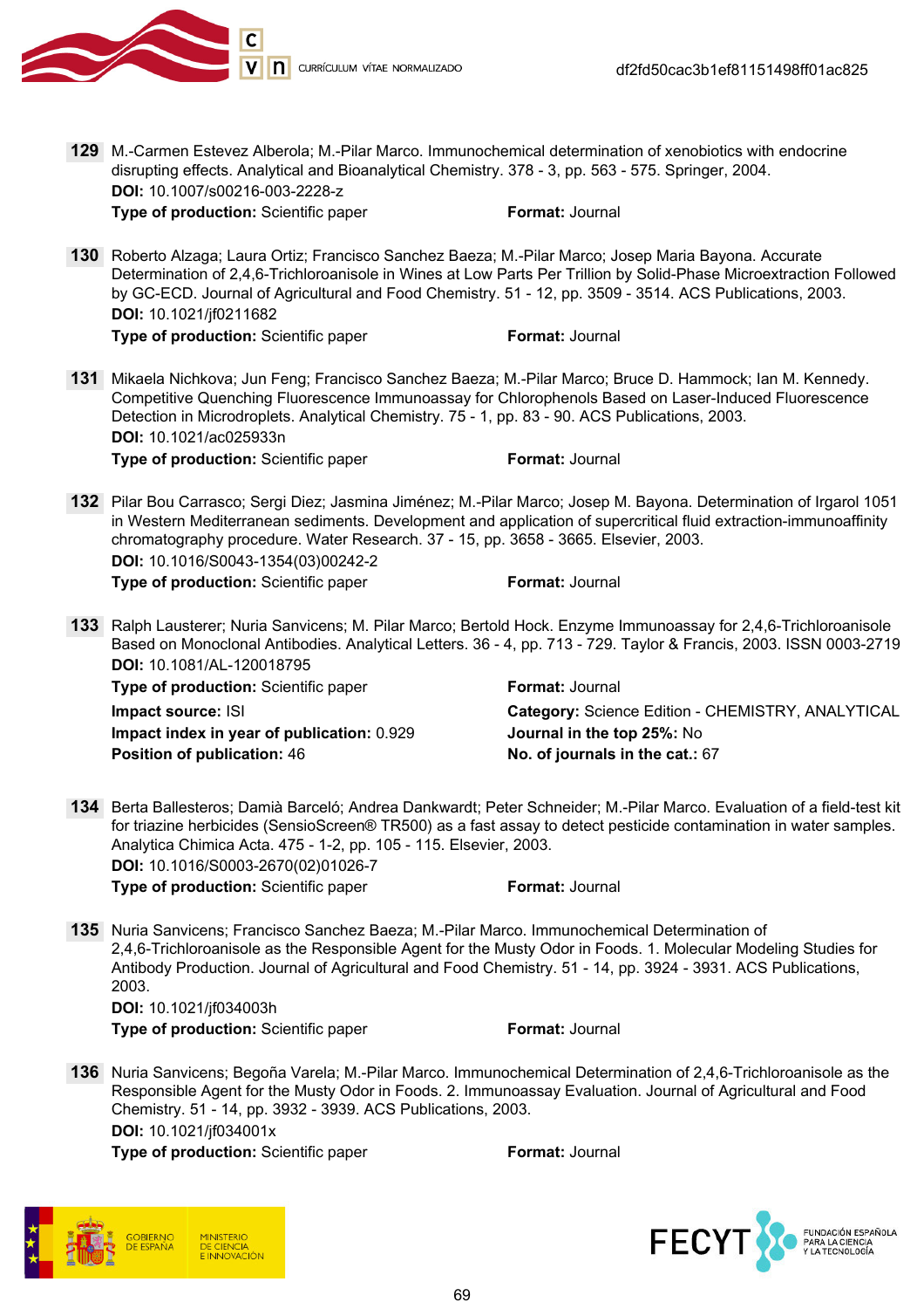**129** M.-Carmen Estevez Alberola; M.-Pilar Marco. Immunochemical determination of xenobiotics with endocrine disrupting effects. Analytical and Bioanalytical Chemistry. 378 - 3, pp. 563 - 575. Springer, 2004.
**DOI:** 10.1007/s00216-003-2228-z
**Type of production:** Scientific paper **Format:** Journal

**130** Roberto Alzaga; Laura Ortiz; Francisco Sanchez Baeza; M.-Pilar Marco; Josep Maria Bayona. Accurate Determination of 2,4,6-Trichloroanisole in Wines at Low Parts Per Trillion by Solid-Phase Microextraction Followed by GC-ECD. Journal of Agricultural and Food Chemistry. 51 - 12, pp. 3509 - 3514. ACS Publications, 2003.
**DOI:** 10.1021/jf0211682
**Type of production:** Scientific paper **Format:** Journal

**131** Mikaela Nichkova; Jun Feng; Francisco Sanchez Baeza; M.-Pilar Marco; Bruce D. Hammock; Ian M. Kennedy. Competitive Quenching Fluorescence Immunoassay for Chlorophenols Based on Laser-Induced Fluorescence Detection in Microdroplets. Analytical Chemistry. 75 - 1, pp. 83 - 90. ACS Publications, 2003.
**DOI:** 10.1021/ac025933n
**Type of production:** Scientific paper **Format:** Journal

**132** Pilar Bou Carrasco; Sergi Diez; Jasmina Jiménez; M.-Pilar Marco; Josep M. Bayona. Determination of Irgarol 1051 in Western Mediterranean sediments. Development and application of supercritical fluid extraction-immunoaffinity chromatography procedure. Water Research. 37 - 15, pp. 3658 - 3665. Elsevier, 2003.
**DOI:** 10.1016/S0043-1354(03)00242-2
**Type of production:** Scientific paper **Format:** Journal

**133** Ralph Lausterer; Nuria Sanvicens; M. Pilar Marco; Bertold Hock. Enzyme Immunoassay for 2,4,6-Trichloroanisole Based on Monoclonal Antibodies. Analytical Letters. 36 - 4, pp. 713 - 729. Taylor & Francis, 2003. ISSN 0003-2719
**DOI:** 10.1081/AL-120018795
**Type of production:** Scientific paper **Format:** Journal
**Impact source:** ISI **Category:** Science Edition - CHEMISTRY, ANALYTICAL
**Impact index in year of publication:** 0.929 **Journal in the top 25%:** No
**Position of publication:** 46 **No. of journals in the cat.:** 67

**134** Berta Ballesteros; Damià Barceló; Andrea Dankwardt; Peter Schneider; M.-Pilar Marco. Evaluation of a field-test kit for triazine herbicides (SensioScreen® TR500) as a fast assay to detect pesticide contamination in water samples. Analytica Chimica Acta. 475 - 1-2, pp. 105 - 115. Elsevier, 2003.
**DOI:** 10.1016/S0003-2670(02)01026-7
**Type of production:** Scientific paper **Format:** Journal

**135** Nuria Sanvicens; Francisco Sanchez Baeza; M.-Pilar Marco. Immunochemical Determination of 2,4,6-Trichloroanisole as the Responsible Agent for the Musty Odor in Foods. 1. Molecular Modeling Studies for Antibody Production. Journal of Agricultural and Food Chemistry. 51 - 14, pp. 3924 - 3931. ACS Publications, 2003.
**DOI:** 10.1021/jf034003h
**Type of production:** Scientific paper **Format:** Journal

**136** Nuria Sanvicens; Begoña Varela; M.-Pilar Marco. Immunochemical Determination of 2,4,6-Trichloroanisole as the Responsible Agent for the Musty Odor in Foods. 2. Immunoassay Evaluation. Journal of Agricultural and Food Chemistry. 51 - 14, pp. 3932 - 3939. ACS Publications, 2003.
**DOI:** 10.1021/jf034001x
**Type of production:** Scientific paper **Format:** Journal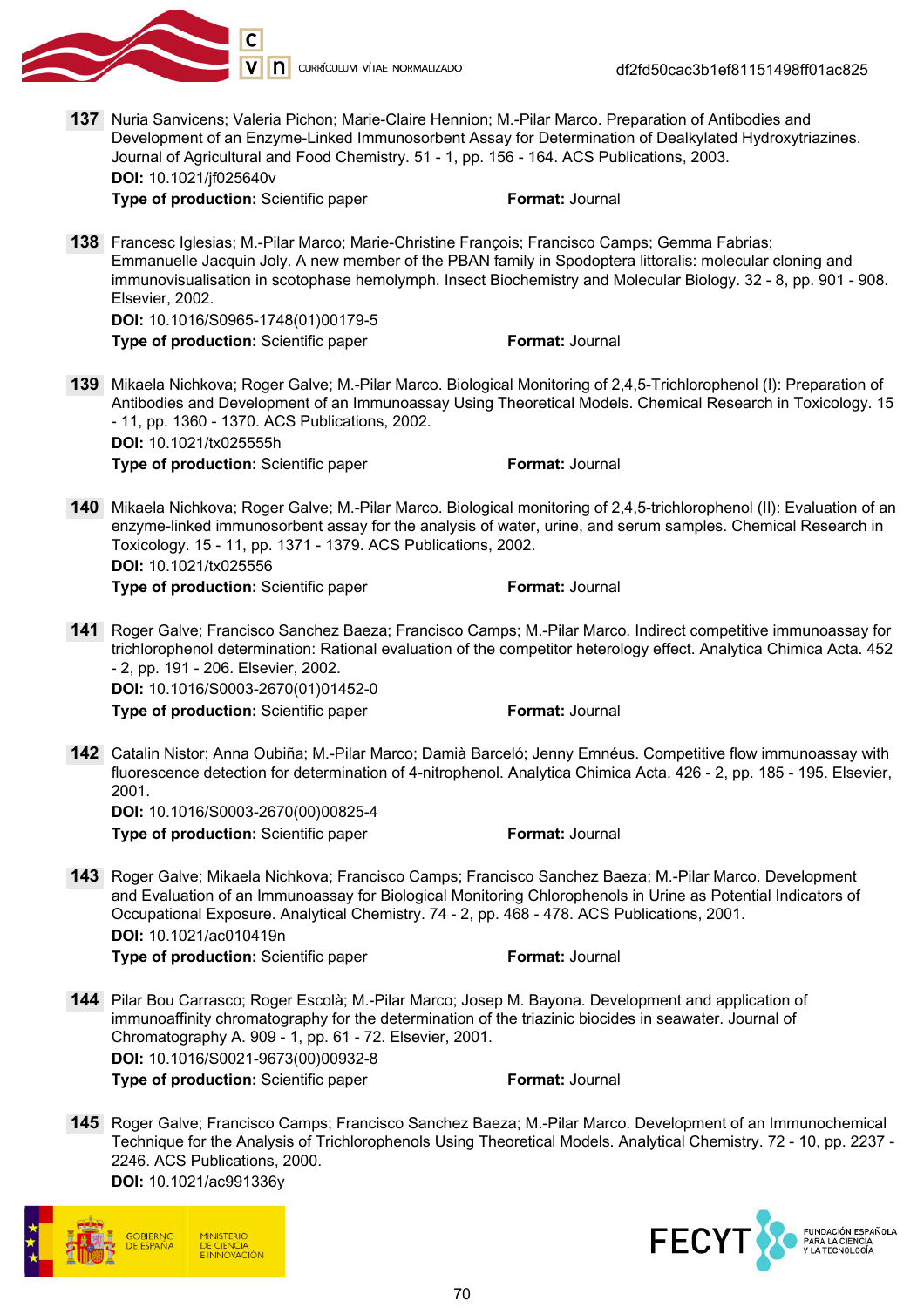**137** Nuria Sanvicens; Valeria Pichon; Marie-Claire Hennion; M.-Pilar Marco. Preparation of Antibodies and Development of an Enzyme-Linked Immunosorbent Assay for Determination of Dealkylated Hydroxytriazines. Journal of Agricultural and Food Chemistry. 51 - 1, pp. 156 - 164. ACS Publications, 2003.
**DOI:** 10.1021/jf025640v
**Type of production:** Scientific paper **Format:** Journal

**138** Francesc Iglesias; M.-Pilar Marco; Marie-Christine François; Francisco Camps; Gemma Fabrias; Emmanuelle Jacquin Joly. A new member of the PBAN family in Spodoptera littoralis: molecular cloning and immunovisualisation in scotophase hemolymph. Insect Biochemistry and Molecular Biology. 32 - 8, pp. 901 - 908. Elsevier, 2002.
**DOI:** 10.1016/S0965-1748(01)00179-5
**Type of production:** Scientific paper **Format:** Journal

**139** Mikaela Nichkova; Roger Galve; M.-Pilar Marco. Biological Monitoring of 2,4,5-Trichlorophenol (I): Preparation of Antibodies and Development of an Immunoassay Using Theoretical Models. Chemical Research in Toxicology. 15 - 11, pp. 1360 - 1370. ACS Publications, 2002.
**DOI:** 10.1021/tx025555h
**Type of production:** Scientific paper **Format:** Journal

**140** Mikaela Nichkova; Roger Galve; M.-Pilar Marco. Biological monitoring of 2,4,5-trichlorophenol (II): Evaluation of an enzyme-linked immunosorbent assay for the analysis of water, urine, and serum samples. Chemical Research in Toxicology. 15 - 11, pp. 1371 - 1379. ACS Publications, 2002.
**DOI:** 10.1021/tx025556
**Type of production:** Scientific paper **Format:** Journal

**141** Roger Galve; Francisco Sanchez Baeza; Francisco Camps; M.-Pilar Marco. Indirect competitive immunoassay for trichlorophenol determination: Rational evaluation of the competitor heterology effect. Analytica Chimica Acta. 452 - 2, pp. 191 - 206. Elsevier, 2002.
**DOI:** 10.1016/S0003-2670(01)01452-0
**Type of production:** Scientific paper **Format:** Journal

**142** Catalin Nistor; Anna Oubiña; M.-Pilar Marco; Damià Barceló; Jenny Emnéus. Competitive flow immunoassay with fluorescence detection for determination of 4-nitrophenol. Analytica Chimica Acta. 426 - 2, pp. 185 - 195. Elsevier, 2001.
**DOI:** 10.1016/S0003-2670(00)00825-4
**Type of production:** Scientific paper **Format:** Journal

**143** Roger Galve; Mikaela Nichkova; Francisco Camps; Francisco Sanchez Baeza; M.-Pilar Marco. Development and Evaluation of an Immunoassay for Biological Monitoring Chlorophenols in Urine as Potential Indicators of Occupational Exposure. Analytical Chemistry. 74 - 2, pp. 468 - 478. ACS Publications, 2001.
**DOI:** 10.1021/ac010419n
**Type of production:** Scientific paper **Format:** Journal

**144** Pilar Bou Carrasco; Roger Escolà; M.-Pilar Marco; Josep M. Bayona. Development and application of immunoaffinity chromatography for the determination of the triazinic biocides in seawater. Journal of Chromatography A. 909 - 1, pp. 61 - 72. Elsevier, 2001.
**DOI:** 10.1016/S0021-9673(00)00932-8
**Type of production:** Scientific paper **Format:** Journal

**145** Roger Galve; Francisco Camps; Francisco Sanchez Baeza; M.-Pilar Marco. Development of an Immunochemical Technique for the Analysis of Trichlorophenols Using Theoretical Models. Analytical Chemistry. 72 - 10, pp. 2237 - 2246. ACS Publications, 2000.
**DOI:** 10.1021/ac991336y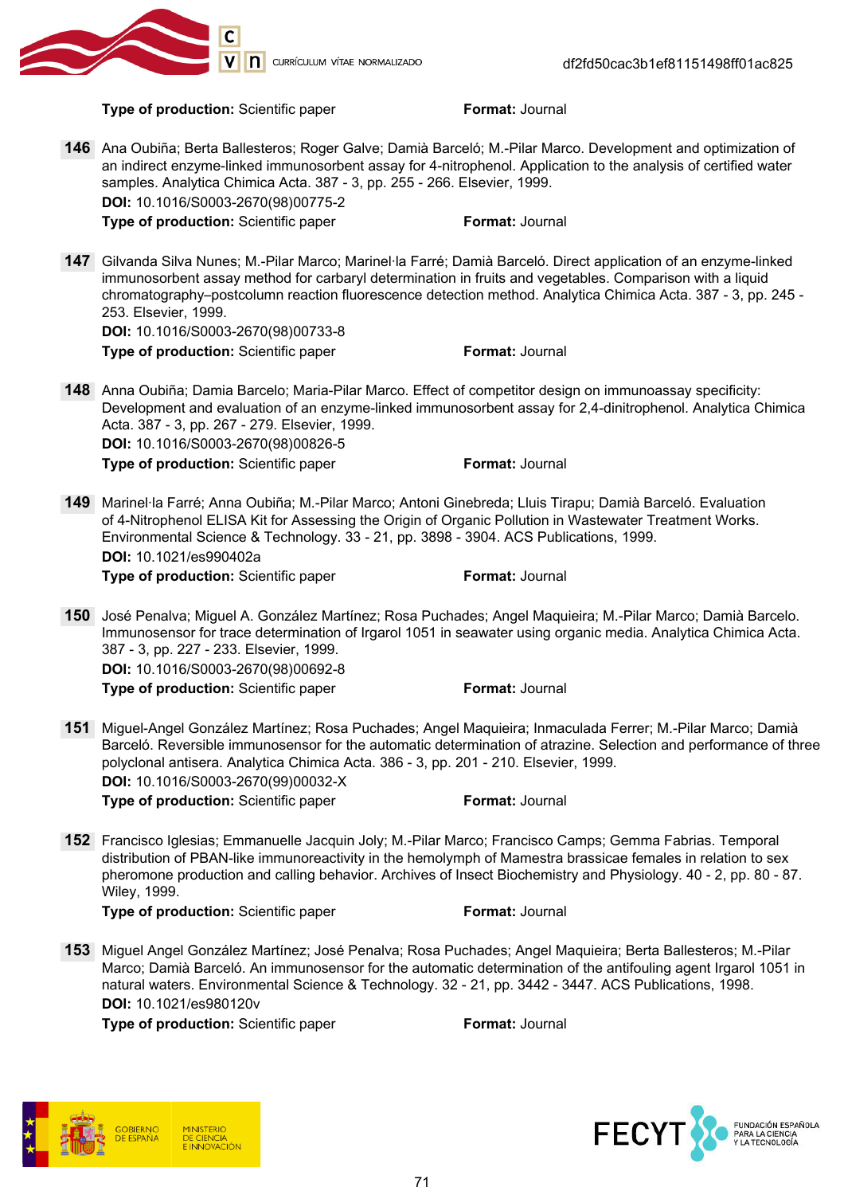**Type of production:** Scientific paper **Format:** Journal

**146** Ana Oubiña; Berta Ballesteros; Roger Galve; Damià Barceló; M.-Pilar Marco. Development and optimization of an indirect enzyme-linked immunosorbent assay for 4-nitrophenol. Application to the analysis of certified water samples. Analytica Chimica Acta. 387 - 3, pp. 255 - 266. Elsevier, 1999.
**DOI:** 10.1016/S0003-2670(98)00775-2
**Type of production:** Scientific paper **Format:** Journal

**147** Gilvanda Silva Nunes; M.-Pilar Marco; Marinel·la Farré; Damià Barceló. Direct application of an enzyme-linked immunosorbent assay method for carbaryl determination in fruits and vegetables. Comparison with a liquid chromatography–postcolumn reaction fluorescence detection method. Analytica Chimica Acta. 387 - 3, pp. 245 - 253. Elsevier, 1999.
**DOI:** 10.1016/S0003-2670(98)00733-8
**Type of production:** Scientific paper **Format:** Journal

**148** Anna Oubiña; Damia Barcelo; Maria-Pilar Marco. Effect of competitor design on immunoassay specificity: Development and evaluation of an enzyme-linked immunosorbent assay for 2,4-dinitrophenol. Analytica Chimica Acta. 387 - 3, pp. 267 - 279. Elsevier, 1999.
**DOI:** 10.1016/S0003-2670(98)00826-5
**Type of production:** Scientific paper **Format:** Journal

**149** Marinel·la Farré; Anna Oubiña; M.-Pilar Marco; Antoni Ginebreda; Lluis Tirapu; Damià Barceló. Evaluation of 4-Nitrophenol ELISA Kit for Assessing the Origin of Organic Pollution in Wastewater Treatment Works. Environmental Science & Technology. 33 - 21, pp. 3898 - 3904. ACS Publications, 1999.
**DOI:** 10.1021/es990402a
**Type of production:** Scientific paper **Format:** Journal

**150** José Penalva; Miguel A. González Martínez; Rosa Puchades; Angel Maquieira; M.-Pilar Marco; Damià Barcelo. Immunosensor for trace determination of Irgarol 1051 in seawater using organic media. Analytica Chimica Acta. 387 - 3, pp. 227 - 233. Elsevier, 1999.
**DOI:** 10.1016/S0003-2670(98)00692-8
**Type of production:** Scientific paper **Format:** Journal

**151** Miguel-Angel González Martínez; Rosa Puchades; Angel Maquieira; Inmaculada Ferrer; M.-Pilar Marco; Damià Barceló. Reversible immunosensor for the automatic determination of atrazine. Selection and performance of three polyclonal antisera. Analytica Chimica Acta. 386 - 3, pp. 201 - 210. Elsevier, 1999.
**DOI:** 10.1016/S0003-2670(99)00032-X
**Type of production:** Scientific paper **Format:** Journal

**152** Francisco Iglesias; Emmanuelle Jacquin Joly; M.-Pilar Marco; Francisco Camps; Gemma Fabrias. Temporal distribution of PBAN-like immunoreactivity in the hemolymph of Mamestra brassicae females in relation to sex pheromone production and calling behavior. Archives of Insect Biochemistry and Physiology. 40 - 2, pp. 80 - 87. Wiley, 1999.
**Type of production:** Scientific paper **Format:** Journal

**153** Miguel Angel González Martínez; José Penalva; Rosa Puchades; Angel Maquieira; Berta Ballesteros; M.-Pilar Marco; Damià Barceló. An immunosensor for the automatic determination of the antifouling agent Irgarol 1051 in natural waters. Environmental Science & Technology. 32 - 21, pp. 3442 - 3447. ACS Publications, 1998.
**DOI:** 10.1021/es980120v
**Type of production:** Scientific paper **Format:** Journal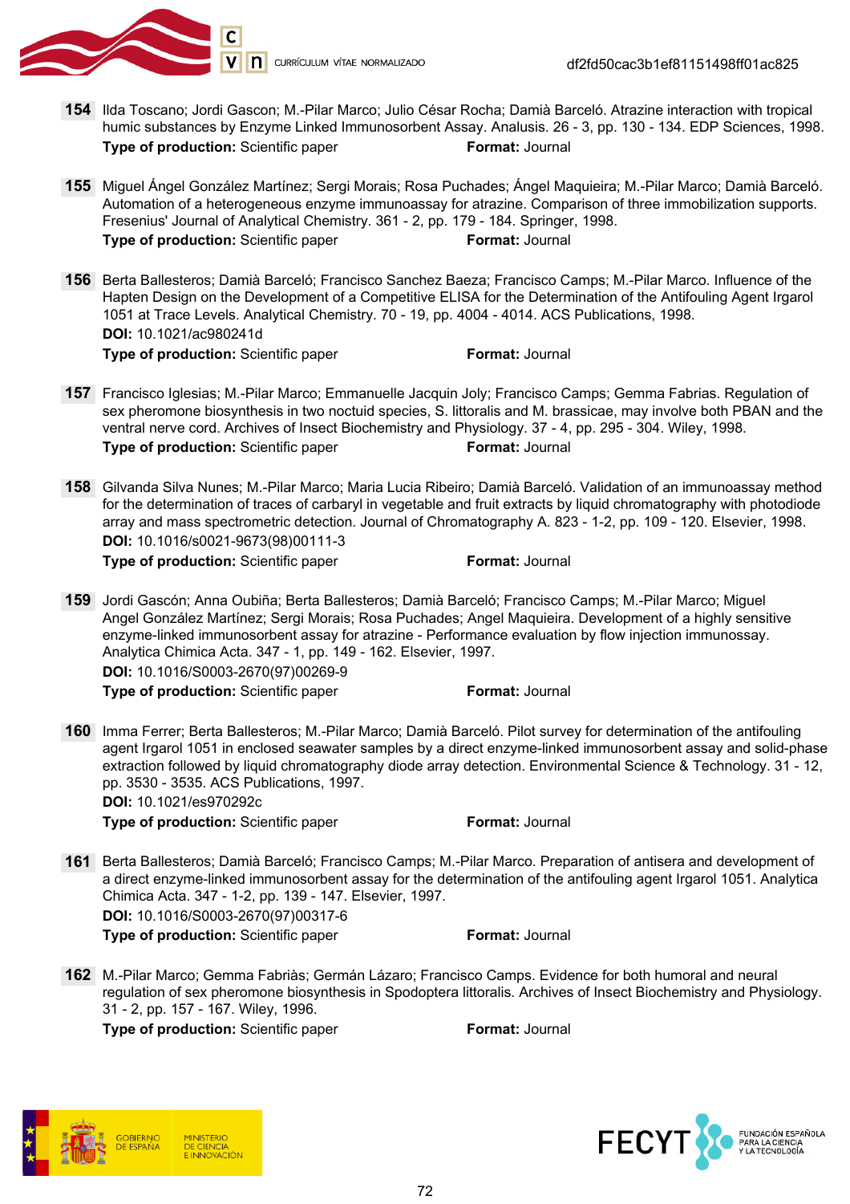**154** Ilda Toscano; Jordi Gascon; M.-Pilar Marco; Julio César Rocha; Damià Barceló. Atrazine interaction with tropical humic substances by Enzyme Linked Immunosorbent Assay. Analusis. 26 - 3, pp. 130 - 134. EDP Sciences, 1998.
**Type of production:** Scientific paper **Format:** Journal

**155** Miguel Ángel González Martínez; Sergi Morais; Rosa Puchades; Ángel Maquieira; M.-Pilar Marco; Damià Barceló. Automation of a heterogeneous enzyme immunoassay for atrazine. Comparison of three immobilization supports. Fresenius' Journal of Analytical Chemistry. 361 - 2, pp. 179 - 184. Springer, 1998.
**Type of production:** Scientific paper **Format:** Journal

**156** Berta Ballesteros; Damià Barceló; Francisco Sanchez Baeza; Francisco Camps; M.-Pilar Marco. Influence of the Hapten Design on the Development of a Competitive ELISA for the Determination of the Antifouling Agent Irgarol 1051 at Trace Levels. Analytical Chemistry. 70 - 19, pp. 4004 - 4014. ACS Publications, 1998.
**DOI:** 10.1021/ac980241d
**Type of production:** Scientific paper **Format:** Journal

**157** Francisco Iglesias; M.-Pilar Marco; Emmanuelle Jacquin Joly; Francisco Camps; Gemma Fabrias. Regulation of sex pheromone biosynthesis in two noctuid species, S. littoralis and M. brassicae, may involve both PBAN and the ventral nerve cord. Archives of Insect Biochemistry and Physiology. 37 - 4, pp. 295 - 304. Wiley, 1998.
**Type of production:** Scientific paper **Format:** Journal

**158** Gilvanda Silva Nunes; M.-Pilar Marco; Maria Lucia Ribeiro; Damià Barceló. Validation of an immunoassay method for the determination of traces of carbaryl in vegetable and fruit extracts by liquid chromatography with photodiode array and mass spectrometric detection. Journal of Chromatography A. 823 - 1-2, pp. 109 - 120. Elsevier, 1998.
**DOI:** 10.1016/s0021-9673(98)00111-3
**Type of production:** Scientific paper **Format:** Journal

**159** Jordi Gascón; Anna Oubiña; Berta Ballesteros; Damià Barceló; Francisco Camps; M.-Pilar Marco; Miguel Angel González Martínez; Sergi Morais; Rosa Puchades; Angel Maquieira. Development of a highly sensitive enzyme-linked immunosorbent assay for atrazine - Performance evaluation by flow injection immunossay. Analytica Chimica Acta. 347 - 1, pp. 149 - 162. Elsevier, 1997.
**DOI:** 10.1016/S0003-2670(97)00269-9
**Type of production:** Scientific paper **Format:** Journal

**160** Imma Ferrer; Berta Ballesteros; M.-Pilar Marco; Damià Barceló. Pilot survey for determination of the antifouling agent Irgarol 1051 in enclosed seawater samples by a direct enzyme-linked immunosorbent assay and solid-phase extraction followed by liquid chromatography diode array detection. Environmental Science & Technology. 31 - 12, pp. 3530 - 3535. ACS Publications, 1997.
**DOI:** 10.1021/es970292c
**Type of production:** Scientific paper **Format:** Journal

**161** Berta Ballesteros; Damià Barceló; Francisco Camps; M.-Pilar Marco. Preparation of antisera and development of a direct enzyme-linked immunosorbent assay for the determination of the antifouling agent Irgarol 1051. Analytica Chimica Acta. 347 - 1-2, pp. 139 - 147. Elsevier, 1997.
**DOI:** 10.1016/S0003-2670(97)00317-6
**Type of production:** Scientific paper **Format:** Journal

**162** M.-Pilar Marco; Gemma Fabriàs; Germán Lázaro; Francisco Camps. Evidence for both humoral and neural regulation of sex pheromone biosynthesis in Spodoptera littoralis. Archives of Insect Biochemistry and Physiology. 31 - 2, pp. 157 - 167. Wiley, 1996.
**Type of production:** Scientific paper **Format:** Journal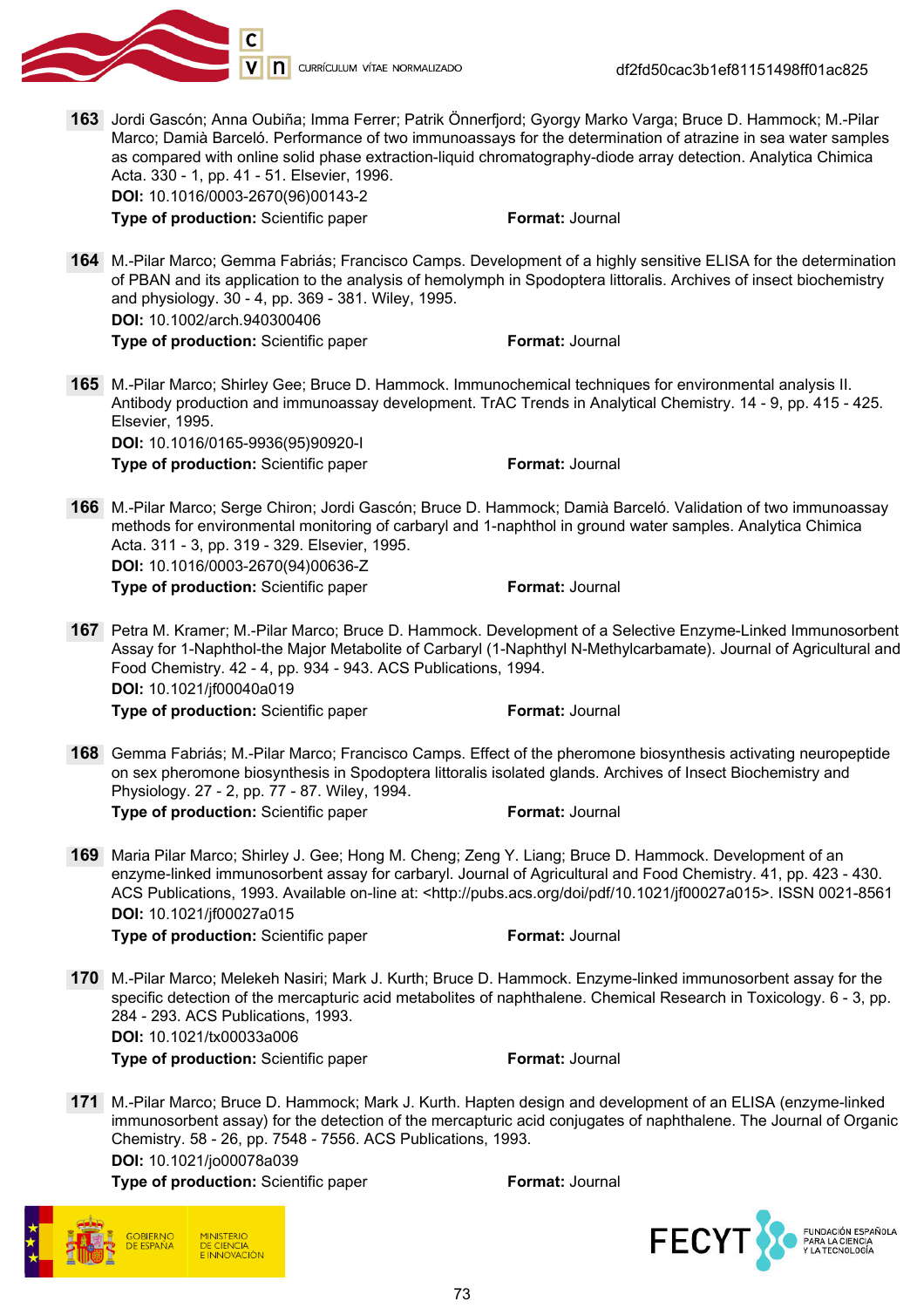**163** Jordi Gascón; Anna Oubiña; Imma Ferrer; Patrik Önnerfjord; Gyorgy Marko Varga; Bruce D. Hammock; M.-Pilar Marco; Damià Barceló. Performance of two immunoassays for the determination of atrazine in sea water samples as compared with online solid phase extraction-liquid chromatography-diode array detection. Analytica Chimica Acta. 330 - 1, pp. 41 - 51. Elsevier, 1996.
**DOI:** 10.1016/0003-2670(96)00143-2
**Type of production:** Scientific paper **Format:** Journal

**164** M.-Pilar Marco; Gemma Fabriás; Francisco Camps. Development of a highly sensitive ELISA for the determination of PBAN and its application to the analysis of hemolymph in Spodoptera littoralis. Archives of insect biochemistry and physiology. 30 - 4, pp. 369 - 381. Wiley, 1995.
**DOI:** 10.1002/arch.940300406
**Type of production:** Scientific paper **Format:** Journal

**165** M.-Pilar Marco; Shirley Gee; Bruce D. Hammock. Immunochemical techniques for environmental analysis II. Antibody production and immunoassay development. TrAC Trends in Analytical Chemistry. 14 - 9, pp. 415 - 425. Elsevier, 1995.
**DOI:** 10.1016/0165-9936(95)90920-I
**Type of production:** Scientific paper **Format:** Journal

**166** M.-Pilar Marco; Serge Chiron; Jordi Gascón; Bruce D. Hammock; Damià Barceló. Validation of two immunoassay methods for environmental monitoring of carbaryl and 1-naphthol in ground water samples. Analytica Chimica Acta. 311 - 3, pp. 319 - 329. Elsevier, 1995.
**DOI:** 10.1016/0003-2670(94)00636-Z
**Type of production:** Scientific paper **Format:** Journal

**167** Petra M. Kramer; M.-Pilar Marco; Bruce D. Hammock. Development of a Selective Enzyme-Linked Immunosorbent Assay for 1-Naphthol-the Major Metabolite of Carbaryl (1-Naphthyl N-Methylcarbamate). Journal of Agricultural and Food Chemistry. 42 - 4, pp. 934 - 943. ACS Publications, 1994.
**DOI:** 10.1021/jf00040a019
**Type of production:** Scientific paper **Format:** Journal

**168** Gemma Fabriás; M.-Pilar Marco; Francisco Camps. Effect of the pheromone biosynthesis activating neuropeptide on sex pheromone biosynthesis in Spodoptera littoralis isolated glands. Archives of Insect Biochemistry and Physiology. 27 - 2, pp. 77 - 87. Wiley, 1994.
**Type of production:** Scientific paper **Format:** Journal

**169** Maria Pilar Marco; Shirley J. Gee; Hong M. Cheng; Zeng Y. Liang; Bruce D. Hammock. Development of an enzyme-linked immunosorbent assay for carbaryl. Journal of Agricultural and Food Chemistry. 41, pp. 423 - 430. ACS Publications, 1993. Available on-line at: <http://pubs.acs.org/doi/pdf/10.1021/jf00027a015>. ISSN 0021-8561
**DOI:** 10.1021/jf00027a015
**Type of production:** Scientific paper **Format:** Journal

**170** M.-Pilar Marco; Melekeh Nasiri; Mark J. Kurth; Bruce D. Hammock. Enzyme-linked immunosorbent assay for the specific detection of the mercapturic acid metabolites of naphthalene. Chemical Research in Toxicology. 6 - 3, pp. 284 - 293. ACS Publications, 1993.
**DOI:** 10.1021/tx00033a006
**Type of production:** Scientific paper **Format:** Journal

**171** M.-Pilar Marco; Bruce D. Hammock; Mark J. Kurth. Hapten design and development of an ELISA (enzyme-linked immunosorbent assay) for the detection of the mercapturic acid conjugates of naphthalene. The Journal of Organic Chemistry. 58 - 26, pp. 7548 - 7556. ACS Publications, 1993.
**DOI:** 10.1021/jo00078a039
**Type of production:** Scientific paper **Format:** Journal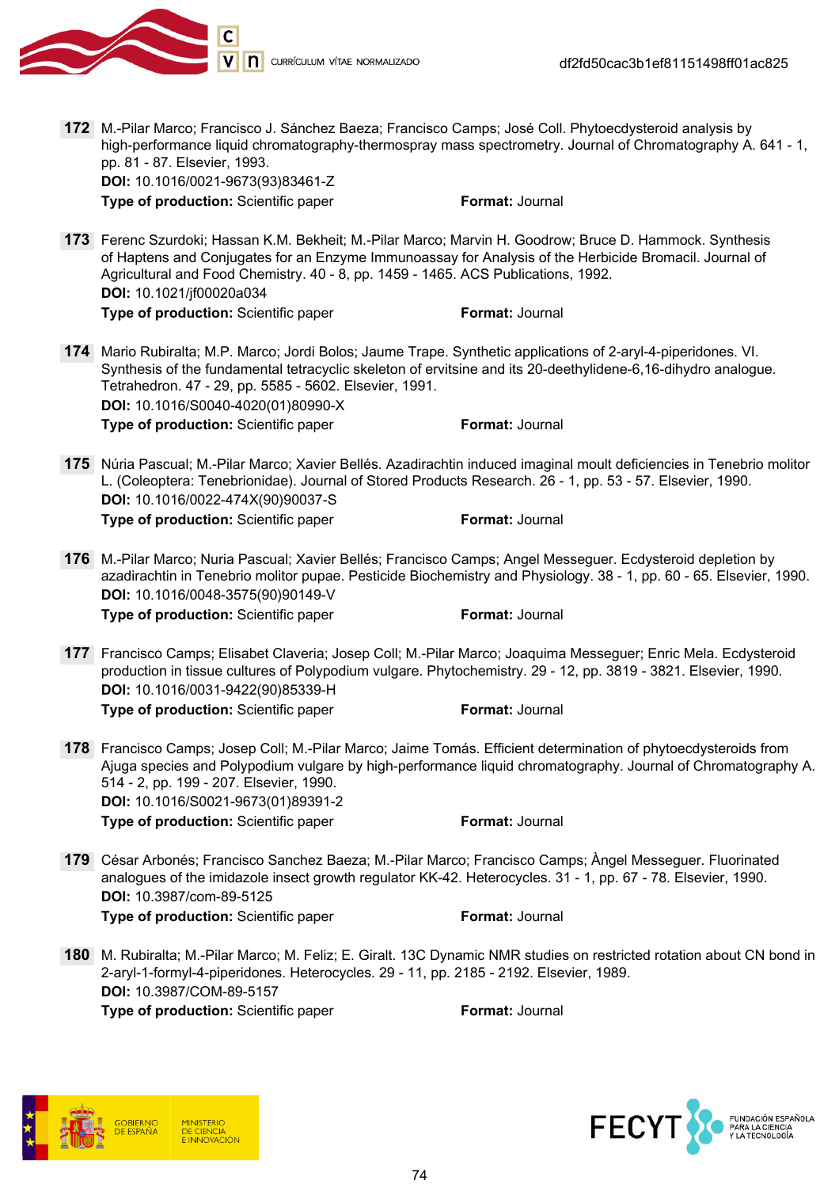**172** M.-Pilar Marco; Francisco J. Sánchez Baeza; Francisco Camps; José Coll. Phytoecdysteroid analysis by high-performance liquid chromatography-thermospray mass spectrometry. Journal of Chromatography A. 641 - 1, pp. 81 - 87. Elsevier, 1993.
**DOI:** 10.1016/0021-9673(93)83461-Z
**Type of production:** Scientific paper **Format:** Journal

**173** Ferenc Szurdoki; Hassan K.M. Bekheit; M.-Pilar Marco; Marvin H. Goodrow; Bruce D. Hammock. Synthesis of Haptens and Conjugates for an Enzyme Immunoassay for Analysis of the Herbicide Bromacil. Journal of Agricultural and Food Chemistry. 40 - 8, pp. 1459 - 1465. ACS Publications, 1992.
**DOI:** 10.1021/jf00020a034
**Type of production:** Scientific paper **Format:** Journal

**174** Mario Rubiralta; M.P. Marco; Jordi Bolos; Jaume Trape. Synthetic applications of 2-aryl-4-piperidones. VI. Synthesis of the fundamental tetracyclic skeleton of ervitsine and its 20-deethylidene-6,16-dihydro analogue. Tetrahedron. 47 - 29, pp. 5585 - 5602. Elsevier, 1991.
**DOI:** 10.1016/S0040-4020(01)80990-X
**Type of production:** Scientific paper **Format:** Journal

**175** Núria Pascual; M.-Pilar Marco; Xavier Bellés. Azadirachtin induced imaginal moult deficiencies in Tenebrio molitor L. (Coleoptera: Tenebrionidae). Journal of Stored Products Research. 26 - 1, pp. 53 - 57. Elsevier, 1990.
**DOI:** 10.1016/0022-474X(90)90037-S
**Type of production:** Scientific paper **Format:** Journal

**176** M.-Pilar Marco; Nuria Pascual; Xavier Bellés; Francisco Camps; Angel Messeguer. Ecdysteroid depletion by azadirachtin in Tenebrio molitor pupae. Pesticide Biochemistry and Physiology. 38 - 1, pp. 60 - 65. Elsevier, 1990.
**DOI:** 10.1016/0048-3575(90)90149-V
**Type of production:** Scientific paper **Format:** Journal

**177** Francisco Camps; Elisabet Claveria; Josep Coll; M.-Pilar Marco; Joaquima Messeguer; Enric Mela. Ecdysteroid production in tissue cultures of Polypodium vulgare. Phytochemistry. 29 - 12, pp. 3819 - 3821. Elsevier, 1990.
**DOI:** 10.1016/0031-9422(90)85339-H
**Type of production:** Scientific paper **Format:** Journal

**178** Francisco Camps; Josep Coll; M.-Pilar Marco; Jaime Tomás. Efficient determination of phytoecdysteroids from Ajuga species and Polypodium vulgare by high-performance liquid chromatography. Journal of Chromatography A. 514 - 2, pp. 199 - 207. Elsevier, 1990.
**DOI:** 10.1016/S0021-9673(01)89391-2
**Type of production:** Scientific paper **Format:** Journal

**179** César Arbonés; Francisco Sanchez Baeza; M.-Pilar Marco; Francisco Camps; Àngel Messeguer. Fluorinated analogues of the imidazole insect growth regulator KK-42. Heterocycles. 31 - 1, pp. 67 - 78. Elsevier, 1990.
**DOI:** 10.3987/com-89-5125
**Type of production:** Scientific paper **Format:** Journal

**180** M. Rubiralta; M.-Pilar Marco; M. Feliz; E. Giralt. 13C Dynamic NMR studies on restricted rotation about CN bond in 2-aryl-1-formyl-4-piperidones. Heterocycles. 29 - 11, pp. 2185 - 2192. Elsevier, 1989.
**DOI:** 10.3987/COM-89-5157
**Type of production:** Scientific paper **Format:** Journal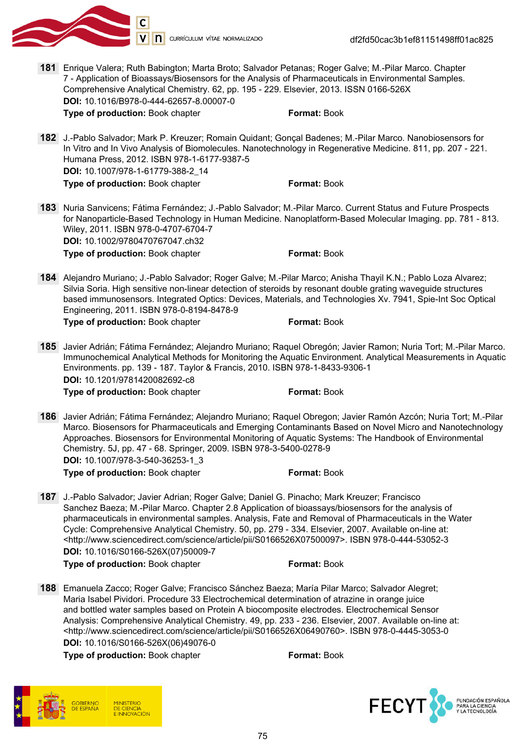**181** Enrique Valera; Ruth Babington; Marta Broto; Salvador Petanas; Roger Galve; M.-Pilar Marco. Chapter 7 - Application of Bioassays/Biosensors for the Analysis of Pharmaceuticals in Environmental Samples. Comprehensive Analytical Chemistry. 62, pp. 195 - 229. Elsevier, 2013. ISSN 0166-526X
**DOI:** 10.1016/B978-0-444-62657-8.00007-0
**Type of production:** Book chapter **Format:** Book

**182** J.-Pablo Salvador; Mark P. Kreuzer; Romain Quidant; Gonçal Badenes; M.-Pilar Marco. Nanobiosensors for In Vitro and In Vivo Analysis of Biomolecules. Nanotechnology in Regenerative Medicine. 811, pp. 207 - 221. Humana Press, 2012. ISBN 978-1-6177-9387-5
**DOI:** 10.1007/978-1-61779-388-2_14
**Type of production:** Book chapter **Format:** Book

**183** Nuria Sanvicens; Fátima Fernández; J.-Pablo Salvador; M.-Pilar Marco. Current Status and Future Prospects for Nanoparticle-Based Technology in Human Medicine. Nanoplatform-Based Molecular Imaging. pp. 781 - 813. Wiley, 2011. ISBN 978-0-4707-6704-7
**DOI:** 10.1002/9780470767047.ch32
**Type of production:** Book chapter **Format:** Book

**184** Alejandro Muriano; J.-Pablo Salvador; Roger Galve; M.-Pilar Marco; Anisha Thayil K.N.; Pablo Loza Alvarez; Silvia Soria. High sensitive non-linear detection of steroids by resonant double grating waveguide structures based immunosensors. Integrated Optics: Devices, Materials, and Technologies Xv. 7941, Spie-Int Soc Optical Engineering, 2011. ISBN 978-0-8194-8478-9
**Type of production:** Book chapter **Format:** Book

**185** Javier Adrián; Fátima Fernández; Alejandro Muriano; Raquel Obregón; Javier Ramon; Nuria Tort; M.-Pilar Marco. Immunochemical Analytical Methods for Monitoring the Aquatic Environment. Analytical Measurements in Aquatic Environments. pp. 139 - 187. Taylor & Francis, 2010. ISBN 978-1-8433-9306-1
**DOI:** 10.1201/9781420082692-c8
**Type of production:** Book chapter **Format:** Book

**186** Javier Adrián; Fátima Fernández; Alejandro Muriano; Raquel Obregon; Javier Ramón Azcón; Nuria Tort; M.-Pilar Marco. Biosensors for Pharmaceuticals and Emerging Contaminants Based on Novel Micro and Nanotechnology Approaches. Biosensors for Environmental Monitoring of Aquatic Systems: The Handbook of Environmental Chemistry. 5J, pp. 47 - 68. Springer, 2009. ISBN 978-3-5400-0278-9
**DOI:** 10.1007/978-3-540-36253-1_3
**Type of production:** Book chapter **Format:** Book

**187** J.-Pablo Salvador; Javier Adrian; Roger Galve; Daniel G. Pinacho; Mark Kreuzer; Francisco Sanchez Baeza; M.-Pilar Marco. Chapter 2.8 Application of bioassays/biosensors for the analysis of pharmaceuticals in environmental samples. Analysis, Fate and Removal of Pharmaceuticals in the Water Cycle: Comprehensive Analytical Chemistry. 50, pp. 279 - 334. Elsevier, 2007. Available on-line at: <http://www.sciencedirect.com/science/article/pii/S0166526X07500097>. ISBN 978-0-444-53052-3
**DOI:** 10.1016/S0166-526X(07)50009-7
**Type of production:** Book chapter **Format:** Book

**188** Emanuela Zacco; Roger Galve; Francisco Sánchez Baeza; María Pilar Marco; Salvador Alegret; Maria Isabel Pividori. Procedure 33 Electrochemical determination of atrazine in orange juice and bottled water samples based on Protein A biocomposite electrodes. Electrochemical Sensor Analysis: Comprehensive Analytical Chemistry. 49, pp. 233 - 236. Elsevier, 2007. Available on-line at: <http://www.sciencedirect.com/science/article/pii/S0166526X06490760>. ISBN 978-0-4445-3053-0
**DOI:** 10.1016/S0166-526X(06)49076-0
**Type of production:** Book chapter **Format:** Book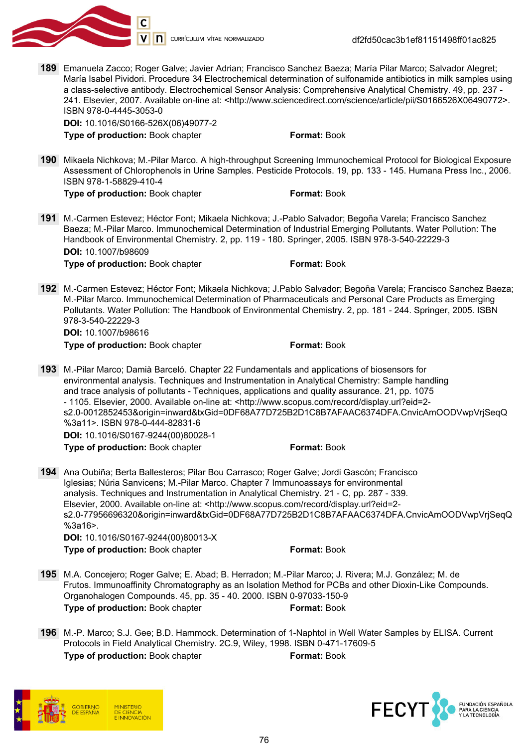**189** Emanuela Zacco; Roger Galve; Javier Adrian; Francisco Sanchez Baeza; María Pilar Marco; Salvador Alegret; María Isabel Pividori. Procedure 34 Electrochemical determination of sulfonamide antibiotics in milk samples using a class-selective antibody. Electrochemical Sensor Analysis: Comprehensive Analytical Chemistry. 49, pp. 237 - 241. Elsevier, 2007. Available on-line at: <http://www.sciencedirect.com/science/article/pii/S0166526X06490772>. ISBN 978-0-4445-3053-0

**DOI:** 10.1016/S0166-526X(06)49077-2

**Type of production:** Book chapter **Format:** Book

**190** Mikaela Nichkova; M.-Pilar Marco. A high-throughput Screening Immunochemical Protocol for Biological Exposure Assessment of Chlorophenols in Urine Samples. Pesticide Protocols. 19, pp. 133 - 145. Humana Press Inc., 2006. ISBN 978-1-58829-410-4

**Type of production:** Book chapter **Format:** Book

**191** M.-Carmen Estevez; Héctor Font; Mikaela Nichkova; J.-Pablo Salvador; Begoña Varela; Francisco Sanchez Baeza; M.-Pilar Marco. Immunochemical Determination of Industrial Emerging Pollutants. Water Pollution: The Handbook of Environmental Chemistry. 2, pp. 119 - 180. Springer, 2005. ISBN 978-3-540-22229-3

**DOI:** 10.1007/b98609

**Type of production:** Book chapter **Format:** Book

**192** M.-Carmen Estevez; Héctor Font; Mikaela Nichkova; J.Pablo Salvador; Begoña Varela; Francisco Sanchez Baeza; M.-Pilar Marco. Immunochemical Determination of Pharmaceuticals and Personal Care Products as Emerging Pollutants. Water Pollution: The Handbook of Environmental Chemistry. 2, pp. 181 - 244. Springer, 2005. ISBN 978-3-540-22229-3

**DOI:** 10.1007/b98616

**Type of production:** Book chapter **Format:** Book

**193** M.-Pilar Marco; Damià Barceló. Chapter 22 Fundamentals and applications of biosensors for environmental analysis. Techniques and Instrumentation in Analytical Chemistry: Sample handling and trace analysis of pollutants - Techniques, applications and quality assurance. 21, pp. 1075 - 1105. Elsevier, 2000. Available on-line at: <http://www.scopus.com/record/display.url?eid=2-s2.0-0012852453&origin=inward&txGid=0DF68A77D725B2D1C8B7AFAAC6374DFA.CnvicAmOODVwpVrjSeqQ%3a11>. ISBN 978-0-444-82831-6

**DOI:** 10.1016/S0167-9244(00)80028-1

**Type of production:** Book chapter **Format:** Book

**194** Ana Oubiña; Berta Ballesteros; Pilar Bou Carrasco; Roger Galve; Jordi Gascón; Francisco Iglesias; Núria Sanvicens; M.-Pilar Marco. Chapter 7 Immunoassays for environmental analysis. Techniques and Instrumentation in Analytical Chemistry. 21 - C, pp. 287 - 339. Elsevier, 2000. Available on-line at: <http://www.scopus.com/record/display.url?eid=2-s2.0-77956696320&origin=inward&txGid=0DF68A77D725B2D1C8B7AFAAC6374DFA.CnvicAmOODVwpVrjSeqQ%3a16>.

**DOI:** 10.1016/S0167-9244(00)80013-X

**Type of production:** Book chapter **Format:** Book

**195** M.A. Concejero; Roger Galve; E. Abad; B. Herradon; M.-Pilar Marco; J. Rivera; M.J. González; M. de Frutos. Immunoaffinity Chromatography as an Isolation Method for PCBs and other Dioxin-Like Compounds. Organohalogen Compounds. 45, pp. 35 - 40. 2000. ISBN 0-97033-150-9

**Type of production:** Book chapter **Format:** Book

**196** M.-P. Marco; S.J. Gee; B.D. Hammock. Determination of 1-Naphtol in Well Water Samples by ELISA. Current Protocols in Field Analytical Chemistry. 2C.9, Wiley, 1998. ISBN 0-471-17609-5

**Type of production:** Book chapter **Format:** Book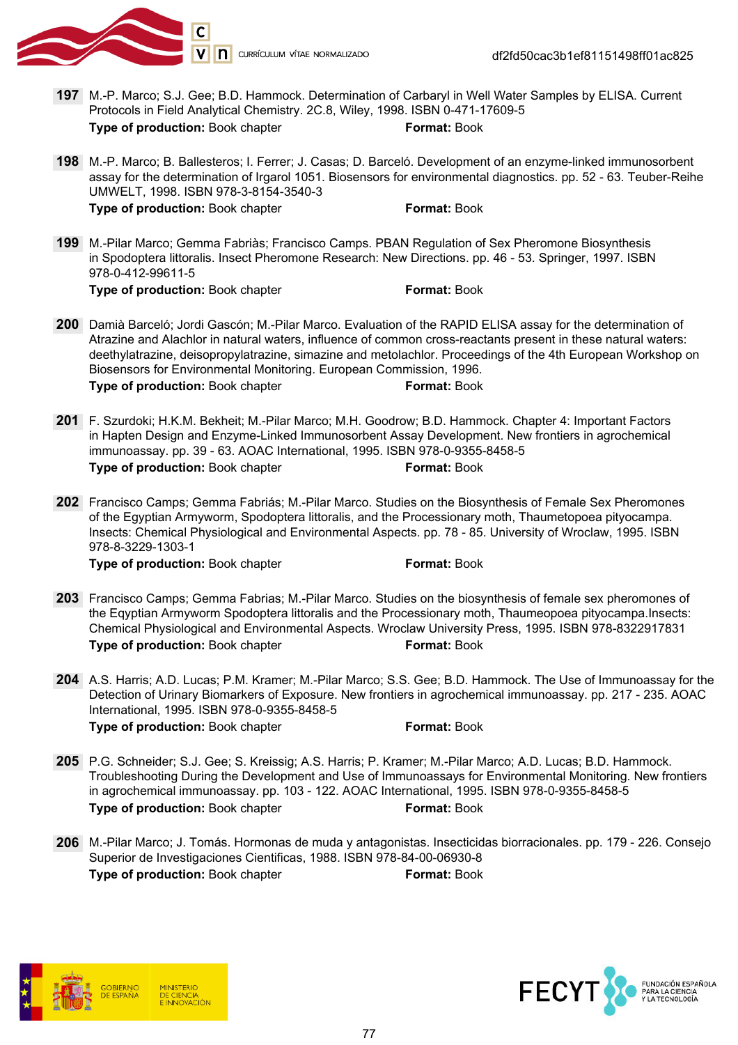**197** M.-P. Marco; S.J. Gee; B.D. Hammock. Determination of Carbaryl in Well Water Samples by ELISA. Current Protocols in Field Analytical Chemistry. 2C.8, Wiley, 1998. ISBN 0-471-17609-5
**Type of production:** Book chapter **Format:** Book

**198** M.-P. Marco; B. Ballesteros; I. Ferrer; J. Casas; D. Barceló. Development of an enzyme-linked immunosorbent assay for the determination of Irgarol 1051. Biosensors for environmental diagnostics. pp. 52 - 63. Teuber-Reihe UMWELT, 1998. ISBN 978-3-8154-3540-3
**Type of production:** Book chapter **Format:** Book

**199** M.-Pilar Marco; Gemma Fabriàs; Francisco Camps. PBAN Regulation of Sex Pheromone Biosynthesis in Spodoptera littoralis. Insect Pheromone Research: New Directions. pp. 46 - 53. Springer, 1997. ISBN 978-0-412-99611-5
**Type of production:** Book chapter **Format:** Book

**200** Damià Barceló; Jordi Gascón; M.-Pilar Marco. Evaluation of the RAPID ELISA assay for the determination of Atrazine and Alachlor in natural waters, influence of common cross-reactants present in these natural waters: deethylatrazine, deisopropylatrazine, simazine and metolachlor. Proceedings of the 4th European Workshop on Biosensors for Environmental Monitoring. European Commission, 1996.
**Type of production:** Book chapter **Format:** Book

**201** F. Szurdoki; H.K.M. Bekheit; M.-Pilar Marco; M.H. Goodrow; B.D. Hammock. Chapter 4: Important Factors in Hapten Design and Enzyme-Linked Immunosorbent Assay Development. New frontiers in agrochemical immunoassay. pp. 39 - 63. AOAC International, 1995. ISBN 978-0-9355-8458-5
**Type of production:** Book chapter **Format:** Book

**202** Francisco Camps; Gemma Fabriás; M.-Pilar Marco. Studies on the Biosynthesis of Female Sex Pheromones of the Egyptian Armyworm, Spodoptera littoralis, and the Processionary moth, Thaumetopoea pityocampa. Insects: Chemical Physiological and Environmental Aspects. pp. 78 - 85. University of Wroclaw, 1995. ISBN 978-8-3229-1303-1
**Type of production:** Book chapter **Format:** Book

**203** Francisco Camps; Gemma Fabrias; M.-Pilar Marco. Studies on the biosynthesis of female sex pheromones of the Eqyptian Armyworm Spodoptera littoralis and the Processionary moth, Thaumeopoea pityocampa.Insects: Chemical Physiological and Environmental Aspects. Wroclaw University Press, 1995. ISBN 978-8322917831
**Type of production:** Book chapter **Format:** Book

**204** A.S. Harris; A.D. Lucas; P.M. Kramer; M.-Pilar Marco; S.S. Gee; B.D. Hammock. The Use of Immunoassay for the Detection of Urinary Biomarkers of Exposure. New frontiers in agrochemical immunoassay. pp. 217 - 235. AOAC International, 1995. ISBN 978-0-9355-8458-5
**Type of production:** Book chapter **Format:** Book

**205** P.G. Schneider; S.J. Gee; S. Kreissig; A.S. Harris; P. Kramer; M.-Pilar Marco; A.D. Lucas; B.D. Hammock. Troubleshooting During the Development and Use of Immunoassays for Environmental Monitoring. New frontiers in agrochemical immunoassay. pp. 103 - 122. AOAC International, 1995. ISBN 978-0-9355-8458-5
**Type of production:** Book chapter **Format:** Book

**206** M.-Pilar Marco; J. Tomás. Hormonas de muda y antagonistas. Insecticidas biorracionales. pp. 179 - 226. Consejo Superior de Investigaciones Cientificas, 1988. ISBN 978-84-00-06930-8
**Type of production:** Book chapter **Format:** Book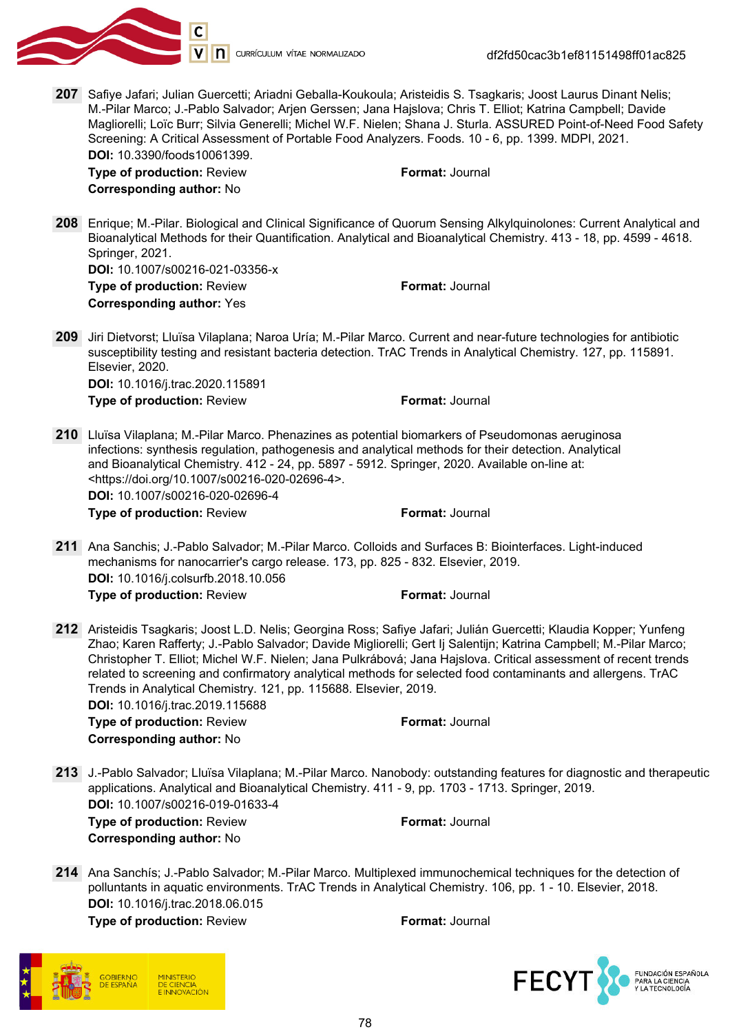**207** Safiye Jafari; Julian Guercetti; Ariadni Geballa-Koukoula; Aristeidis S. Tsagkaris; Joost Laurus Dinant Nelis; M.-Pilar Marco; J.-Pablo Salvador; Arjen Gerssen; Jana Hajslova; Chris T. Elliot; Katrina Campbell; Davide Magliorelli; Loïc Burr; Silvia Generelli; Michel W.F. Nielen; Shana J. Sturla. ASSURED Point-of-Need Food Safety Screening: A Critical Assessment of Portable Food Analyzers. Foods. 10 - 6, pp. 1399. MDPI, 2021.
**DOI:** 10.3390/foods10061399.
**Type of production:** Review **Format:** Journal
**Corresponding author:** No

**208** Enrique; M.-Pilar. Biological and Clinical Significance of Quorum Sensing Alkylquinolones: Current Analytical and Bioanalytical Methods for their Quantification. Analytical and Bioanalytical Chemistry. 413 - 18, pp. 4599 - 4618. Springer, 2021.
**DOI:** 10.1007/s00216-021-03356-x
**Type of production:** Review **Format:** Journal
**Corresponding author:** Yes

**209** Jiri Dietvorst; Lluïsa Vilaplana; Naroa Uría; M.-Pilar Marco. Current and near-future technologies for antibiotic susceptibility testing and resistant bacteria detection. TrAC Trends in Analytical Chemistry. 127, pp. 115891. Elsevier, 2020.
**DOI:** 10.1016/j.trac.2020.115891
**Type of production:** Review **Format:** Journal

**210** Lluïsa Vilaplana; M.-Pilar Marco. Phenazines as potential biomarkers of Pseudomonas aeruginosa infections: synthesis regulation, pathogenesis and analytical methods for their detection. Analytical and Bioanalytical Chemistry. 412 - 24, pp. 5897 - 5912. Springer, 2020. Available on-line at: <https://doi.org/10.1007/s00216-020-02696-4>.
**DOI:** 10.1007/s00216-020-02696-4
**Type of production:** Review **Format:** Journal

**211** Ana Sanchis; J.-Pablo Salvador; M.-Pilar Marco. Colloids and Surfaces B: Biointerfaces. Light-induced mechanisms for nanocarrier's cargo release. 173, pp. 825 - 832. Elsevier, 2019.
**DOI:** 10.1016/j.colsurfb.2018.10.056
**Type of production:** Review **Format:** Journal

**212** Aristeidis Tsagkaris; Joost L.D. Nelis; Georgina Ross; Safiye Jafari; Julián Guercetti; Klaudia Kopper; Yunfeng Zhao; Karen Rafferty; J.-Pablo Salvador; Davide Migliorelli; Gert Ij Salentijn; Katrina Campbell; M.-Pilar Marco; Christopher T. Elliott; Michel W.F. Nielen; Jana Pulkrábová; Jana Hajslova. Critical assessment of recent trends related to screening and confirmatory analytical methods for selected food contaminants and allergens. TrAC Trends in Analytical Chemistry. 121, pp. 115688. Elsevier, 2019.
**DOI:** 10.1016/j.trac.2019.115688
**Type of production:** Review **Format:** Journal
**Corresponding author:** No

**213** J.-Pablo Salvador; Lluïsa Vilaplana; M.-Pilar Marco. Nanobody: outstanding features for diagnostic and therapeutic applications. Analytical and Bioanalytical Chemistry. 411 - 9, pp. 1703 - 1713. Springer, 2019.
**DOI:** 10.1007/s00216-019-01633-4
**Type of production:** Review **Format:** Journal
**Corresponding author:** No

**214** Ana Sanchís; J.-Pablo Salvador; M.-Pilar Marco. Multiplexed immunochemical techniques for the detection of pollutants in aquatic environments. TrAC Trends in Analytical Chemistry. 106, pp. 1 - 10. Elsevier, 2018.
**DOI:** 10.1016/j.trac.2018.06.015
**Type of production:** Review **Format:** Journal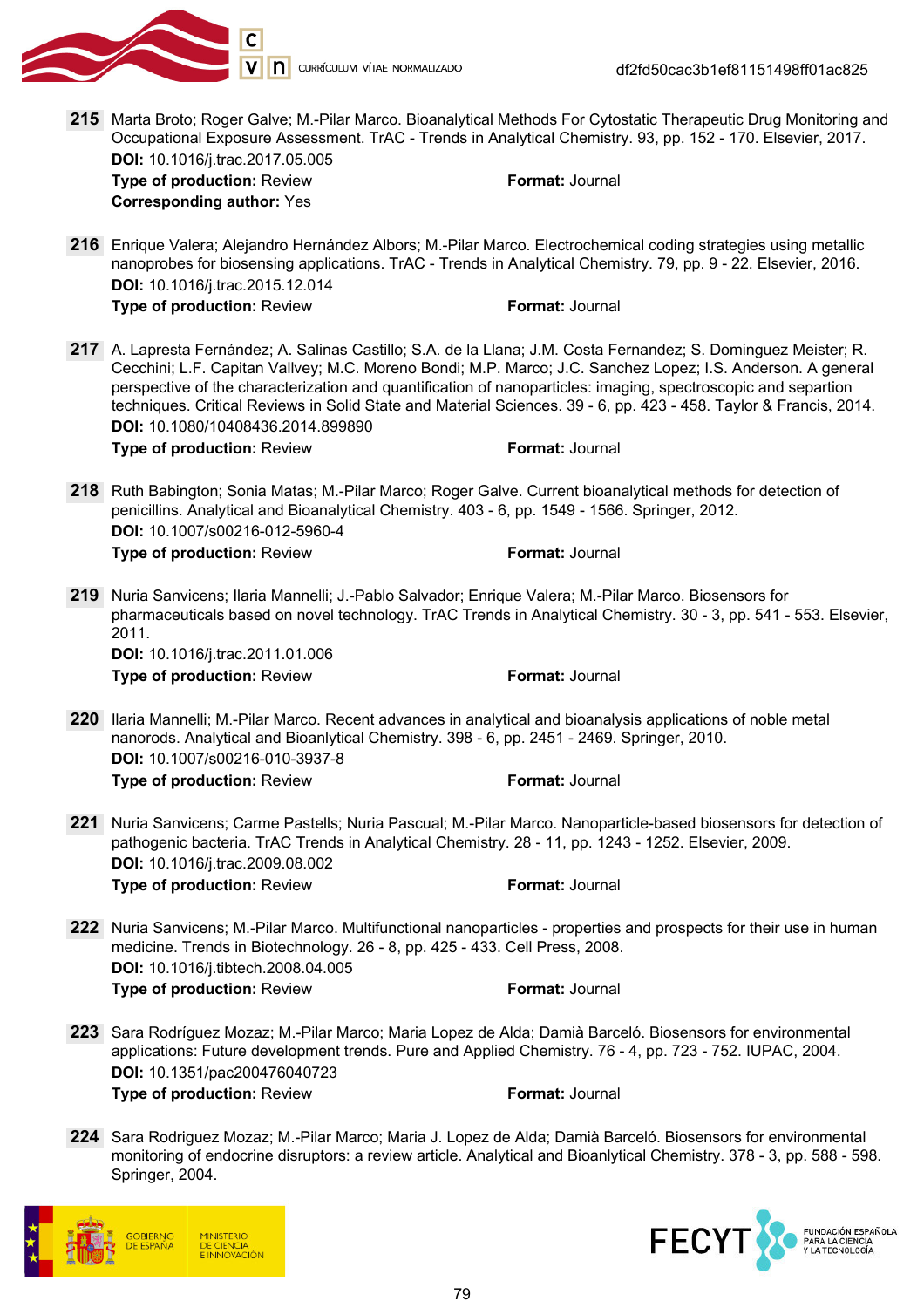**215** Marta Broto; Roger Galve; M.-Pilar Marco. Bioanalytical Methods For Cytostatic Therapeutic Drug Monitoring and Occupational Exposure Assessment. TrAC - Trends in Analytical Chemistry. 93, pp. 152 - 170. Elsevier, 2017.
**DOI:** 10.1016/j.trac.2017.05.005
**Type of production:** Review **Format:** Journal
**Corresponding author:** Yes

**216** Enrique Valera; Alejandro Hernández Albors; M.-Pilar Marco. Electrochemical coding strategies using metallic nanoprobes for biosensing applications. TrAC - Trends in Analytical Chemistry. 79, pp. 9 - 22. Elsevier, 2016.
**DOI:** 10.1016/j.trac.2015.12.014
**Type of production:** Review **Format:** Journal

**217** A. Lapresta Fernández; A. Salinas Castillo; S.A. de la Llana; J.M. Costa Fernandez; S. Dominguez Meister; R. Cecchini; L.F. Capitan Vallvey; M.C. Moreno Bondi; M.P. Marco; J.C. Sanchez Lopez; I.S. Anderson. A general perspective of the characterization and quantification of nanoparticles: imaging, spectroscopic and separtion techniques. Critical Reviews in Solid State and Material Sciences. 39 - 6, pp. 423 - 458. Taylor & Francis, 2014.
**DOI:** 10.1080/10408436.2014.899890
**Type of production:** Review **Format:** Journal

**218** Ruth Babington; Sonia Matas; M.-Pilar Marco; Roger Galve. Current bioanalytical methods for detection of penicillins. Analytical and Bioanalytical Chemistry. 403 - 6, pp. 1549 - 1566. Springer, 2012.
**DOI:** 10.1007/s00216-012-5960-4
**Type of production:** Review **Format:** Journal

**219** Nuria Sanvicens; Ilaria Mannelli; J.-Pablo Salvador; Enrique Valera; M.-Pilar Marco. Biosensors for pharmaceuticals based on novel technology. TrAC Trends in Analytical Chemistry. 30 - 3, pp. 541 - 553. Elsevier, 2011.
**DOI:** 10.1016/j.trac.2011.01.006
**Type of production:** Review **Format:** Journal

**220** Ilaria Mannelli; M.-Pilar Marco. Recent advances in analytical and bioanalysis applications of noble metal nanorods. Analytical and Bioanlytical Chemistry. 398 - 6, pp. 2451 - 2469. Springer, 2010.
**DOI:** 10.1007/s00216-010-3937-8
**Type of production:** Review **Format:** Journal

**221** Nuria Sanvicens; Carme Pastells; Nuria Pascual; M.-Pilar Marco. Nanoparticle-based biosensors for detection of pathogenic bacteria. TrAC Trends in Analytical Chemistry. 28 - 11, pp. 1243 - 1252. Elsevier, 2009.
**DOI:** 10.1016/j.trac.2009.08.002
**Type of production:** Review **Format:** Journal

**222** Nuria Sanvicens; M.-Pilar Marco. Multifunctional nanoparticles - properties and prospects for their use in human medicine. Trends in Biotechnology. 26 - 8, pp. 425 - 433. Cell Press, 2008.
**DOI:** 10.1016/j.tibtech.2008.04.005
**Type of production:** Review **Format:** Journal

**223** Sara Rodríguez Mozaz; M.-Pilar Marco; Maria Lopez de Alda; Damià Barceló. Biosensors for environmental applications: Future development trends. Pure and Applied Chemistry. 76 - 4, pp. 723 - 752. IUPAC, 2004.
**DOI:** 10.1351/pac200476040723
**Type of production:** Review **Format:** Journal

**224** Sara Rodriguez Mozaz; M.-Pilar Marco; Maria J. Lopez de Alda; Damià Barceló. Biosensors for environmental monitoring of endocrine disruptors: a review article. Analytical and Bioanlytical Chemistry. 378 - 3, pp. 588 - 598. Springer, 2004.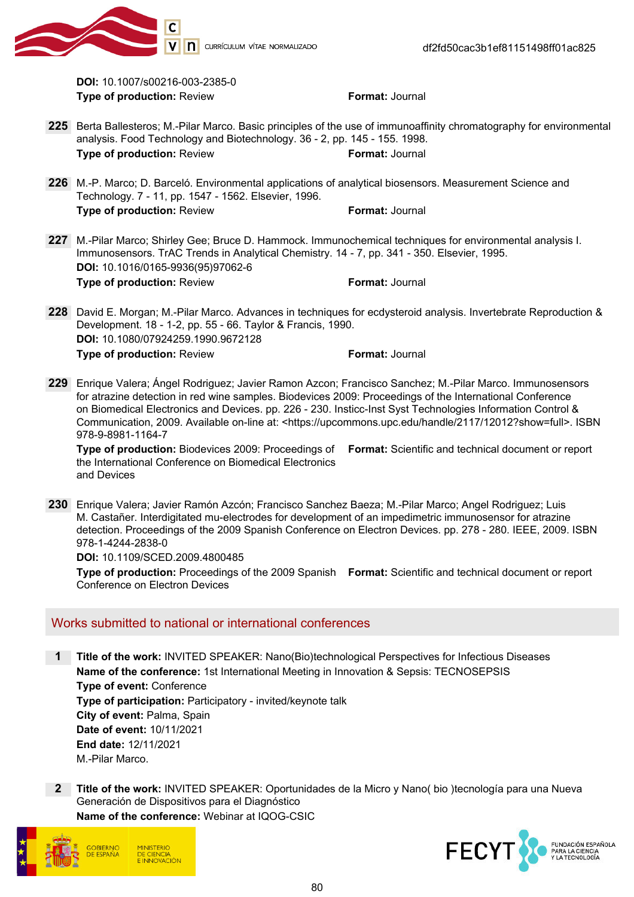**DOI:** 10.1007/s00216-003-2385-0
**Type of production:** Review **Format:** Journal

**225** Berta Ballesteros; M.-Pilar Marco. Basic principles of the use of immunoaffinity chromatography for environmental analysis. Food Technology and Biotechnology. 36 - 2, pp. 145 - 155. 1998.
**Type of production:** Review **Format:** Journal

**226** M.-P. Marco; D. Barceló. Environmental applications of analytical biosensors. Measurement Science and Technology. 7 - 11, pp. 1547 - 1562. Elsevier, 1996.
**Type of production:** Review **Format:** Journal

**227** M.-Pilar Marco; Shirley Gee; Bruce D. Hammock. Immunochemical techniques for environmental analysis I. Immunosensors. TrAC Trends in Analytical Chemistry. 14 - 7, pp. 341 - 350. Elsevier, 1995.
**DOI:** 10.1016/0165-9936(95)97062-6
**Type of production:** Review **Format:** Journal

**228** David E. Morgan; M.-Pilar Marco. Advances in techniques for ecdysteroid analysis. Invertebrate Reproduction & Development. 18 - 1-2, pp. 55 - 66. Taylor & Francis, 1990.
**DOI:** 10.1080/07924259.1990.9672128
**Type of production:** Review **Format:** Journal

**229** Enrique Valera; Ángel Rodriguez; Javier Ramon Azcon; Francisco Sanchez; M.-Pilar Marco. Immunosensors for atrazine detection in red wine samples. Biodevices 2009: Proceedings of the International Conference on Biomedical Electronics and Devices. pp. 226 - 230. Insticc-Inst Syst Technologies Information Control & Communication, 2009. Available on-line at: <https://upcommons.upc.edu/handle/2117/12012?show=full>. ISBN 978-9-8981-1164-7
**Type of production:** Biodevices 2009: Proceedings of the International Conference on Biomedical Electronics and Devices **Format:** Scientific and technical document or report

**230** Enrique Valera; Javier Ramón Azcón; Francisco Sanchez Baeza; M.-Pilar Marco; Angel Rodriguez; Luis M. Castañer. Interdigitated mu-electrodes for development of an impedimetric immunosensor for atrazine detection. Proceedings of the 2009 Spanish Conference on Electron Devices. pp. 278 - 280. IEEE, 2009. ISBN 978-1-4244-2838-0
**DOI:** 10.1109/SCED.2009.4800485
**Type of production:** Proceedings of the 2009 Spanish Conference on Electron Devices **Format:** Scientific and technical document or report

## Works submitted to national or international conferences

**1** **Title of the work:** INVITED SPEAKER: Nano(Bio)technological Perspectives for Infectious Diseases
**Name of the conference:** 1st International Meeting in Innovation & Sepsis: TECNOSEPSIS
**Type of event:** Conference
**Type of participation:** Participatory - invited/keynote talk
**City of event:** Palma, Spain
**Date of event:** 10/11/2021
**End date:** 12/11/2021
M.-Pilar Marco.

**2** **Title of the work:** INVITED SPEAKER: Oportunidades de la Micro y Nano( bio )tecnología para una Nueva Generación de Dispositivos para el Diagnóstico
**Name of the conference:** Webinar at IQOG-CSIC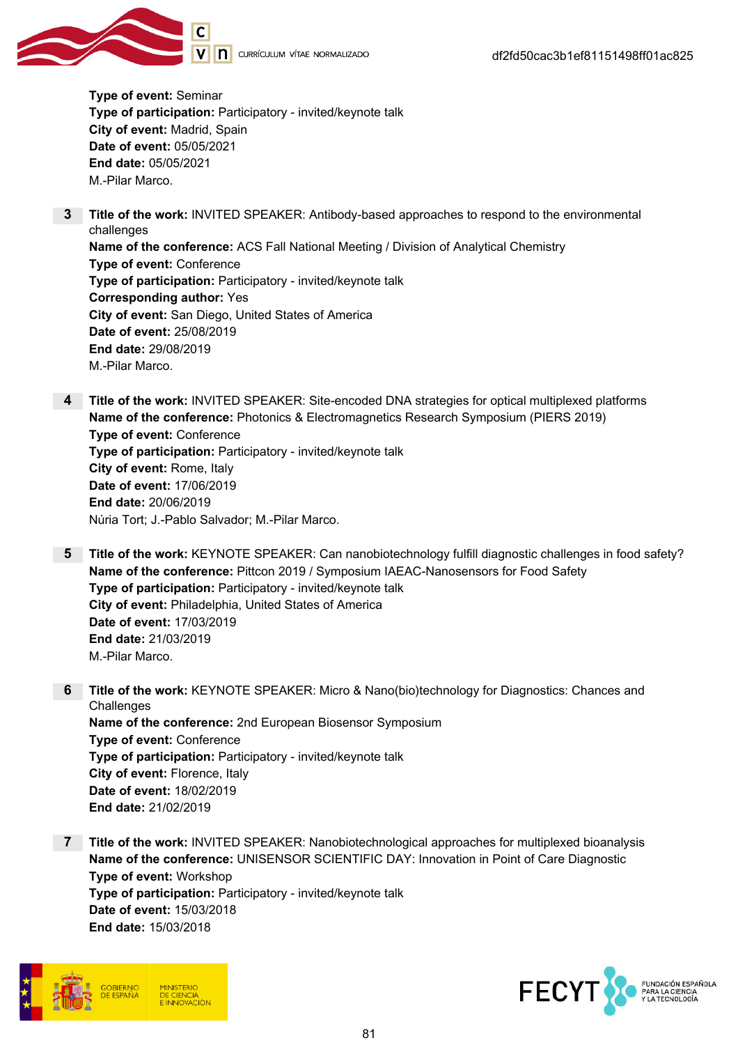**Type of event:** Seminar
**Type of participation:** Participatory - invited/keynote talk
**City of event:** Madrid, Spain
**Date of event:** 05/05/2021
**End date:** 05/05/2021
M.-Pilar Marco.

**3** **Title of the work:** INVITED SPEAKER: Antibody-based approaches to respond to the environmental challenges
**Name of the conference:** ACS Fall National Meeting / Division of Analytical Chemistry
**Type of event:** Conference
**Type of participation:** Participatory - invited/keynote talk
**Corresponding author:** Yes
**City of event:** San Diego, United States of America
**Date of event:** 25/08/2019
**End date:** 29/08/2019
M.-Pilar Marco.

**4** **Title of the work:** INVITED SPEAKER: Site-encoded DNA strategies for optical multiplexed platforms
**Name of the conference:** Photonics & Electromagnetics Research Symposium (PIERS 2019)
**Type of event:** Conference
**Type of participation:** Participatory - invited/keynote talk
**City of event:** Rome, Italy
**Date of event:** 17/06/2019
**End date:** 20/06/2019
Núria Tort; J.-Pablo Salvador; M.-Pilar Marco.

**5** **Title of the work:** KEYNOTE SPEAKER: Can nanobiotechnology fulfill diagnostic challenges in food safety?
**Name of the conference:** Pittcon 2019 / Symposium IAEAC-Nanosensors for Food Safety
**Type of participation:** Participatory - invited/keynote talk
**City of event:** Philadelphia, United States of America
**Date of event:** 17/03/2019
**End date:** 21/03/2019
M.-Pilar Marco.

**6** **Title of the work:** KEYNOTE SPEAKER: Micro & Nano(bio)technology for Diagnostics: Chances and Challenges
**Name of the conference:** 2nd European Biosensor Symposium
**Type of event:** Conference
**Type of participation:** Participatory - invited/keynote talk
**City of event:** Florence, Italy
**Date of event:** 18/02/2019
**End date:** 21/02/2019

**7** **Title of the work:** INVITED SPEAKER: Nanobiotechnological approaches for multiplexed bioanalysis
**Name of the conference:** UNISENSOR SCIENTIFIC DAY: Innovation in Point of Care Diagnostic
**Type of event:** Workshop
**Type of participation:** Participatory - invited/keynote talk
**Date of event:** 15/03/2018
**End date:** 15/03/2018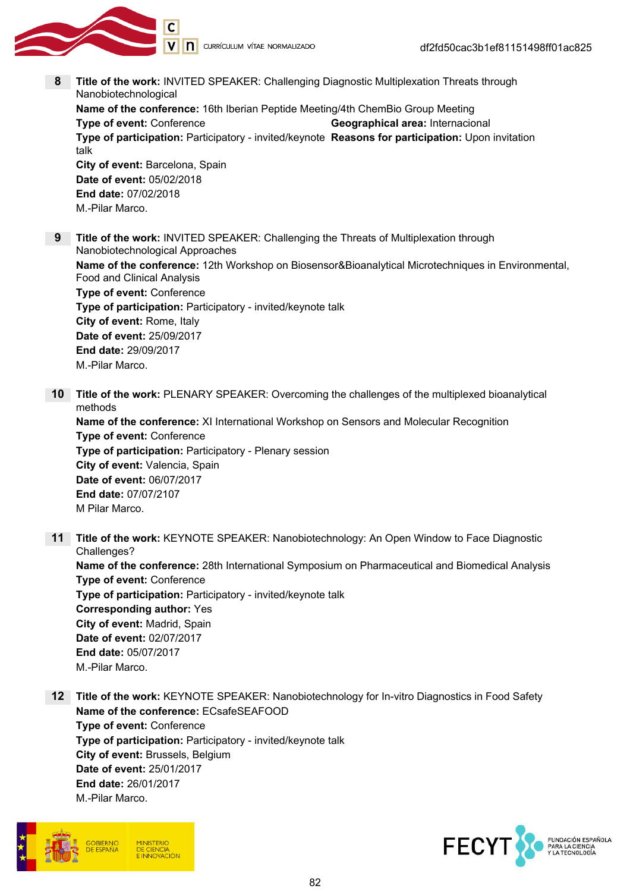**8** **Title of the work:** INVITED SPEAKER: Challenging Diagnostic Multiplexation Threats through Nanobiotechnological
**Name of the conference:** 16th Iberian Peptide Meeting/4th ChemBio Group Meeting
**Type of event:** Conference **Geographical area:** Internacional
**Type of participation:** Participatory - invited/keynote talk **Reasons for participation:** Upon invitation
**City of event:** Barcelona, Spain
**Date of event:** 05/02/2018
**End date:** 07/02/2018
M.-Pilar Marco.

**9** **Title of the work:** INVITED SPEAKER: Challenging the Threats of Multiplexation through Nanobiotechnological Approaches
**Name of the conference:** 12th Workshop on Biosensor&Bioanalytical Microtechniques in Environmental, Food and Clinical Analysis
**Type of event:** Conference
**Type of participation:** Participatory - invited/keynote talk
**City of event:** Rome, Italy
**Date of event:** 25/09/2017
**End date:** 29/09/2017
M.-Pilar Marco.

**10** **Title of the work:** PLENARY SPEAKER: Overcoming the challenges of the multiplexed bioanalytical methods
**Name of the conference:** XI International Workshop on Sensors and Molecular Recognition
**Type of event:** Conference
**Type of participation:** Participatory - Plenary session
**City of event:** Valencia, Spain
**Date of event:** 06/07/2017
**End date:** 07/07/2107
M Pilar Marco.

**11** **Title of the work:** KEYNOTE SPEAKER: Nanobiotechnology: An Open Window to Face Diagnostic Challenges?
**Name of the conference:** 28th International Symposium on Pharmaceutical and Biomedical Analysis
**Type of event:** Conference
**Type of participation:** Participatory - invited/keynote talk
**Corresponding author:** Yes
**City of event:** Madrid, Spain
**Date of event:** 02/07/2017
**End date:** 05/07/2017
M.-Pilar Marco.

**12** **Title of the work:** KEYNOTE SPEAKER: Nanobiotechnology for In-vitro Diagnostics in Food Safety
**Name of the conference:** ECsafeSEAFOOD
**Type of event:** Conference
**Type of participation:** Participatory - invited/keynote talk
**City of event:** Brussels, Belgium
**Date of event:** 25/01/2017
**End date:** 26/01/2017
M.-Pilar Marco.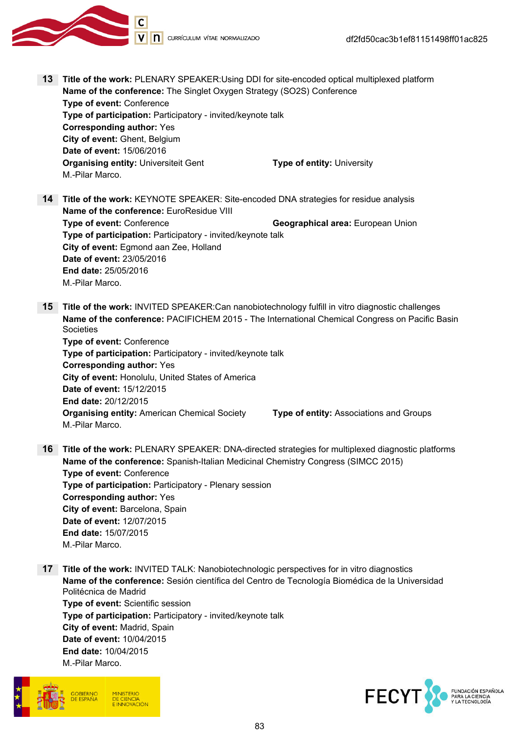**13** **Title of the work:** PLENARY SPEAKER:Using DDI for site-encoded optical multiplexed platform
**Name of the conference:** The Singlet Oxygen Strategy (SO2S) Conference
**Type of event:** Conference
**Type of participation:** Participatory - invited/keynote talk
**Corresponding author:** Yes
**City of event:** Ghent, Belgium
**Date of event:** 15/06/2016
**Organising entity:** Universiteit Gent **Type of entity:** University
M.-Pilar Marco.

**14** **Title of the work:** KEYNOTE SPEAKER: Site-encoded DNA strategies for residue analysis
**Name of the conference:** EuroResidue VIII
**Type of event:** Conference **Geographical area:** European Union
**Type of participation:** Participatory - invited/keynote talk
**City of event:** Egmond aan Zee, Holland
**Date of event:** 23/05/2016
**End date:** 25/05/2016
M.-Pilar Marco.

**15** **Title of the work:** INVITED SPEAKER:Can nanobiotechnology fulfill in vitro diagnostic challenges
**Name of the conference:** PACIFICHEM 2015 - The International Chemical Congress on Pacific Basin Societies
**Type of event:** Conference
**Type of participation:** Participatory - invited/keynote talk
**Corresponding author:** Yes
**City of event:** Honolulu, United States of America
**Date of event:** 15/12/2015
**End date:** 20/12/2015
**Organising entity:** American Chemical Society **Type of entity:** Associations and Groups
M.-Pilar Marco.

**16** **Title of the work:** PLENARY SPEAKER: DNA-directed strategies for multiplexed diagnostic platforms
**Name of the conference:** Spanish-Italian Medicinal Chemistry Congress (SIMCC 2015)
**Type of event:** Conference
**Type of participation:** Participatory - Plenary session
**Corresponding author:** Yes
**City of event:** Barcelona, Spain
**Date of event:** 12/07/2015
**End date:** 15/07/2015
M.-Pilar Marco.

**17** **Title of the work:** INVITED TALK: Nanobiotechnologic perspectives for in vitro diagnostics
**Name of the conference:** Sesión científica del Centro de Tecnología Biomédica de la Universidad Politécnica de Madrid
**Type of event:** Scientific session
**Type of participation:** Participatory - invited/keynote talk
**City of event:** Madrid, Spain
**Date of event:** 10/04/2015
**End date:** 10/04/2015
M.-Pilar Marco.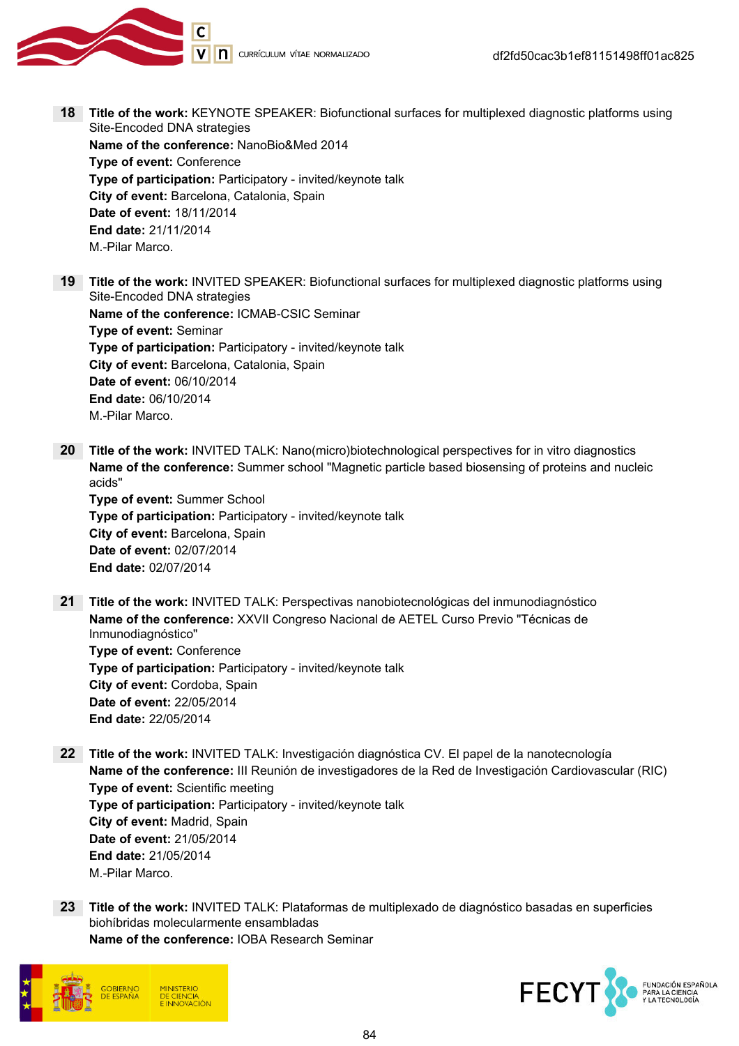**18** **Title of the work:** KEYNOTE SPEAKER: Biofunctional surfaces for multiplexed diagnostic platforms using Site-Encoded DNA strategies
**Name of the conference:** NanoBio&Med 2014
**Type of event:** Conference
**Type of participation:** Participatory - invited/keynote talk
**City of event:** Barcelona, Catalonia, Spain
**Date of event:** 18/11/2014
**End date:** 21/11/2014
M.-Pilar Marco.

**19** **Title of the work:** INVITED SPEAKER: Biofunctional surfaces for multiplexed diagnostic platforms using Site-Encoded DNA strategies
**Name of the conference:** ICMAB-CSIC Seminar
**Type of event:** Seminar
**Type of participation:** Participatory - invited/keynote talk
**City of event:** Barcelona, Catalonia, Spain
**Date of event:** 06/10/2014
**End date:** 06/10/2014
M.-Pilar Marco.

**20** **Title of the work:** INVITED TALK: Nano(micro)biotechnological perspectives for in vitro diagnostics
**Name of the conference:** Summer school "Magnetic particle based biosensing of proteins and nucleic acids"
**Type of event:** Summer School
**Type of participation:** Participatory - invited/keynote talk
**City of event:** Barcelona, Spain
**Date of event:** 02/07/2014
**End date:** 02/07/2014

**21** **Title of the work:** INVITED TALK: Perspectivas nanobiotecnológicas del inmunodiagnóstico
**Name of the conference:** XXVII Congreso Nacional de AETEL Curso Previo "Técnicas de Inmunodiagnóstico"
**Type of event:** Conference
**Type of participation:** Participatory - invited/keynote talk
**City of event:** Cordoba, Spain
**Date of event:** 22/05/2014
**End date:** 22/05/2014

**22** **Title of the work:** INVITED TALK: Investigación diagnóstica CV. El papel de la nanotecnología
**Name of the conference:** III Reunión de investigadores de la Red de Investigación Cardiovascular (RIC)
**Type of event:** Scientific meeting
**Type of participation:** Participatory - invited/keynote talk
**City of event:** Madrid, Spain
**Date of event:** 21/05/2014
**End date:** 21/05/2014
M.-Pilar Marco.

**23** **Title of the work:** INVITED TALK: Plataformas de multiplexado de diagnóstico basadas en superficies biohíbridas molecularmente ensambladas
**Name of the conference:** IOBA Research Seminar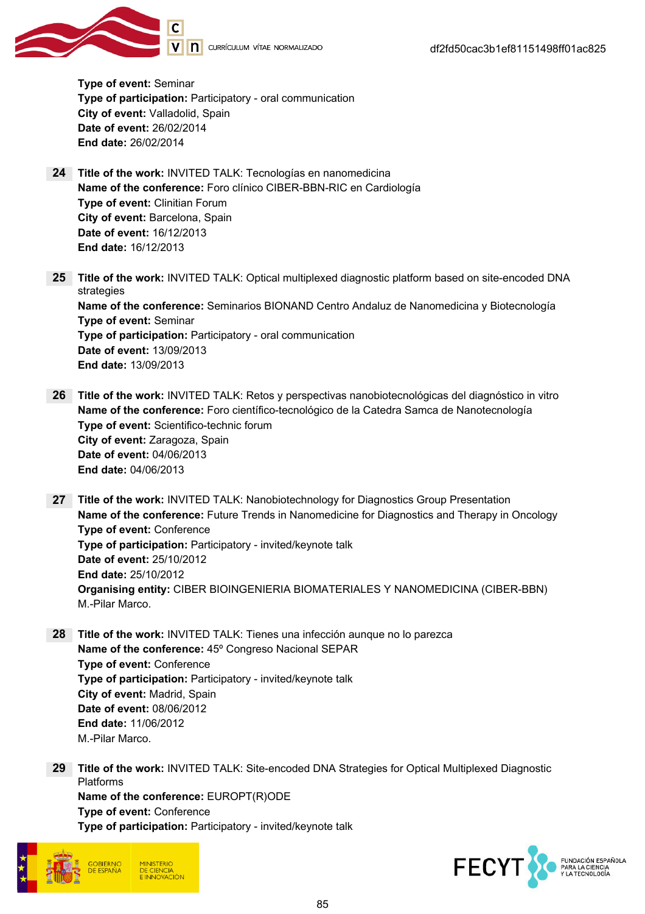**Type of event:** Seminar
**Type of participation:** Participatory - oral communication
**City of event:** Valladolid, Spain
**Date of event:** 26/02/2014
**End date:** 26/02/2014

**24** **Title of the work:** INVITED TALK: Tecnologías en nanomedicina
**Name of the conference:** Foro clínico CIBER-BBN-RIC en Cardiología
**Type of event:** Clinitian Forum
**City of event:** Barcelona, Spain
**Date of event:** 16/12/2013
**End date:** 16/12/2013

**25** **Title of the work:** INVITED TALK: Optical multiplexed diagnostic platform based on site-encoded DNA strategies
**Name of the conference:** Seminarios BIONAND Centro Andaluz de Nanomedicina y Biotecnología
**Type of event:** Seminar
**Type of participation:** Participatory - oral communication
**Date of event:** 13/09/2013
**End date:** 13/09/2013

**26** **Title of the work:** INVITED TALK: Retos y perspectivas nanobiotecnológicas del diagnóstico in vitro
**Name of the conference:** Foro científico-tecnológico de la Catedra Samca de Nanotecnología
**Type of event:** Scientifico-technic forum
**City of event:** Zaragoza, Spain
**Date of event:** 04/06/2013
**End date:** 04/06/2013

**27** **Title of the work:** INVITED TALK: Nanobiotechnology for Diagnostics Group Presentation
**Name of the conference:** Future Trends in Nanomedicine for Diagnostics and Therapy in Oncology
**Type of event:** Conference
**Type of participation:** Participatory - invited/keynote talk
**Date of event:** 25/10/2012
**End date:** 25/10/2012
**Organising entity:** CIBER BIOINGENIERIA BIOMATERIALES Y NANOMEDICINA (CIBER-BBN)
M.-Pilar Marco.

**28** **Title of the work:** INVITED TALK: Tienes una infección aunque no lo parezca
**Name of the conference:** 45º Congreso Nacional SEPAR
**Type of event:** Conference
**Type of participation:** Participatory - invited/keynote talk
**City of event:** Madrid, Spain
**Date of event:** 08/06/2012
**End date:** 11/06/2012
M.-Pilar Marco.

**29** **Title of the work:** INVITED TALK: Site-encoded DNA Strategies for Optical Multiplexed Diagnostic Platforms
**Name of the conference:** EUROPT(R)ODE
**Type of event:** Conference
**Type of participation:** Participatory - invited/keynote talk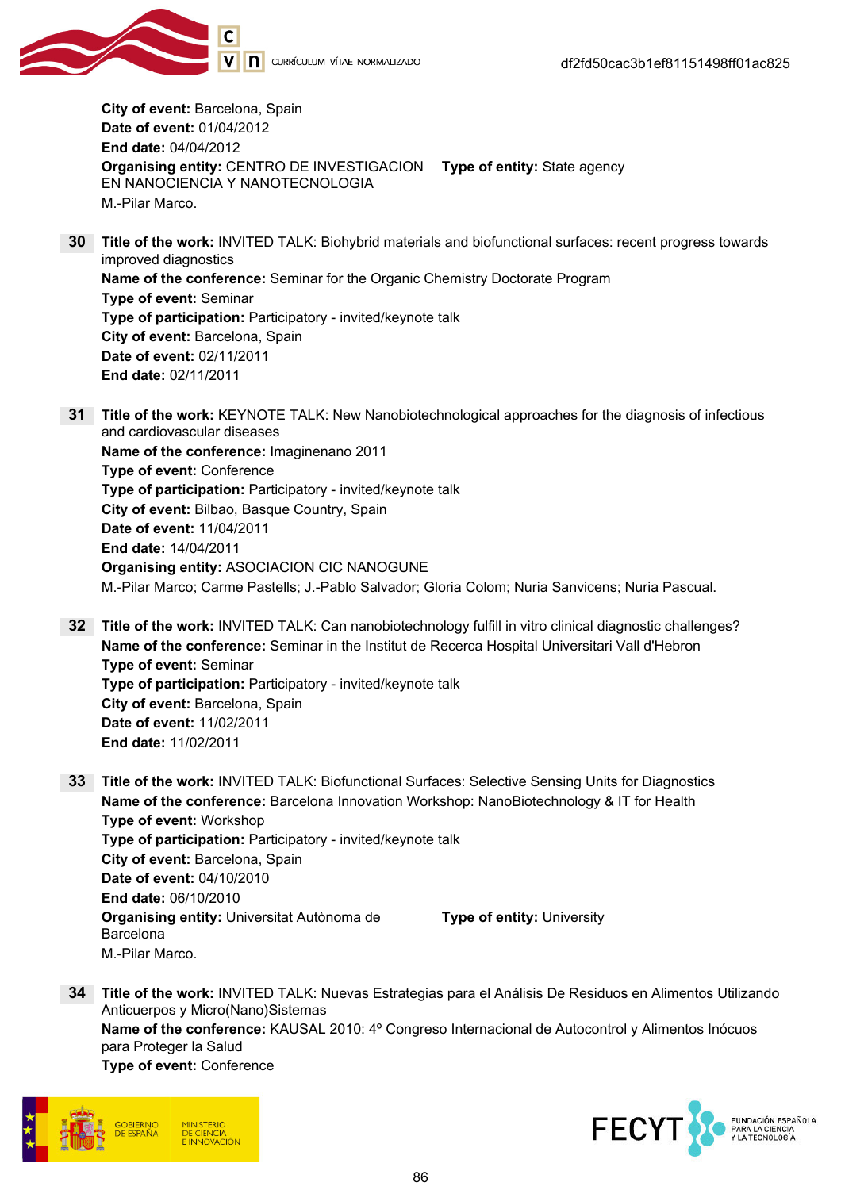**City of event:** Barcelona, Spain
**Date of event:** 01/04/2012
**End date:** 04/04/2012
**Organising entity:** CENTRO DE INVESTIGACION EN NANOCIENCIA Y NANOTECNOLOGIA **Type of entity:** State agency
M.-Pilar Marco.

**30** **Title of the work:** INVITED TALK: Biohybrid materials and biofunctional surfaces: recent progress towards improved diagnostics
**Name of the conference:** Seminar for the Organic Chemistry Doctorate Program
**Type of event:** Seminar
**Type of participation:** Participatory - invited/keynote talk
**City of event:** Barcelona, Spain
**Date of event:** 02/11/2011
**End date:** 02/11/2011

**31** **Title of the work:** KEYNOTE TALK: New Nanobiotechnological approaches for the diagnosis of infectious and cardiovascular diseases
**Name of the conference:** Imaginenano 2011
**Type of event:** Conference
**Type of participation:** Participatory - invited/keynote talk
**City of event:** Bilbao, Basque Country, Spain
**Date of event:** 11/04/2011
**End date:** 14/04/2011
**Organising entity:** ASOCIACION CIC NANOGUNE
M.-Pilar Marco; Carme Pastells; J.-Pablo Salvador; Gloria Colom; Nuria Sanvicens; Nuria Pascual.

**32** **Title of the work:** INVITED TALK: Can nanobiotechnology fulfill in vitro clinical diagnostic challenges?
**Name of the conference:** Seminar in the Institut de Rercerca Hospital Universitari Vall d'Hebron
**Type of event:** Seminar
**Type of participation:** Participatory - invited/keynote talk
**City of event:** Barcelona, Spain
**Date of event:** 11/02/2011
**End date:** 11/02/2011

**33** **Title of the work:** INVITED TALK: Biofunctional Surfaces: Selective Sensing Units for Diagnostics
**Name of the conference:** Barcelona Innovation Workshop: NanoBiotechnology & IT for Health
**Type of event:** Workshop
**Type of participation:** Participatory - invited/keynote talk
**City of event:** Barcelona, Spain
**Date of event:** 04/10/2010
**End date:** 06/10/2010
**Organising entity:** Universitat Autònoma de Barcelona **Type of entity:** University
M.-Pilar Marco.

**34** **Title of the work:** INVITED TALK: Nuevas Estrategias para el Análisis De Residuos en Alimentos Utilizando Anticuerpos y Micro(Nano)Sistemas
**Name of the conference:** KAUSAL 2010: 4º Congreso Internacional de Autocontrol y Alimentos Inócuos para Proteger la Salud
**Type of event:** Conference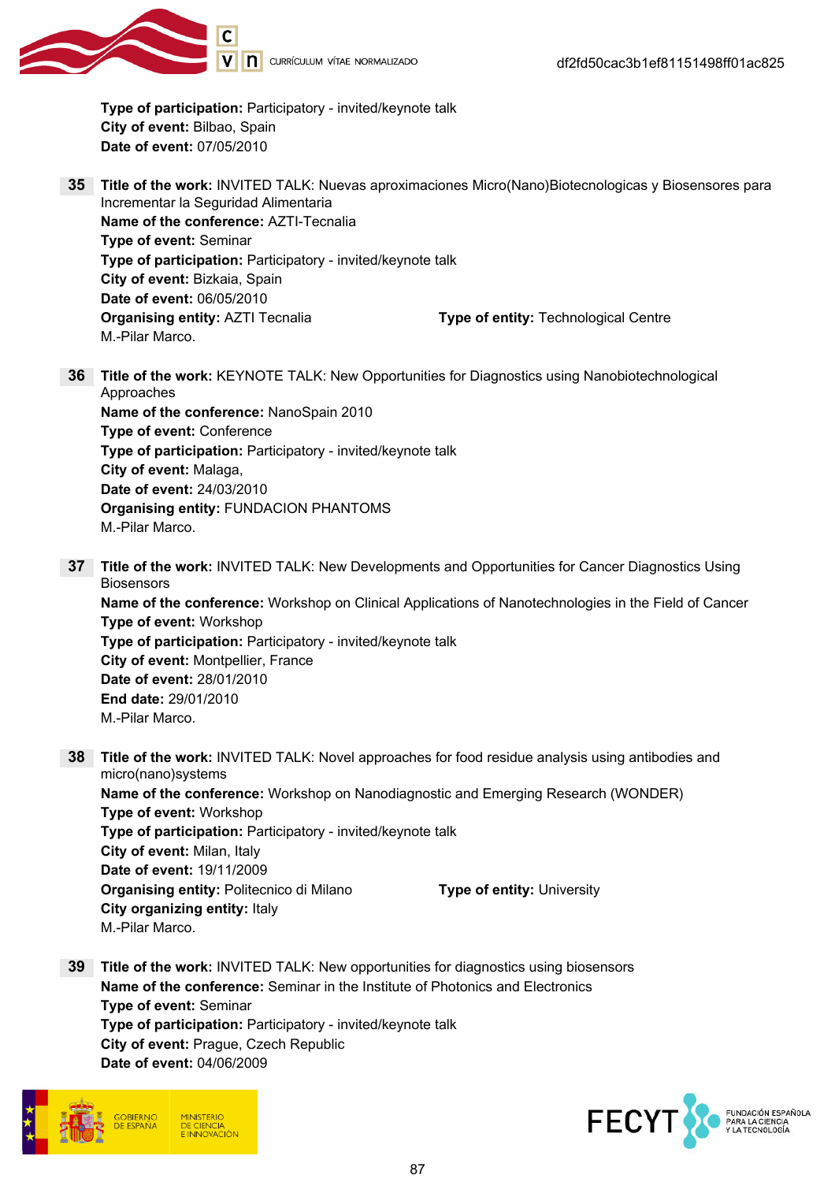**Type of participation:** Participatory - invited/keynote talk
**City of event:** Bilbao, Spain
**Date of event:** 07/05/2010

**35** **Title of the work:** INVITED TALK: Nuevas aproximaciones Micro(Nano)Biotecnologicas y Biosensores para Incrementar la Seguridad Alimentaria
**Name of the conference:** AZTI-Tecnalia
**Type of event:** Seminar
**Type of participation:** Participatory - invited/keynote talk
**City of event:** Bizkaia, Spain
**Date of event:** 06/05/2010
**Organising entity:** AZTI Tecnalia **Type of entity:** Technological Centre
M.-Pilar Marco.

**36** **Title of the work:** KEYNOTE TALK: New Opportunities for Diagnostics using Nanobiotechnological Approaches
**Name of the conference:** NanoSpain 2010
**Type of event:** Conference
**Type of participation:** Participatory - invited/keynote talk
**City of event:** Malaga,
**Date of event:** 24/03/2010
**Organising entity:** FUNDACION PHANTOMS
M.-Pilar Marco.

**37** **Title of the work:** INVITED TALK: New Developments and Opportunities for Cancer Diagnostics Using Biosensors
**Name of the conference:** Workshop on Clinical Applications of Nanotechnologies in the Field of Cancer
**Type of event:** Workshop
**Type of participation:** Participatory - invited/keynote talk
**City of event:** Montpellier, France
**Date of event:** 28/01/2010
**End date:** 29/01/2010
M.-Pilar Marco.

**38** **Title of the work:** INVITED TALK: Novel approaches for food residue analysis using antibodies and micro(nano)systems
**Name of the conference:** Workshop on Nanodiagnostic and Emerging Research (WONDER)
**Type of event:** Workshop
**Type of participation:** Participatory - invited/keynote talk
**City of event:** Milan, Italy
**Date of event:** 19/11/2009
**Organising entity:** Politecnico di Milano **Type of entity:** University
**City organizing entity:** Italy
M.-Pilar Marco.

**39** **Title of the work:** INVITED TALK: New opportunities for diagnostics using biosensors
**Name of the conference:** Seminar in the Institute of Photonics and Electronics
**Type of event:** Seminar
**Type of participation:** Participatory - invited/keynote talk
**City of event:** Prague, Czech Republic
**Date of event:** 04/06/2009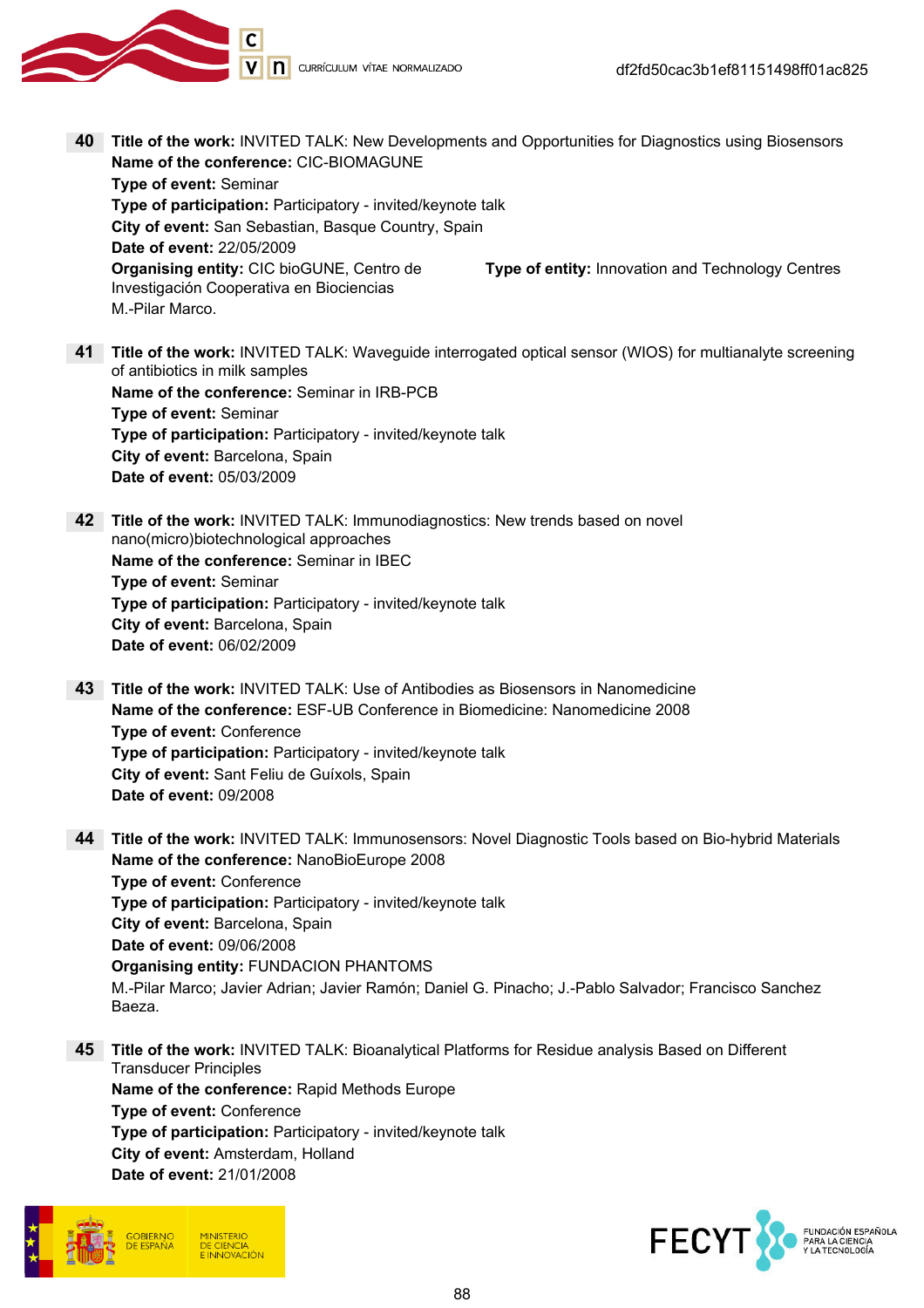**40** **Title of the work:** INVITED TALK: New Developments and Opportunities for Diagnostics using Biosensors
**Name of the conference:** CIC-BIOMAGUNE
**Type of event:** Seminar
**Type of participation:** Participatory - invited/keynote talk
**City of event:** San Sebastian, Basque Country, Spain
**Date of event:** 22/05/2009
**Organising entity:** CIC bioGUNE, Centro de Investigación Cooperativa en Biociencias
**Type of entity:** Innovation and Technology Centres
M.-Pilar Marco.

**41** **Title of the work:** INVITED TALK: Waveguide interrogated optical sensor (WIOS) for multianalyte screening of antibiotics in milk samples
**Name of the conference:** Seminar in IRB-PCB
**Type of event:** Seminar
**Type of participation:** Participatory - invited/keynote talk
**City of event:** Barcelona, Spain
**Date of event:** 05/03/2009

**42** **Title of the work:** INVITED TALK: Immunodiagnostics: New trends based on novel nano(micro)biotechnological approaches
**Name of the conference:** Seminar in IBEC
**Type of event:** Seminar
**Type of participation:** Participatory - invited/keynote talk
**City of event:** Barcelona, Spain
**Date of event:** 06/02/2009

**43** **Title of the work:** INVITED TALK: Use of Antibodies as Biosensors in Nanomedicine
**Name of the conference:** ESF-UB Conference in Biomedicine: Nanomedicine 2008
**Type of event:** Conference
**Type of participation:** Participatory - invited/keynote talk
**City of event:** Sant Feliu de Guíxols, Spain
**Date of event:** 09/2008

**44** **Title of the work:** INVITED TALK: Immunosensors: Novel Diagnostic Tools based on Bio-hybrid Materials
**Name of the conference:** NanoBioEurope 2008
**Type of event:** Conference
**Type of participation:** Participatory - invited/keynote talk
**City of event:** Barcelona, Spain
**Date of event:** 09/06/2008
**Organising entity:** FUNDACION PHANTOMS
M.-Pilar Marco; Javier Adrian; Javier Ramón; Daniel G. Pinacho; J.-Pablo Salvador; Francisco Sanchez Baeza.

**45** **Title of the work:** INVITED TALK: Bioanalytical Platforms for Residue analysis Based on Different Transducer Principles
**Name of the conference:** Rapid Methods Europe
**Type of event:** Conference
**Type of participation:** Participatory - invited/keynote talk
**City of event:** Amsterdam, Holland
**Date of event:** 21/01/2008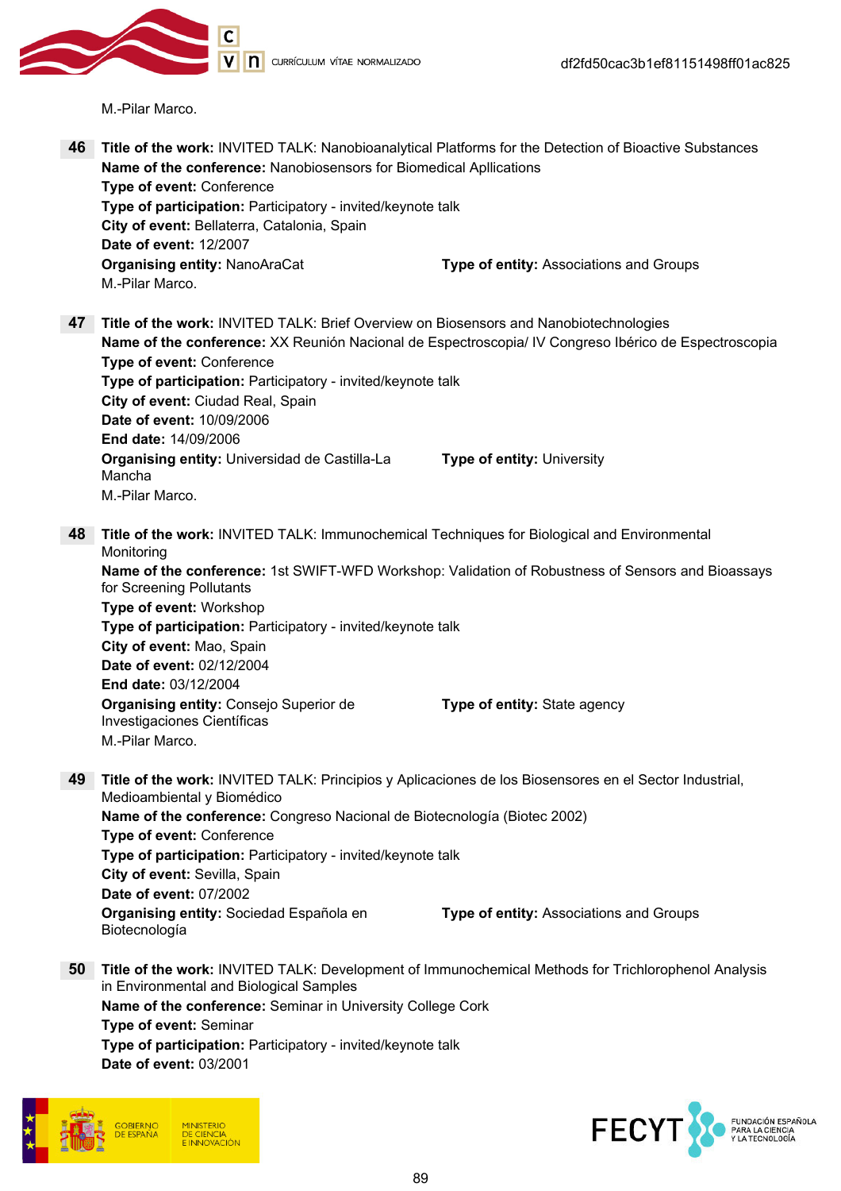M.-Pilar Marco.

**46** **Title of the work:** INVITED TALK: Nanobioanalytical Platforms for the Detection of Bioactive Substances
**Name of the conference:** Nanobiosensors for Biomedical Apllications
**Type of event:** Conference
**Type of participation:** Participatory - invited/keynote talk
**City of event:** Bellaterra, Catalonia, Spain
**Date of event:** 12/2007
**Organising entity:** NanoAraCat **Type of entity:** Associations and Groups
M.-Pilar Marco.

**47** **Title of the work:** INVITED TALK: Brief Overview on Biosensors and Nanobiotechnologies
**Name of the conference:** XX Reunión Nacional de Espectroscopia/ IV Congreso Ibérico de Espectroscopia
**Type of event:** Conference
**Type of participation:** Participatory - invited/keynote talk
**City of event:** Ciudad Real, Spain
**Date of event:** 10/09/2006
**End date:** 14/09/2006
**Organising entity:** Universidad de Castilla-La Mancha **Type of entity:** University
M.-Pilar Marco.

**48** **Title of the work:** INVITED TALK: Immunochemical Techniques for Biological and Environmental Monitoring
**Name of the conference:** 1st SWIFT-WFD Workshop: Validation of Robustness of Sensors and Bioassays for Screening Pollutants
**Type of event:** Workshop
**Type of participation:** Participatory - invited/keynote talk
**City of event:** Mao, Spain
**Date of event:** 02/12/2004
**End date:** 03/12/2004
**Organising entity:** Consejo Superior de Investigaciones Científicas **Type of entity:** State agency
M.-Pilar Marco.

**49** **Title of the work:** INVITED TALK: Principios y Aplicaciones de los Biosensores en el Sector Industrial, Medioambiental y Biomédico
**Name of the conference:** Congreso Nacional de Biotecnología (Biotec 2002)
**Type of event:** Conference
**Type of participation:** Participatory - invited/keynote talk
**City of event:** Sevilla, Spain
**Date of event:** 07/2002
**Organising entity:** Sociedad Española en Biotecnología **Type of entity:** Associations and Groups

**50** **Title of the work:** INVITED TALK: Development of Immunochemical Methods for Trichlorophenol Analysis in Environmental and Biological Samples
**Name of the conference:** Seminar in University College Cork
**Type of event:** Seminar
**Type of participation:** Participatory - invited/keynote talk
**Date of event:** 03/2001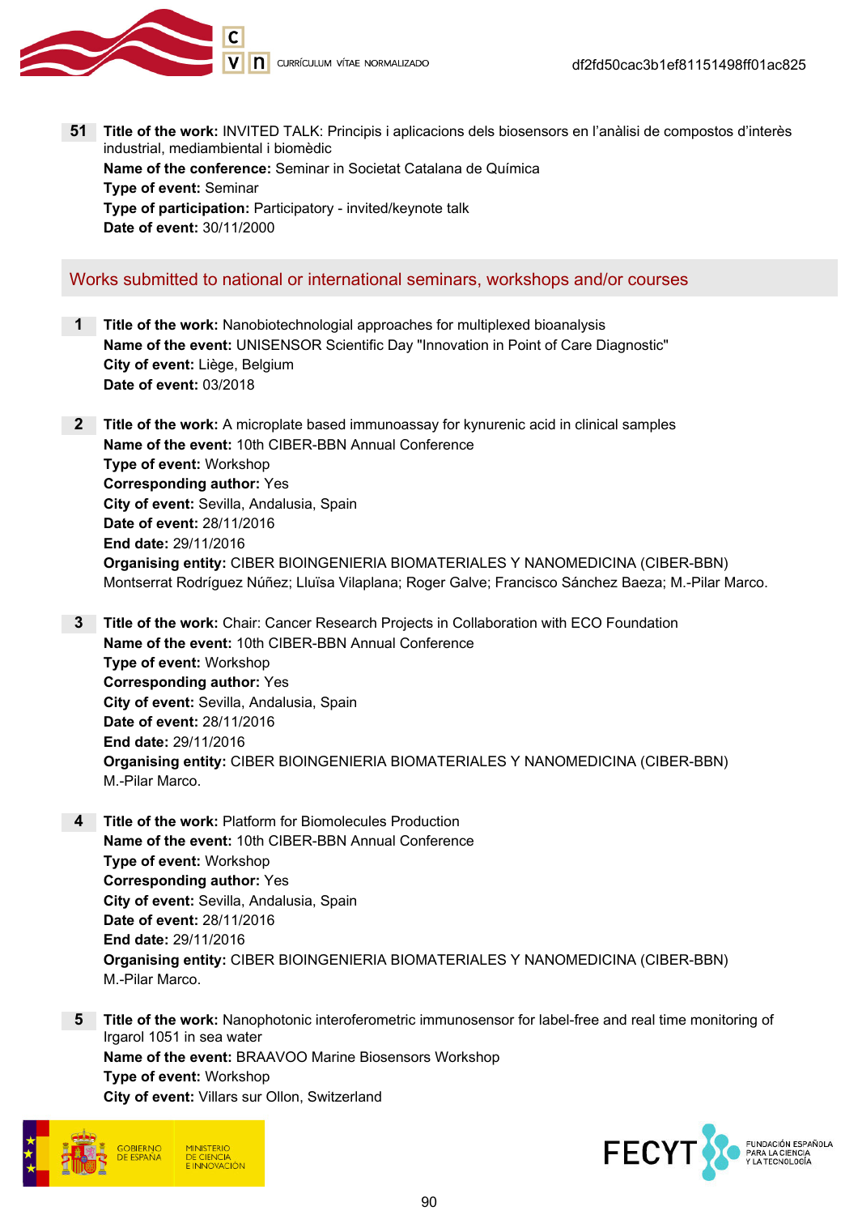**51** **Title of the work:** INVITED TALK: Principis i aplicacions dels biosensors en l'anàlisi de compostos d'interès industrial, mediambiental i biomèdic
**Name of the conference:** Seminar in Societat Catalana de Química
**Type of event:** Seminar
**Type of participation:** Participatory - invited/keynote talk
**Date of event:** 30/11/2000

## Works submitted to national or international seminars, workshops and/or courses

**1** **Title of the work:** Nanobiotechnologial approaches for multiplexed bioanalysis
**Name of the event:** UNISENSOR Scientific Day "Innovation in Point of Care Diagnostic"
**City of event:** Liège, Belgium
**Date of event:** 03/2018

**2** **Title of the work:** A microplate based immunoassay for kynurenic acid in clinical samples
**Name of the event:** 10th CIBER-BBN Annual Conference
**Type of event:** Workshop
**Corresponding author:** Yes
**City of event:** Sevilla, Andalusia, Spain
**Date of event:** 28/11/2016
**End date:** 29/11/2016
**Organising entity:** CIBER BIOINGENIERIA BIOMATERIALES Y NANOMEDICINA (CIBER-BBN)
Montserrat Rodríguez Núñez; Lluïsa Vilaplana; Roger Galve; Francisco Sánchez Baeza; M.-Pilar Marco.

**3** **Title of the work:** Chair: Cancer Research Projects in Collaboration with ECO Foundation
**Name of the event:** 10th CIBER-BBN Annual Conference
**Type of event:** Workshop
**Corresponding author:** Yes
**City of event:** Sevilla, Andalusia, Spain
**Date of event:** 28/11/2016
**End date:** 29/11/2016
**Organising entity:** CIBER BIOINGENIERIA BIOMATERIALES Y NANOMEDICINA (CIBER-BBN)
M.-Pilar Marco.

**4** **Title of the work:** Platform for Biomolecules Production
**Name of the event:** 10th CIBER-BBN Annual Conference
**Type of event:** Workshop
**Corresponding author:** Yes
**City of event:** Sevilla, Andalusia, Spain
**Date of event:** 28/11/2016
**End date:** 29/11/2016
**Organising entity:** CIBER BIOINGENIERIA BIOMATERIALES Y NANOMEDICINA (CIBER-BBN)
M.-Pilar Marco.

**5** **Title of the work:** Nanophotonic interoferometric immunosensor for label-free and real time monitoring of Irgarol 1051 in sea water
**Name of the event:** BRAAVOO Marine Biosensors Workshop
**Type of event:** Workshop
**City of event:** Villars sur Ollon, Switzerland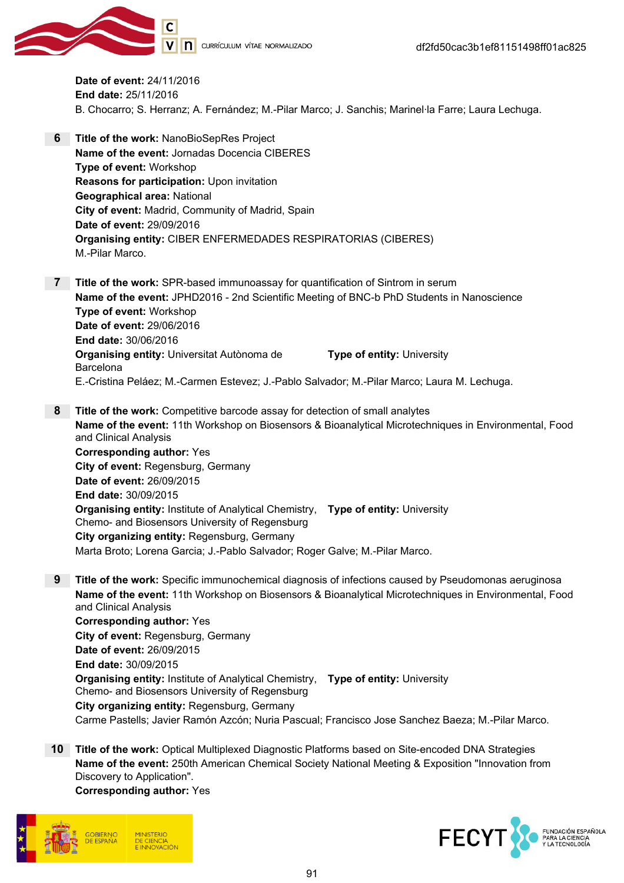**Date of event:** 24/11/2016
**End date:** 25/11/2016
B. Chocarro; S. Herranz; A. Fernández; M.-Pilar Marco; J. Sanchis; Marinel·la Farre; Laura Lechuga.

**6** **Title of the work:** NanoBioSepRes Project
**Name of the event:** Jornadas Docencia CIBERES
**Type of event:** Workshop
**Reasons for participation:** Upon invitation
**Geographical area:** National
**City of event:** Madrid, Community of Madrid, Spain
**Date of event:** 29/09/2016
**Organising entity:** CIBER ENFERMEDADES RESPIRATORIAS (CIBERES)
M.-Pilar Marco.

**7** **Title of the work:** SPR-based immunoassay for quantification of Sintrom in serum
**Name of the event:** JPHD2016 - 2nd Scientific Meeting of BNC-b PhD Students in Nanoscience
**Type of event:** Workshop
**Date of event:** 29/06/2016
**End date:** 30/06/2016
**Organising entity:** Universitat Autònoma de Barcelona **Type of entity:** University
E.-Cristina Peláez; M.-Carmen Estevez; J.-Pablo Salvador; M.-Pilar Marco; Laura M. Lechuga.

**8** **Title of the work:** Competitive barcode assay for detection of small analytes
**Name of the event:** 11th Workshop on Biosensors & Bioanalytical Microtechniques in Environmental, Food and Clinical Analysis
**Corresponding author:** Yes
**City of event:** Regensburg, Germany
**Date of event:** 26/09/2015
**End date:** 30/09/2015
**Organising entity:** Institute of Analytical Chemistry, Chemo- and Biosensors University of Regensburg **Type of entity:** University
**City organizing entity:** Regensburg, Germany
Marta Broto; Lorena Garcia; J.-Pablo Salvador; Roger Galve; M.-Pilar Marco.

**9** **Title of the work:** Specific immunochemical diagnosis of infections caused by Pseudomonas aeruginosa
**Name of the event:** 11th Workshop on Biosensors & Bioanalytical Microtechniques in Environmental, Food and Clinical Analysis
**Corresponding author:** Yes
**City of event:** Regensburg, Germany
**Date of event:** 26/09/2015
**End date:** 30/09/2015
**Organising entity:** Institute of Analytical Chemistry, Chemo- and Biosensors University of Regensburg **Type of entity:** University
**City organizing entity:** Regensburg, Germany
Carme Pastells; Javier Ramón Azcón; Nuria Pascual; Francisco Jose Sanchez Baeza; M.-Pilar Marco.

**10** **Title of the work:** Optical Multiplexed Diagnostic Platforms based on Site-encoded DNA Strategies
**Name of the event:** 250th American Chemical Society National Meeting & Exposition "Innovation from Discovery to Application".
**Corresponding author:** Yes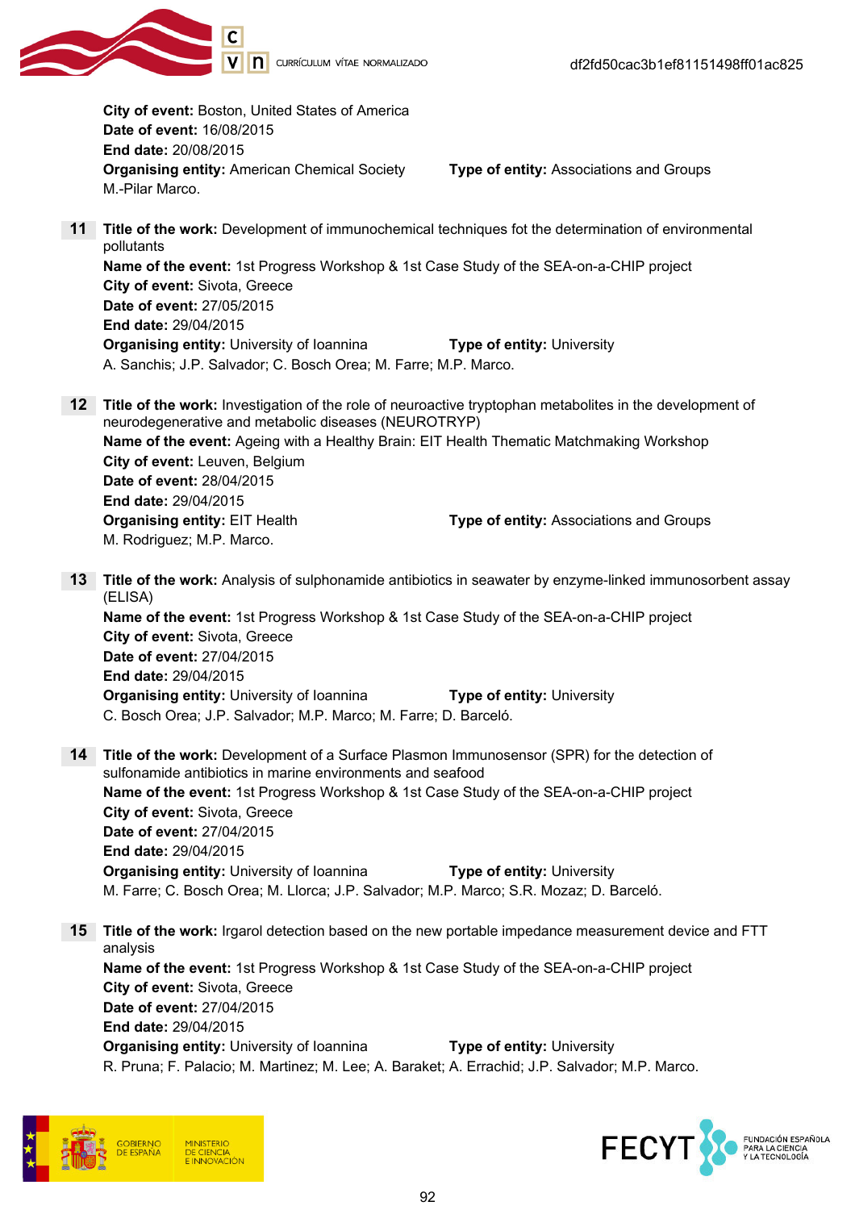**City of event:** Boston, United States of America
**Date of event:** 16/08/2015
**End date:** 20/08/2015
**Organising entity:** American Chemical Society **Type of entity:** Associations and Groups
M.-Pilar Marco.

**11** **Title of the work:** Development of immunochemical techniques fot the determination of environmental pollutants
**Name of the event:** 1st Progress Workshop & 1st Case Study of the SEA-on-a-CHIP project
**City of event:** Sivota, Greece
**Date of event:** 27/05/2015
**End date:** 29/04/2015
**Organising entity:** University of Ioannina **Type of entity:** University
A. Sanchis; J.P. Salvador; C. Bosch Orea; M. Farre; M.P. Marco.

**12** **Title of the work:** Investigation of the role of neuroactive tryptophan metabolites in the development of neurodegenerative and metabolic diseases (NEUROTRYP)
**Name of the event:** Ageing with a Healthy Brain: EIT Health Thematic Matchmaking Workshop
**City of event:** Leuven, Belgium
**Date of event:** 28/04/2015
**End date:** 29/04/2015
**Organising entity:** EIT Health **Type of entity:** Associations and Groups
M. Rodriguez; M.P. Marco.

**13** **Title of the work:** Analysis of sulphonamide antibiotics in seawater by enzyme-linked immunosorbent assay (ELISA)
**Name of the event:** 1st Progress Workshop & 1st Case Study of the SEA-on-a-CHIP project
**City of event:** Sivota, Greece
**Date of event:** 27/04/2015
**End date:** 29/04/2015
**Organising entity:** University of Ioannina **Type of entity:** University
C. Bosch Orea; J.P. Salvador; M.P. Marco; M. Farre; D. Barceló.

**14** **Title of the work:** Development of a Surface Plasmon Immunosensor (SPR) for the detection of sulfonamide antibiotics in marine environments and seafood
**Name of the event:** 1st Progress Workshop & 1st Case Study of the SEA-on-a-CHIP project
**City of event:** Sivota, Greece
**Date of event:** 27/04/2015
**End date:** 29/04/2015
**Organising entity:** University of Ioannina **Type of entity:** University
M. Farre; C. Bosch Orea; M. Llorca; J.P. Salvador; M.P. Marco; S.R. Mozaz; D. Barceló.

**15** **Title of the work:** Irgarol detection based on the new portable impedance measurement device and FTT analysis
**Name of the event:** 1st Progress Workshop & 1st Case Study of the SEA-on-a-CHIP project
**City of event:** Sivota, Greece
**Date of event:** 27/04/2015
**End date:** 29/04/2015
**Organising entity:** University of Ioannina **Type of entity:** University
R. Pruna; F. Palacio; M. Martinez; M. Lee; A. Baraket; A. Errachid; J.P. Salvador; M.P. Marco.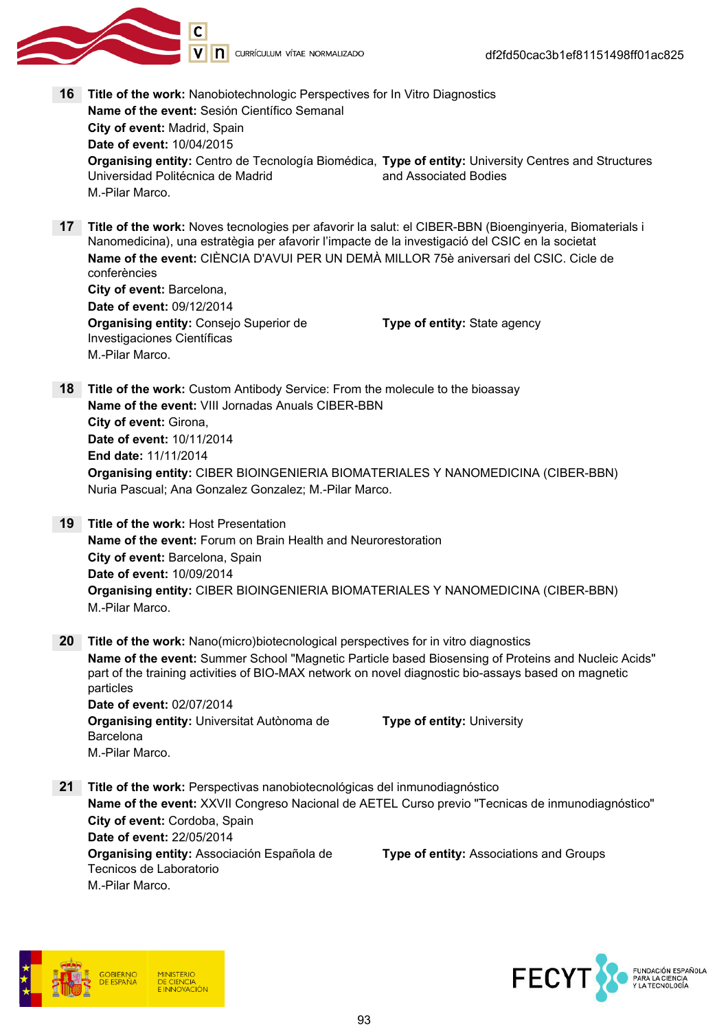16 **Title of the work:** Nanobiotechnologic Perspectives for In Vitro Diagnostics
**Name of the event:** Sesión Científico Semanal
**City of event:** Madrid, Spain
**Date of event:** 10/04/2015
**Organising entity:** Centro de Tecnología Biomédica, Universidad Politécnica de Madrid
**Type of entity:** University Centres and Structures and Associated Bodies
M.-Pilar Marco.

17 **Title of the work:** Noves tecnologies per afavorir la salut: el CIBER-BBN (Bioenginyeria, Biomaterials i Nanomedicina), una estratègia per afavorir l'impacte de la investigació del CSIC en la societat
**Name of the event:** CIÈNCIA D'AVUI PER UN DEMÀ MILLOR 75è aniversari del CSIC. Cicle de conferències
**City of event:** Barcelona,
**Date of event:** 09/12/2014
**Organising entity:** Consejo Superior de Investigaciones Científicas
**Type of entity:** State agency
M.-Pilar Marco.

18 **Title of the work:** Custom Antibody Service: From the molecule to the bioassay
**Name of the event:** VIII Jornadas Anuals CIBER-BBN
**City of event:** Girona,
**Date of event:** 10/11/2014
**End date:** 11/11/2014
**Organising entity:** CIBER BIOINGENIERIA BIOMATERIALES Y NANOMEDICINA (CIBER-BBN)
Nuria Pascual; Ana Gonzalez Gonzalez; M.-Pilar Marco.

19 **Title of the work:** Host Presentation
**Name of the event:** Forum on Brain Health and Neurorestoration
**City of event:** Barcelona, Spain
**Date of event:** 10/09/2014
**Organising entity:** CIBER BIOINGENIERIA BIOMATERIALES Y NANOMEDICINA (CIBER-BBN)
M.-Pilar Marco.

20 **Title of the work:** Nano(micro)biotecnological perspectives for in vitro diagnostics
**Name of the event:** Summer School "Magnetic Particle based Biosensing of Proteins and Nucleic Acids" part of the training activities of BIO-MAX network on novel diagnostic bio-assays based on magnetic particles
**Date of event:** 02/07/2014
**Organising entity:** Universitat Autònoma de Barcelona
**Type of entity:** University
M.-Pilar Marco.

21 **Title of the work:** Perspectivas nanobiotecnológicas del inmunodiagnóstico
**Name of the event:** XXVII Congreso Nacional de AETEL Curso previo "Tecnicas de inmunodiagnóstico"
**City of event:** Cordoba, Spain
**Date of event:** 22/05/2014
**Organising entity:** Associación Española de Tecnicos de Laboratorio
**Type of entity:** Associations and Groups
M.-Pilar Marco.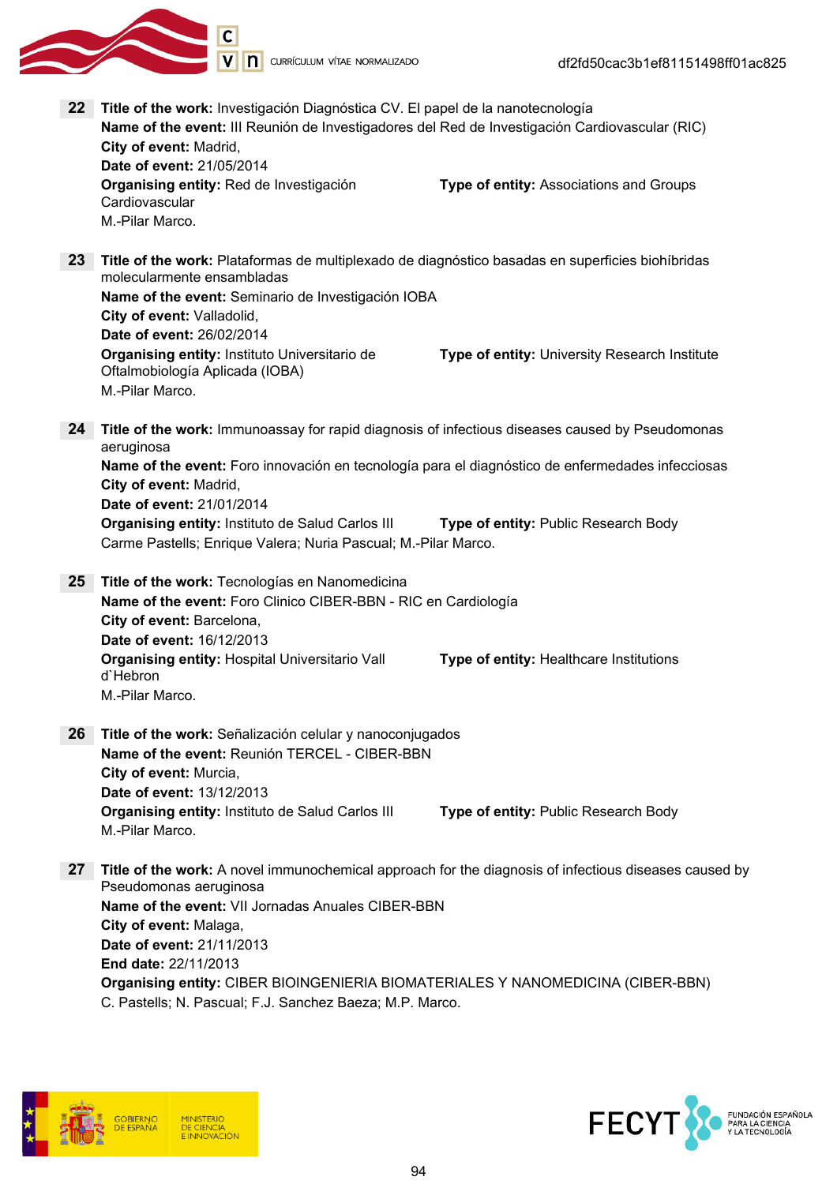**22** **Title of the work:** Investigación Diagnóstica CV. El papel de la nanotecnología
**Name of the event:** III Reunión de Investigadores del Red de Investigación Cardiovascular (RIC)
**City of event:** Madrid,
**Date of event:** 21/05/2014
**Organising entity:** Red de Investigación Cardiovascular **Type of entity:** Associations and Groups
M.-Pilar Marco.

**23** **Title of the work:** Plataformas de multiplexado de diagnóstico basadas en superficies biohíbridas molecularmente ensambladas
**Name of the event:** Seminario de Investigación IOBA
**City of event:** Valladolid,
**Date of event:** 26/02/2014
**Organising entity:** Instituto Universitario de Oftalmobiología Aplicada (IOBA) **Type of entity:** University Research Institute
M.-Pilar Marco.

**24** **Title of the work:** Immunoassay for rapid diagnosis of infectious diseases caused by Pseudomonas aeruginosa
**Name of the event:** Foro innovación en tecnología para el diagnóstico de enfermedades infecciosas
**City of event:** Madrid,
**Date of event:** 21/01/2014
**Organising entity:** Instituto de Salud Carlos III **Type of entity:** Public Research Body
Carme Pastells; Enrique Valera; Nuria Pascual; M.-Pilar Marco.

**25** **Title of the work:** Tecnologías en Nanomedicina
**Name of the event:** Foro Clinico CIBER-BBN - RIC en Cardiología
**City of event:** Barcelona,
**Date of event:** 16/12/2013
**Organising entity:** Hospital Universitario Vall d`Hebron **Type of entity:** Healthcare Institutions
M.-Pilar Marco.

**26** **Title of the work:** Señalización celular y nanoconjugados
**Name of the event:** Reunión TERCEL - CIBER-BBN
**City of event:** Murcia,
**Date of event:** 13/12/2013
**Organising entity:** Instituto de Salud Carlos III **Type of entity:** Public Research Body
M.-Pilar Marco.

**27** **Title of the work:** A novel immunochemical approach for the diagnosis of infectious diseases caused by Pseudomonas aeruginosa
**Name of the event:** VII Jornadas Anuales CIBER-BBN
**City of event:** Malaga,
**Date of event:** 21/11/2013
**End date:** 22/11/2013
**Organising entity:** CIBER BIOINGENIERIA BIOMATERIALES Y NANOMEDICINA (CIBER-BBN)
C. Pastells; N. Pascual; F.J. Sanchez Baeza; M.P. Marco.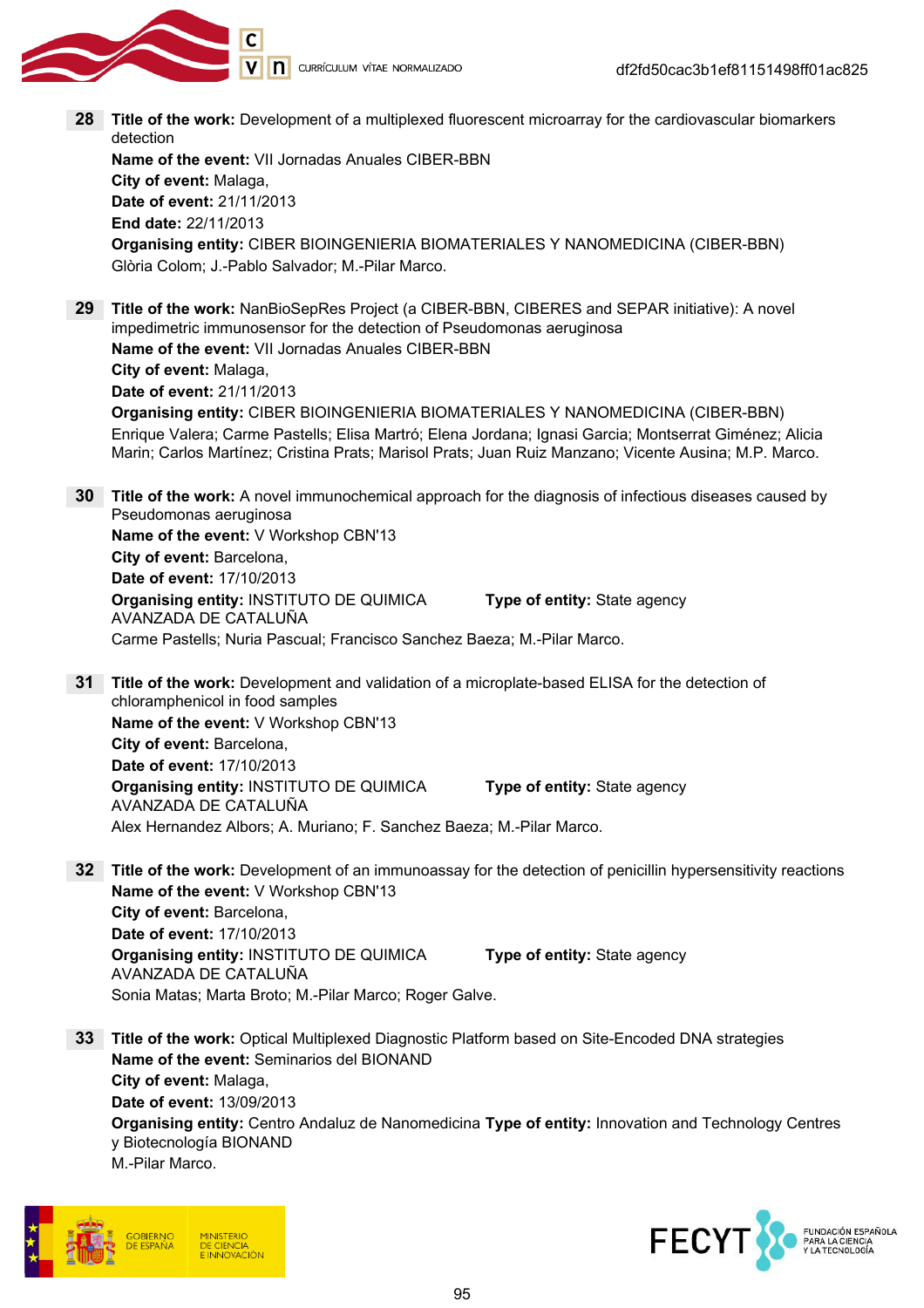**28** **Title of the work:** Development of a multiplexed fluorescent microarray for the cardiovascular biomarkers detection
**Name of the event:** VII Jornadas Anuales CIBER-BBN
**City of event:** Malaga,
**Date of event:** 21/11/2013
**End date:** 22/11/2013
**Organising entity:** CIBER BIOINGENIERIA BIOMATERIALES Y NANOMEDICINA (CIBER-BBN)
Glòria Colom; J.-Pablo Salvador; M.-Pilar Marco.

**29** **Title of the work:** NanBioSepRes Project (a CIBER-BBN, CIBERES and SEPAR initiative): A novel impedimetric immunosensor for the detection of Pseudomonas aeruginosa
**Name of the event:** VII Jornadas Anuales CIBER-BBN
**City of event:** Malaga,
**Date of event:** 21/11/2013
**Organising entity:** CIBER BIOINGENIERIA BIOMATERIALES Y NANOMEDICINA (CIBER-BBN)
Enrique Valera; Carme Pastells; Elisa Martró; Elena Jordana; Ignasi Garcia; Montserrat Giménez; Alicia Marin; Carlos Martínez; Cristina Prats; Marisol Prats; Juan Ruiz Manzano; Vicente Ausina; M.P. Marco.

**30** **Title of the work:** A novel immunochemical approach for the diagnosis of infectious diseases caused by Pseudomonas aeruginosa
**Name of the event:** V Workshop CBN'13
**City of event:** Barcelona,
**Date of event:** 17/10/2013
**Organising entity:** INSTITUTO DE QUIMICA AVANZADA DE CATALUÑA **Type of entity:** State agency
Carme Pastells; Nuria Pascual; Francisco Sanchez Baeza; M.-Pilar Marco.

**31** **Title of the work:** Development and validation of a microplate-based ELISA for the detection of chloramphenicol in food samples
**Name of the event:** V Workshop CBN'13
**City of event:** Barcelona,
**Date of event:** 17/10/2013
**Organising entity:** INSTITUTO DE QUIMICA AVANZADA DE CATALUÑA **Type of entity:** State agency
Alex Hernandez Albors; A. Muriano; F. Sanchez Baeza; M.-Pilar Marco.

**32** **Title of the work:** Development of an immunoassay for the detection of penicillin hypersensitivity reactions
**Name of the event:** V Workshop CBN'13
**City of event:** Barcelona,
**Date of event:** 17/10/2013
**Organising entity:** INSTITUTO DE QUIMICA AVANZADA DE CATALUÑA **Type of entity:** State agency
Sonia Matas; Marta Broto; M.-Pilar Marco; Roger Galve.

**33** **Title of the work:** Optical Multiplexed Diagnostic Platform based on Site-Encoded DNA strategies
**Name of the event:** Seminarios del BIONAND
**City of event:** Malaga,
**Date of event:** 13/09/2013
**Organising entity:** Centro Andaluz de Nanomedicina y Biotecnología BIONAND **Type of entity:** Innovation and Technology Centres
M.-Pilar Marco.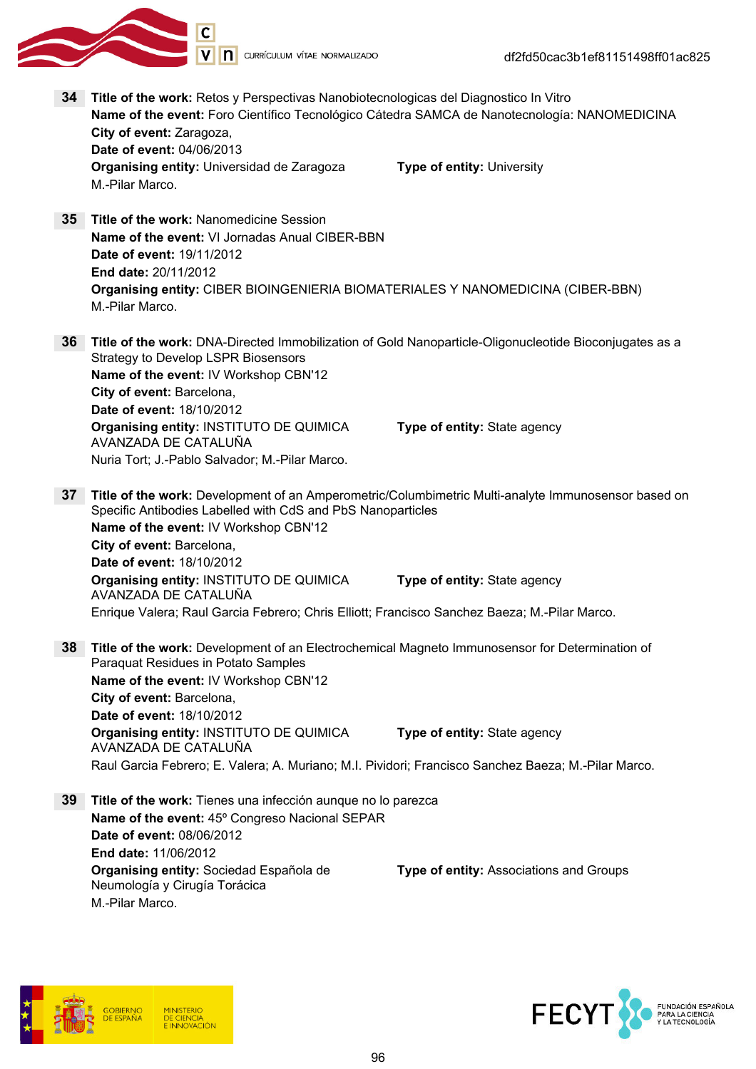**34** **Title of the work:** Retos y Perspectivas Nanobiotecnologicas del Diagnostico In Vitro
**Name of the event:** Foro Científico Tecnológico Cátedra SAMCA de Nanotecnología: NANOMEDICINA
**City of event:** Zaragoza,
**Date of event:** 04/06/2013
**Organising entity:** Universidad de Zaragoza **Type of entity:** University
M.-Pilar Marco.

**35** **Title of the work:** Nanomedicine Session
**Name of the event:** VI Jornadas Anual CIBER-BBN
**Date of event:** 19/11/2012
**End date:** 20/11/2012
**Organising entity:** CIBER BIOINGENIERIA BIOMATERIALES Y NANOMEDICINA (CIBER-BBN)
M.-Pilar Marco.

**36** **Title of the work:** DNA-Directed Immobilization of Gold Nanoparticle-Oligonucleotide Bioconjugates as a Strategy to Develop LSPR Biosensors
**Name of the event:** IV Workshop CBN'12
**City of event:** Barcelona,
**Date of event:** 18/10/2012
**Organising entity:** INSTITUTO DE QUIMICA AVANZADA DE CATALUÑA **Type of entity:** State agency
Nuria Tort; J.-Pablo Salvador; M.-Pilar Marco.

**37** **Title of the work:** Development of an Amperometric/Columbimetric Multi-analyte Immunosensor based on Specific Antibodies Labelled with CdS and PbS Nanoparticles
**Name of the event:** IV Workshop CBN'12
**City of event:** Barcelona,
**Date of event:** 18/10/2012
**Organising entity:** INSTITUTO DE QUIMICA AVANZADA DE CATALUÑA **Type of entity:** State agency
Enrique Valera; Raul Garcia Febrero; Chris Elliott; Francisco Sanchez Baeza; M.-Pilar Marco.

**38** **Title of the work:** Development of an Electrochemical Magneto Immunosensor for Determination of Paraquat Residues in Potato Samples
**Name of the event:** IV Workshop CBN'12
**City of event:** Barcelona,
**Date of event:** 18/10/2012
**Organising entity:** INSTITUTO DE QUIMICA AVANZADA DE CATALUÑA **Type of entity:** State agency
Raul Garcia Febrero; E. Valera; A. Muriano; M.I. Pividori; Francisco Sanchez Baeza; M.-Pilar Marco.

**39** **Title of the work:** Tienes una infección aunque no lo parezca
**Name of the event:** 45º Congreso Nacional SEPAR
**Date of event:** 08/06/2012
**End date:** 11/06/2012
**Organising entity:** Sociedad Española de Neumología y Cirugía Torácica **Type of entity:** Associations and Groups
M.-Pilar Marco.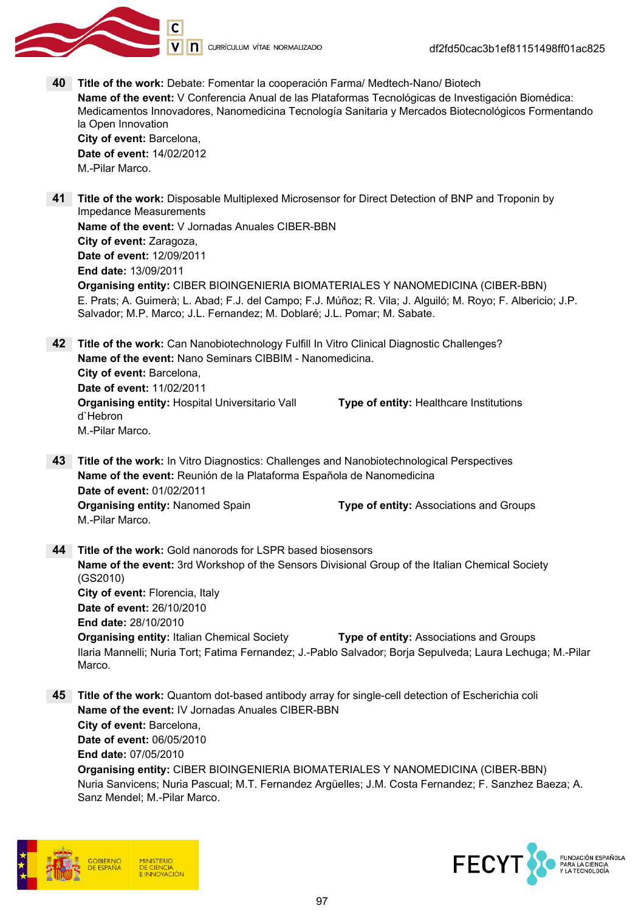**40** **Title of the work:** Debate: Fomentar la cooperación Farma/ Medtech-Nano/ Biotech
**Name of the event:** V Conferencia Anual de las Plataformas Tecnológicas de Investigación Biomédica: Medicamentos Innovadores, Nanomedicina Tecnología Sanitaria y Mercados Biotecnológicos Formentando la Open Innovation
**City of event:** Barcelona,
**Date of event:** 14/02/2012
M.-Pilar Marco.

**41** **Title of the work:** Disposable Multiplexed Microsensor for Direct Detection of BNP and Troponin by Impedance Measurements
**Name of the event:** V Jornadas Anuales CIBER-BBN
**City of event:** Zaragoza,
**Date of event:** 12/09/2011
**End date:** 13/09/2011
**Organising entity:** CIBER BIOINGENIERIA BIOMATERIALES Y NANOMEDICINA (CIBER-BBN)
E. Prats; A. Guimerà; L. Abad; F.J. del Campo; F.J. Múñoz; R. Vila; J. Alguiló; M. Royo; F. Albericio; J.P. Salvador; M.P. Marco; J.L. Fernandez; M. Doblaré; J.L. Pomar; M. Sabate.

**42** **Title of the work:** Can Nanobiotechnology Fulfill In Vitro Clinical Diagnostic Challenges?
**Name of the event:** Nano Seminars CIBBIM - Nanomedicina.
**City of event:** Barcelona,
**Date of event:** 11/02/2011
**Organising entity:** Hospital Universitario Vall d`Hebron **Type of entity:** Healthcare Institutions
M.-Pilar Marco.

**43** **Title of the work:** In Vitro Diagnostics: Challenges and Nanobiotechnological Perspectives
**Name of the event:** Reunión de la Plataforma Española de Nanomedicina
**Date of event:** 01/02/2011
**Organising entity:** Nanomed Spain **Type of entity:** Associations and Groups
M.-Pilar Marco.

**44** **Title of the work:** Gold nanorods for LSPR based biosensors
**Name of the event:** 3rd Workshop of the Sensors Divisional Group of the Italian Chemical Society (GS2010)
**City of event:** Florencia, Italy
**Date of event:** 26/10/2010
**End date:** 28/10/2010
**Organising entity:** Italian Chemical Society **Type of entity:** Associations and Groups
Ilaria Mannelli; Nuria Tort; Fatima Fernandez; J.-Pablo Salvador; Borja Sepulveda; Laura Lechuga; M.-Pilar Marco.

**45** **Title of the work:** Quantom dot-based antibody array for single-cell detection of Escherichia coli
**Name of the event:** IV Jornadas Anuales CIBER-BBN
**City of event:** Barcelona,
**Date of event:** 06/05/2010
**End date:** 07/05/2010
**Organising entity:** CIBER BIOINGENIERIA BIOMATERIALES Y NANOMEDICINA (CIBER-BBN)
Nuria Sanvicens; Nuria Pascual; M.T. Fernandez Argüelles; J.M. Costa Fernandez; F. Sanzhez Baeza; A. Sanz Mendel; M.-Pilar Marco.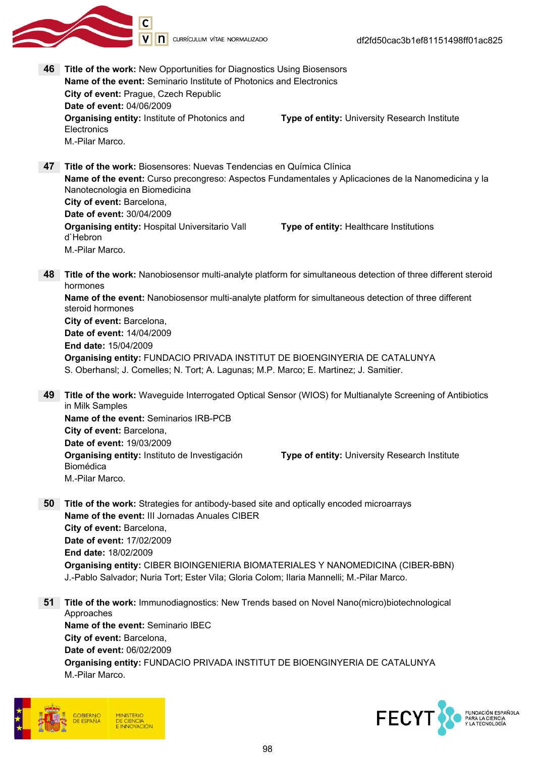**46** **Title of the work:** New Opportunities for Diagnostics Using Biosensors
**Name of the event:** Seminario Institute of Photonics and Electronics
**City of event:** Prague, Czech Republic
**Date of event:** 04/06/2009
**Organising entity:** Institute of Photonics and Electronics
**Type of entity:** University Research Institute
M.-Pilar Marco.

**47** **Title of the work:** Biosensores: Nuevas Tendencias en Química Clínica
**Name of the event:** Curso precongreso: Aspectos Fundamentales y Aplicaciones de la Nanomedicina y la Nanotecnologia en Biomedicina
**City of event:** Barcelona,
**Date of event:** 30/04/2009
**Organising entity:** Hospital Universitario Vall d`Hebron
**Type of entity:** Healthcare Institutions
M.-Pilar Marco.

**48** **Title of the work:** Nanobiosensor multi-analyte platform for simultaneous detection of three different steroid hormones
**Name of the event:** Nanobiosensor multi-analyte platform for simultaneous detection of three different steroid hormones
**City of event:** Barcelona,
**Date of event:** 14/04/2009
**End date:** 15/04/2009
**Organising entity:** FUNDACIO PRIVADA INSTITUT DE BIOENGINYERIA DE CATALUNYA
S. Oberhansl; J. Comelles; N. Tort; A. Lagunas; M.P. Marco; E. Martinez; J. Samitier.

**49** **Title of the work:** Waveguide Interrogated Optical Sensor (WIOS) for Multianalyte Screening of Antibiotics in Milk Samples
**Name of the event:** Seminarios IRB-PCB
**City of event:** Barcelona,
**Date of event:** 19/03/2009
**Organising entity:** Instituto de Investigación Biomédica
**Type of entity:** University Research Institute
M.-Pilar Marco.

**50** **Title of the work:** Strategies for antibody-based site and optically encoded microarrays
**Name of the event:** III Jornadas Anuales CIBER
**City of event:** Barcelona,
**Date of event:** 17/02/2009
**End date:** 18/02/2009
**Organising entity:** CIBER BIOINGENIERIA BIOMATERIALES Y NANOMEDICINA (CIBER-BBN)
J.-Pablo Salvador; Nuria Tort; Ester Vila; Gloria Colom; Ilaria Mannelli; M.-Pilar Marco.

**51** **Title of the work:** Immunodiagnostics: New Trends based on Novel Nano(micro)biotechnological Approaches
**Name of the event:** Seminario IBEC
**City of event:** Barcelona,
**Date of event:** 06/02/2009
**Organising entity:** FUNDACIO PRIVADA INSTITUT DE BIOENGINYERIA DE CATALUNYA
M.-Pilar Marco.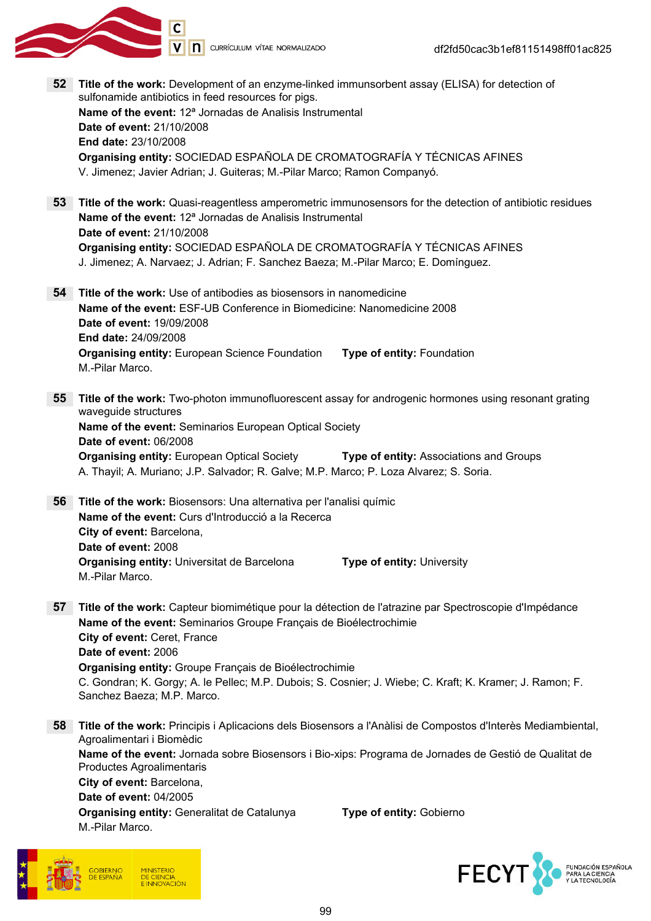**52** **Title of the work:** Development of an enzyme-linked immunsorbent assay (ELISA) for detection of sulfonamide antibiotics in feed resources for pigs.
**Name of the event:** 12ª Jornadas de Analisis Instrumental
**Date of event:** 21/10/2008
**End date:** 23/10/2008
**Organising entity:** SOCIEDAD ESPAÑOLA DE CROMATOGRAFÍA Y TÉCNICAS AFINES
V. Jimenez; Javier Adrian; J. Guiteras; M.-Pilar Marco; Ramon Companyó.

**53** **Title of the work:** Quasi-reagentless amperometric immunosensors for the detection of antibiotic residues
**Name of the event:** 12ª Jornadas de Analisis Instrumental
**Date of event:** 21/10/2008
**Organising entity:** SOCIEDAD ESPAÑOLA DE CROMATOGRAFÍA Y TÉCNICAS AFINES
J. Jimenez; A. Narvaez; J. Adrian; F. Sanchez Baeza; M.-Pilar Marco; E. Domínguez.

**54** **Title of the work:** Use of antibodies as biosensors in nanomedicine
**Name of the event:** ESF-UB Conference in Biomedicine: Nanomedicine 2008
**Date of event:** 19/09/2008
**End date:** 24/09/2008
**Organising entity:** European Science Foundation **Type of entity:** Foundation
M.-Pilar Marco.

**55** **Title of the work:** Two-photon immunofluorescent assay for androgenic hormones using resonant grating waveguide structures
**Name of the event:** Seminarios European Optical Society
**Date of event:** 06/2008
**Organising entity:** European Optical Society **Type of entity:** Associations and Groups
A. Thayil; A. Muriano; J.P. Salvador; R. Galve; M.P. Marco; P. Loza Alvarez; S. Soria.

**56** **Title of the work:** Biosensors: Una alternativa per l'analisi químic
**Name of the event:** Curs d'Introducció a la Recerca
**City of event:** Barcelona,
**Date of event:** 2008
**Organising entity:** Universitat de Barcelona **Type of entity:** University
M.-Pilar Marco.

**57** **Title of the work:** Capteur biomimétique pour la détection de l'atrazine par Spectroscopie d'Impédance
**Name of the event:** Seminarios Groupe Français de Bioélectrochimie
**City of event:** Ceret, France
**Date of event:** 2006
**Organising entity:** Groupe Français de Bioélectrochimie
C. Gondran; K. Gorgy; A. le Pellec; M.P. Dubois; S. Cosnier; J. Wiebe; C. Kraft; K. Kramer; J. Ramon; F. Sanchez Baeza; M.P. Marco.

**58** **Title of the work:** Principis i Aplicacions dels Biosensors a l'Anàlisi de Compostos d'Interès Mediambiental, Agroalimentari i Biomèdic
**Name of the event:** Jornada sobre Biosensors i Bio-xips: Programa de Jornades de Gestió de Qualitat de Productes Agroalimentaris
**City of event:** Barcelona,
**Date of event:** 04/2005
**Organising entity:** Generalitat de Catalunya **Type of entity:** Gobierno
M.-Pilar Marco.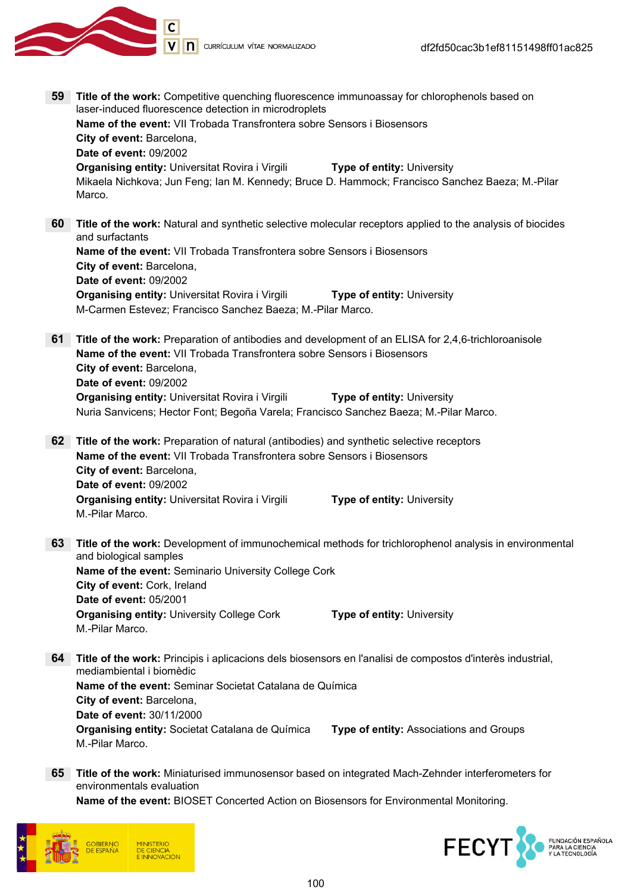**59** **Title of the work:** Competitive quenching fluorescence immunoassay for chlorophenols based on laser-induced fluorescence detection in microdroplets
**Name of the event:** VII Trobada Transfrontera sobre Sensors i Biosensors
**City of event:** Barcelona,
**Date of event:** 09/2002
**Organising entity:** Universitat Rovira i Virgili **Type of entity:** University
Mikaela Nichkova; Jun Feng; Ian M. Kennedy; Bruce D. Hammock; Francisco Sanchez Baeza; M.-Pilar Marco.

**60** **Title of the work:** Natural and synthetic selective molecular receptors applied to the analysis of biocides and surfactants
**Name of the event:** VII Trobada Transfrontera sobre Sensors i Biosensors
**City of event:** Barcelona,
**Date of event:** 09/2002
**Organising entity:** Universitat Rovira i Virgili **Type of entity:** University
M-Carmen Estevez; Francisco Sanchez Baeza; M.-Pilar Marco.

**61** **Title of the work:** Preparation of antibodies and development of an ELISA for 2,4,6-trichloroanisole
**Name of the event:** VII Trobada Transfrontera sobre Sensors i Biosensors
**City of event:** Barcelona,
**Date of event:** 09/2002
**Organising entity:** Universitat Rovira i Virgili **Type of entity:** University
Nuria Sanvicens; Hector Font; Begoña Varela; Francisco Sanchez Baeza; M.-Pilar Marco.

**62** **Title of the work:** Preparation of natural (antibodies) and synthetic selective receptors
**Name of the event:** VII Trobada Transfrontera sobre Sensors i Biosensors
**City of event:** Barcelona,
**Date of event:** 09/2002
**Organising entity:** Universitat Rovira i Virgili **Type of entity:** University
M.-Pilar Marco.

**63** **Title of the work:** Development of immunochemical methods for trichlorophenol analysis in environmental and biological samples
**Name of the event:** Seminario University College Cork
**City of event:** Cork, Ireland
**Date of event:** 05/2001
**Organising entity:** University College Cork **Type of entity:** University
M.-Pilar Marco.

**64** **Title of the work:** Principis i aplicacions dels biosensors en l'analisi de compostos d'interès industrial, mediambiental i biomèdic
**Name of the event:** Seminar Societat Catalana de Química
**City of event:** Barcelona,
**Date of event:** 30/11/2000
**Organising entity:** Societat Catalana de Química **Type of entity:** Associations and Groups
M.-Pilar Marco.

**65** **Title of the work:** Miniaturised immunosensor based on integrated Mach-Zehnder interferometers for environmentals evaluation
**Name of the event:** BIOSET Concerted Action on Biosensors for Environmental Monitoring.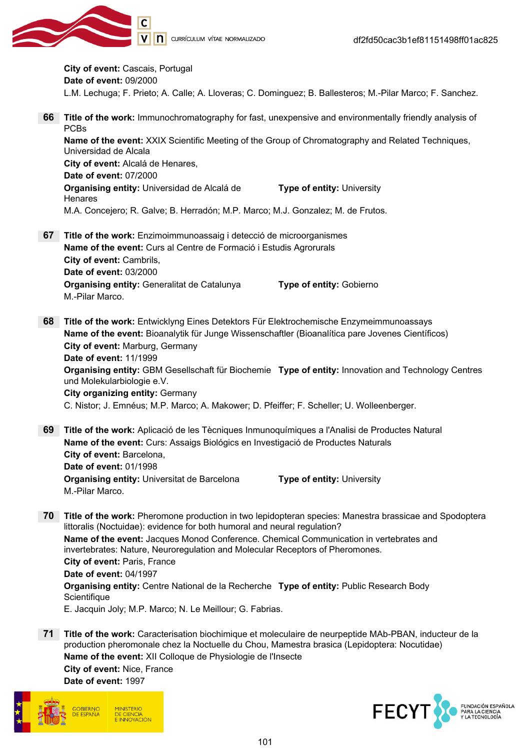**City of event:** Cascais, Portugal
**Date of event:** 09/2000
L.M. Lechuga; F. Prieto; A. Calle; A. Lloveras; C. Dominguez; B. Ballesteros; M.-Pilar Marco; F. Sanchez.

**66** **Title of the work:** Immunochromatography for fast, unexpensive and environmentally friendly analysis of PCBs
**Name of the event:** XXIX Scientific Meeting of the Group of Chromatography and Related Techniques, Universidad de Alcala
**City of event:** Alcalá de Henares,
**Date of event:** 07/2000
**Organising entity:** Universidad de Alcalá de Henares **Type of entity:** University
M.A. Concejero; R. Galve; B. Herradón; M.P. Marco; M.J. Gonzalez; M. de Frutos.

**67** **Title of the work:** Enzimoimmunoassaig i detecció de microorganismes
**Name of the event:** Curs al Centre de Formació i Estudis Agrorurals
**City of event:** Cambrils,
**Date of event:** 03/2000
**Organising entity:** Generalitat de Catalunya **Type of entity:** Gobierno
M.-Pilar Marco.

**68** **Title of the work:** Entwicklyng Eines Detektors Für Elektrochemische Enzymeimmunoassays
**Name of the event:** Bioanalytik für Junge Wissenschaftler (Bioanalítica pare Jovenes Científicos)
**City of event:** Marburg, Germany
**Date of event:** 11/1999
**Organising entity:** GBM Gesellschaft für Biochemie und Molekularbiologie e.V. **Type of entity:** Innovation and Technology Centres
**City organizing entity:** Germany
C. Nistor; J. Emnéus; M.P. Marco; A. Makower; D. Pfeiffer; F. Scheller; U. Wolleenberger.

**69** **Title of the work:** Aplicació de les Tècniques Inmunoquímiques a l'Analisi de Productes Natural
**Name of the event:** Curs: Assaigs Biológics en Investigació de Productes Naturals
**City of event:** Barcelona,
**Date of event:** 01/1998
**Organising entity:** Universitat de Barcelona **Type of entity:** University
M.-Pilar Marco.

**70** **Title of the work:** Pheromone production in two lepidopteran species: Manestra brassicae and Spodoptera littoralis (Noctuidae): evidence for both humoral and neural regulation?
**Name of the event:** Jacques Monod Conference. Chemical Communication in vertebrates and invertebrates: Nature, Neuroregulation and Molecular Receptors of Pheromones.
**City of event:** Paris, France
**Date of event:** 04/1997
**Organising entity:** Centre National de la Recherche Scientifique **Type of entity:** Public Research Body
E. Jacquin Joly; M.P. Marco; N. Le Meillour; G. Fabrias.

**71** **Title of the work:** Caracterisation biochimique et moleculaire de neurpeptide MAb-PBAN, inducteur de la production pheromonale chez la Noctuelle du Chou, Mamestra brasica (Lepidoptera: Nocutidae)
**Name of the event:** XII Colloque de Physiologie de l'Insecte
**City of event:** Nice, France
**Date of event:** 1997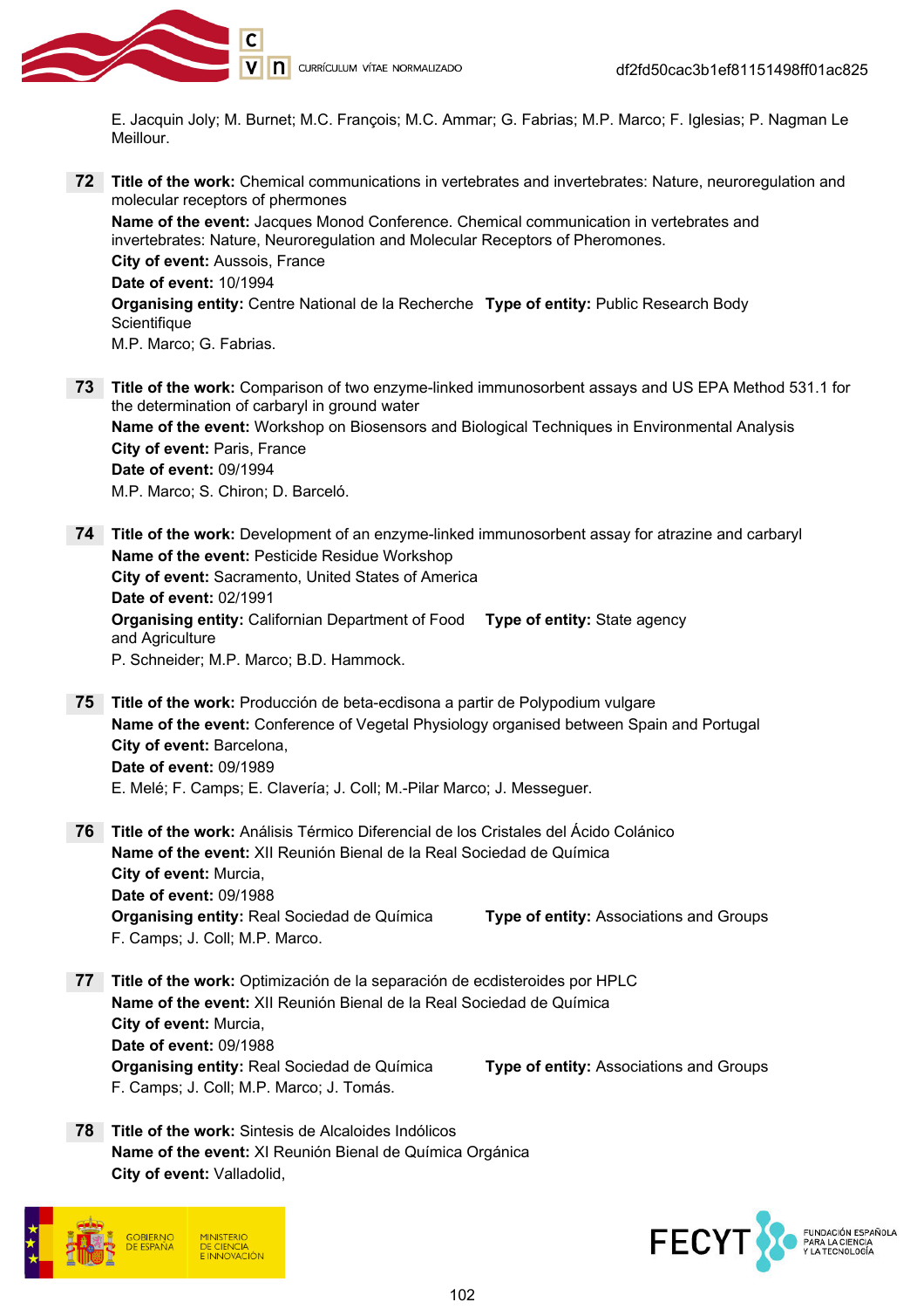E. Jacquin Joly; M. Burnet; M.C. François; M.C. Ammar; G. Fabrias; M.P. Marco; F. Iglesias; P. Nagman Le Meillour.

**72** **Title of the work:** Chemical communications in vertebrates and invertebrates: Nature, neuroregulation and molecular receptors of phermones
**Name of the event:** Jacques Monod Conference. Chemical communication in vertebrates and invertebrates: Nature, Neuroregulation and Molecular Receptors of Pheromones.
**City of event:** Aussois, France
**Date of event:** 10/1994
**Organising entity:** Centre National de la Recherche Scientifique **Type of entity:** Public Research Body
M.P. Marco; G. Fabrias.

**73** **Title of the work:** Comparison of two enzyme-linked immunosorbent assays and US EPA Method 531.1 for the determination of carbaryl in ground water
**Name of the event:** Workshop on Biosensors and Biological Techniques in Environmental Analysis
**City of event:** Paris, France
**Date of event:** 09/1994
M.P. Marco; S. Chiron; D. Barceló.

**74** **Title of the work:** Development of an enzyme-linked immunosorbent assay for atrazine and carbaryl
**Name of the event:** Pesticide Residue Workshop
**City of event:** Sacramento, United States of America
**Date of event:** 02/1991
**Organising entity:** Californian Department of Food and Agriculture **Type of entity:** State agency
P. Schneider; M.P. Marco; B.D. Hammock.

**75** **Title of the work:** Producción de beta-ecdisona a partir de Polypodium vulgare
**Name of the event:** Conference of Vegetal Physiology organised between Spain and Portugal
**City of event:** Barcelona,
**Date of event:** 09/1989
E. Melé; F. Camps; E. Clavería; J. Coll; M.-Pilar Marco; J. Messeguer.

**76** **Title of the work:** Análisis Térmico Diferencial de los Cristales del Ácido Colánico
**Name of the event:** XII Reunión Bienal de la Real Sociedad de Química
**City of event:** Murcia,
**Date of event:** 09/1988
**Organising entity:** Real Sociedad de Química **Type of entity:** Associations and Groups
F. Camps; J. Coll; M.P. Marco.

**77** **Title of the work:** Optimización de la separación de ecdisteroides por HPLC
**Name of the event:** XII Reunión Bienal de la Real Sociedad de Química
**City of event:** Murcia,
**Date of event:** 09/1988
**Organising entity:** Real Sociedad de Química **Type of entity:** Associations and Groups
F. Camps; J. Coll; M.P. Marco; J. Tomás.

**78** **Title of the work:** Sintesis de Alcaloides Indólicos
**Name of the event:** XI Reunión Bienal de Química Orgánica
**City of event:** Valladolid,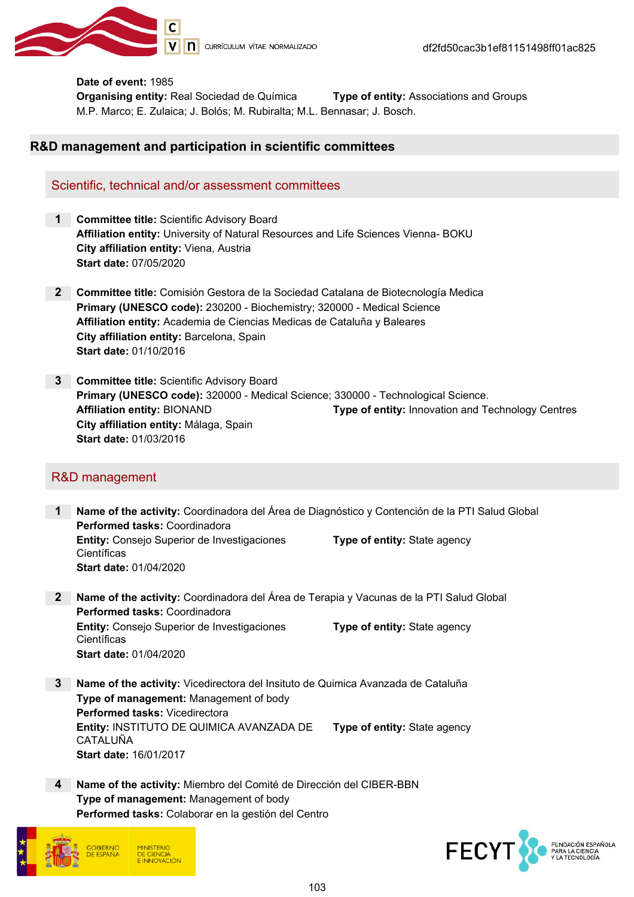**Date of event:** 1985
**Organising entity:** Real Sociedad de Química **Type of entity:** Associations and Groups
M.P. Marco; E. Zulaica; J. Bolós; M. Rubiralta; M.L. Bennasar; J. Bosch.

## R&D management and participation in scientific committees

### Scientific, technical and/or assessment committees

**1** **Committee title:** Scientific Advisory Board
**Affiliation entity:** University of Natural Resources and Life Sciences Vienna- BOKU
**City affiliation entity:** Viena, Austria
**Start date:** 07/05/2020

**2** **Committee title:** Comisión Gestora de la Sociedad Catalana de Biotecnología Medica
**Primary (UNESCO code):** 230200 - Biochemistry; 320000 - Medical Science
**Affiliation entity:** Academia de Ciencias Medicas de Cataluña y Baleares
**City affiliation entity:** Barcelona, Spain
**Start date:** 01/10/2016

**3** **Committee title:** Scientific Advisory Board
**Primary (UNESCO code):** 320000 - Medical Science; 330000 - Technological Science.
**Affiliation entity:** BIONAND **Type of entity:** Innovation and Technology Centres
**City affiliation entity:** Málaga, Spain
**Start date:** 01/03/2016

### R&D management

**1** **Name of the activity:** Coordinadora del Área de Diagnóstico y Contención de la PTI Salud Global
**Performed tasks:** Coordinadora
**Entity:** Consejo Superior de Investigaciones Científicas **Type of entity:** State agency
**Start date:** 01/04/2020

**2** **Name of the activity:** Coordinadora del Área de Terapia y Vacunas de la PTI Salud Global
**Performed tasks:** Coordinadora
**Entity:** Consejo Superior de Investigaciones Científicas **Type of entity:** State agency
**Start date:** 01/04/2020

**3** **Name of the activity:** Vicedirectora del Insituto de Quimica Avanzada de Cataluña
**Type of management:** Management of body
**Performed tasks:** Vicedirectora
**Entity:** INSTITUTO DE QUIMICA AVANZADA DE CATALUÑA **Type of entity:** State agency
**Start date:** 16/01/2017

**4** **Name of the activity:** Miembro del Comité de Dirección del CIBER-BBN
**Type of management:** Management of body
**Performed tasks:** Colaborar en la gestión del Centro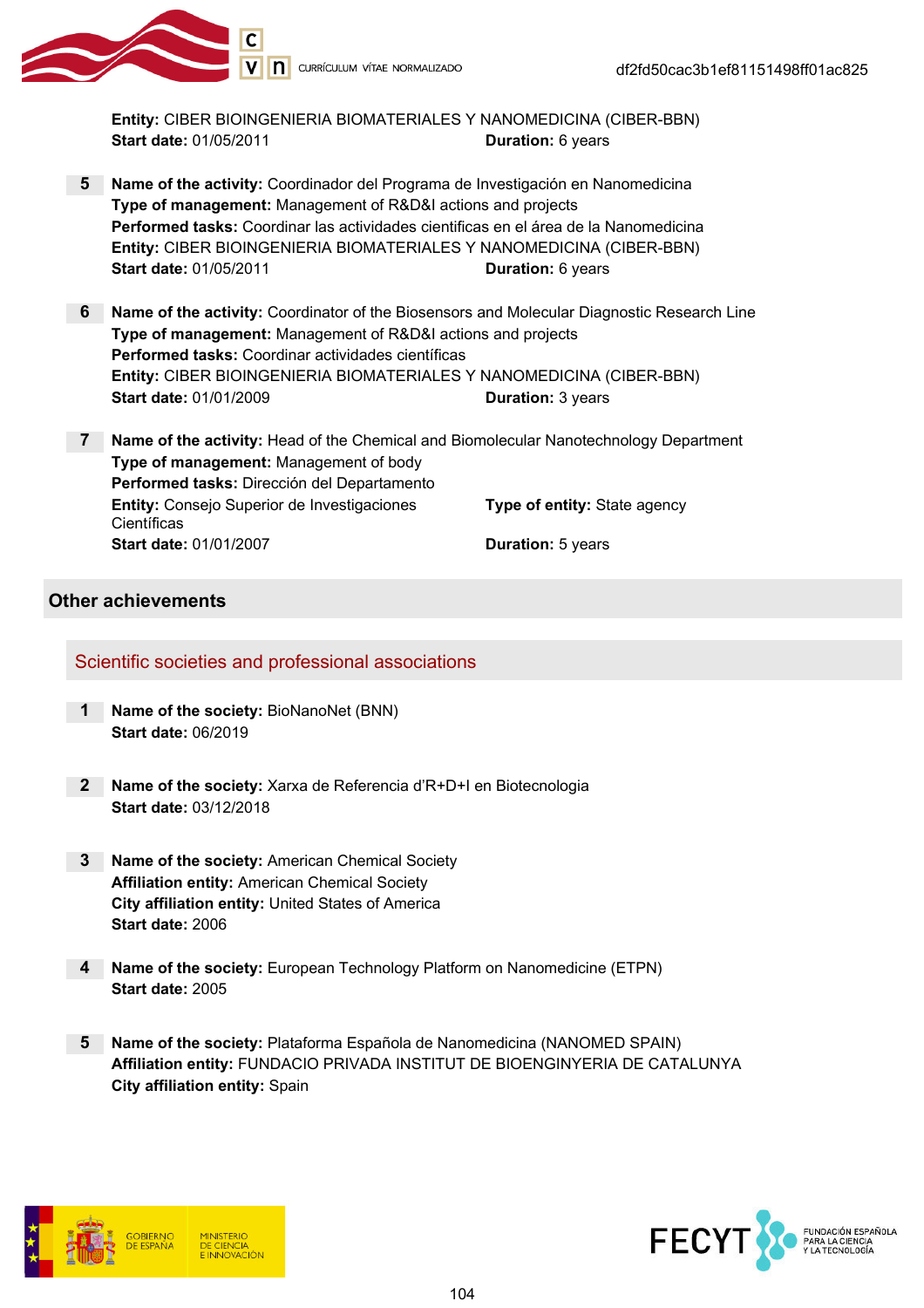**Entity:** CIBER BIOINGENIERIA BIOMATERIALES Y NANOMEDICINA (CIBER-BBN)
**Start date:** 01/05/2011 **Duration:** 6 years

5 **Name of the activity:** Coordinador del Programa de Investigación en Nanomedicina
**Type of management:** Management of R&D&I actions and projects
**Performed tasks:** Coordinar las actividades cientificas en el área de la Nanomedicina
**Entity:** CIBER BIOINGENIERIA BIOMATERIALES Y NANOMEDICINA (CIBER-BBN)
**Start date:** 01/05/2011 **Duration:** 6 years

6 **Name of the activity:** Coordinator of the Biosensors and Molecular Diagnostic Research Line
**Type of management:** Management of R&D&I actions and projects
**Performed tasks:** Coordinar actividades científicas
**Entity:** CIBER BIOINGENIERIA BIOMATERIALES Y NANOMEDICINA (CIBER-BBN)
**Start date:** 01/01/2009 **Duration:** 3 years

7 **Name of the activity:** Head of the Chemical and Biomolecular Nanotechnology Department
**Type of management:** Management of body
**Performed tasks:** Dirección del Departamento
**Entity:** Consejo Superior de Investigaciones Científicas **Type of entity:** State agency
**Start date:** 01/01/2007 **Duration:** 5 years

## Other achievements

### Scientific societies and professional associations

1 **Name of the society:** BioNanoNet (BNN)
**Start date:** 06/2019

2 **Name of the society:** Xarxa de Referencia d'R+D+I en Biotecnologia
**Start date:** 03/12/2018

3 **Name of the society:** American Chemical Society
**Affiliation entity:** American Chemical Society
**City affiliation entity:** United States of America
**Start date:** 2006

4 **Name of the society:** European Technology Platform on Nanomedicine (ETPN)
**Start date:** 2005

5 **Name of the society:** Plataforma Española de Nanomedicina (NANOMED SPAIN)
**Affiliation entity:** FUNDACIO PRIVADA INSTITUT DE BIOENGINYERIA DE CATALUNYA
**City affiliation entity:** Spain